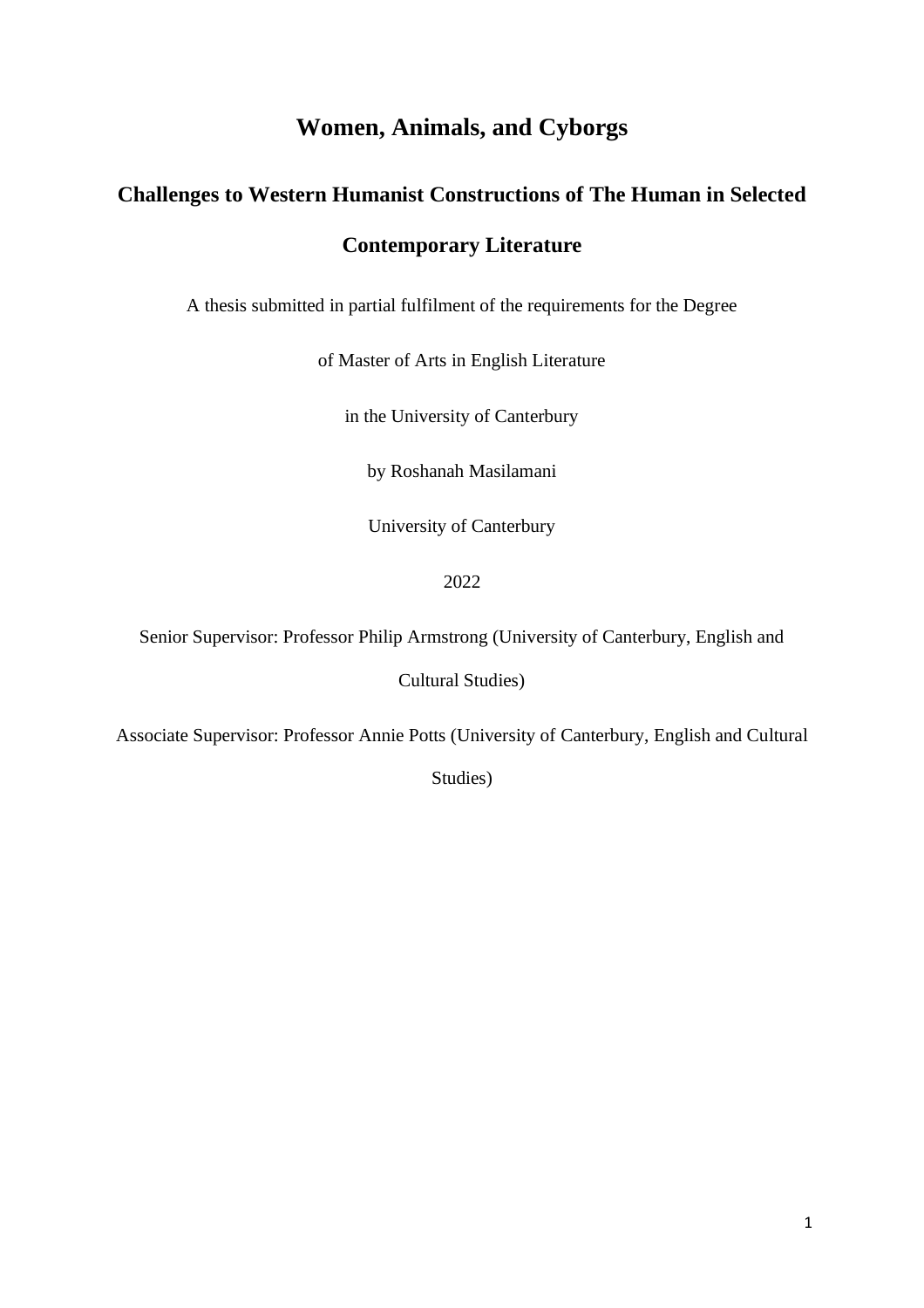# Women, Animals, and Cyborgs

## Challenges to Western Humanist Constructions of The Human in Selected Contemporary Literature

A thesis submitted in partial fulfilment of the requirements for the Degree

of Master of Arts in English Literature

in the University of Canterbury

by Roshanah Masilamani

University of Canterbury

2022

Senior Supervisor: Professor Philip Armstrong (University of Canterbury, English and Cultural Studies)

Associate Supervisor: Professor Annie Potts (University of Canterbury, English and Cultural Studies)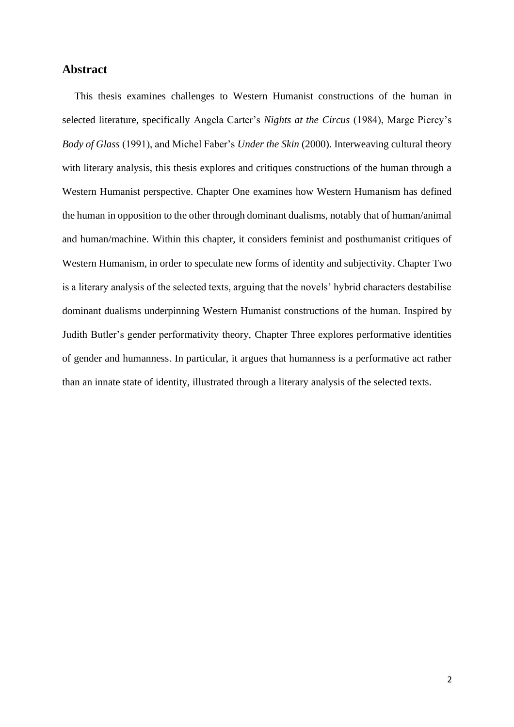## Abstract

This thesis examines challenges to Western Humanist constructions of the human in selected literature, specifically Angela Carter's *Nights at the Circus* (1984), Marge Piercy's *Body of Glass* (1991), and Michel Faber's *Under the Skin* (2000). Interweaving cultural theory with literary analysis, this thesis explores and critiques constructions of the human through a Western Humanist perspective. Chapter One examines how Western Humanism has defined the human in opposition to the other through dominant dualisms, notably that of human/animal and human/machine. Within this chapter, it considers feminist and posthumanist critiques of Western Humanism, in order to speculate new forms of identity and subjectivity. Chapter Two is a literary analysis of the selected texts, arguing that the novels' hybrid characters destabilise dominant dualisms underpinning Western Humanist constructions of the human. Inspired by Judith Butler's gender performativity theory, Chapter Three explores performative identities of gender and humanness. In particular, it argues that humanness is a performative act rather than an innate state of identity, illustrated through a literary analysis of the selected texts.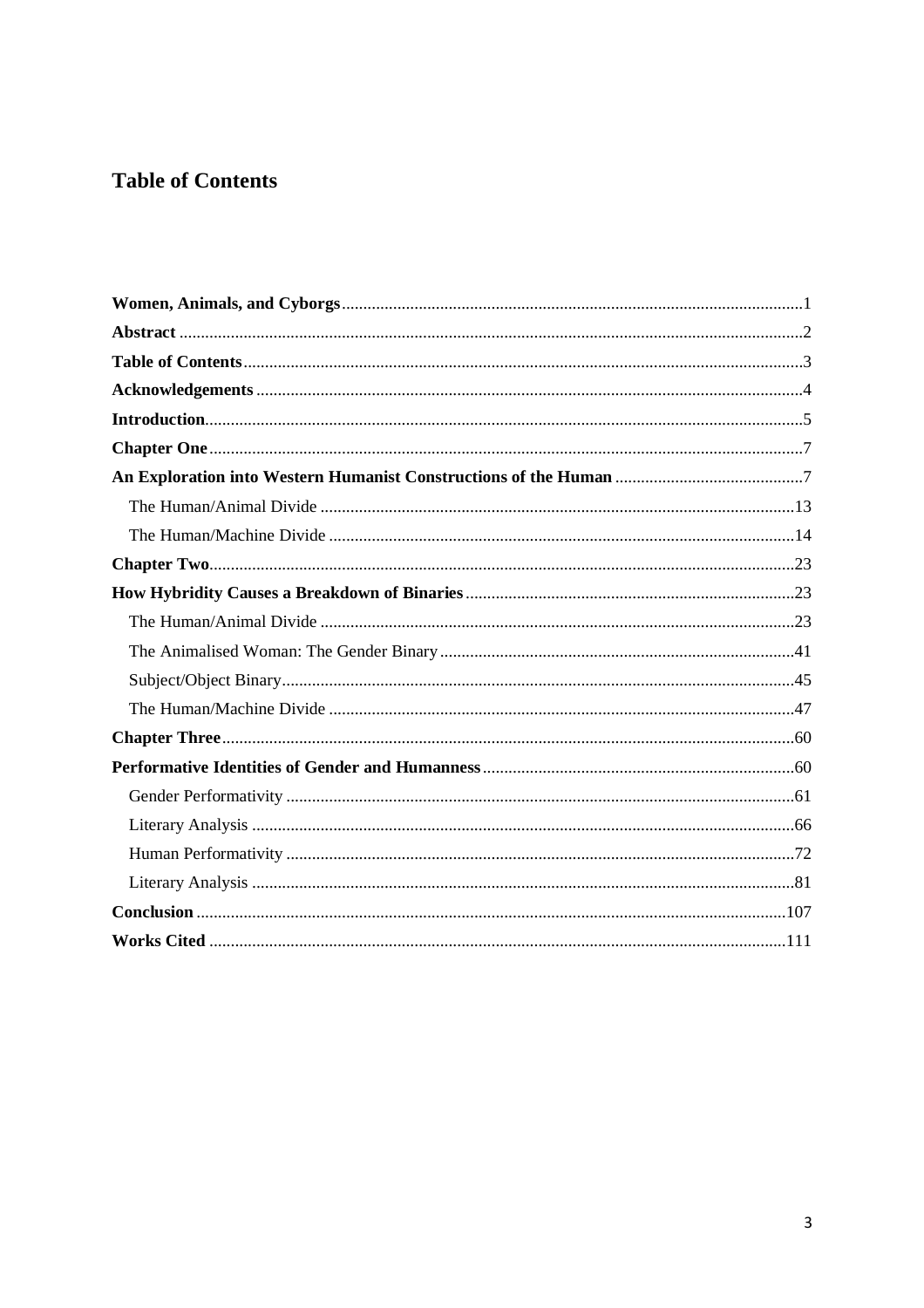# Table of Contents

**Women, Animals, and Cyborgs** .......... 1
**Abstract** .......... 2
**Table of Contents** .......... 3
**Acknowledgements** .......... 4
**Introduction** .......... 5
**Chapter One** .......... 7
**An Exploration into Western Humanist Constructions of the Human** .......... 7
- The Human/Animal Divide .......... 13
- The Human/Machine Divide .......... 14

**Chapter Two** .......... 23
**How Hybridity Causes a Breakdown of Binaries** .......... 23
- The Human/Animal Divide .......... 23
- The Animalised Woman: The Gender Binary .......... 41
- Subject/Object Binary .......... 45
- The Human/Machine Divide .......... 47

**Chapter Three** .......... 60
**Performative Identities of Gender and Humanness** .......... 60
- Gender Performativity .......... 61
- Literary Analysis .......... 66
- Human Performativity .......... 72
- Literary Analysis .......... 81

**Conclusion** .......... 107
**Works Cited** .......... 111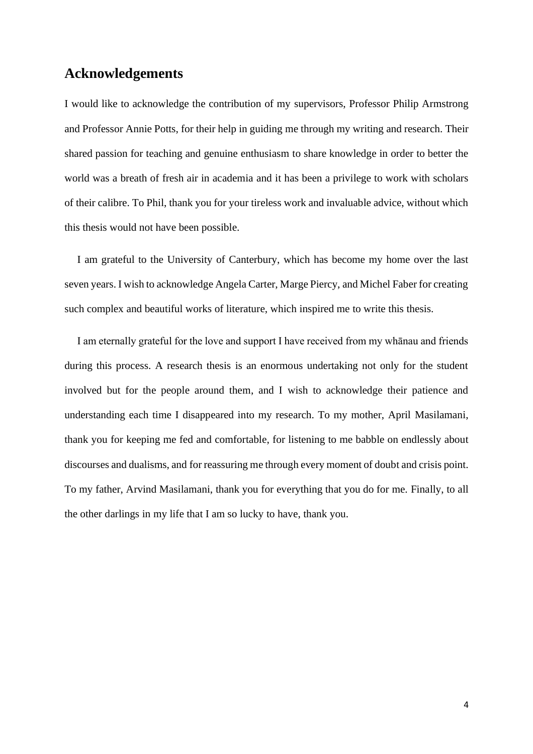## Acknowledgements

I would like to acknowledge the contribution of my supervisors, Professor Philip Armstrong and Professor Annie Potts, for their help in guiding me through my writing and research. Their shared passion for teaching and genuine enthusiasm to share knowledge in order to better the world was a breath of fresh air in academia and it has been a privilege to work with scholars of their calibre. To Phil, thank you for your tireless work and invaluable advice, without which this thesis would not have been possible.

I am grateful to the University of Canterbury, which has become my home over the last seven years. I wish to acknowledge Angela Carter, Marge Piercy, and Michel Faber for creating such complex and beautiful works of literature, which inspired me to write this thesis.

I am eternally grateful for the love and support I have received from my whānau and friends during this process. A research thesis is an enormous undertaking not only for the student involved but for the people around them, and I wish to acknowledge their patience and understanding each time I disappeared into my research. To my mother, April Masilamani, thank you for keeping me fed and comfortable, for listening to me babble on endlessly about discourses and dualisms, and for reassuring me through every moment of doubt and crisis point. To my father, Arvind Masilamani, thank you for everything that you do for me. Finally, to all the other darlings in my life that I am so lucky to have, thank you.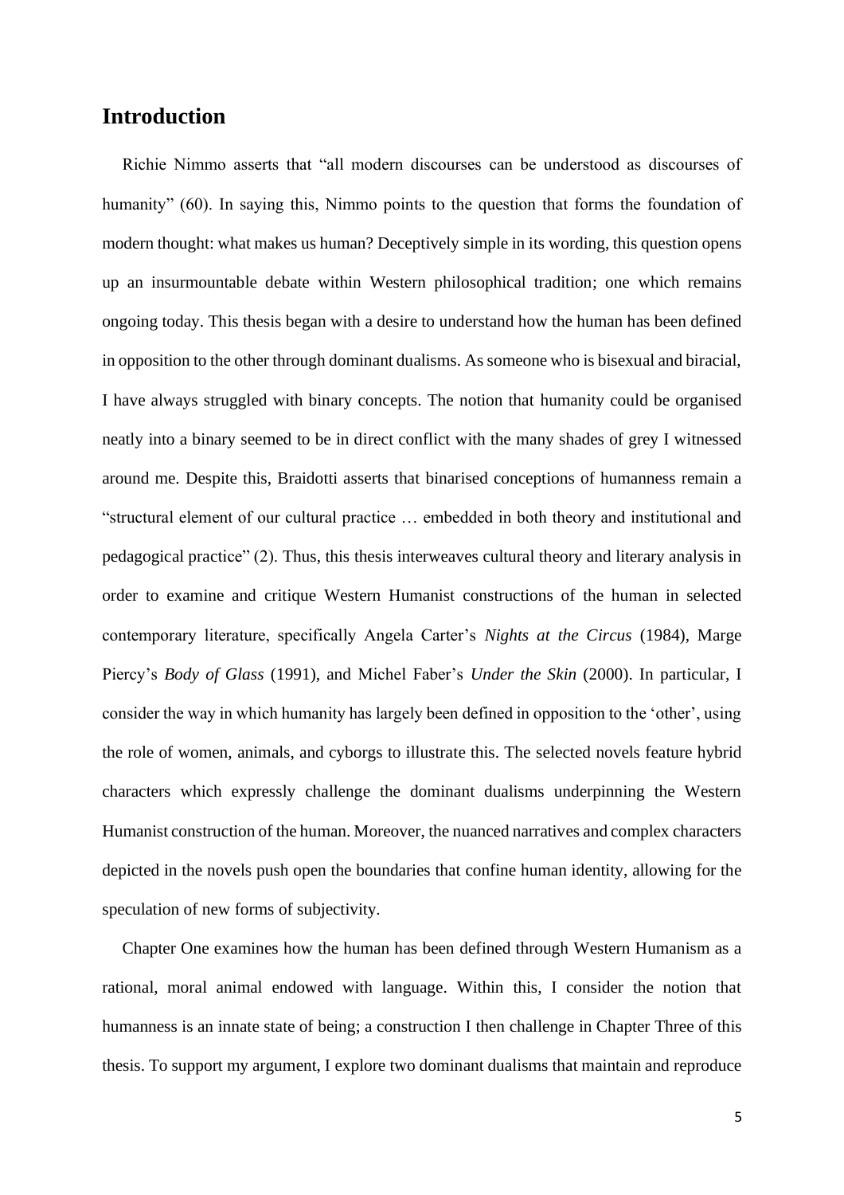# Introduction

Richie Nimmo asserts that "all modern discourses can be understood as discourses of humanity" (60). In saying this, Nimmo points to the question that forms the foundation of modern thought: what makes us human? Deceptively simple in its wording, this question opens up an insurmountable debate within Western philosophical tradition; one which remains ongoing today. This thesis began with a desire to understand how the human has been defined in opposition to the other through dominant dualisms. As someone who is bisexual and biracial, I have always struggled with binary concepts. The notion that humanity could be organised neatly into a binary seemed to be in direct conflict with the many shades of grey I witnessed around me. Despite this, Braidotti asserts that binarised conceptions of humanness remain a "structural element of our cultural practice … embedded in both theory and institutional and pedagogical practice" (2). Thus, this thesis interweaves cultural theory and literary analysis in order to examine and critique Western Humanist constructions of the human in selected contemporary literature, specifically Angela Carter's *Nights at the Circus* (1984), Marge Piercy's *Body of Glass* (1991), and Michel Faber's *Under the Skin* (2000). In particular, I consider the way in which humanity has largely been defined in opposition to the 'other', using the role of women, animals, and cyborgs to illustrate this. The selected novels feature hybrid characters which expressly challenge the dominant dualisms underpinning the Western Humanist construction of the human. Moreover, the nuanced narratives and complex characters depicted in the novels push open the boundaries that confine human identity, allowing for the speculation of new forms of subjectivity.

Chapter One examines how the human has been defined through Western Humanism as a rational, moral animal endowed with language. Within this, I consider the notion that humanness is an innate state of being; a construction I then challenge in Chapter Three of this thesis. To support my argument, I explore two dominant dualisms that maintain and reproduce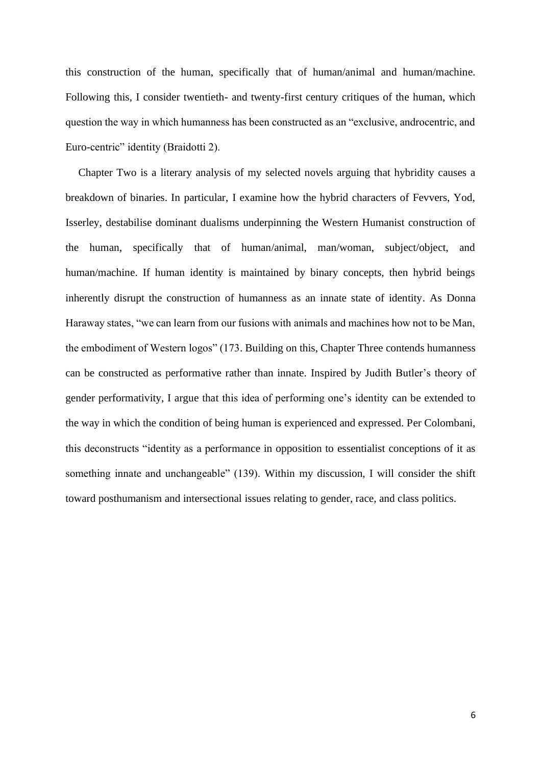this construction of the human, specifically that of human/animal and human/machine. Following this, I consider twentieth- and twenty-first century critiques of the human, which question the way in which humanness has been constructed as an "exclusive, androcentric, and Euro-centric" identity (Braidotti 2).

Chapter Two is a literary analysis of my selected novels arguing that hybridity causes a breakdown of binaries. In particular, I examine how the hybrid characters of Fevvers, Yod, Isserley, destabilise dominant dualisms underpinning the Western Humanist construction of the human, specifically that of human/animal, man/woman, subject/object, and human/machine. If human identity is maintained by binary concepts, then hybrid beings inherently disrupt the construction of humanness as an innate state of identity. As Donna Haraway states, "we can learn from our fusions with animals and machines how not to be Man, the embodiment of Western logos" (173. Building on this, Chapter Three contends humanness can be constructed as performative rather than innate. Inspired by Judith Butler's theory of gender performativity, I argue that this idea of performing one's identity can be extended to the way in which the condition of being human is experienced and expressed. Per Colombani, this deconstructs "identity as a performance in opposition to essentialist conceptions of it as something innate and unchangeable" (139). Within my discussion, I will consider the shift toward posthumanism and intersectional issues relating to gender, race, and class politics.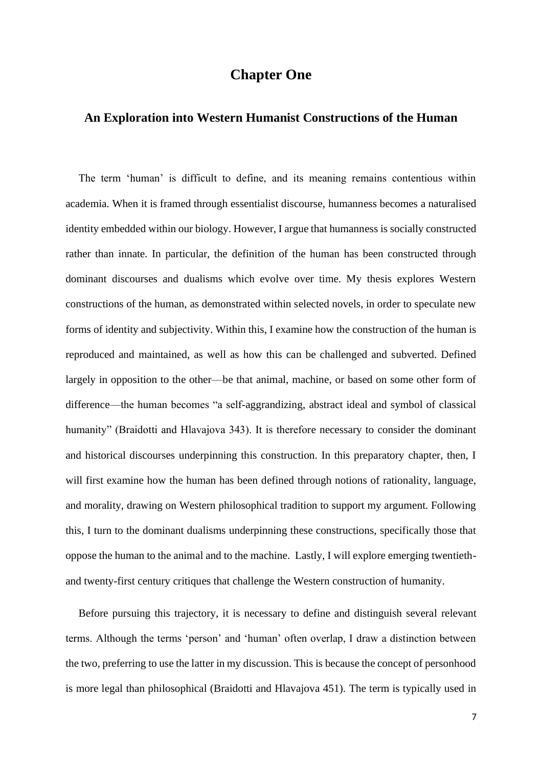# Chapter One

## An Exploration into Western Humanist Constructions of the Human

The term 'human' is difficult to define, and its meaning remains contentious within academia. When it is framed through essentialist discourse, humanness becomes a naturalised identity embedded within our biology. However, I argue that humanness is socially constructed rather than innate. In particular, the definition of the human has been constructed through dominant discourses and dualisms which evolve over time. My thesis explores Western constructions of the human, as demonstrated within selected novels, in order to speculate new forms of identity and subjectivity. Within this, I examine how the construction of the human is reproduced and maintained, as well as how this can be challenged and subverted. Defined largely in opposition to the other—be that animal, machine, or based on some other form of difference—the human becomes "a self-aggrandizing, abstract ideal and symbol of classical humanity" (Braidotti and Hlavajova 343). It is therefore necessary to consider the dominant and historical discourses underpinning this construction. In this preparatory chapter, then, I will first examine how the human has been defined through notions of rationality, language, and morality, drawing on Western philosophical tradition to support my argument. Following this, I turn to the dominant dualisms underpinning these constructions, specifically those that oppose the human to the animal and to the machine. Lastly, I will explore emerging twentieth- and twenty-first century critiques that challenge the Western construction of humanity.

Before pursuing this trajectory, it is necessary to define and distinguish several relevant terms. Although the terms 'person' and 'human' often overlap, I draw a distinction between the two, preferring to use the latter in my discussion. This is because the concept of personhood is more legal than philosophical (Braidotti and Hlavajova 451). The term is typically used in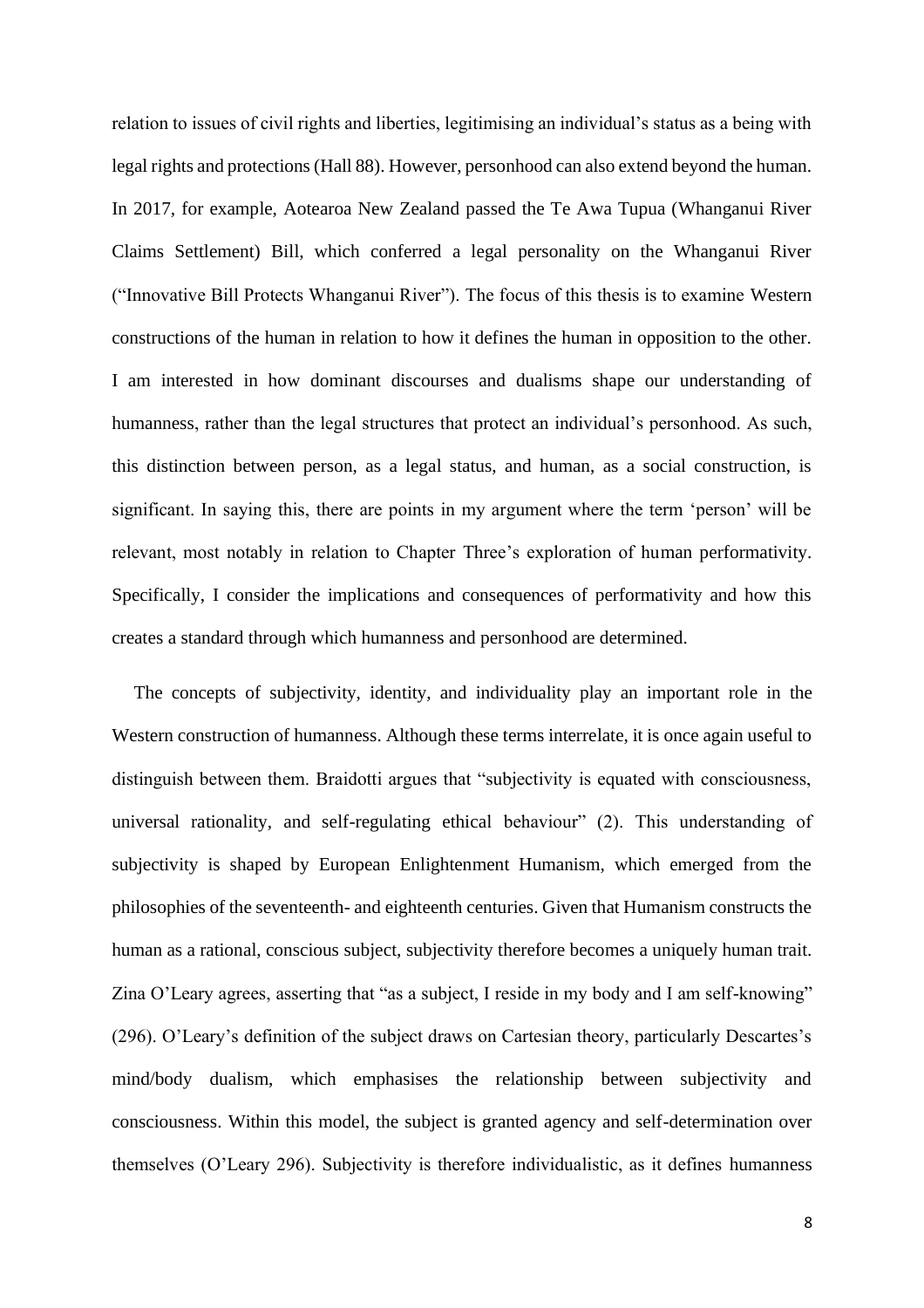relation to issues of civil rights and liberties, legitimising an individual's status as a being with legal rights and protections (Hall 88). However, personhood can also extend beyond the human. In 2017, for example, Aotearoa New Zealand passed the Te Awa Tupua (Whanganui River Claims Settlement) Bill, which conferred a legal personality on the Whanganui River ("Innovative Bill Protects Whanganui River"). The focus of this thesis is to examine Western constructions of the human in relation to how it defines the human in opposition to the other. I am interested in how dominant discourses and dualisms shape our understanding of humanness, rather than the legal structures that protect an individual's personhood. As such, this distinction between person, as a legal status, and human, as a social construction, is significant. In saying this, there are points in my argument where the term 'person' will be relevant, most notably in relation to Chapter Three's exploration of human performativity. Specifically, I consider the implications and consequences of performativity and how this creates a standard through which humanness and personhood are determined.

The concepts of subjectivity, identity, and individuality play an important role in the Western construction of humanness. Although these terms interrelate, it is once again useful to distinguish between them. Braidotti argues that "subjectivity is equated with consciousness, universal rationality, and self-regulating ethical behaviour" (2). This understanding of subjectivity is shaped by European Enlightenment Humanism, which emerged from the philosophies of the seventeenth- and eighteenth centuries. Given that Humanism constructs the human as a rational, conscious subject, subjectivity therefore becomes a uniquely human trait. Zina O'Leary agrees, asserting that "as a subject, I reside in my body and I am self-knowing" (296). O'Leary's definition of the subject draws on Cartesian theory, particularly Descartes's mind/body dualism, which emphasises the relationship between subjectivity and consciousness. Within this model, the subject is granted agency and self-determination over themselves (O'Leary 296). Subjectivity is therefore individualistic, as it defines humanness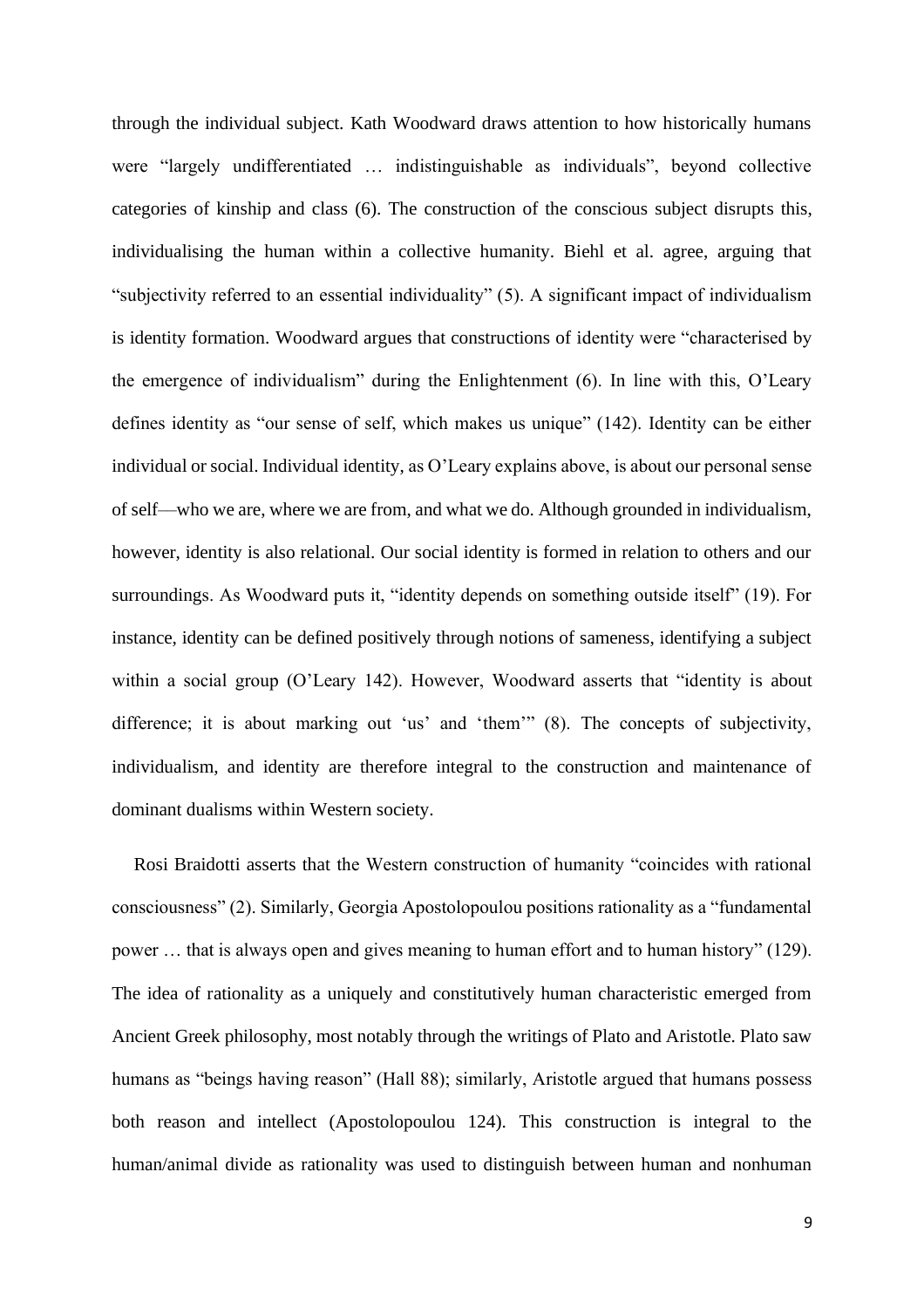through the individual subject. Kath Woodward draws attention to how historically humans were "largely undifferentiated … indistinguishable as individuals", beyond collective categories of kinship and class (6). The construction of the conscious subject disrupts this, individualising the human within a collective humanity. Biehl et al. agree, arguing that "subjectivity referred to an essential individuality" (5). A significant impact of individualism is identity formation. Woodward argues that constructions of identity were "characterised by the emergence of individualism" during the Enlightenment (6). In line with this, O'Leary defines identity as "our sense of self, which makes us unique" (142). Identity can be either individual or social. Individual identity, as O'Leary explains above, is about our personal sense of self—who we are, where we are from, and what we do. Although grounded in individualism, however, identity is also relational. Our social identity is formed in relation to others and our surroundings. As Woodward puts it, "identity depends on something outside itself" (19). For instance, identity can be defined positively through notions of sameness, identifying a subject within a social group (O'Leary 142). However, Woodward asserts that "identity is about difference; it is about marking out 'us' and 'them'" (8). The concepts of subjectivity, individualism, and identity are therefore integral to the construction and maintenance of dominant dualisms within Western society.

Rosi Braidotti asserts that the Western construction of humanity "coincides with rational consciousness" (2). Similarly, Georgia Apostolopoulou positions rationality as a "fundamental power … that is always open and gives meaning to human effort and to human history" (129). The idea of rationality as a uniquely and constitutively human characteristic emerged from Ancient Greek philosophy, most notably through the writings of Plato and Aristotle. Plato saw humans as "beings having reason" (Hall 88); similarly, Aristotle argued that humans possess both reason and intellect (Apostolopoulou 124). This construction is integral to the human/animal divide as rationality was used to distinguish between human and nonhuman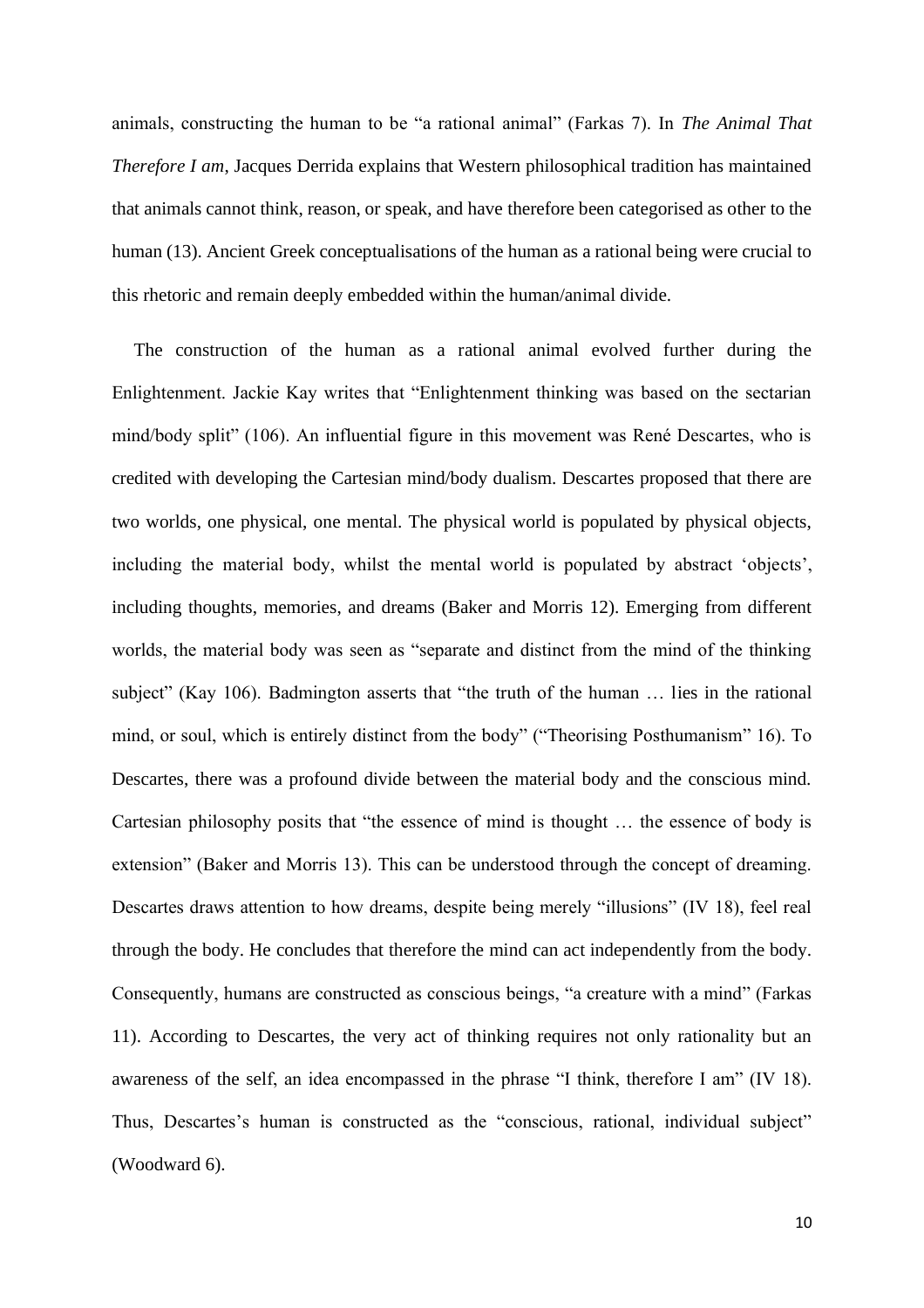animals, constructing the human to be "a rational animal" (Farkas 7). In *The Animal That Therefore I am*, Jacques Derrida explains that Western philosophical tradition has maintained that animals cannot think, reason, or speak, and have therefore been categorised as other to the human (13). Ancient Greek conceptualisations of the human as a rational being were crucial to this rhetoric and remain deeply embedded within the human/animal divide.

The construction of the human as a rational animal evolved further during the Enlightenment. Jackie Kay writes that "Enlightenment thinking was based on the sectarian mind/body split" (106). An influential figure in this movement was René Descartes, who is credited with developing the Cartesian mind/body dualism. Descartes proposed that there are two worlds, one physical, one mental. The physical world is populated by physical objects, including the material body, whilst the mental world is populated by abstract 'objects', including thoughts, memories, and dreams (Baker and Morris 12). Emerging from different worlds, the material body was seen as "separate and distinct from the mind of the thinking subject" (Kay 106). Badmington asserts that "the truth of the human … lies in the rational mind, or soul, which is entirely distinct from the body" ("Theorising Posthumanism" 16). To Descartes, there was a profound divide between the material body and the conscious mind. Cartesian philosophy posits that "the essence of mind is thought … the essence of body is extension" (Baker and Morris 13). This can be understood through the concept of dreaming. Descartes draws attention to how dreams, despite being merely "illusions" (IV 18), feel real through the body. He concludes that therefore the mind can act independently from the body. Consequently, humans are constructed as conscious beings, "a creature with a mind" (Farkas 11). According to Descartes, the very act of thinking requires not only rationality but an awareness of the self, an idea encompassed in the phrase "I think, therefore I am" (IV 18). Thus, Descartes's human is constructed as the "conscious, rational, individual subject" (Woodward 6).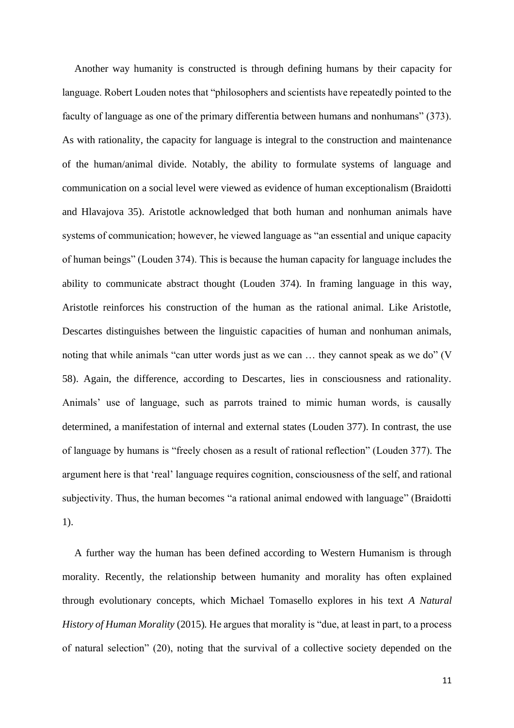Another way humanity is constructed is through defining humans by their capacity for language. Robert Louden notes that "philosophers and scientists have repeatedly pointed to the faculty of language as one of the primary differentia between humans and nonhumans" (373). As with rationality, the capacity for language is integral to the construction and maintenance of the human/animal divide. Notably, the ability to formulate systems of language and communication on a social level were viewed as evidence of human exceptionalism (Braidotti and Hlavajova 35). Aristotle acknowledged that both human and nonhuman animals have systems of communication; however, he viewed language as "an essential and unique capacity of human beings" (Louden 374). This is because the human capacity for language includes the ability to communicate abstract thought (Louden 374). In framing language in this way, Aristotle reinforces his construction of the human as the rational animal. Like Aristotle, Descartes distinguishes between the linguistic capacities of human and nonhuman animals, noting that while animals "can utter words just as we can … they cannot speak as we do" (V 58). Again, the difference, according to Descartes, lies in consciousness and rationality. Animals' use of language, such as parrots trained to mimic human words, is causally determined, a manifestation of internal and external states (Louden 377). In contrast, the use of language by humans is "freely chosen as a result of rational reflection" (Louden 377). The argument here is that 'real' language requires cognition, consciousness of the self, and rational subjectivity. Thus, the human becomes "a rational animal endowed with language" (Braidotti 1).

A further way the human has been defined according to Western Humanism is through morality. Recently, the relationship between humanity and morality has often explained through evolutionary concepts, which Michael Tomasello explores in his text *A Natural History of Human Morality* (2015). He argues that morality is "due, at least in part, to a process of natural selection" (20), noting that the survival of a collective society depended on the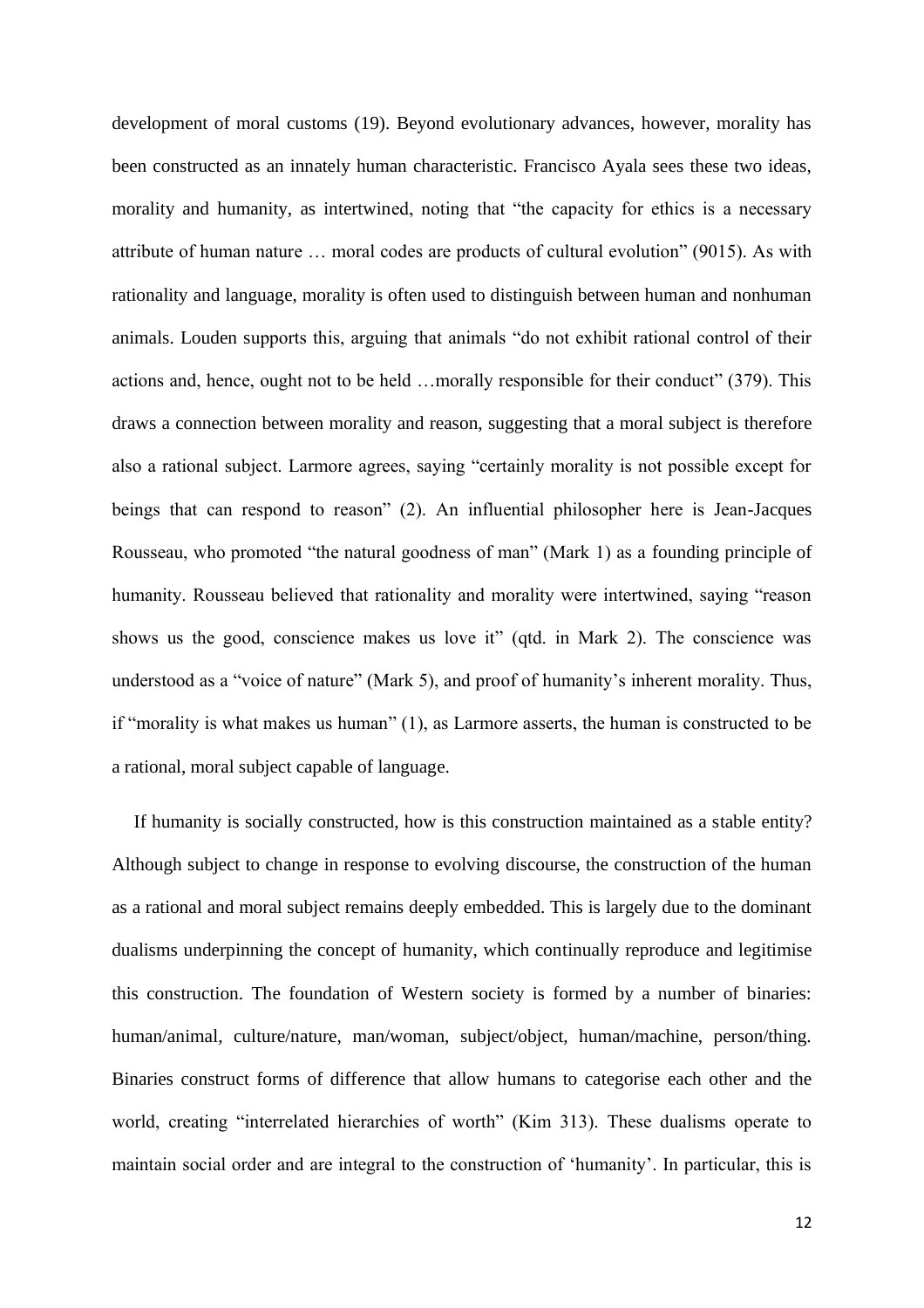development of moral customs (19). Beyond evolutionary advances, however, morality has been constructed as an innately human characteristic. Francisco Ayala sees these two ideas, morality and humanity, as intertwined, noting that "the capacity for ethics is a necessary attribute of human nature … moral codes are products of cultural evolution" (9015). As with rationality and language, morality is often used to distinguish between human and nonhuman animals. Louden supports this, arguing that animals "do not exhibit rational control of their actions and, hence, ought not to be held …morally responsible for their conduct" (379). This draws a connection between morality and reason, suggesting that a moral subject is therefore also a rational subject. Larmore agrees, saying "certainly morality is not possible except for beings that can respond to reason" (2). An influential philosopher here is Jean-Jacques Rousseau, who promoted "the natural goodness of man" (Mark 1) as a founding principle of humanity. Rousseau believed that rationality and morality were intertwined, saying "reason shows us the good, conscience makes us love it" (qtd. in Mark 2). The conscience was understood as a "voice of nature" (Mark 5), and proof of humanity's inherent morality. Thus, if "morality is what makes us human" (1), as Larmore asserts, the human is constructed to be a rational, moral subject capable of language.

If humanity is socially constructed, how is this construction maintained as a stable entity? Although subject to change in response to evolving discourse, the construction of the human as a rational and moral subject remains deeply embedded. This is largely due to the dominant dualisms underpinning the concept of humanity, which continually reproduce and legitimise this construction. The foundation of Western society is formed by a number of binaries: human/animal, culture/nature, man/woman, subject/object, human/machine, person/thing. Binaries construct forms of difference that allow humans to categorise each other and the world, creating "interrelated hierarchies of worth" (Kim 313). These dualisms operate to maintain social order and are integral to the construction of 'humanity'. In particular, this is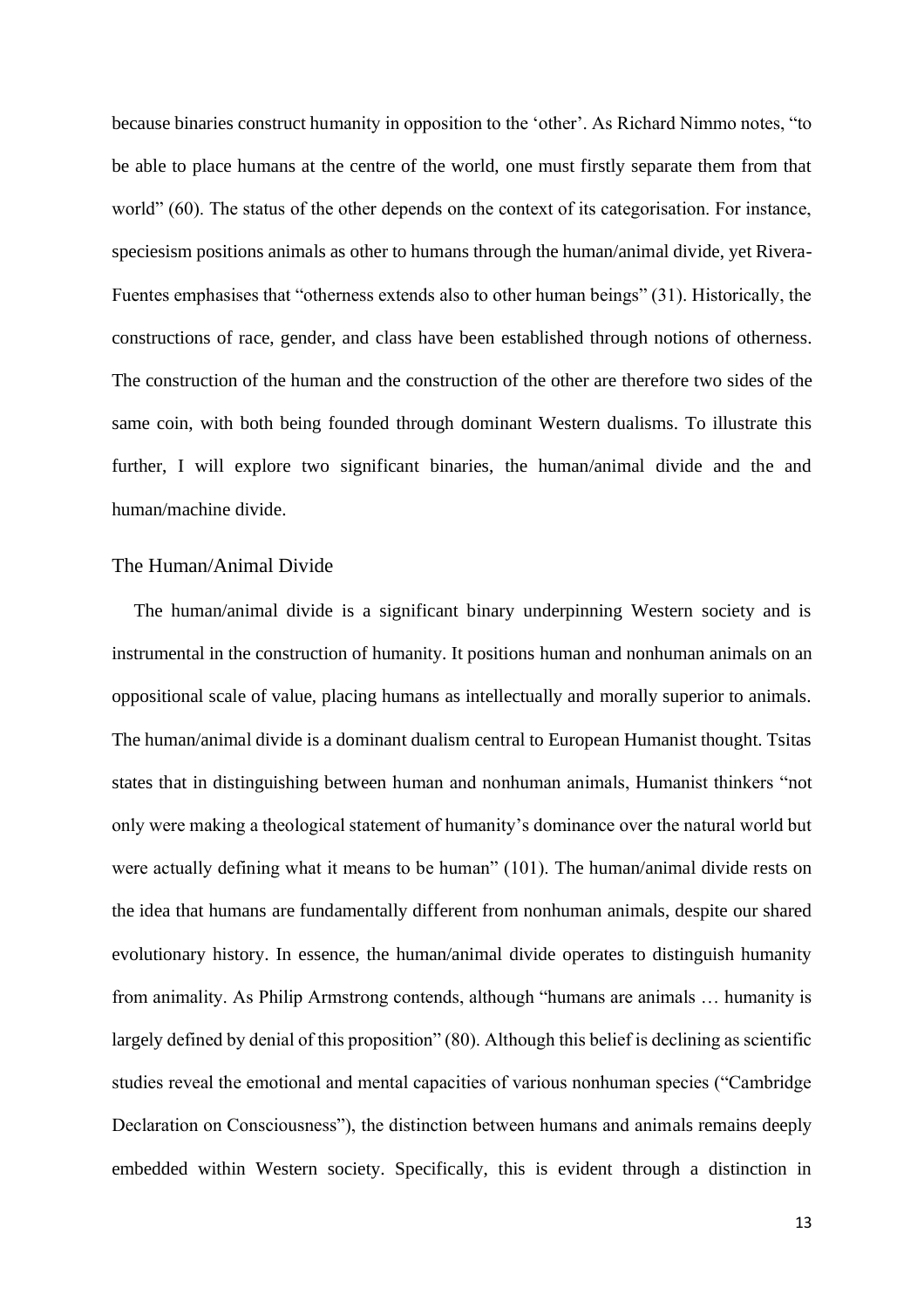because binaries construct humanity in opposition to the 'other'. As Richard Nimmo notes, "to be able to place humans at the centre of the world, one must firstly separate them from that world" (60). The status of the other depends on the context of its categorisation. For instance, speciesism positions animals as other to humans through the human/animal divide, yet Rivera-Fuentes emphasises that "otherness extends also to other human beings" (31). Historically, the constructions of race, gender, and class have been established through notions of otherness. The construction of the human and the construction of the other are therefore two sides of the same coin, with both being founded through dominant Western dualisms. To illustrate this further, I will explore two significant binaries, the human/animal divide and the and human/machine divide.

## The Human/Animal Divide

The human/animal divide is a significant binary underpinning Western society and is instrumental in the construction of humanity. It positions human and nonhuman animals on an oppositional scale of value, placing humans as intellectually and morally superior to animals. The human/animal divide is a dominant dualism central to European Humanist thought. Tsitas states that in distinguishing between human and nonhuman animals, Humanist thinkers "not only were making a theological statement of humanity's dominance over the natural world but were actually defining what it means to be human" (101). The human/animal divide rests on the idea that humans are fundamentally different from nonhuman animals, despite our shared evolutionary history. In essence, the human/animal divide operates to distinguish humanity from animality. As Philip Armstrong contends, although "humans are animals … humanity is largely defined by denial of this proposition" (80). Although this belief is declining as scientific studies reveal the emotional and mental capacities of various nonhuman species ("Cambridge Declaration on Consciousness"), the distinction between humans and animals remains deeply embedded within Western society. Specifically, this is evident through a distinction in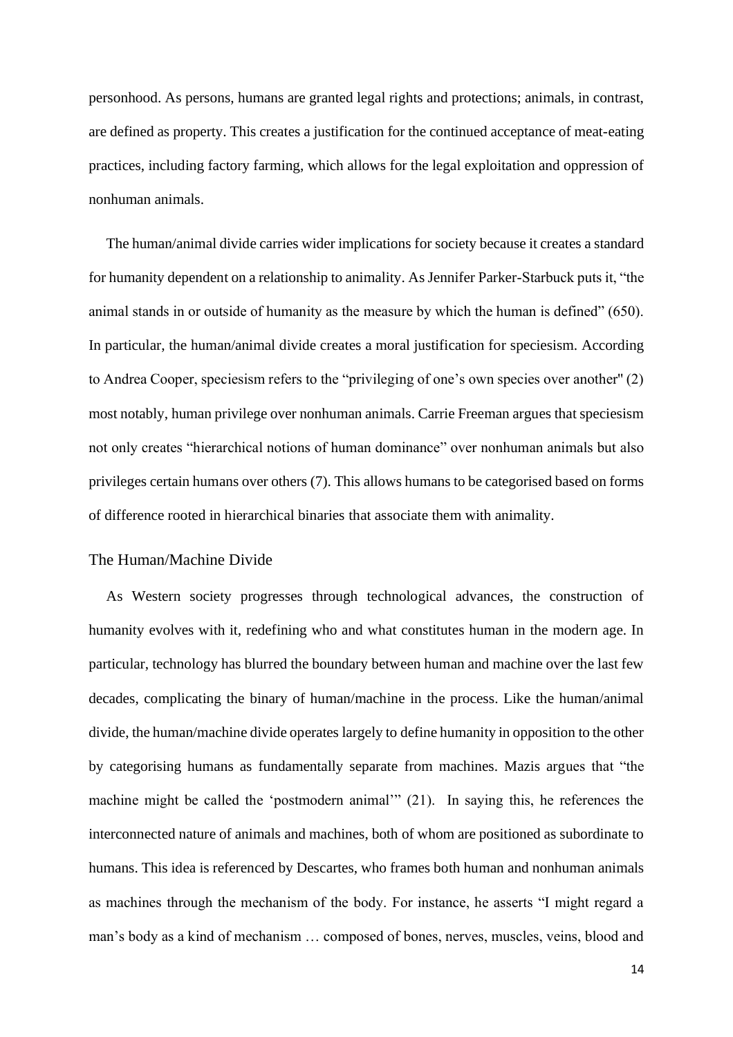personhood. As persons, humans are granted legal rights and protections; animals, in contrast, are defined as property. This creates a justification for the continued acceptance of meat-eating practices, including factory farming, which allows for the legal exploitation and oppression of nonhuman animals.

The human/animal divide carries wider implications for society because it creates a standard for humanity dependent on a relationship to animality. As Jennifer Parker-Starbuck puts it, "the animal stands in or outside of humanity as the measure by which the human is defined" (650). In particular, the human/animal divide creates a moral justification for speciesism. According to Andrea Cooper, speciesism refers to the "privileging of one's own species over another" (2) most notably, human privilege over nonhuman animals. Carrie Freeman argues that speciesism not only creates "hierarchical notions of human dominance" over nonhuman animals but also privileges certain humans over others (7). This allows humans to be categorised based on forms of difference rooted in hierarchical binaries that associate them with animality.

## The Human/Machine Divide

As Western society progresses through technological advances, the construction of humanity evolves with it, redefining who and what constitutes human in the modern age. In particular, technology has blurred the boundary between human and machine over the last few decades, complicating the binary of human/machine in the process. Like the human/animal divide, the human/machine divide operates largely to define humanity in opposition to the other by categorising humans as fundamentally separate from machines. Mazis argues that "the machine might be called the 'postmodern animal'" (21). In saying this, he references the interconnected nature of animals and machines, both of whom are positioned as subordinate to humans. This idea is referenced by Descartes, who frames both human and nonhuman animals as machines through the mechanism of the body. For instance, he asserts "I might regard a man's body as a kind of mechanism … composed of bones, nerves, muscles, veins, blood and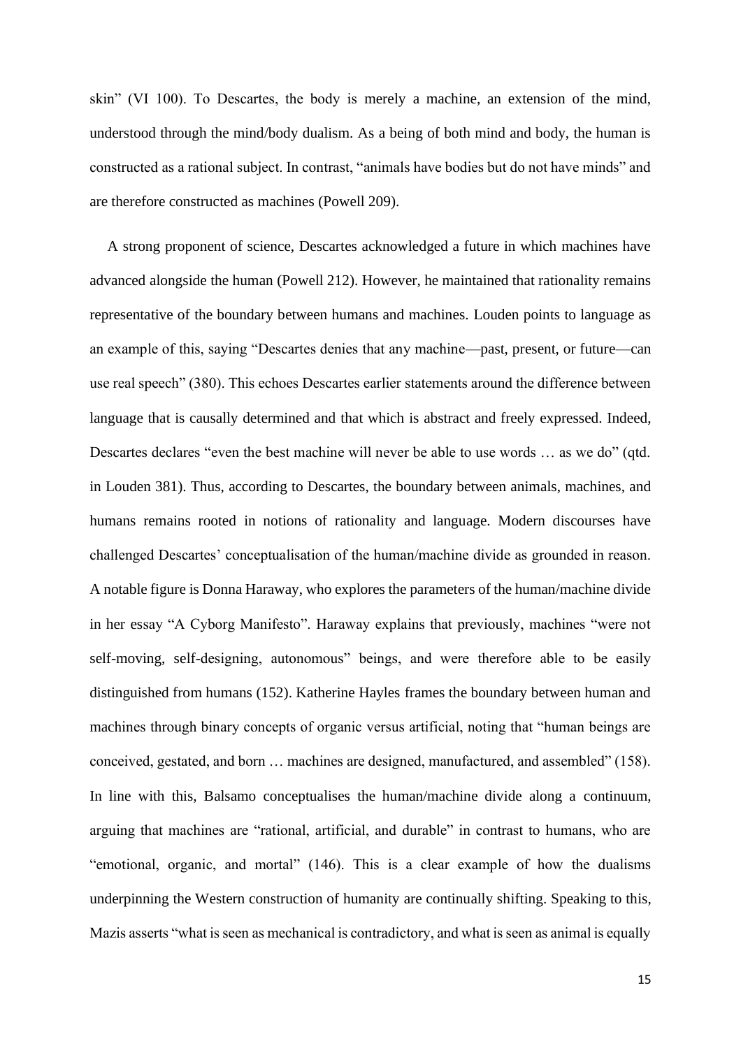skin" (VI 100). To Descartes, the body is merely a machine, an extension of the mind, understood through the mind/body dualism. As a being of both mind and body, the human is constructed as a rational subject. In contrast, "animals have bodies but do not have minds" and are therefore constructed as machines (Powell 209).

A strong proponent of science, Descartes acknowledged a future in which machines have advanced alongside the human (Powell 212). However, he maintained that rationality remains representative of the boundary between humans and machines. Louden points to language as an example of this, saying "Descartes denies that any machine—past, present, or future—can use real speech" (380). This echoes Descartes earlier statements around the difference between language that is causally determined and that which is abstract and freely expressed. Indeed, Descartes declares "even the best machine will never be able to use words … as we do" (qtd. in Louden 381). Thus, according to Descartes, the boundary between animals, machines, and humans remains rooted in notions of rationality and language. Modern discourses have challenged Descartes' conceptualisation of the human/machine divide as grounded in reason. A notable figure is Donna Haraway, who explores the parameters of the human/machine divide in her essay "A Cyborg Manifesto". Haraway explains that previously, machines "were not self-moving, self-designing, autonomous" beings, and were therefore able to be easily distinguished from humans (152). Katherine Hayles frames the boundary between human and machines through binary concepts of organic versus artificial, noting that "human beings are conceived, gestated, and born … machines are designed, manufactured, and assembled" (158). In line with this, Balsamo conceptualises the human/machine divide along a continuum, arguing that machines are "rational, artificial, and durable" in contrast to humans, who are "emotional, organic, and mortal" (146). This is a clear example of how the dualisms underpinning the Western construction of humanity are continually shifting. Speaking to this, Mazis asserts "what is seen as mechanical is contradictory, and what is seen as animal is equally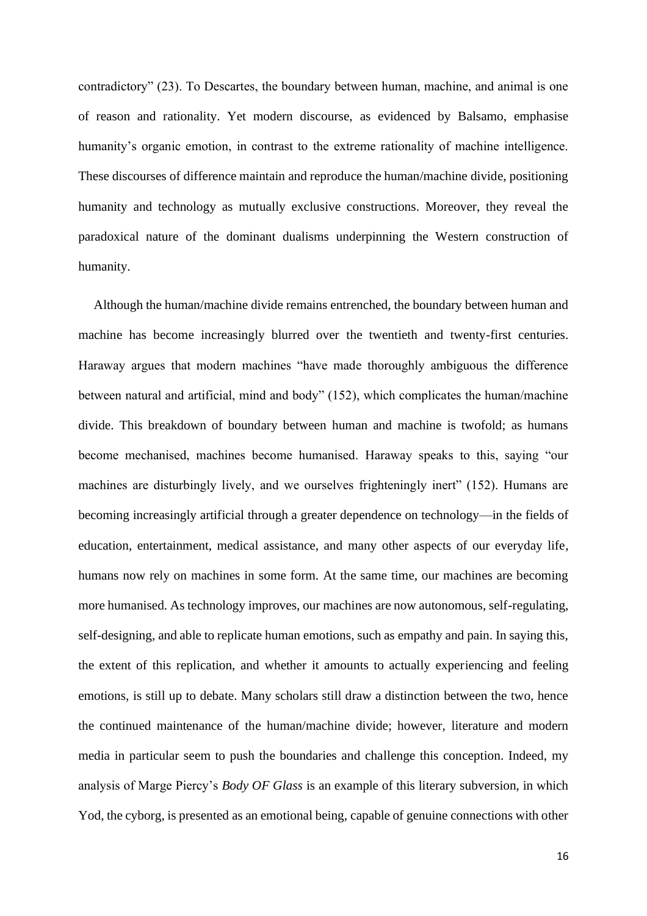contradictory" (23). To Descartes, the boundary between human, machine, and animal is one of reason and rationality. Yet modern discourse, as evidenced by Balsamo, emphasise humanity's organic emotion, in contrast to the extreme rationality of machine intelligence. These discourses of difference maintain and reproduce the human/machine divide, positioning humanity and technology as mutually exclusive constructions. Moreover, they reveal the paradoxical nature of the dominant dualisms underpinning the Western construction of humanity.

Although the human/machine divide remains entrenched, the boundary between human and machine has become increasingly blurred over the twentieth and twenty-first centuries. Haraway argues that modern machines "have made thoroughly ambiguous the difference between natural and artificial, mind and body" (152), which complicates the human/machine divide. This breakdown of boundary between human and machine is twofold; as humans become mechanised, machines become humanised. Haraway speaks to this, saying "our machines are disturbingly lively, and we ourselves frighteningly inert" (152). Humans are becoming increasingly artificial through a greater dependence on technology—in the fields of education, entertainment, medical assistance, and many other aspects of our everyday life, humans now rely on machines in some form. At the same time, our machines are becoming more humanised. As technology improves, our machines are now autonomous, self-regulating, self-designing, and able to replicate human emotions, such as empathy and pain. In saying this, the extent of this replication, and whether it amounts to actually experiencing and feeling emotions, is still up to debate. Many scholars still draw a distinction between the two, hence the continued maintenance of the human/machine divide; however, literature and modern media in particular seem to push the boundaries and challenge this conception. Indeed, my analysis of Marge Piercy's *Body OF Glass* is an example of this literary subversion, in which Yod, the cyborg, is presented as an emotional being, capable of genuine connections with other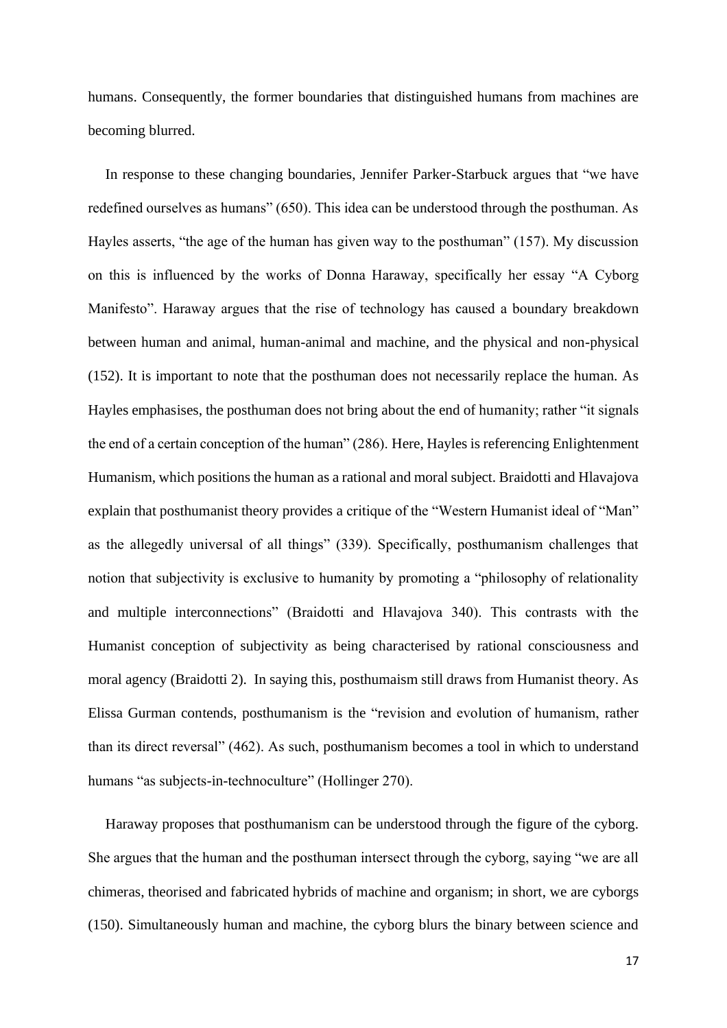humans. Consequently, the former boundaries that distinguished humans from machines are becoming blurred.

In response to these changing boundaries, Jennifer Parker-Starbuck argues that "we have redefined ourselves as humans" (650). This idea can be understood through the posthuman. As Hayles asserts, "the age of the human has given way to the posthuman" (157). My discussion on this is influenced by the works of Donna Haraway, specifically her essay "A Cyborg Manifesto". Haraway argues that the rise of technology has caused a boundary breakdown between human and animal, human-animal and machine, and the physical and non-physical (152). It is important to note that the posthuman does not necessarily replace the human. As Hayles emphasises, the posthuman does not bring about the end of humanity; rather "it signals the end of a certain conception of the human" (286). Here, Hayles is referencing Enlightenment Humanism, which positions the human as a rational and moral subject. Braidotti and Hlavajova explain that posthumanist theory provides a critique of the "Western Humanist ideal of "Man" as the allegedly universal of all things" (339). Specifically, posthumanism challenges that notion that subjectivity is exclusive to humanity by promoting a "philosophy of relationality and multiple interconnections" (Braidotti and Hlavajova 340). This contrasts with the Humanist conception of subjectivity as being characterised by rational consciousness and moral agency (Braidotti 2). In saying this, posthumaism still draws from Humanist theory. As Elissa Gurman contends, posthumanism is the "revision and evolution of humanism, rather than its direct reversal" (462). As such, posthumanism becomes a tool in which to understand humans "as subjects-in-technoculture" (Hollinger 270).

Haraway proposes that posthumanism can be understood through the figure of the cyborg. She argues that the human and the posthuman intersect through the cyborg, saying "we are all chimeras, theorised and fabricated hybrids of machine and organism; in short, we are cyborgs (150). Simultaneously human and machine, the cyborg blurs the binary between science and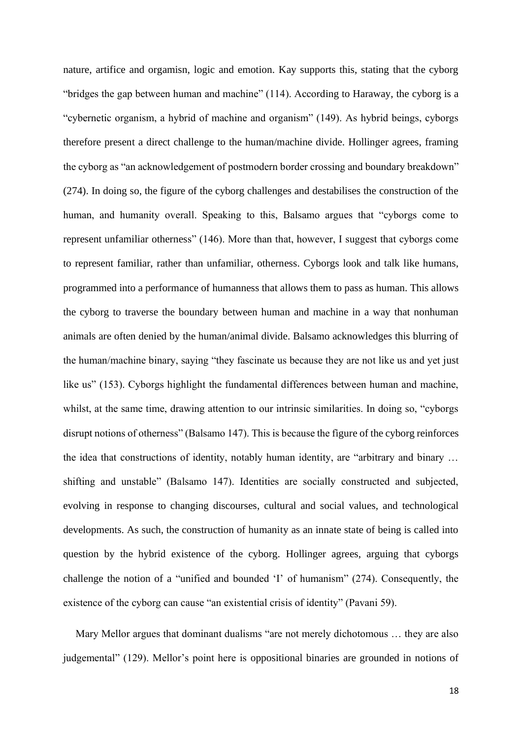nature, artifice and orgamisn, logic and emotion. Kay supports this, stating that the cyborg "bridges the gap between human and machine" (114). According to Haraway, the cyborg is a "cybernetic organism, a hybrid of machine and organism" (149). As hybrid beings, cyborgs therefore present a direct challenge to the human/machine divide. Hollinger agrees, framing the cyborg as "an acknowledgement of postmodern border crossing and boundary breakdown" (274). In doing so, the figure of the cyborg challenges and destabilises the construction of the human, and humanity overall. Speaking to this, Balsamo argues that "cyborgs come to represent unfamiliar otherness" (146). More than that, however, I suggest that cyborgs come to represent familiar, rather than unfamiliar, otherness. Cyborgs look and talk like humans, programmed into a performance of humanness that allows them to pass as human. This allows the cyborg to traverse the boundary between human and machine in a way that nonhuman animals are often denied by the human/animal divide. Balsamo acknowledges this blurring of the human/machine binary, saying "they fascinate us because they are not like us and yet just like us" (153). Cyborgs highlight the fundamental differences between human and machine, whilst, at the same time, drawing attention to our intrinsic similarities. In doing so, "cyborgs disrupt notions of otherness" (Balsamo 147). This is because the figure of the cyborg reinforces the idea that constructions of identity, notably human identity, are "arbitrary and binary … shifting and unstable" (Balsamo 147). Identities are socially constructed and subjected, evolving in response to changing discourses, cultural and social values, and technological developments. As such, the construction of humanity as an innate state of being is called into question by the hybrid existence of the cyborg. Hollinger agrees, arguing that cyborgs challenge the notion of a "unified and bounded 'I' of humanism" (274). Consequently, the existence of the cyborg can cause "an existential crisis of identity" (Pavani 59).

Mary Mellor argues that dominant dualisms "are not merely dichotomous … they are also judgemental" (129). Mellor's point here is oppositional binaries are grounded in notions of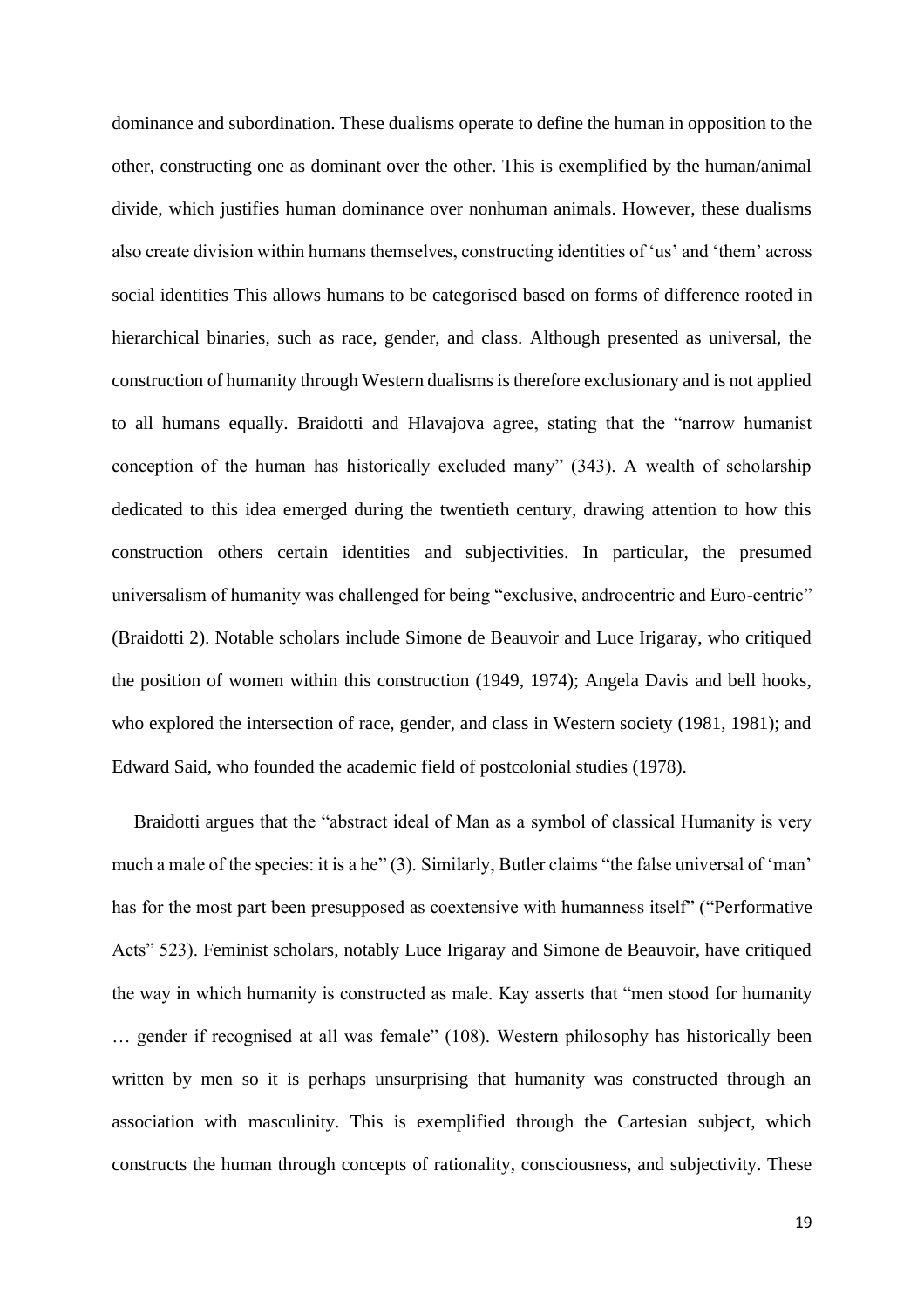dominance and subordination. These dualisms operate to define the human in opposition to the other, constructing one as dominant over the other. This is exemplified by the human/animal divide, which justifies human dominance over nonhuman animals. However, these dualisms also create division within humans themselves, constructing identities of 'us' and 'them' across social identities This allows humans to be categorised based on forms of difference rooted in hierarchical binaries, such as race, gender, and class. Although presented as universal, the construction of humanity through Western dualisms is therefore exclusionary and is not applied to all humans equally. Braidotti and Hlavajova agree, stating that the "narrow humanist conception of the human has historically excluded many" (343). A wealth of scholarship dedicated to this idea emerged during the twentieth century, drawing attention to how this construction others certain identities and subjectivities. In particular, the presumed universalism of humanity was challenged for being "exclusive, androcentric and Euro-centric" (Braidotti 2). Notable scholars include Simone de Beauvoir and Luce Irigaray, who critiqued the position of women within this construction (1949, 1974); Angela Davis and bell hooks, who explored the intersection of race, gender, and class in Western society (1981, 1981); and Edward Said, who founded the academic field of postcolonial studies (1978).

Braidotti argues that the "abstract ideal of Man as a symbol of classical Humanity is very much a male of the species: it is a he" (3). Similarly, Butler claims "the false universal of 'man' has for the most part been presupposed as coextensive with humanness itself" ("Performative Acts" 523). Feminist scholars, notably Luce Irigaray and Simone de Beauvoir, have critiqued the way in which humanity is constructed as male. Kay asserts that "men stood for humanity … gender if recognised at all was female" (108). Western philosophy has historically been written by men so it is perhaps unsurprising that humanity was constructed through an association with masculinity. This is exemplified through the Cartesian subject, which constructs the human through concepts of rationality, consciousness, and subjectivity. These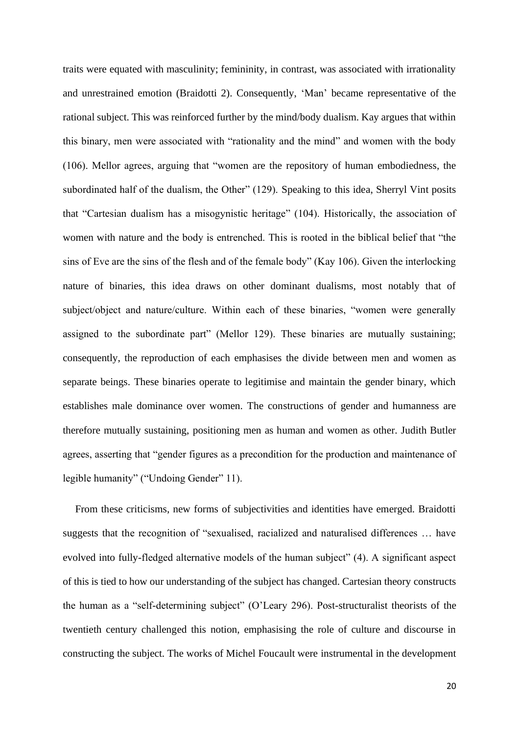traits were equated with masculinity; femininity, in contrast, was associated with irrationality and unrestrained emotion (Braidotti 2). Consequently, 'Man' became representative of the rational subject. This was reinforced further by the mind/body dualism. Kay argues that within this binary, men were associated with "rationality and the mind" and women with the body (106). Mellor agrees, arguing that "women are the repository of human embodiedness, the subordinated half of the dualism, the Other" (129). Speaking to this idea, Sherryl Vint posits that "Cartesian dualism has a misogynistic heritage" (104). Historically, the association of women with nature and the body is entrenched. This is rooted in the biblical belief that "the sins of Eve are the sins of the flesh and of the female body" (Kay 106). Given the interlocking nature of binaries, this idea draws on other dominant dualisms, most notably that of subject/object and nature/culture. Within each of these binaries, "women were generally assigned to the subordinate part" (Mellor 129). These binaries are mutually sustaining; consequently, the reproduction of each emphasises the divide between men and women as separate beings. These binaries operate to legitimise and maintain the gender binary, which establishes male dominance over women. The constructions of gender and humanness are therefore mutually sustaining, positioning men as human and women as other. Judith Butler agrees, asserting that "gender figures as a precondition for the production and maintenance of legible humanity" ("Undoing Gender" 11).

From these criticisms, new forms of subjectivities and identities have emerged. Braidotti suggests that the recognition of "sexualised, racialized and naturalised differences … have evolved into fully-fledged alternative models of the human subject" (4). A significant aspect of this is tied to how our understanding of the subject has changed. Cartesian theory constructs the human as a "self-determining subject" (O'Leary 296). Post-structuralist theorists of the twentieth century challenged this notion, emphasising the role of culture and discourse in constructing the subject. The works of Michel Foucault were instrumental in the development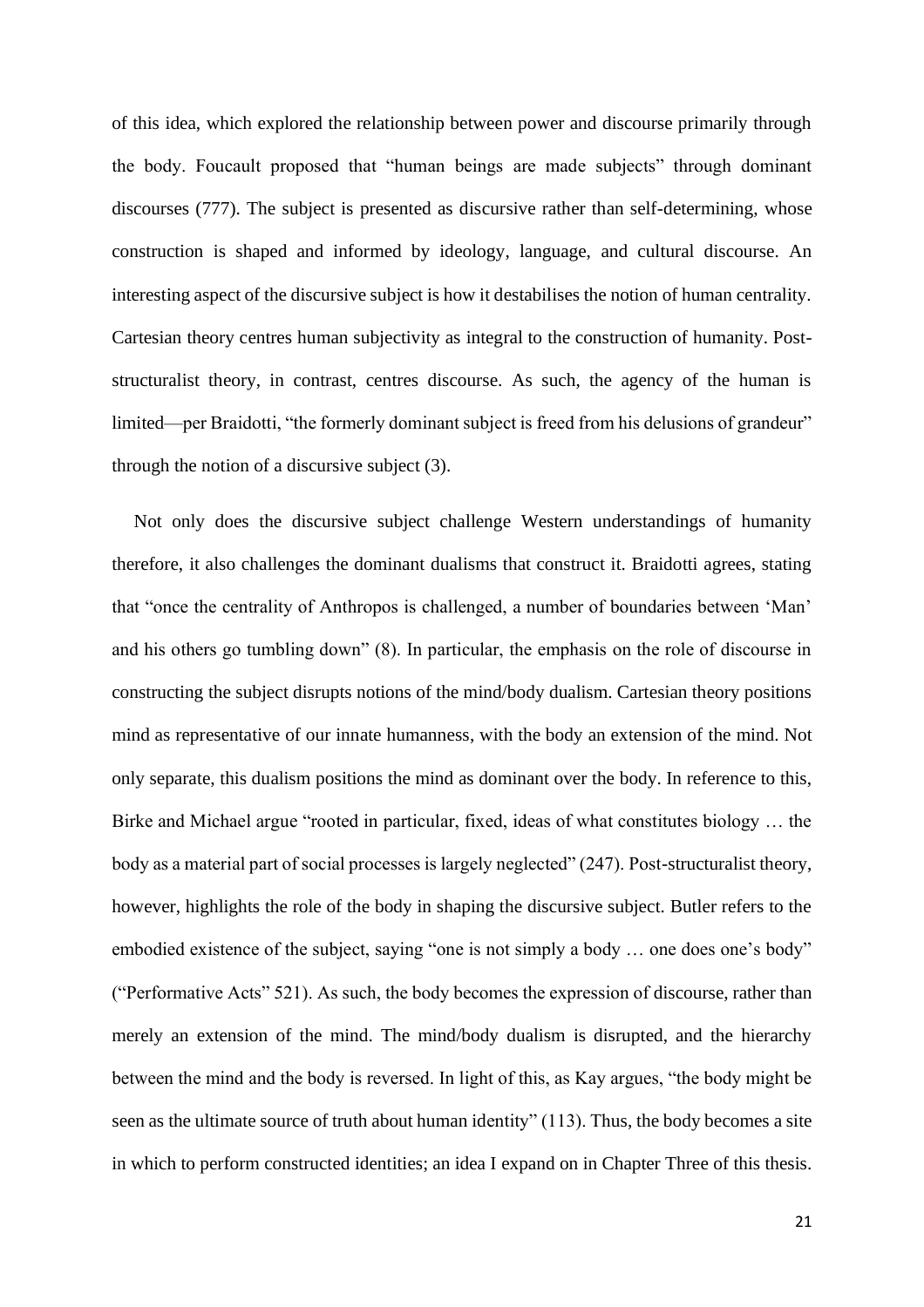of this idea, which explored the relationship between power and discourse primarily through the body. Foucault proposed that "human beings are made subjects" through dominant discourses (777). The subject is presented as discursive rather than self-determining, whose construction is shaped and informed by ideology, language, and cultural discourse. An interesting aspect of the discursive subject is how it destabilises the notion of human centrality. Cartesian theory centres human subjectivity as integral to the construction of humanity. Post-structuralist theory, in contrast, centres discourse. As such, the agency of the human is limited—per Braidotti, "the formerly dominant subject is freed from his delusions of grandeur" through the notion of a discursive subject (3).

Not only does the discursive subject challenge Western understandings of humanity therefore, it also challenges the dominant dualisms that construct it. Braidotti agrees, stating that "once the centrality of Anthropos is challenged, a number of boundaries between 'Man' and his others go tumbling down" (8). In particular, the emphasis on the role of discourse in constructing the subject disrupts notions of the mind/body dualism. Cartesian theory positions mind as representative of our innate humanness, with the body an extension of the mind. Not only separate, this dualism positions the mind as dominant over the body. In reference to this, Birke and Michael argue "rooted in particular, fixed, ideas of what constitutes biology … the body as a material part of social processes is largely neglected" (247). Post-structuralist theory, however, highlights the role of the body in shaping the discursive subject. Butler refers to the embodied existence of the subject, saying "one is not simply a body … one does one's body" ("Performative Acts" 521). As such, the body becomes the expression of discourse, rather than merely an extension of the mind. The mind/body dualism is disrupted, and the hierarchy between the mind and the body is reversed. In light of this, as Kay argues, "the body might be seen as the ultimate source of truth about human identity" (113). Thus, the body becomes a site in which to perform constructed identities; an idea I expand on in Chapter Three of this thesis.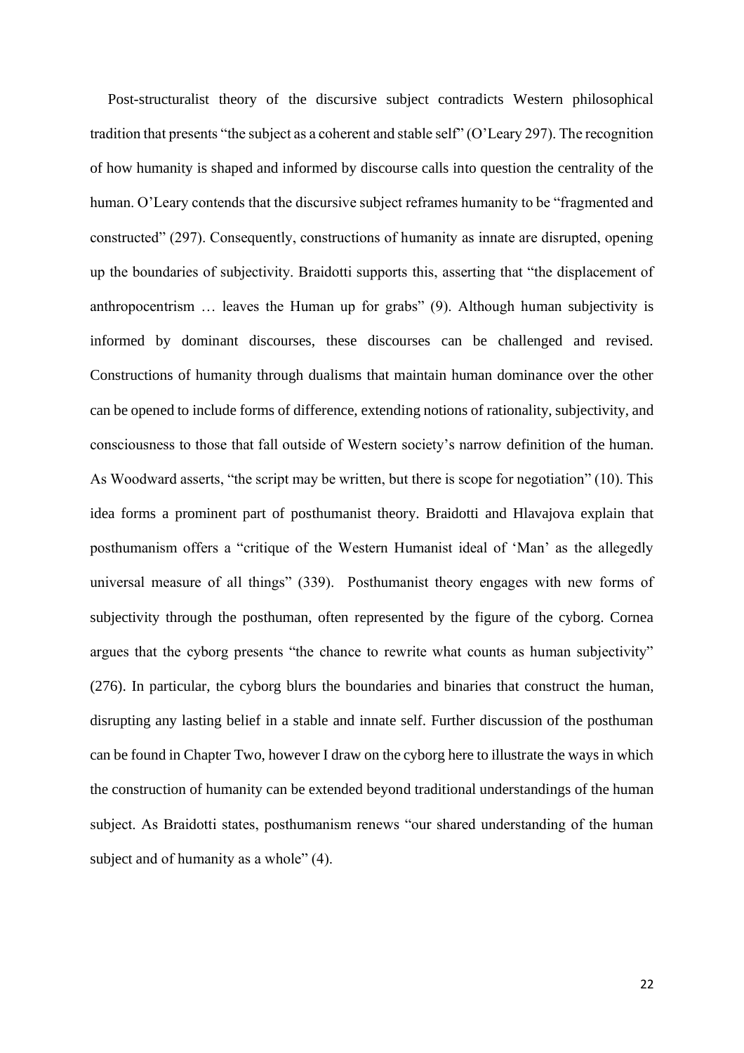Post-structuralist theory of the discursive subject contradicts Western philosophical tradition that presents "the subject as a coherent and stable self" (O'Leary 297). The recognition of how humanity is shaped and informed by discourse calls into question the centrality of the human. O'Leary contends that the discursive subject reframes humanity to be "fragmented and constructed" (297). Consequently, constructions of humanity as innate are disrupted, opening up the boundaries of subjectivity. Braidotti supports this, asserting that "the displacement of anthropocentrism … leaves the Human up for grabs" (9). Although human subjectivity is informed by dominant discourses, these discourses can be challenged and revised. Constructions of humanity through dualisms that maintain human dominance over the other can be opened to include forms of difference, extending notions of rationality, subjectivity, and consciousness to those that fall outside of Western society's narrow definition of the human. As Woodward asserts, "the script may be written, but there is scope for negotiation" (10). This idea forms a prominent part of posthumanist theory. Braidotti and Hlavajova explain that posthumanism offers a "critique of the Western Humanist ideal of 'Man' as the allegedly universal measure of all things" (339). Posthumanist theory engages with new forms of subjectivity through the posthuman, often represented by the figure of the cyborg. Cornea argues that the cyborg presents "the chance to rewrite what counts as human subjectivity" (276). In particular, the cyborg blurs the boundaries and binaries that construct the human, disrupting any lasting belief in a stable and innate self. Further discussion of the posthuman can be found in Chapter Two, however I draw on the cyborg here to illustrate the ways in which the construction of humanity can be extended beyond traditional understandings of the human subject. As Braidotti states, posthumanism renews "our shared understanding of the human subject and of humanity as a whole" (4).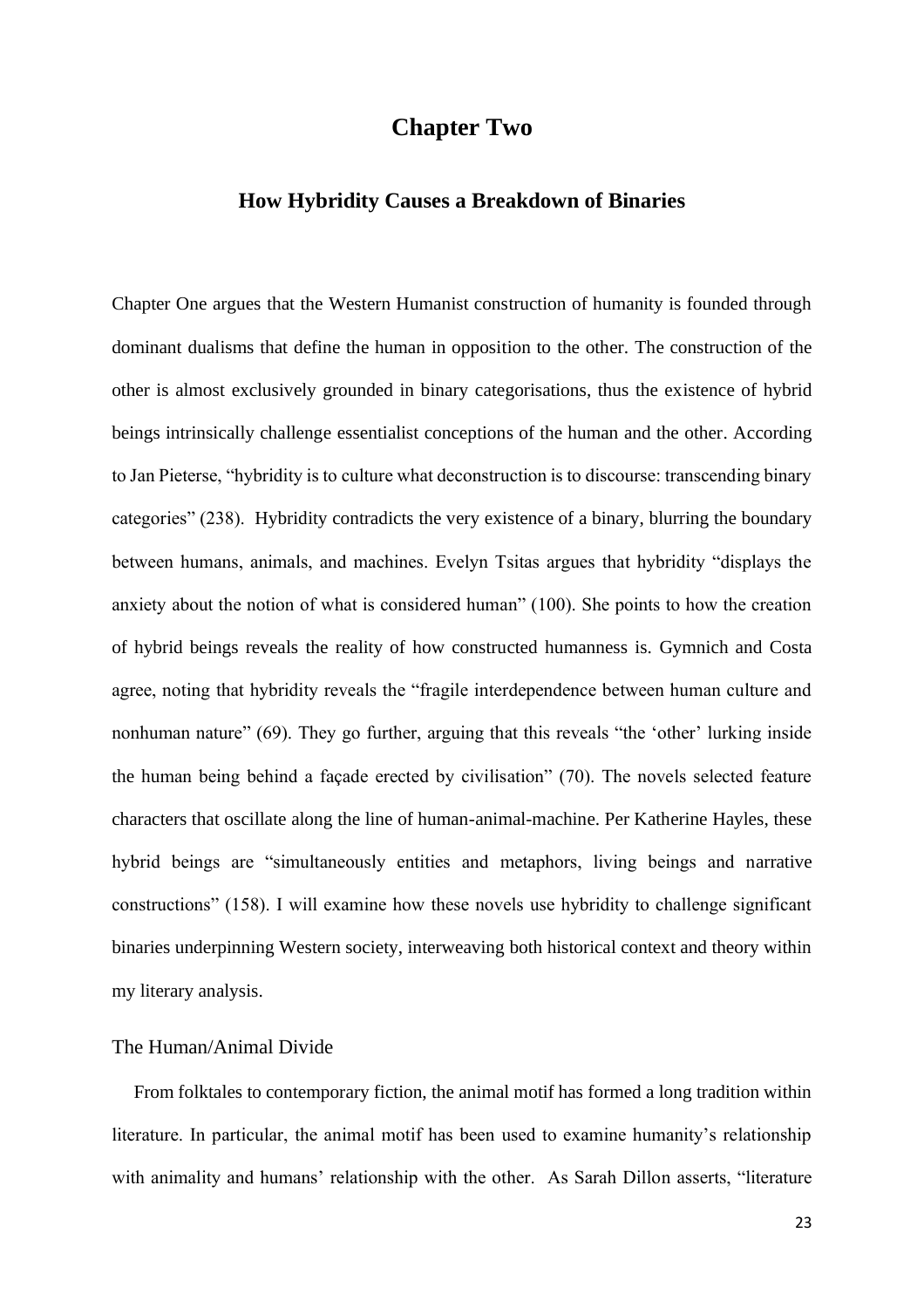# Chapter Two

## How Hybridity Causes a Breakdown of Binaries

Chapter One argues that the Western Humanist construction of humanity is founded through dominant dualisms that define the human in opposition to the other. The construction of the other is almost exclusively grounded in binary categorisations, thus the existence of hybrid beings intrinsically challenge essentialist conceptions of the human and the other. According to Jan Pieterse, "hybridity is to culture what deconstruction is to discourse: transcending binary categories" (238). Hybridity contradicts the very existence of a binary, blurring the boundary between humans, animals, and machines. Evelyn Tsitas argues that hybridity "displays the anxiety about the notion of what is considered human" (100). She points to how the creation of hybrid beings reveals the reality of how constructed humanness is. Gymnich and Costa agree, noting that hybridity reveals the "fragile interdependence between human culture and nonhuman nature" (69). They go further, arguing that this reveals "the 'other' lurking inside the human being behind a façade erected by civilisation" (70). The novels selected feature characters that oscillate along the line of human-animal-machine. Per Katherine Hayles, these hybrid beings are "simultaneously entities and metaphors, living beings and narrative constructions" (158). I will examine how these novels use hybridity to challenge significant binaries underpinning Western society, interweaving both historical context and theory within my literary analysis.

### The Human/Animal Divide

From folktales to contemporary fiction, the animal motif has formed a long tradition within literature. In particular, the animal motif has been used to examine humanity's relationship with animality and humans' relationship with the other. As Sarah Dillon asserts, "literature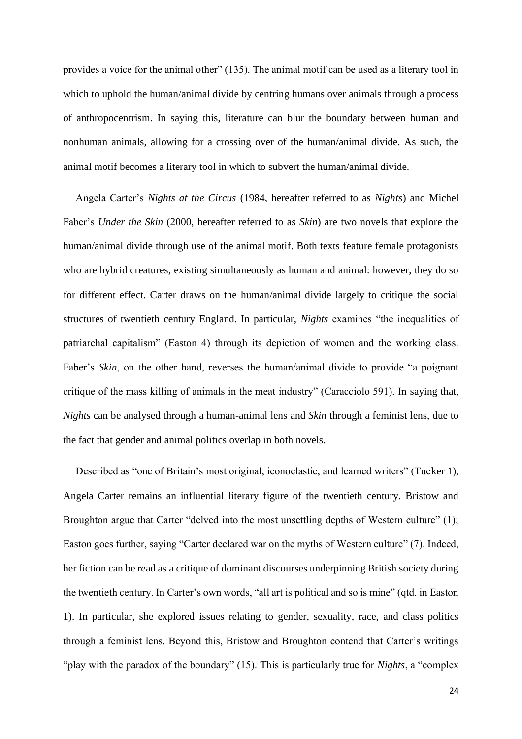provides a voice for the animal other" (135). The animal motif can be used as a literary tool in which to uphold the human/animal divide by centring humans over animals through a process of anthropocentrism. In saying this, literature can blur the boundary between human and nonhuman animals, allowing for a crossing over of the human/animal divide. As such, the animal motif becomes a literary tool in which to subvert the human/animal divide.

Angela Carter's *Nights at the Circus* (1984, hereafter referred to as *Nights*) and Michel Faber's *Under the Skin* (2000, hereafter referred to as *Skin*) are two novels that explore the human/animal divide through use of the animal motif. Both texts feature female protagonists who are hybrid creatures, existing simultaneously as human and animal: however, they do so for different effect. Carter draws on the human/animal divide largely to critique the social structures of twentieth century England. In particular, *Nights* examines "the inequalities of patriarchal capitalism" (Easton 4) through its depiction of women and the working class. Faber's *Skin*, on the other hand, reverses the human/animal divide to provide "a poignant critique of the mass killing of animals in the meat industry" (Caracciolo 591). In saying that, *Nights* can be analysed through a human-animal lens and *Skin* through a feminist lens, due to the fact that gender and animal politics overlap in both novels.

Described as "one of Britain's most original, iconoclastic, and learned writers" (Tucker 1), Angela Carter remains an influential literary figure of the twentieth century. Bristow and Broughton argue that Carter "delved into the most unsettling depths of Western culture" (1); Easton goes further, saying "Carter declared war on the myths of Western culture" (7). Indeed, her fiction can be read as a critique of dominant discourses underpinning British society during the twentieth century. In Carter's own words, "all art is political and so is mine" (qtd. in Easton 1). In particular, she explored issues relating to gender, sexuality, race, and class politics through a feminist lens. Beyond this, Bristow and Broughton contend that Carter's writings "play with the paradox of the boundary" (15). This is particularly true for *Nights*, a "complex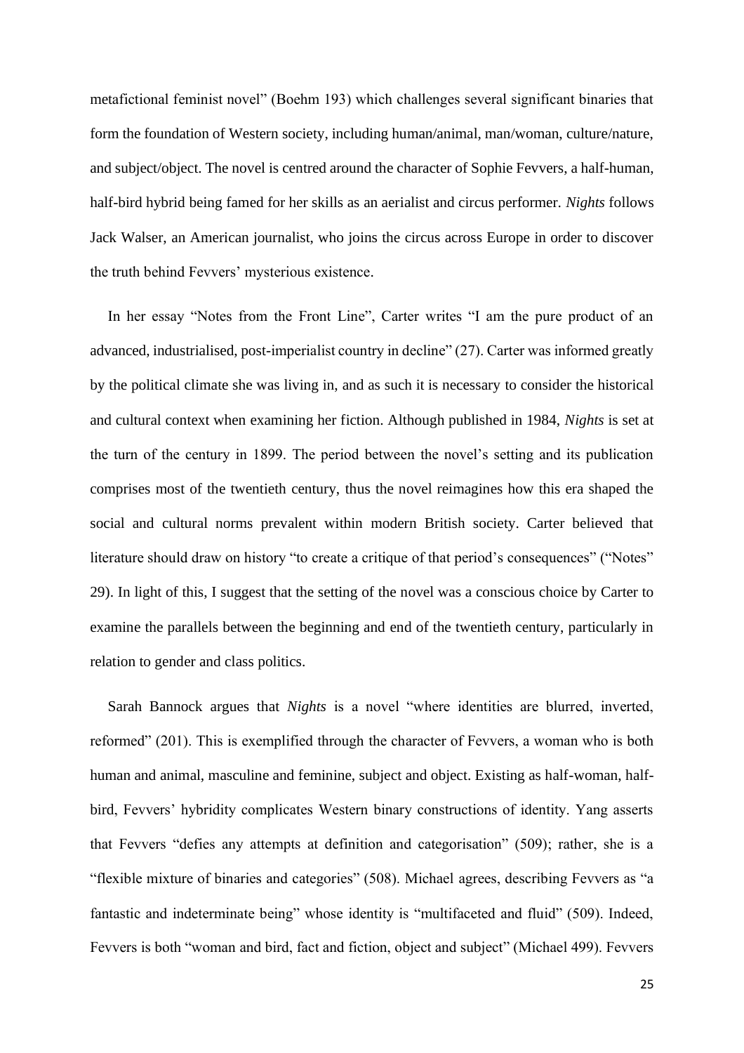metafictional feminist novel" (Boehm 193) which challenges several significant binaries that form the foundation of Western society, including human/animal, man/woman, culture/nature, and subject/object. The novel is centred around the character of Sophie Fevvers, a half-human, half-bird hybrid being famed for her skills as an aerialist and circus performer. *Nights* follows Jack Walser, an American journalist, who joins the circus across Europe in order to discover the truth behind Fevvers' mysterious existence.

In her essay "Notes from the Front Line", Carter writes "I am the pure product of an advanced, industrialised, post-imperialist country in decline" (27). Carter was informed greatly by the political climate she was living in, and as such it is necessary to consider the historical and cultural context when examining her fiction. Although published in 1984, *Nights* is set at the turn of the century in 1899. The period between the novel's setting and its publication comprises most of the twentieth century, thus the novel reimagines how this era shaped the social and cultural norms prevalent within modern British society. Carter believed that literature should draw on history "to create a critique of that period's consequences" ("Notes" 29). In light of this, I suggest that the setting of the novel was a conscious choice by Carter to examine the parallels between the beginning and end of the twentieth century, particularly in relation to gender and class politics.

Sarah Bannock argues that *Nights* is a novel "where identities are blurred, inverted, reformed" (201). This is exemplified through the character of Fevvers, a woman who is both human and animal, masculine and feminine, subject and object. Existing as half-woman, half-bird, Fevvers' hybridity complicates Western binary constructions of identity. Yang asserts that Fevvers "defies any attempts at definition and categorisation" (509); rather, she is a "flexible mixture of binaries and categories" (508). Michael agrees, describing Fevvers as "a fantastic and indeterminate being" whose identity is "multifaceted and fluid" (509). Indeed, Fevvers is both "woman and bird, fact and fiction, object and subject" (Michael 499). Fevvers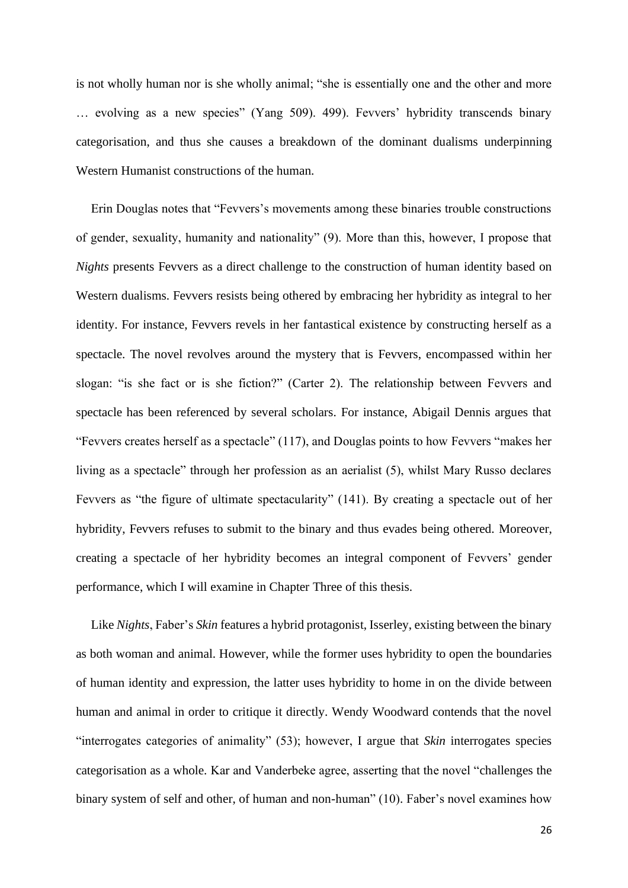is not wholly human nor is she wholly animal; "she is essentially one and the other and more … evolving as a new species" (Yang 509). 499). Fevvers' hybridity transcends binary categorisation, and thus she causes a breakdown of the dominant dualisms underpinning Western Humanist constructions of the human.

Erin Douglas notes that "Fevvers's movements among these binaries trouble constructions of gender, sexuality, humanity and nationality" (9). More than this, however, I propose that *Nights* presents Fevvers as a direct challenge to the construction of human identity based on Western dualisms. Fevvers resists being othered by embracing her hybridity as integral to her identity. For instance, Fevvers revels in her fantastical existence by constructing herself as a spectacle. The novel revolves around the mystery that is Fevvers, encompassed within her slogan: "is she fact or is she fiction?" (Carter 2). The relationship between Fevvers and spectacle has been referenced by several scholars. For instance, Abigail Dennis argues that "Fevvers creates herself as a spectacle" (117), and Douglas points to how Fevvers "makes her living as a spectacle" through her profession as an aerialist (5), whilst Mary Russo declares Fevvers as "the figure of ultimate spectacularity" (141). By creating a spectacle out of her hybridity, Fevvers refuses to submit to the binary and thus evades being othered. Moreover, creating a spectacle of her hybridity becomes an integral component of Fevvers' gender performance, which I will examine in Chapter Three of this thesis.

Like *Nights*, Faber's *Skin* features a hybrid protagonist, Isserley, existing between the binary as both woman and animal. However, while the former uses hybridity to open the boundaries of human identity and expression, the latter uses hybridity to home in on the divide between human and animal in order to critique it directly. Wendy Woodward contends that the novel "interrogates categories of animality" (53); however, I argue that *Skin* interrogates species categorisation as a whole. Kar and Vanderbeke agree, asserting that the novel "challenges the binary system of self and other, of human and non-human" (10). Faber's novel examines how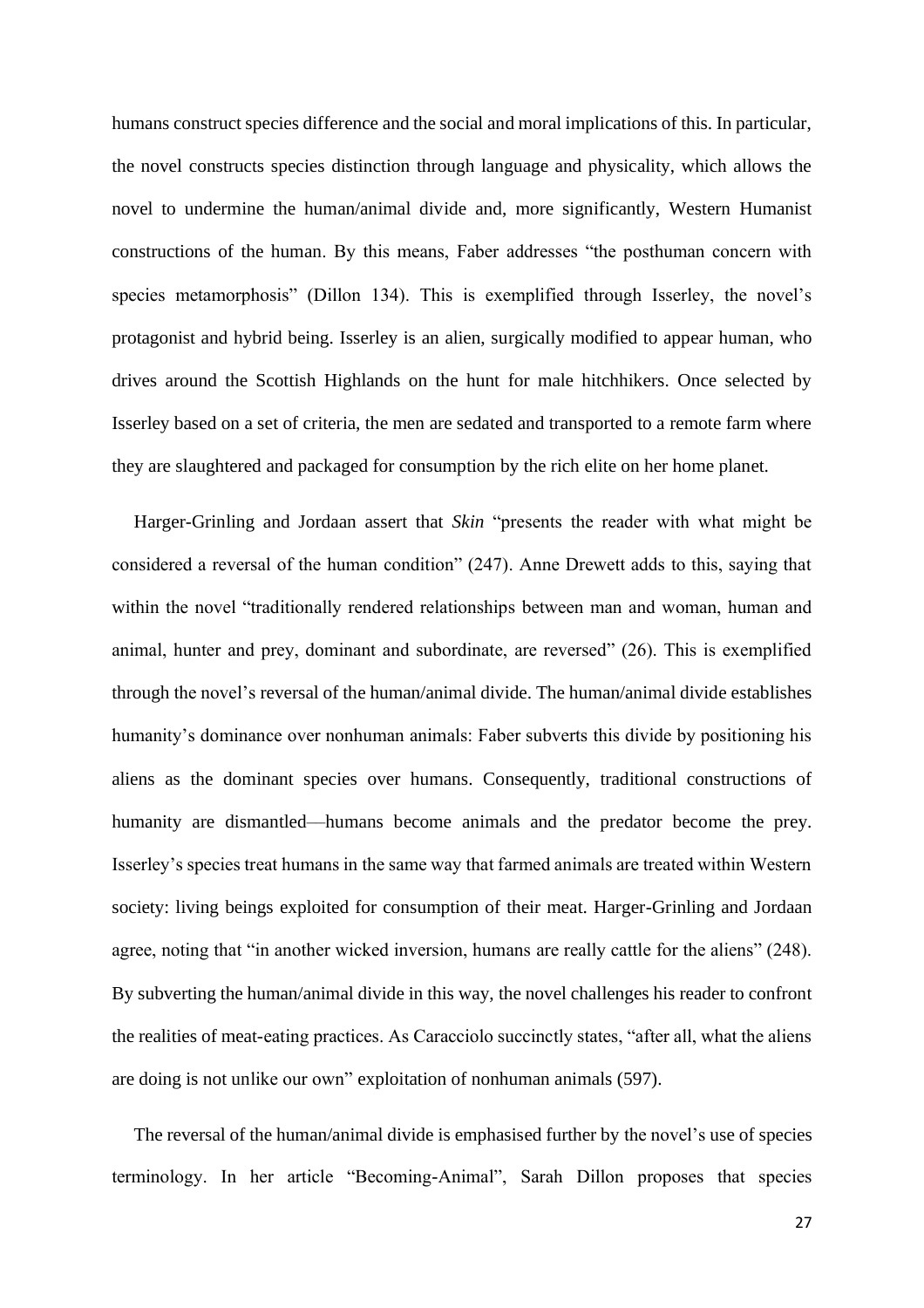humans construct species difference and the social and moral implications of this. In particular, the novel constructs species distinction through language and physicality, which allows the novel to undermine the human/animal divide and, more significantly, Western Humanist constructions of the human. By this means, Faber addresses "the posthuman concern with species metamorphosis" (Dillon 134). This is exemplified through Isserley, the novel's protagonist and hybrid being. Isserley is an alien, surgically modified to appear human, who drives around the Scottish Highlands on the hunt for male hitchhikers. Once selected by Isserley based on a set of criteria, the men are sedated and transported to a remote farm where they are slaughtered and packaged for consumption by the rich elite on her home planet.

Harger-Grinling and Jordaan assert that *Skin* "presents the reader with what might be considered a reversal of the human condition" (247). Anne Drewett adds to this, saying that within the novel "traditionally rendered relationships between man and woman, human and animal, hunter and prey, dominant and subordinate, are reversed" (26). This is exemplified through the novel's reversal of the human/animal divide. The human/animal divide establishes humanity's dominance over nonhuman animals: Faber subverts this divide by positioning his aliens as the dominant species over humans. Consequently, traditional constructions of humanity are dismantled—humans become animals and the predator become the prey. Isserley's species treat humans in the same way that farmed animals are treated within Western society: living beings exploited for consumption of their meat. Harger-Grinling and Jordaan agree, noting that "in another wicked inversion, humans are really cattle for the aliens" (248). By subverting the human/animal divide in this way, the novel challenges his reader to confront the realities of meat-eating practices. As Caracciolo succinctly states, "after all, what the aliens are doing is not unlike our own" exploitation of nonhuman animals (597).

The reversal of the human/animal divide is emphasised further by the novel's use of species terminology. In her article "Becoming-Animal", Sarah Dillon proposes that species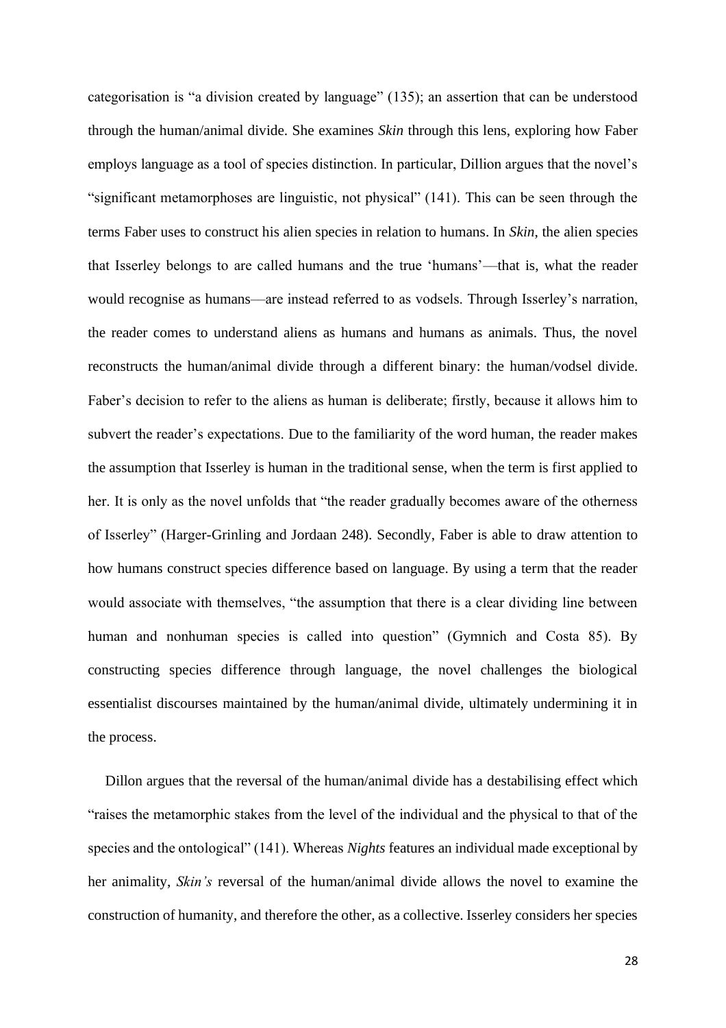categorisation is "a division created by language" (135); an assertion that can be understood through the human/animal divide. She examines *Skin* through this lens, exploring how Faber employs language as a tool of species distinction. In particular, Dillion argues that the novel's "significant metamorphoses are linguistic, not physical" (141). This can be seen through the terms Faber uses to construct his alien species in relation to humans. In *Skin*, the alien species that Isserley belongs to are called humans and the true 'humans'—that is, what the reader would recognise as humans—are instead referred to as vodsels. Through Isserley's narration, the reader comes to understand aliens as humans and humans as animals. Thus, the novel reconstructs the human/animal divide through a different binary: the human/vodsel divide. Faber's decision to refer to the aliens as human is deliberate; firstly, because it allows him to subvert the reader's expectations. Due to the familiarity of the word human, the reader makes the assumption that Isserley is human in the traditional sense, when the term is first applied to her. It is only as the novel unfolds that "the reader gradually becomes aware of the otherness of Isserley" (Harger-Grinling and Jordaan 248). Secondly, Faber is able to draw attention to how humans construct species difference based on language. By using a term that the reader would associate with themselves, "the assumption that there is a clear dividing line between human and nonhuman species is called into question" (Gymnich and Costa 85). By constructing species difference through language, the novel challenges the biological essentialist discourses maintained by the human/animal divide, ultimately undermining it in the process.

Dillon argues that the reversal of the human/animal divide has a destabilising effect which "raises the metamorphic stakes from the level of the individual and the physical to that of the species and the ontological" (141). Whereas *Nights* features an individual made exceptional by her animality, *Skin's* reversal of the human/animal divide allows the novel to examine the construction of humanity, and therefore the other, as a collective. Isserley considers her species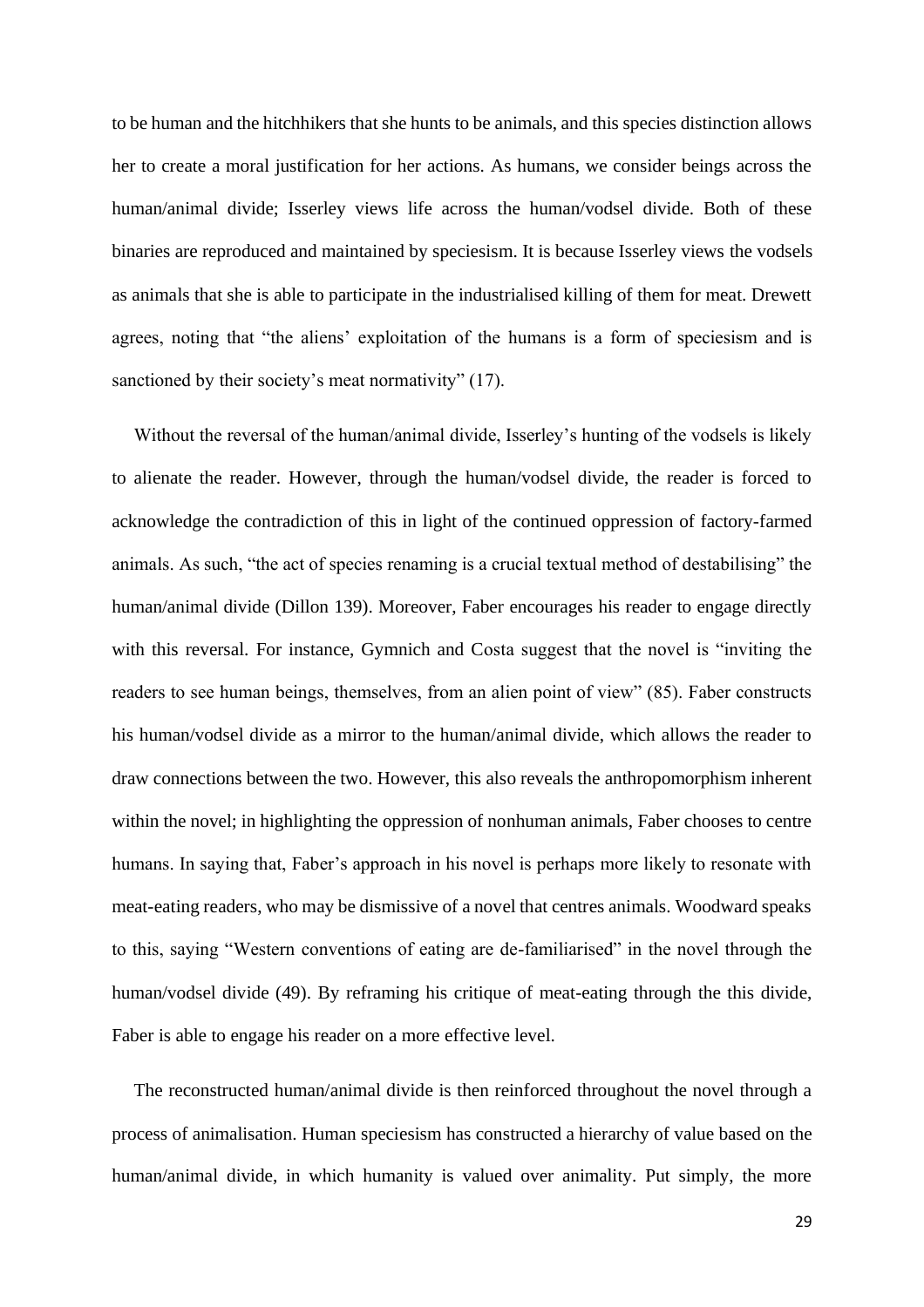to be human and the hitchhikers that she hunts to be animals, and this species distinction allows her to create a moral justification for her actions. As humans, we consider beings across the human/animal divide; Isserley views life across the human/vodsel divide. Both of these binaries are reproduced and maintained by speciesism. It is because Isserley views the vodsels as animals that she is able to participate in the industrialised killing of them for meat. Drewett agrees, noting that "the aliens' exploitation of the humans is a form of speciesism and is sanctioned by their society's meat normativity" (17).

Without the reversal of the human/animal divide, Isserley's hunting of the vodsels is likely to alienate the reader. However, through the human/vodsel divide, the reader is forced to acknowledge the contradiction of this in light of the continued oppression of factory-farmed animals. As such, "the act of species renaming is a crucial textual method of destabilising" the human/animal divide (Dillon 139). Moreover, Faber encourages his reader to engage directly with this reversal. For instance, Gymnich and Costa suggest that the novel is "inviting the readers to see human beings, themselves, from an alien point of view" (85). Faber constructs his human/vodsel divide as a mirror to the human/animal divide, which allows the reader to draw connections between the two. However, this also reveals the anthropomorphism inherent within the novel; in highlighting the oppression of nonhuman animals, Faber chooses to centre humans. In saying that, Faber's approach in his novel is perhaps more likely to resonate with meat-eating readers, who may be dismissive of a novel that centres animals. Woodward speaks to this, saying "Western conventions of eating are de-familiarised" in the novel through the human/vodsel divide (49). By reframing his critique of meat-eating through the this divide, Faber is able to engage his reader on a more effective level.

The reconstructed human/animal divide is then reinforced throughout the novel through a process of animalisation. Human speciesism has constructed a hierarchy of value based on the human/animal divide, in which humanity is valued over animality. Put simply, the more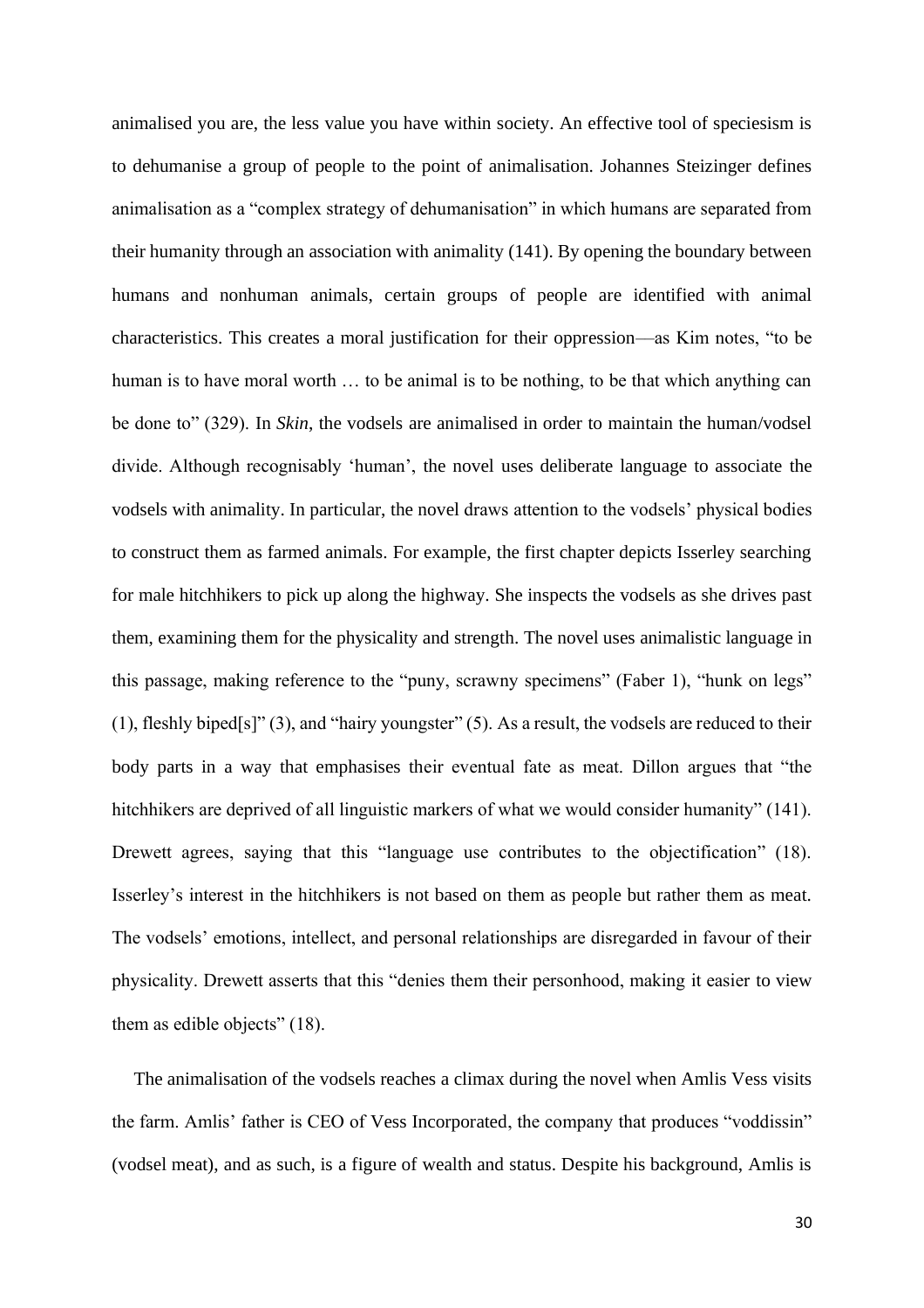animalised you are, the less value you have within society. An effective tool of speciesism is to dehumanise a group of people to the point of animalisation. Johannes Steizinger defines animalisation as a "complex strategy of dehumanisation" in which humans are separated from their humanity through an association with animality (141). By opening the boundary between humans and nonhuman animals, certain groups of people are identified with animal characteristics. This creates a moral justification for their oppression—as Kim notes, "to be human is to have moral worth … to be animal is to be nothing, to be that which anything can be done to" (329). In *Skin*, the vodsels are animalised in order to maintain the human/vodsel divide. Although recognisably 'human', the novel uses deliberate language to associate the vodsels with animality. In particular, the novel draws attention to the vodsels' physical bodies to construct them as farmed animals. For example, the first chapter depicts Isserley searching for male hitchhikers to pick up along the highway. She inspects the vodsels as she drives past them, examining them for the physicality and strength. The novel uses animalistic language in this passage, making reference to the "puny, scrawny specimens" (Faber 1), "hunk on legs" (1), fleshly biped[s]" (3), and "hairy youngster" (5). As a result, the vodsels are reduced to their body parts in a way that emphasises their eventual fate as meat. Dillon argues that "the hitchhikers are deprived of all linguistic markers of what we would consider humanity" (141). Drewett agrees, saying that this "language use contributes to the objectification" (18). Isserley's interest in the hitchhikers is not based on them as people but rather them as meat. The vodsels' emotions, intellect, and personal relationships are disregarded in favour of their physicality. Drewett asserts that this "denies them their personhood, making it easier to view them as edible objects" (18).

The animalisation of the vodsels reaches a climax during the novel when Amlis Vess visits the farm. Amlis' father is CEO of Vess Incorporated, the company that produces "voddissin" (vodsel meat), and as such, is a figure of wealth and status. Despite his background, Amlis is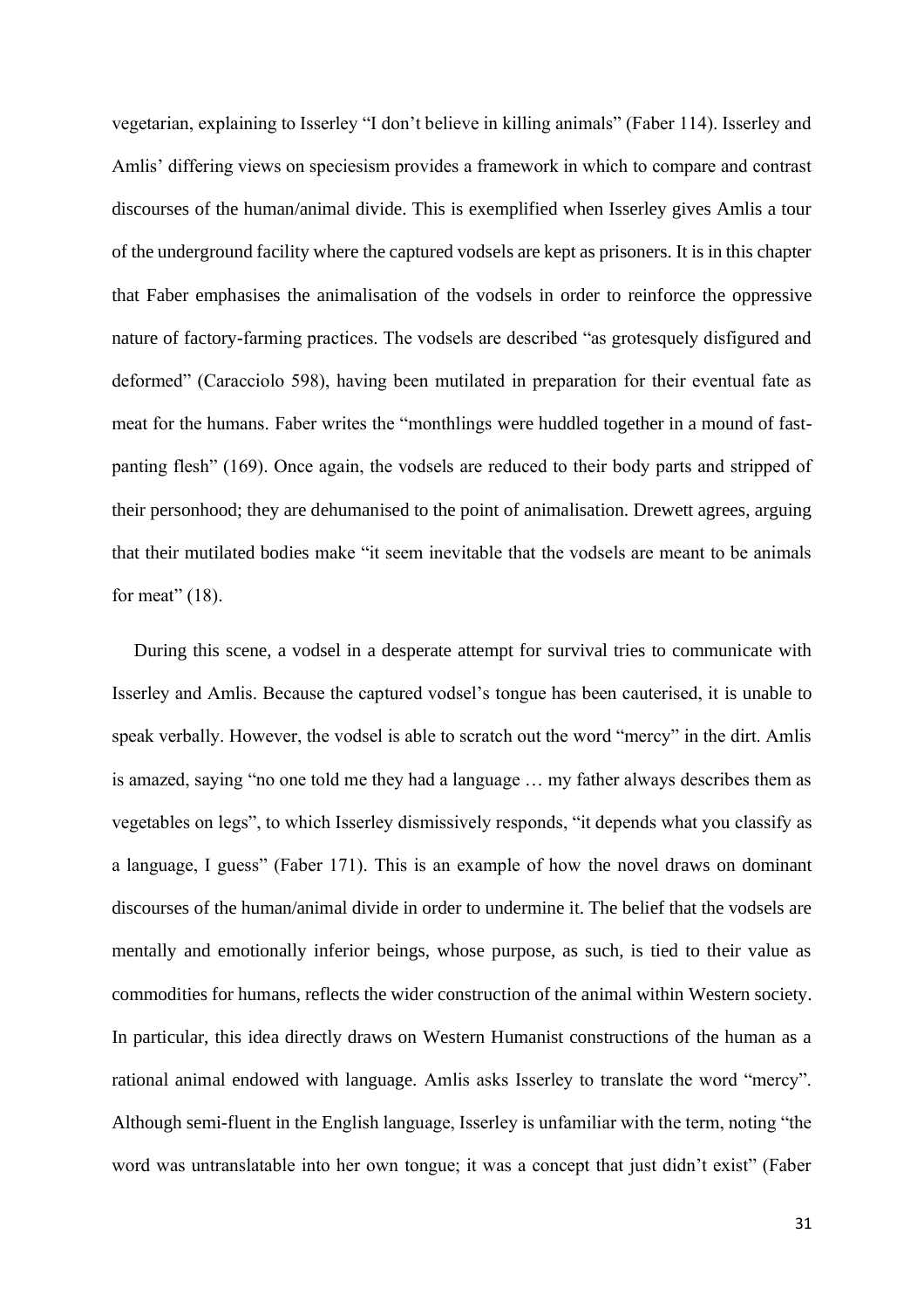vegetarian, explaining to Isserley "I don't believe in killing animals" (Faber 114). Isserley and Amlis' differing views on speciesism provides a framework in which to compare and contrast discourses of the human/animal divide. This is exemplified when Isserley gives Amlis a tour of the underground facility where the captured vodsels are kept as prisoners. It is in this chapter that Faber emphasises the animalisation of the vodsels in order to reinforce the oppressive nature of factory-farming practices. The vodsels are described "as grotesquely disfigured and deformed" (Caracciolo 598), having been mutilated in preparation for their eventual fate as meat for the humans. Faber writes the "monthlings were huddled together in a mound of fast-panting flesh" (169). Once again, the vodsels are reduced to their body parts and stripped of their personhood; they are dehumanised to the point of animalisation. Drewett agrees, arguing that their mutilated bodies make "it seem inevitable that the vodsels are meant to be animals for meat" (18).

During this scene, a vodsel in a desperate attempt for survival tries to communicate with Isserley and Amlis. Because the captured vodsel's tongue has been cauterised, it is unable to speak verbally. However, the vodsel is able to scratch out the word "mercy" in the dirt. Amlis is amazed, saying "no one told me they had a language … my father always describes them as vegetables on legs", to which Isserley dismissively responds, "it depends what you classify as a language, I guess" (Faber 171). This is an example of how the novel draws on dominant discourses of the human/animal divide in order to undermine it. The belief that the vodsels are mentally and emotionally inferior beings, whose purpose, as such, is tied to their value as commodities for humans, reflects the wider construction of the animal within Western society. In particular, this idea directly draws on Western Humanist constructions of the human as a rational animal endowed with language. Amlis asks Isserley to translate the word "mercy". Although semi-fluent in the English language, Isserley is unfamiliar with the term, noting "the word was untranslatable into her own tongue; it was a concept that just didn't exist" (Faber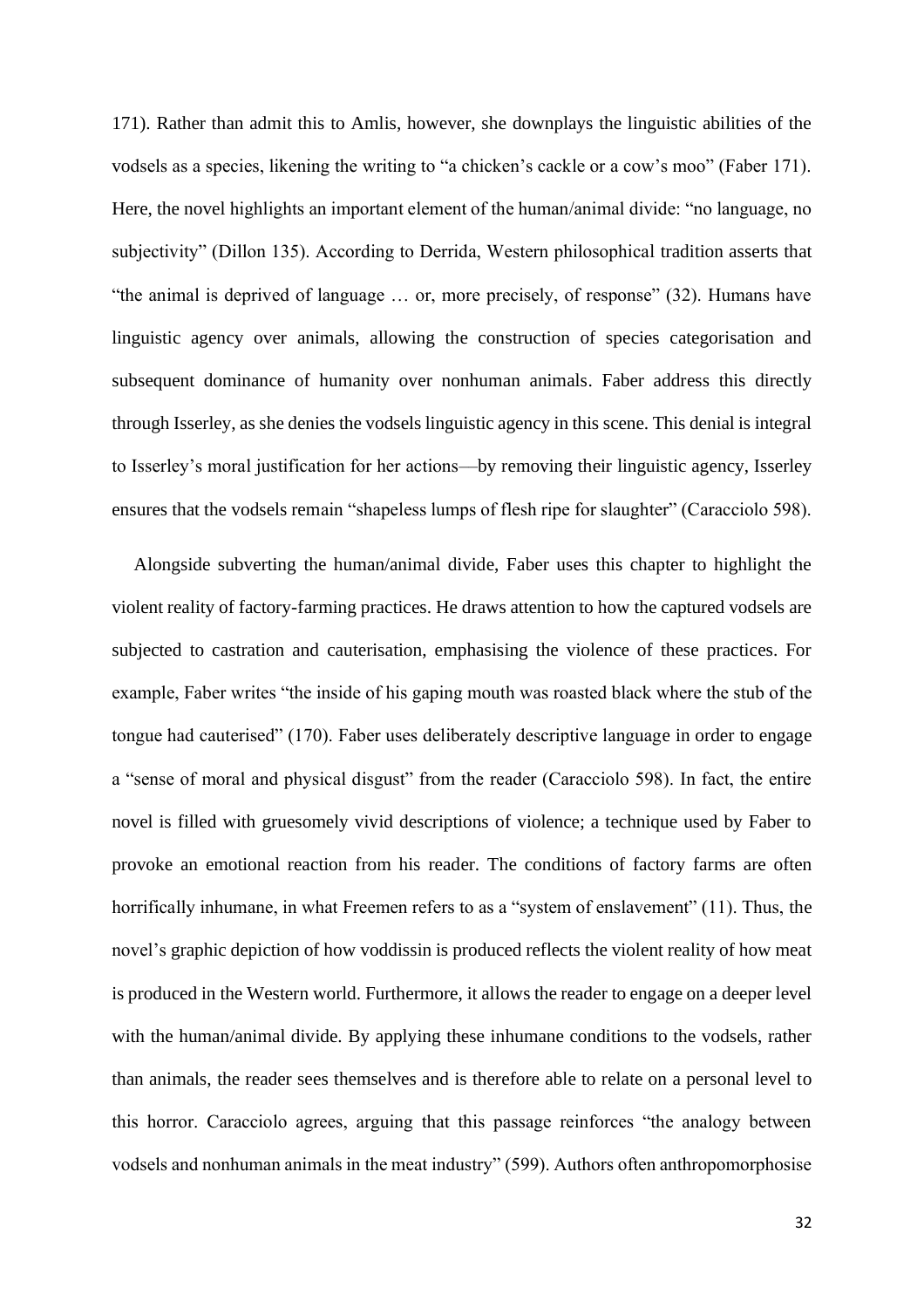171). Rather than admit this to Amlis, however, she downplays the linguistic abilities of the vodsels as a species, likening the writing to "a chicken's cackle or a cow's moo" (Faber 171). Here, the novel highlights an important element of the human/animal divide: "no language, no subjectivity" (Dillon 135). According to Derrida, Western philosophical tradition asserts that "the animal is deprived of language … or, more precisely, of response" (32). Humans have linguistic agency over animals, allowing the construction of species categorisation and subsequent dominance of humanity over nonhuman animals. Faber address this directly through Isserley, as she denies the vodsels linguistic agency in this scene. This denial is integral to Isserley's moral justification for her actions—by removing their linguistic agency, Isserley ensures that the vodsels remain "shapeless lumps of flesh ripe for slaughter" (Caracciolo 598).

Alongside subverting the human/animal divide, Faber uses this chapter to highlight the violent reality of factory-farming practices. He draws attention to how the captured vodsels are subjected to castration and cauterisation, emphasising the violence of these practices. For example, Faber writes "the inside of his gaping mouth was roasted black where the stub of the tongue had cauterised" (170). Faber uses deliberately descriptive language in order to engage a "sense of moral and physical disgust" from the reader (Caracciolo 598). In fact, the entire novel is filled with gruesomely vivid descriptions of violence; a technique used by Faber to provoke an emotional reaction from his reader. The conditions of factory farms are often horrifically inhumane, in what Freemen refers to as a "system of enslavement" (11). Thus, the novel's graphic depiction of how voddissin is produced reflects the violent reality of how meat is produced in the Western world. Furthermore, it allows the reader to engage on a deeper level with the human/animal divide. By applying these inhumane conditions to the vodsels, rather than animals, the reader sees themselves and is therefore able to relate on a personal level to this horror. Caracciolo agrees, arguing that this passage reinforces "the analogy between vodsels and nonhuman animals in the meat industry" (599). Authors often anthropomorphise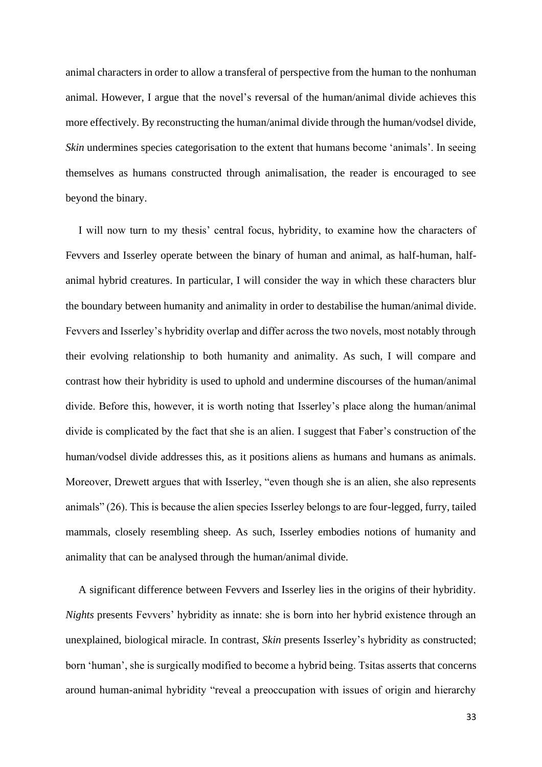animal characters in order to allow a transferal of perspective from the human to the nonhuman animal. However, I argue that the novel's reversal of the human/animal divide achieves this more effectively. By reconstructing the human/animal divide through the human/vodsel divide, *Skin* undermines species categorisation to the extent that humans become 'animals'. In seeing themselves as humans constructed through animalisation, the reader is encouraged to see beyond the binary.

I will now turn to my thesis' central focus, hybridity, to examine how the characters of Fevvers and Isserley operate between the binary of human and animal, as half-human, half-animal hybrid creatures. In particular, I will consider the way in which these characters blur the boundary between humanity and animality in order to destabilise the human/animal divide. Fevvers and Isserley's hybridity overlap and differ across the two novels, most notably through their evolving relationship to both humanity and animality. As such, I will compare and contrast how their hybridity is used to uphold and undermine discourses of the human/animal divide. Before this, however, it is worth noting that Isserley's place along the human/animal divide is complicated by the fact that she is an alien. I suggest that Faber's construction of the human/vodsel divide addresses this, as it positions aliens as humans and humans as animals. Moreover, Drewett argues that with Isserley, "even though she is an alien, she also represents animals" (26). This is because the alien species Isserley belongs to are four-legged, furry, tailed mammals, closely resembling sheep. As such, Isserley embodies notions of humanity and animality that can be analysed through the human/animal divide.

A significant difference between Fevvers and Isserley lies in the origins of their hybridity. *Nights* presents Fevvers' hybridity as innate: she is born into her hybrid existence through an unexplained, biological miracle. In contrast, *Skin* presents Isserley's hybridity as constructed; born 'human', she is surgically modified to become a hybrid being. Tsitas asserts that concerns around human-animal hybridity "reveal a preoccupation with issues of origin and hierarchy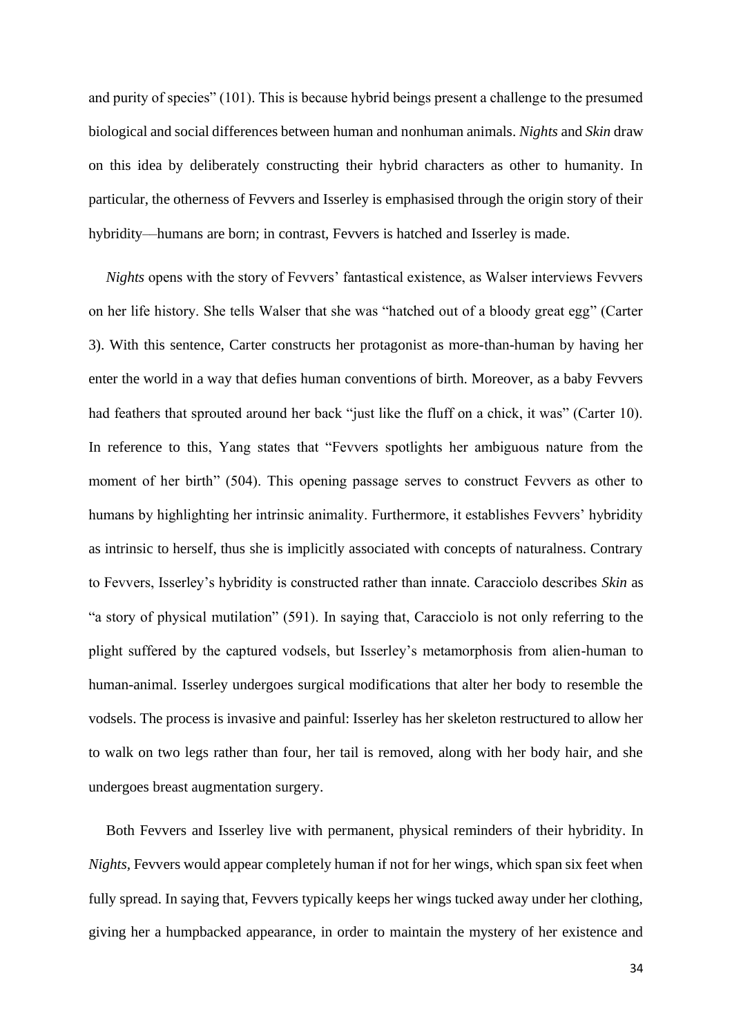and purity of species" (101). This is because hybrid beings present a challenge to the presumed biological and social differences between human and nonhuman animals. *Nights* and *Skin* draw on this idea by deliberately constructing their hybrid characters as other to humanity. In particular, the otherness of Fevvers and Isserley is emphasised through the origin story of their hybridity—humans are born; in contrast, Fevvers is hatched and Isserley is made.

*Nights* opens with the story of Fevvers' fantastical existence, as Walser interviews Fevvers on her life history. She tells Walser that she was "hatched out of a bloody great egg" (Carter 3). With this sentence, Carter constructs her protagonist as more-than-human by having her enter the world in a way that defies human conventions of birth. Moreover, as a baby Fevvers had feathers that sprouted around her back "just like the fluff on a chick, it was" (Carter 10). In reference to this, Yang states that "Fevvers spotlights her ambiguous nature from the moment of her birth" (504). This opening passage serves to construct Fevvers as other to humans by highlighting her intrinsic animality. Furthermore, it establishes Fevvers' hybridity as intrinsic to herself, thus she is implicitly associated with concepts of naturalness. Contrary to Fevvers, Isserley's hybridity is constructed rather than innate. Caracciolo describes *Skin* as "a story of physical mutilation" (591). In saying that, Caracciolo is not only referring to the plight suffered by the captured vodsels, but Isserley's metamorphosis from alien-human to human-animal. Isserley undergoes surgical modifications that alter her body to resemble the vodsels. The process is invasive and painful: Isserley has her skeleton restructured to allow her to walk on two legs rather than four, her tail is removed, along with her body hair, and she undergoes breast augmentation surgery.

Both Fevvers and Isserley live with permanent, physical reminders of their hybridity. In *Nights*, Fevvers would appear completely human if not for her wings, which span six feet when fully spread. In saying that, Fevvers typically keeps her wings tucked away under her clothing, giving her a humpbacked appearance, in order to maintain the mystery of her existence and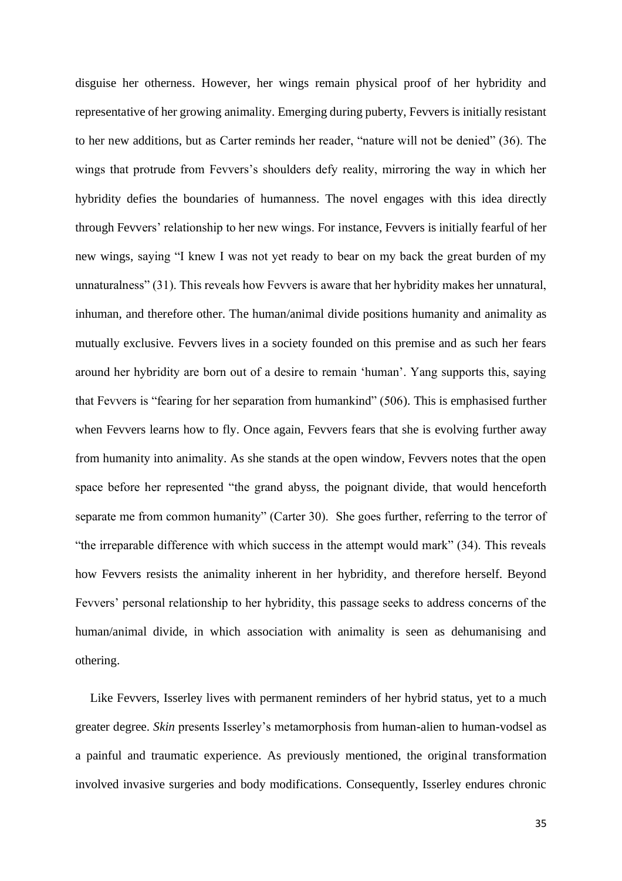disguise her otherness. However, her wings remain physical proof of her hybridity and representative of her growing animality. Emerging during puberty, Fevvers is initially resistant to her new additions, but as Carter reminds her reader, "nature will not be denied" (36). The wings that protrude from Fevvers's shoulders defy reality, mirroring the way in which her hybridity defies the boundaries of humanness. The novel engages with this idea directly through Fevvers' relationship to her new wings. For instance, Fevvers is initially fearful of her new wings, saying "I knew I was not yet ready to bear on my back the great burden of my unnaturalness" (31). This reveals how Fevvers is aware that her hybridity makes her unnatural, inhuman, and therefore other. The human/animal divide positions humanity and animality as mutually exclusive. Fevvers lives in a society founded on this premise and as such her fears around her hybridity are born out of a desire to remain 'human'. Yang supports this, saying that Fevvers is "fearing for her separation from humankind" (506). This is emphasised further when Fevvers learns how to fly. Once again, Fevvers fears that she is evolving further away from humanity into animality. As she stands at the open window, Fevvers notes that the open space before her represented "the grand abyss, the poignant divide, that would henceforth separate me from common humanity" (Carter 30). She goes further, referring to the terror of "the irreparable difference with which success in the attempt would mark" (34). This reveals how Fevvers resists the animality inherent in her hybridity, and therefore herself. Beyond Fevvers' personal relationship to her hybridity, this passage seeks to address concerns of the human/animal divide, in which association with animality is seen as dehumanising and othering.

Like Fevvers, Isserley lives with permanent reminders of her hybrid status, yet to a much greater degree. *Skin* presents Isserley's metamorphosis from human-alien to human-vodsel as a painful and traumatic experience. As previously mentioned, the original transformation involved invasive surgeries and body modifications. Consequently, Isserley endures chronic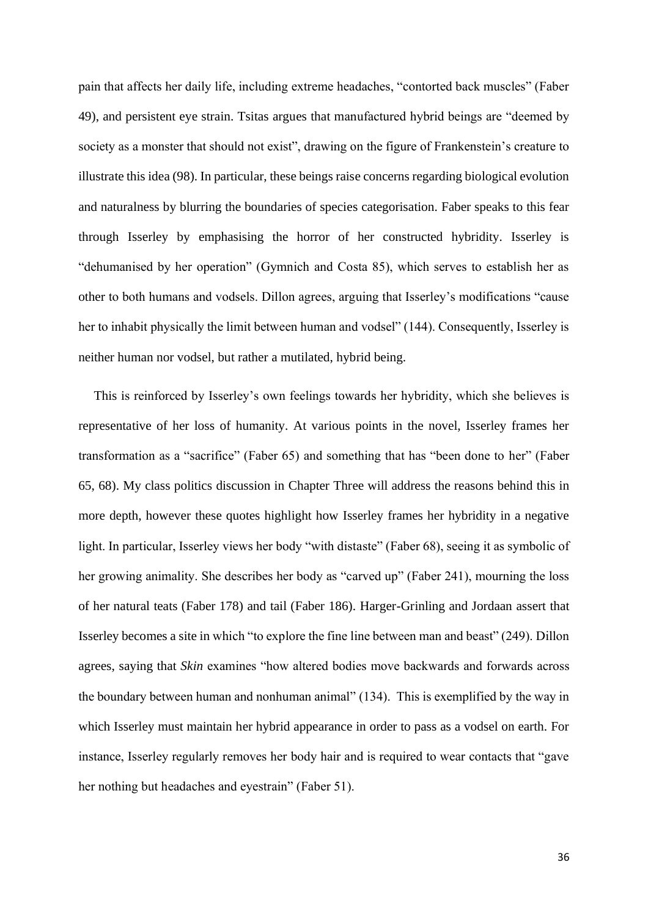pain that affects her daily life, including extreme headaches, "contorted back muscles" (Faber 49), and persistent eye strain. Tsitas argues that manufactured hybrid beings are "deemed by society as a monster that should not exist", drawing on the figure of Frankenstein's creature to illustrate this idea (98). In particular, these beings raise concerns regarding biological evolution and naturalness by blurring the boundaries of species categorisation. Faber speaks to this fear through Isserley by emphasising the horror of her constructed hybridity. Isserley is "dehumanised by her operation" (Gymnich and Costa 85), which serves to establish her as other to both humans and vodsels. Dillon agrees, arguing that Isserley's modifications "cause her to inhabit physically the limit between human and vodsel" (144). Consequently, Isserley is neither human nor vodsel, but rather a mutilated, hybrid being.

This is reinforced by Isserley's own feelings towards her hybridity, which she believes is representative of her loss of humanity. At various points in the novel, Isserley frames her transformation as a "sacrifice" (Faber 65) and something that has "been done to her" (Faber 65, 68). My class politics discussion in Chapter Three will address the reasons behind this in more depth, however these quotes highlight how Isserley frames her hybridity in a negative light. In particular, Isserley views her body "with distaste" (Faber 68), seeing it as symbolic of her growing animality. She describes her body as "carved up" (Faber 241), mourning the loss of her natural teats (Faber 178) and tail (Faber 186). Harger-Grinling and Jordaan assert that Isserley becomes a site in which "to explore the fine line between man and beast" (249). Dillon agrees, saying that *Skin* examines "how altered bodies move backwards and forwards across the boundary between human and nonhuman animal" (134). This is exemplified by the way in which Isserley must maintain her hybrid appearance in order to pass as a vodsel on earth. For instance, Isserley regularly removes her body hair and is required to wear contacts that "gave her nothing but headaches and eyestrain" (Faber 51).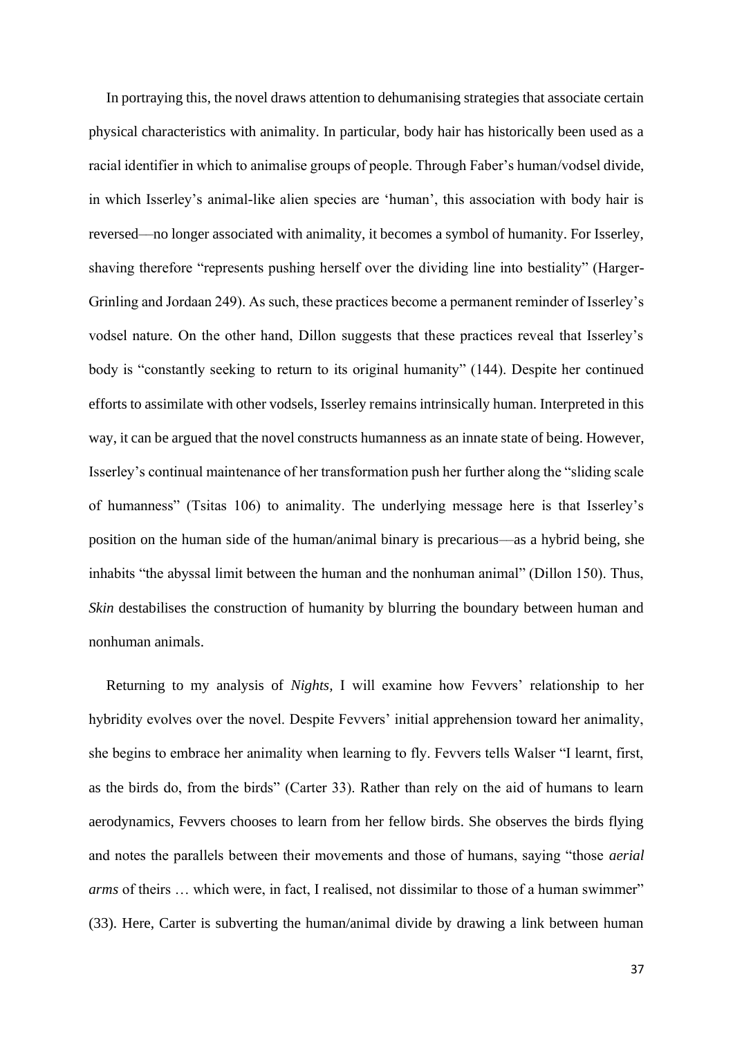In portraying this, the novel draws attention to dehumanising strategies that associate certain physical characteristics with animality. In particular, body hair has historically been used as a racial identifier in which to animalise groups of people. Through Faber's human/vodsel divide, in which Isserley's animal-like alien species are 'human', this association with body hair is reversed—no longer associated with animality, it becomes a symbol of humanity. For Isserley, shaving therefore "represents pushing herself over the dividing line into bestiality" (Harger-Grinling and Jordaan 249). As such, these practices become a permanent reminder of Isserley's vodsel nature. On the other hand, Dillon suggests that these practices reveal that Isserley's body is "constantly seeking to return to its original humanity" (144). Despite her continued efforts to assimilate with other vodsels, Isserley remains intrinsically human. Interpreted in this way, it can be argued that the novel constructs humanness as an innate state of being. However, Isserley's continual maintenance of her transformation push her further along the "sliding scale of humanness" (Tsitas 106) to animality. The underlying message here is that Isserley's position on the human side of the human/animal binary is precarious—as a hybrid being, she inhabits "the abyssal limit between the human and the nonhuman animal" (Dillon 150). Thus, *Skin* destabilises the construction of humanity by blurring the boundary between human and nonhuman animals.

Returning to my analysis of *Nights,* I will examine how Fevvers' relationship to her hybridity evolves over the novel. Despite Fevvers' initial apprehension toward her animality, she begins to embrace her animality when learning to fly. Fevvers tells Walser "I learnt, first, as the birds do, from the birds" (Carter 33). Rather than rely on the aid of humans to learn aerodynamics, Fevvers chooses to learn from her fellow birds. She observes the birds flying and notes the parallels between their movements and those of humans, saying "those *aerial arms* of theirs … which were, in fact, I realised, not dissimilar to those of a human swimmer" (33). Here, Carter is subverting the human/animal divide by drawing a link between human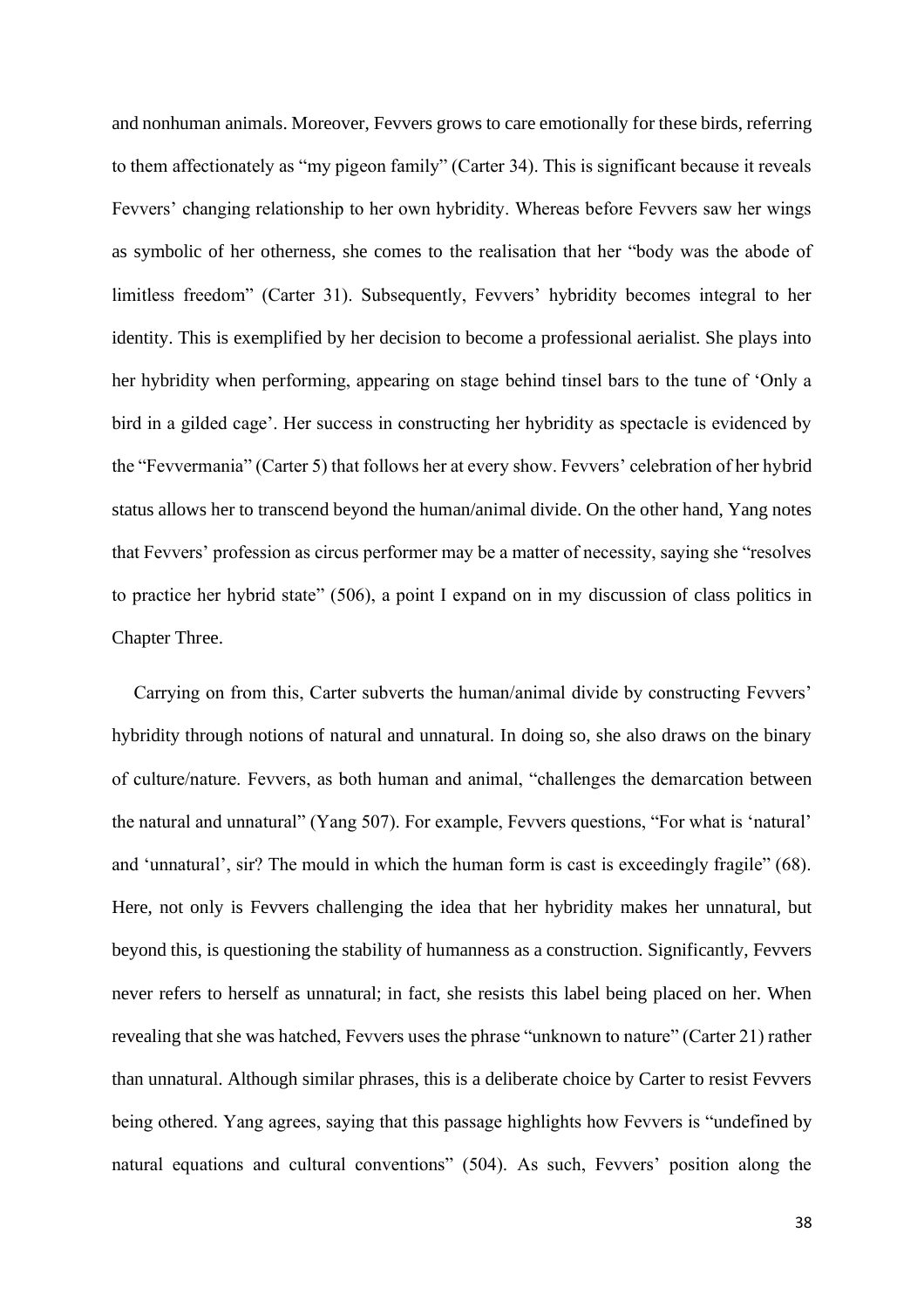and nonhuman animals. Moreover, Fevvers grows to care emotionally for these birds, referring to them affectionately as "my pigeon family" (Carter 34). This is significant because it reveals Fevvers' changing relationship to her own hybridity. Whereas before Fevvers saw her wings as symbolic of her otherness, she comes to the realisation that her "body was the abode of limitless freedom" (Carter 31). Subsequently, Fevvers' hybridity becomes integral to her identity. This is exemplified by her decision to become a professional aerialist. She plays into her hybridity when performing, appearing on stage behind tinsel bars to the tune of 'Only a bird in a gilded cage'. Her success in constructing her hybridity as spectacle is evidenced by the "Fevvermania" (Carter 5) that follows her at every show. Fevvers' celebration of her hybrid status allows her to transcend beyond the human/animal divide. On the other hand, Yang notes that Fevvers' profession as circus performer may be a matter of necessity, saying she "resolves to practice her hybrid state" (506), a point I expand on in my discussion of class politics in Chapter Three.

Carrying on from this, Carter subverts the human/animal divide by constructing Fevvers' hybridity through notions of natural and unnatural. In doing so, she also draws on the binary of culture/nature. Fevvers, as both human and animal, "challenges the demarcation between the natural and unnatural" (Yang 507). For example, Fevvers questions, "For what is 'natural' and 'unnatural', sir? The mould in which the human form is cast is exceedingly fragile" (68). Here, not only is Fevvers challenging the idea that her hybridity makes her unnatural, but beyond this, is questioning the stability of humanness as a construction. Significantly, Fevvers never refers to herself as unnatural; in fact, she resists this label being placed on her. When revealing that she was hatched, Fevvers uses the phrase "unknown to nature" (Carter 21) rather than unnatural. Although similar phrases, this is a deliberate choice by Carter to resist Fevvers being othered. Yang agrees, saying that this passage highlights how Fevvers is "undefined by natural equations and cultural conventions" (504). As such, Fevvers' position along the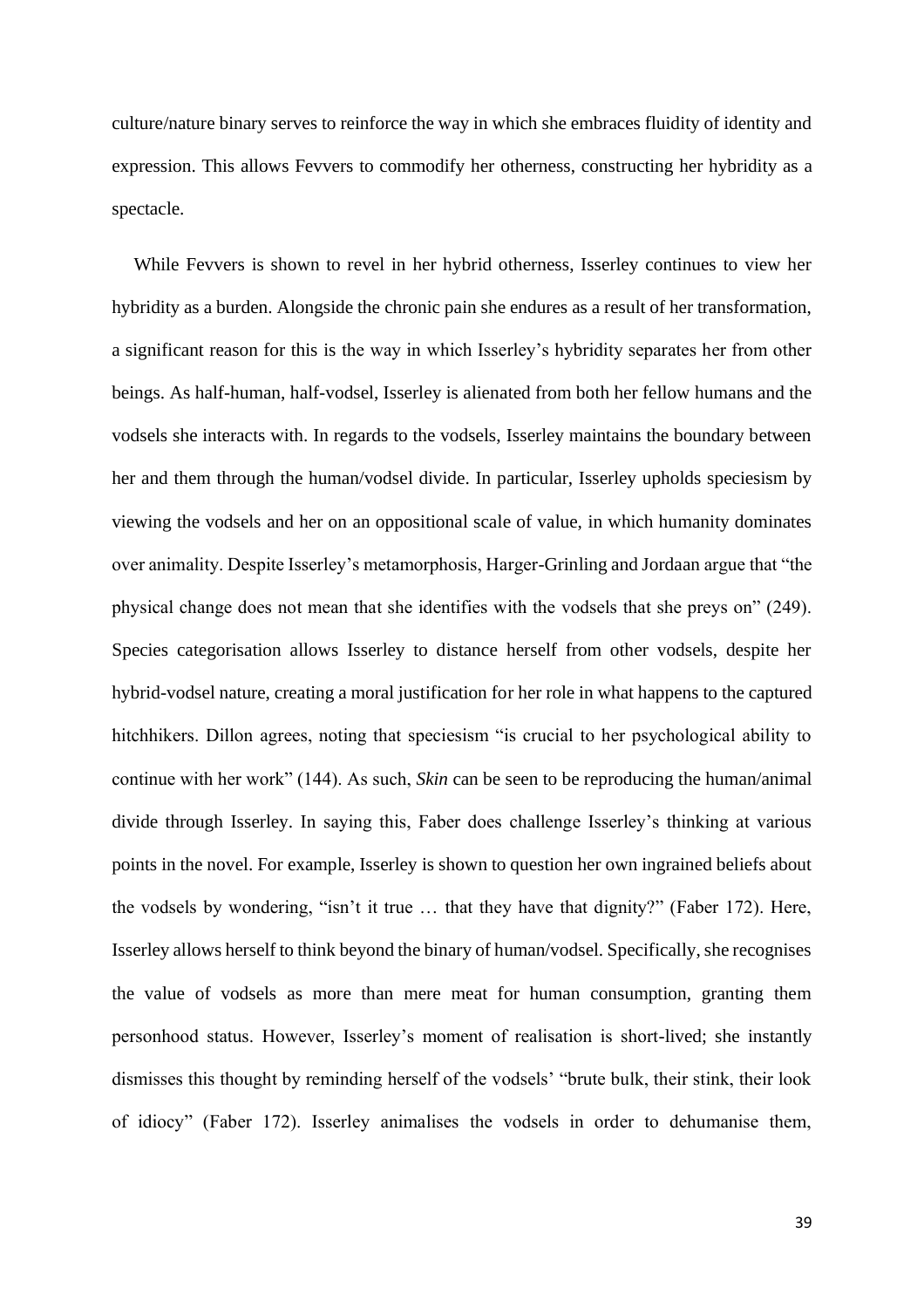culture/nature binary serves to reinforce the way in which she embraces fluidity of identity and expression. This allows Fevvers to commodify her otherness, constructing her hybridity as a spectacle.

While Fevvers is shown to revel in her hybrid otherness, Isserley continues to view her hybridity as a burden. Alongside the chronic pain she endures as a result of her transformation, a significant reason for this is the way in which Isserley's hybridity separates her from other beings. As half-human, half-vodsel, Isserley is alienated from both her fellow humans and the vodsels she interacts with. In regards to the vodsels, Isserley maintains the boundary between her and them through the human/vodsel divide. In particular, Isserley upholds speciesism by viewing the vodsels and her on an oppositional scale of value, in which humanity dominates over animality. Despite Isserley's metamorphosis, Harger-Grinling and Jordaan argue that "the physical change does not mean that she identifies with the vodsels that she preys on" (249). Species categorisation allows Isserley to distance herself from other vodsels, despite her hybrid-vodsel nature, creating a moral justification for her role in what happens to the captured hitchhikers. Dillon agrees, noting that speciesism "is crucial to her psychological ability to continue with her work" (144). As such, *Skin* can be seen to be reproducing the human/animal divide through Isserley. In saying this, Faber does challenge Isserley's thinking at various points in the novel. For example, Isserley is shown to question her own ingrained beliefs about the vodsels by wondering, "isn't it true … that they have that dignity?" (Faber 172). Here, Isserley allows herself to think beyond the binary of human/vodsel. Specifically, she recognises the value of vodsels as more than mere meat for human consumption, granting them personhood status. However, Isserley's moment of realisation is short-lived; she instantly dismisses this thought by reminding herself of the vodsels' "brute bulk, their stink, their look of idiocy" (Faber 172). Isserley animalises the vodsels in order to dehumanise them,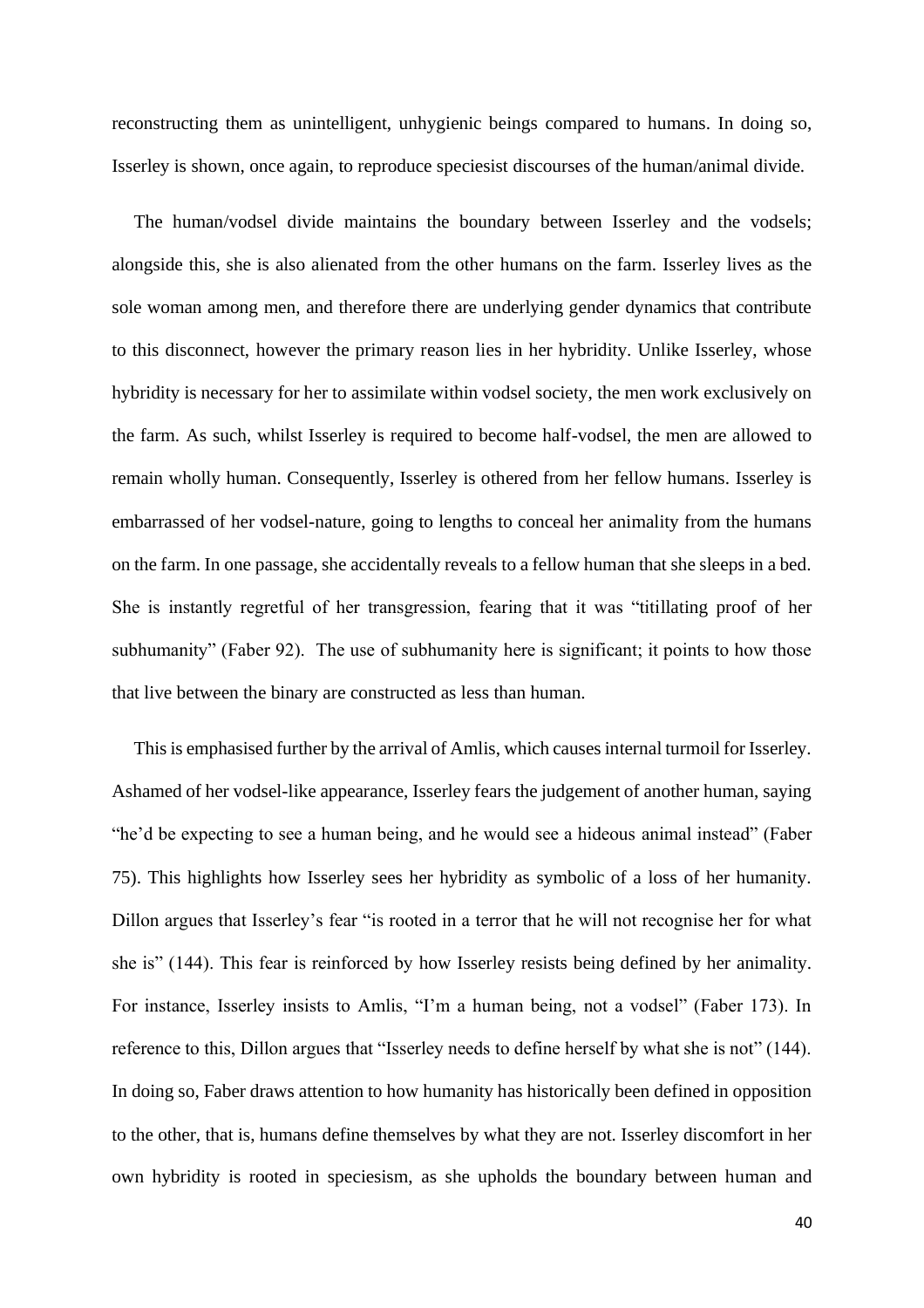reconstructing them as unintelligent, unhygienic beings compared to humans. In doing so, Isserley is shown, once again, to reproduce speciesist discourses of the human/animal divide.

The human/vodsel divide maintains the boundary between Isserley and the vodsels; alongside this, she is also alienated from the other humans on the farm. Isserley lives as the sole woman among men, and therefore there are underlying gender dynamics that contribute to this disconnect, however the primary reason lies in her hybridity. Unlike Isserley, whose hybridity is necessary for her to assimilate within vodsel society, the men work exclusively on the farm. As such, whilst Isserley is required to become half-vodsel, the men are allowed to remain wholly human. Consequently, Isserley is othered from her fellow humans. Isserley is embarrassed of her vodsel-nature, going to lengths to conceal her animality from the humans on the farm. In one passage, she accidentally reveals to a fellow human that she sleeps in a bed. She is instantly regretful of her transgression, fearing that it was "titillating proof of her subhumanity" (Faber 92). The use of subhumanity here is significant; it points to how those that live between the binary are constructed as less than human.

This is emphasised further by the arrival of Amlis, which causes internal turmoil for Isserley. Ashamed of her vodsel-like appearance, Isserley fears the judgement of another human, saying "he'd be expecting to see a human being, and he would see a hideous animal instead" (Faber 75). This highlights how Isserley sees her hybridity as symbolic of a loss of her humanity. Dillon argues that Isserley's fear "is rooted in a terror that he will not recognise her for what she is" (144). This fear is reinforced by how Isserley resists being defined by her animality. For instance, Isserley insists to Amlis, "I'm a human being, not a vodsel" (Faber 173). In reference to this, Dillon argues that "Isserley needs to define herself by what she is not" (144). In doing so, Faber draws attention to how humanity has historically been defined in opposition to the other, that is, humans define themselves by what they are not. Isserley discomfort in her own hybridity is rooted in speciesism, as she upholds the boundary between human and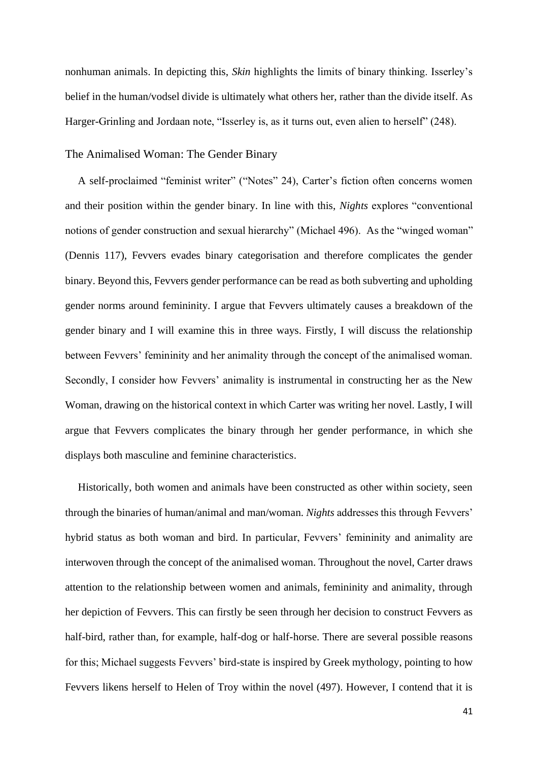nonhuman animals. In depicting this, *Skin* highlights the limits of binary thinking. Isserley's belief in the human/vodsel divide is ultimately what others her, rather than the divide itself. As Harger-Grinling and Jordaan note, "Isserley is, as it turns out, even alien to herself" (248).

## The Animalised Woman: The Gender Binary

A self-proclaimed "feminist writer" ("Notes" 24), Carter's fiction often concerns women and their position within the gender binary. In line with this, *Nights* explores "conventional notions of gender construction and sexual hierarchy" (Michael 496). As the "winged woman" (Dennis 117), Fevvers evades binary categorisation and therefore complicates the gender binary. Beyond this, Fevvers gender performance can be read as both subverting and upholding gender norms around femininity. I argue that Fevvers ultimately causes a breakdown of the gender binary and I will examine this in three ways. Firstly, I will discuss the relationship between Fevvers' femininity and her animality through the concept of the animalised woman. Secondly, I consider how Fevvers' animality is instrumental in constructing her as the New Woman, drawing on the historical context in which Carter was writing her novel. Lastly, I will argue that Fevvers complicates the binary through her gender performance, in which she displays both masculine and feminine characteristics.

Historically, both women and animals have been constructed as other within society, seen through the binaries of human/animal and man/woman. *Nights* addresses this through Fevvers' hybrid status as both woman and bird. In particular, Fevvers' femininity and animality are interwoven through the concept of the animalised woman. Throughout the novel, Carter draws attention to the relationship between women and animals, femininity and animality, through her depiction of Fevvers. This can firstly be seen through her decision to construct Fevvers as half-bird, rather than, for example, half-dog or half-horse. There are several possible reasons for this; Michael suggests Fevvers' bird-state is inspired by Greek mythology, pointing to how Fevvers likens herself to Helen of Troy within the novel (497). However, I contend that it is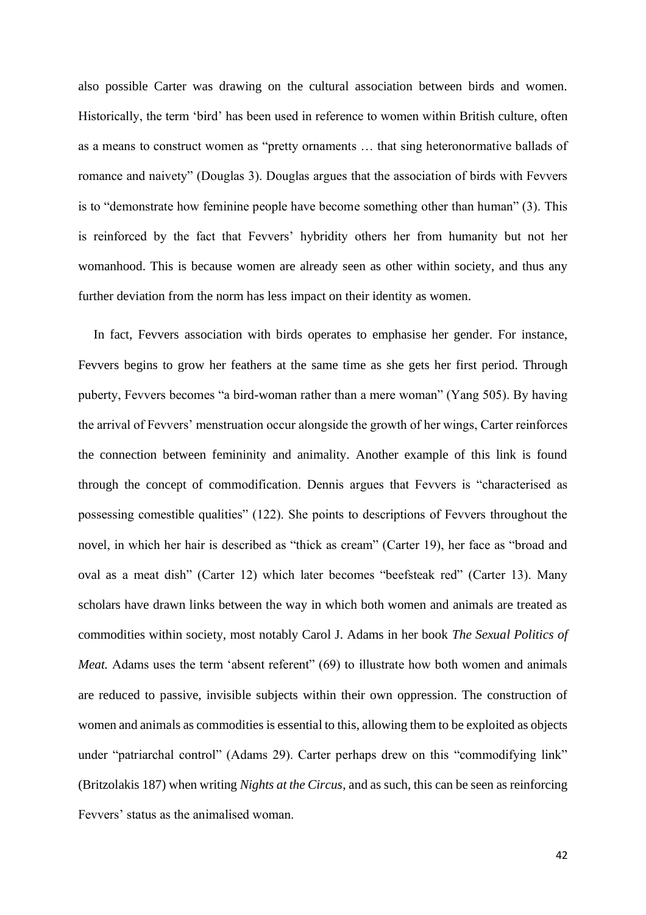also possible Carter was drawing on the cultural association between birds and women. Historically, the term 'bird' has been used in reference to women within British culture, often as a means to construct women as "pretty ornaments … that sing heteronormative ballads of romance and naivety" (Douglas 3). Douglas argues that the association of birds with Fevvers is to "demonstrate how feminine people have become something other than human" (3). This is reinforced by the fact that Fevvers' hybridity others her from humanity but not her womanhood. This is because women are already seen as other within society, and thus any further deviation from the norm has less impact on their identity as women.

In fact, Fevvers association with birds operates to emphasise her gender. For instance, Fevvers begins to grow her feathers at the same time as she gets her first period. Through puberty, Fevvers becomes "a bird-woman rather than a mere woman" (Yang 505). By having the arrival of Fevvers' menstruation occur alongside the growth of her wings, Carter reinforces the connection between femininity and animality. Another example of this link is found through the concept of commodification. Dennis argues that Fevvers is "characterised as possessing comestible qualities" (122). She points to descriptions of Fevvers throughout the novel, in which her hair is described as "thick as cream" (Carter 19), her face as "broad and oval as a meat dish" (Carter 12) which later becomes "beefsteak red" (Carter 13). Many scholars have drawn links between the way in which both women and animals are treated as commodities within society, most notably Carol J. Adams in her book *The Sexual Politics of Meat.* Adams uses the term 'absent referent' (69) to illustrate how both women and animals are reduced to passive, invisible subjects within their own oppression. The construction of women and animals as commodities is essential to this, allowing them to be exploited as objects under "patriarchal control" (Adams 29). Carter perhaps drew on this "commodifying link" (Britzolakis 187) when writing *Nights at the Circus*, and as such, this can be seen as reinforcing Fevvers' status as the animalised woman.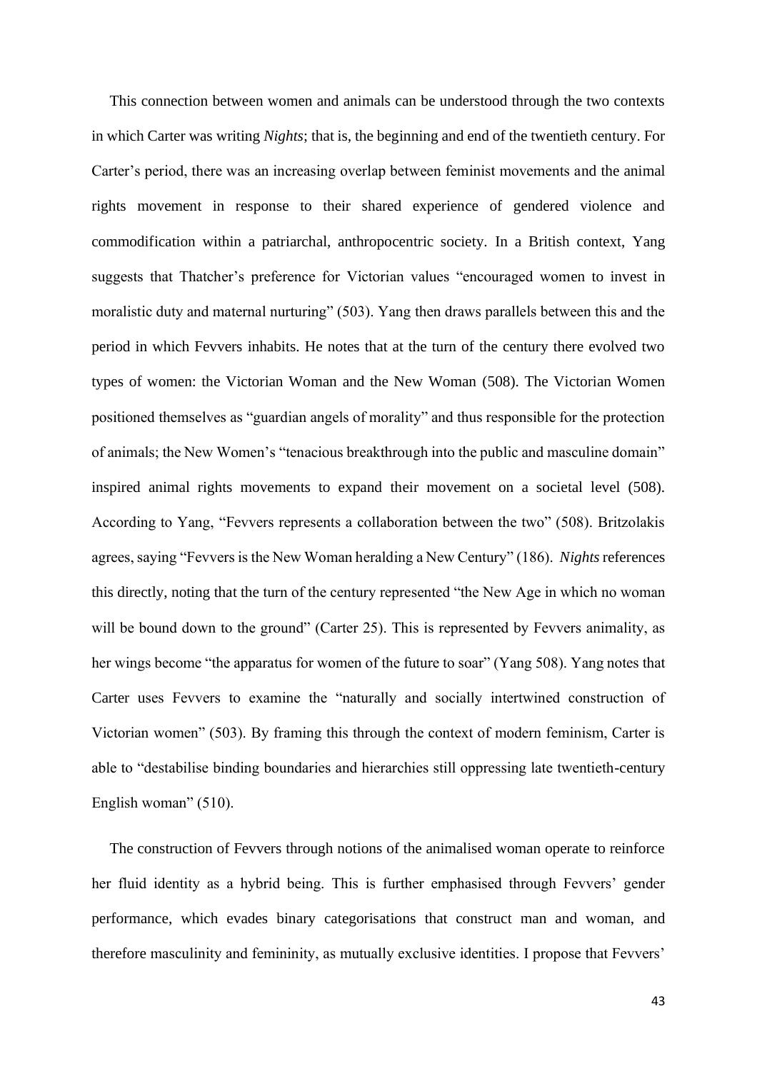This connection between women and animals can be understood through the two contexts in which Carter was writing *Nights*; that is, the beginning and end of the twentieth century. For Carter's period, there was an increasing overlap between feminist movements and the animal rights movement in response to their shared experience of gendered violence and commodification within a patriarchal, anthropocentric society. In a British context, Yang suggests that Thatcher's preference for Victorian values "encouraged women to invest in moralistic duty and maternal nurturing" (503). Yang then draws parallels between this and the period in which Fevvers inhabits. He notes that at the turn of the century there evolved two types of women: the Victorian Woman and the New Woman (508). The Victorian Women positioned themselves as "guardian angels of morality" and thus responsible for the protection of animals; the New Women's "tenacious breakthrough into the public and masculine domain" inspired animal rights movements to expand their movement on a societal level (508). According to Yang, "Fevvers represents a collaboration between the two" (508). Britzolakis agrees, saying "Fevvers is the New Woman heralding a New Century" (186). *Nights* references this directly, noting that the turn of the century represented "the New Age in which no woman will be bound down to the ground" (Carter 25). This is represented by Fevvers animality, as her wings become "the apparatus for women of the future to soar" (Yang 508). Yang notes that Carter uses Fevvers to examine the "naturally and socially intertwined construction of Victorian women" (503). By framing this through the context of modern feminism, Carter is able to "destabilise binding boundaries and hierarchies still oppressing late twentieth-century English woman" (510).

The construction of Fevvers through notions of the animalised woman operate to reinforce her fluid identity as a hybrid being. This is further emphasised through Fevvers' gender performance, which evades binary categorisations that construct man and woman, and therefore masculinity and femininity, as mutually exclusive identities. I propose that Fevvers'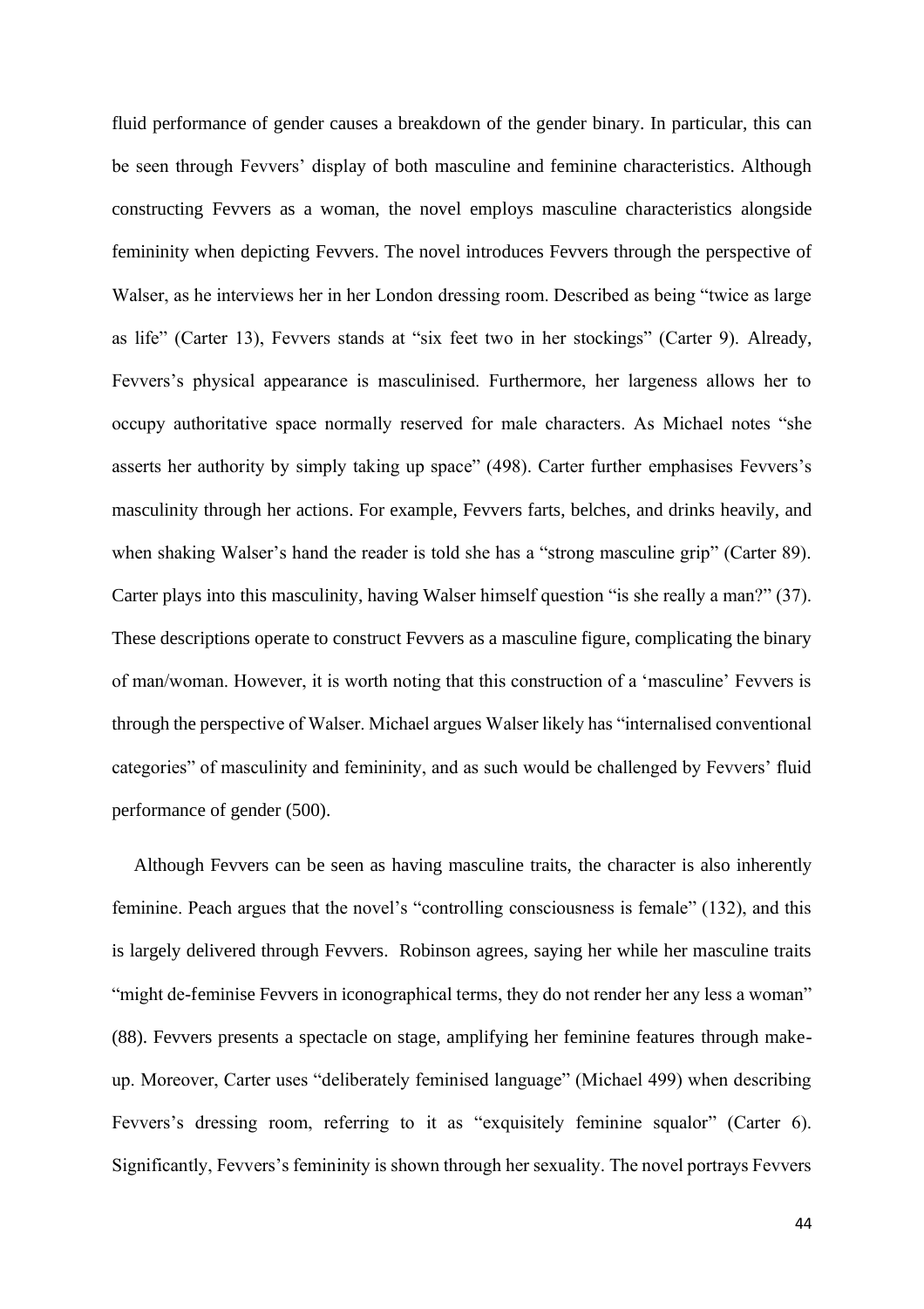fluid performance of gender causes a breakdown of the gender binary. In particular, this can be seen through Fevvers' display of both masculine and feminine characteristics. Although constructing Fevvers as a woman, the novel employs masculine characteristics alongside femininity when depicting Fevvers. The novel introduces Fevvers through the perspective of Walser, as he interviews her in her London dressing room. Described as being "twice as large as life" (Carter 13), Fevvers stands at "six feet two in her stockings" (Carter 9). Already, Fevvers's physical appearance is masculinised. Furthermore, her largeness allows her to occupy authoritative space normally reserved for male characters. As Michael notes "she asserts her authority by simply taking up space" (498). Carter further emphasises Fevvers's masculinity through her actions. For example, Fevvers farts, belches, and drinks heavily, and when shaking Walser's hand the reader is told she has a "strong masculine grip" (Carter 89). Carter plays into this masculinity, having Walser himself question "is she really a man?" (37). These descriptions operate to construct Fevvers as a masculine figure, complicating the binary of man/woman. However, it is worth noting that this construction of a 'masculine' Fevvers is through the perspective of Walser. Michael argues Walser likely has "internalised conventional categories" of masculinity and femininity, and as such would be challenged by Fevvers' fluid performance of gender (500).

Although Fevvers can be seen as having masculine traits, the character is also inherently feminine. Peach argues that the novel's "controlling consciousness is female" (132), and this is largely delivered through Fevvers. Robinson agrees, saying her while her masculine traits "might de-feminise Fevvers in iconographical terms, they do not render her any less a woman" (88). Fevvers presents a spectacle on stage, amplifying her feminine features through make-up. Moreover, Carter uses "deliberately feminised language" (Michael 499) when describing Fevvers's dressing room, referring to it as "exquisitely feminine squalor" (Carter 6). Significantly, Fevvers's femininity is shown through her sexuality. The novel portrays Fevvers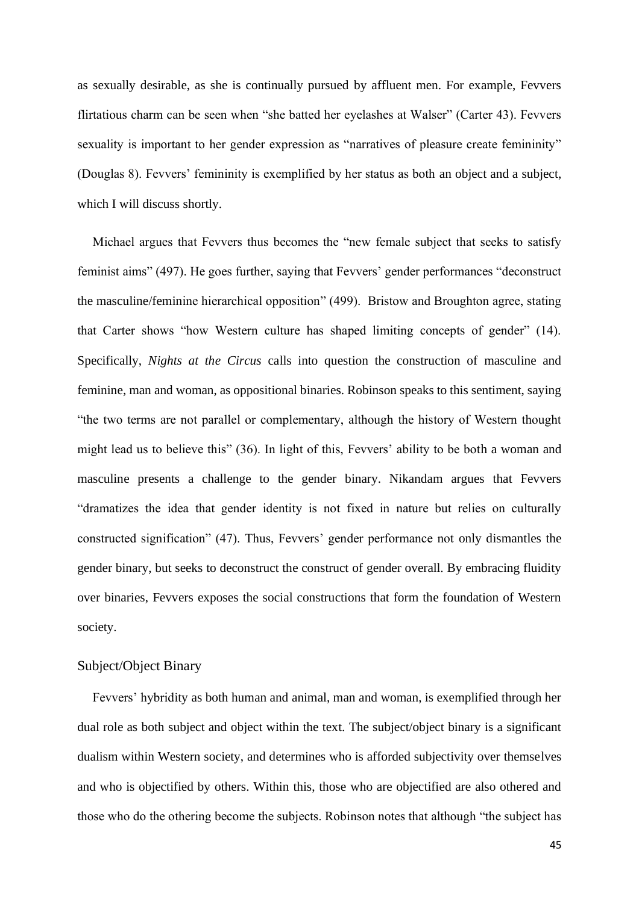as sexually desirable, as she is continually pursued by affluent men. For example, Fevvers flirtatious charm can be seen when "she batted her eyelashes at Walser" (Carter 43). Fevvers sexuality is important to her gender expression as "narratives of pleasure create femininity" (Douglas 8). Fevvers' femininity is exemplified by her status as both an object and a subject, which I will discuss shortly.

Michael argues that Fevvers thus becomes the "new female subject that seeks to satisfy feminist aims" (497). He goes further, saying that Fevvers' gender performances "deconstruct the masculine/feminine hierarchical opposition" (499). Bristow and Broughton agree, stating that Carter shows "how Western culture has shaped limiting concepts of gender" (14). Specifically, *Nights at the Circus* calls into question the construction of masculine and feminine, man and woman, as oppositional binaries. Robinson speaks to this sentiment, saying "the two terms are not parallel or complementary, although the history of Western thought might lead us to believe this" (36). In light of this, Fevvers' ability to be both a woman and masculine presents a challenge to the gender binary. Nikandam argues that Fevvers "dramatizes the idea that gender identity is not fixed in nature but relies on culturally constructed signification" (47). Thus, Fevvers' gender performance not only dismantles the gender binary, but seeks to deconstruct the construct of gender overall. By embracing fluidity over binaries, Fevvers exposes the social constructions that form the foundation of Western society.

## Subject/Object Binary

Fevvers' hybridity as both human and animal, man and woman, is exemplified through her dual role as both subject and object within the text. The subject/object binary is a significant dualism within Western society, and determines who is afforded subjectivity over themselves and who is objectified by others. Within this, those who are objectified are also othered and those who do the othering become the subjects. Robinson notes that although "the subject has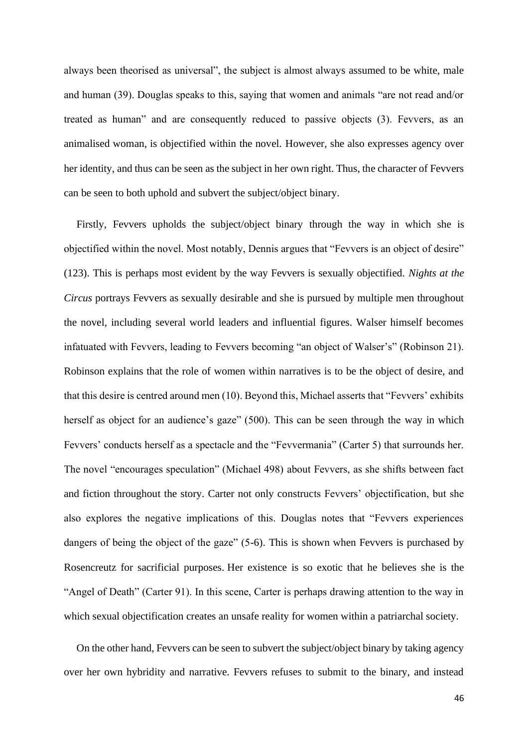always been theorised as universal", the subject is almost always assumed to be white, male and human (39). Douglas speaks to this, saying that women and animals "are not read and/or treated as human" and are consequently reduced to passive objects (3). Fevvers, as an animalised woman, is objectified within the novel. However, she also expresses agency over her identity, and thus can be seen as the subject in her own right. Thus, the character of Fevvers can be seen to both uphold and subvert the subject/object binary.

Firstly, Fevvers upholds the subject/object binary through the way in which she is objectified within the novel. Most notably, Dennis argues that "Fevvers is an object of desire" (123). This is perhaps most evident by the way Fevvers is sexually objectified. *Nights at the Circus* portrays Fevvers as sexually desirable and she is pursued by multiple men throughout the novel, including several world leaders and influential figures. Walser himself becomes infatuated with Fevvers, leading to Fevvers becoming "an object of Walser's" (Robinson 21). Robinson explains that the role of women within narratives is to be the object of desire, and that this desire is centred around men (10). Beyond this, Michael asserts that "Fevvers' exhibits herself as object for an audience's gaze" (500). This can be seen through the way in which Fevvers' conducts herself as a spectacle and the "Fevvermania" (Carter 5) that surrounds her. The novel "encourages speculation" (Michael 498) about Fevvers, as she shifts between fact and fiction throughout the story. Carter not only constructs Fevvers' objectification, but she also explores the negative implications of this. Douglas notes that "Fevvers experiences dangers of being the object of the gaze" (5-6). This is shown when Fevvers is purchased by Rosencreutz for sacrificial purposes. Her existence is so exotic that he believes she is the "Angel of Death" (Carter 91). In this scene, Carter is perhaps drawing attention to the way in which sexual objectification creates an unsafe reality for women within a patriarchal society.

On the other hand, Fevvers can be seen to subvert the subject/object binary by taking agency over her own hybridity and narrative. Fevvers refuses to submit to the binary, and instead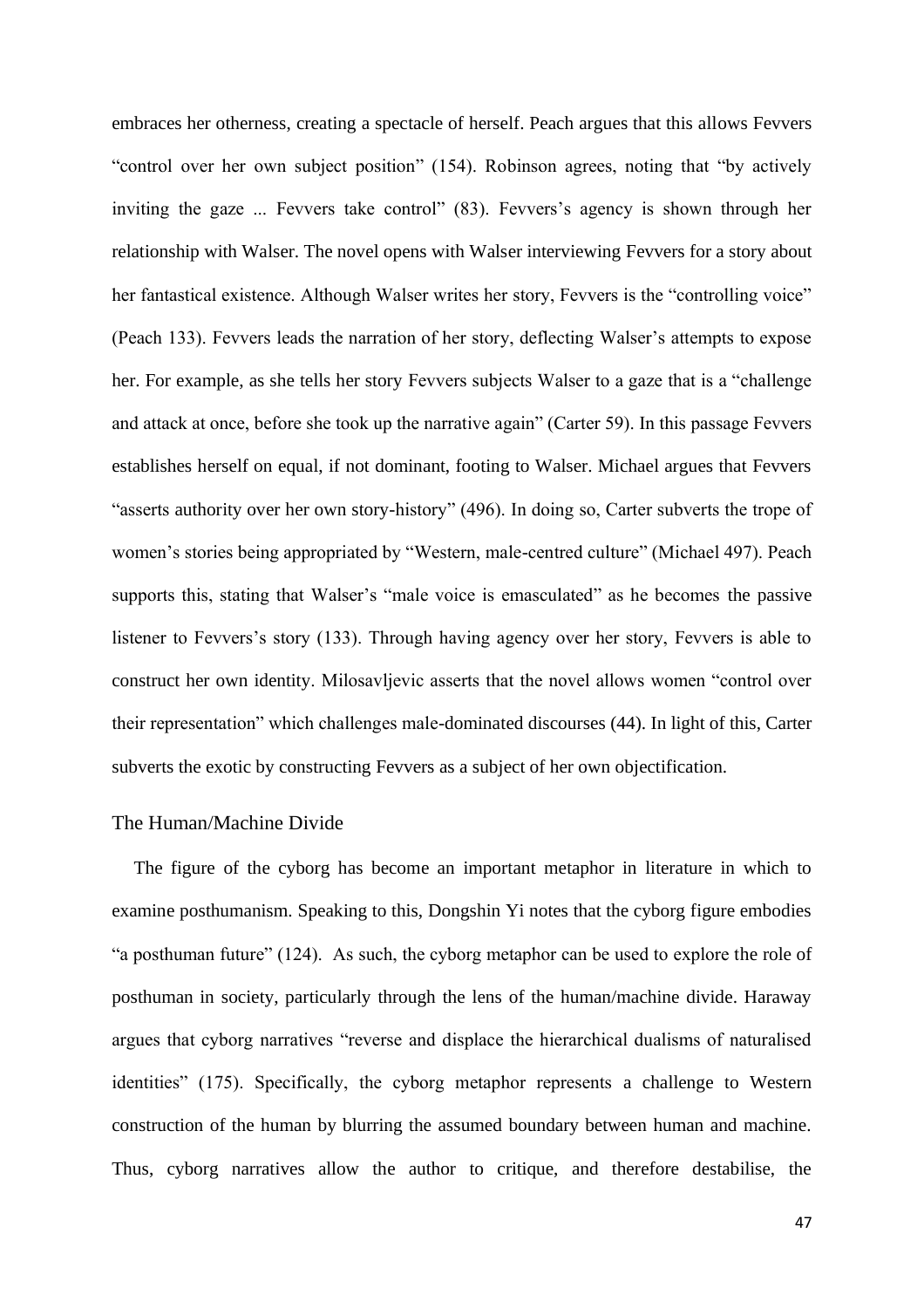embraces her otherness, creating a spectacle of herself. Peach argues that this allows Fevvers "control over her own subject position" (154). Robinson agrees, noting that "by actively inviting the gaze ... Fevvers take control" (83). Fevvers's agency is shown through her relationship with Walser. The novel opens with Walser interviewing Fevvers for a story about her fantastical existence. Although Walser writes her story, Fevvers is the "controlling voice" (Peach 133). Fevvers leads the narration of her story, deflecting Walser's attempts to expose her. For example, as she tells her story Fevvers subjects Walser to a gaze that is a "challenge and attack at once, before she took up the narrative again" (Carter 59). In this passage Fevvers establishes herself on equal, if not dominant, footing to Walser. Michael argues that Fevvers "asserts authority over her own story-history" (496). In doing so, Carter subverts the trope of women's stories being appropriated by "Western, male-centred culture" (Michael 497). Peach supports this, stating that Walser's "male voice is emasculated" as he becomes the passive listener to Fevvers's story (133). Through having agency over her story, Fevvers is able to construct her own identity. Milosavljevic asserts that the novel allows women "control over their representation" which challenges male-dominated discourses (44). In light of this, Carter subverts the exotic by constructing Fevvers as a subject of her own objectification.

## The Human/Machine Divide

The figure of the cyborg has become an important metaphor in literature in which to examine posthumanism. Speaking to this, Dongshin Yi notes that the cyborg figure embodies "a posthuman future" (124). As such, the cyborg metaphor can be used to explore the role of posthuman in society, particularly through the lens of the human/machine divide. Haraway argues that cyborg narratives "reverse and displace the hierarchical dualisms of naturalised identities" (175). Specifically, the cyborg metaphor represents a challenge to Western construction of the human by blurring the assumed boundary between human and machine. Thus, cyborg narratives allow the author to critique, and therefore destabilise, the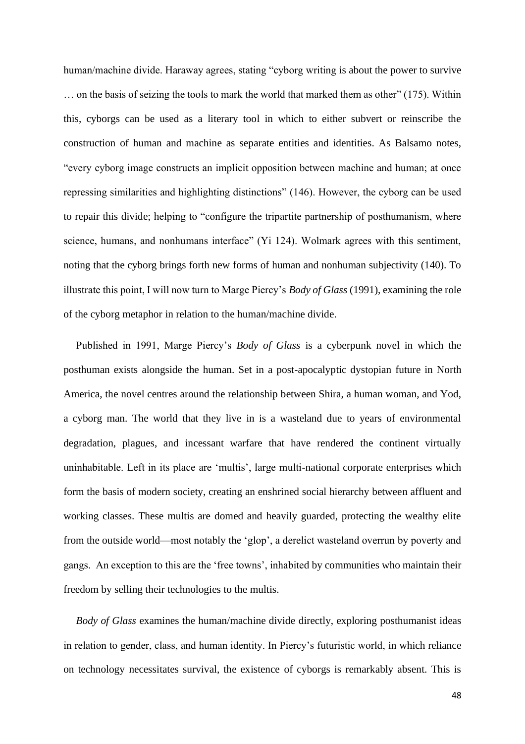human/machine divide. Haraway agrees, stating "cyborg writing is about the power to survive … on the basis of seizing the tools to mark the world that marked them as other" (175). Within this, cyborgs can be used as a literary tool in which to either subvert or reinscribe the construction of human and machine as separate entities and identities. As Balsamo notes, "every cyborg image constructs an implicit opposition between machine and human; at once repressing similarities and highlighting distinctions" (146). However, the cyborg can be used to repair this divide; helping to "configure the tripartite partnership of posthumanism, where science, humans, and nonhumans interface" (Yi 124). Wolmark agrees with this sentiment, noting that the cyborg brings forth new forms of human and nonhuman subjectivity (140). To illustrate this point, I will now turn to Marge Piercy's *Body of Glass* (1991), examining the role of the cyborg metaphor in relation to the human/machine divide.

Published in 1991, Marge Piercy's *Body of Glass* is a cyberpunk novel in which the posthuman exists alongside the human. Set in a post-apocalyptic dystopian future in North America, the novel centres around the relationship between Shira, a human woman, and Yod, a cyborg man. The world that they live in is a wasteland due to years of environmental degradation, plagues, and incessant warfare that have rendered the continent virtually uninhabitable. Left in its place are 'multis', large multi-national corporate enterprises which form the basis of modern society, creating an enshrined social hierarchy between affluent and working classes. These multis are domed and heavily guarded, protecting the wealthy elite from the outside world—most notably the 'glop', a derelict wasteland overrun by poverty and gangs. An exception to this are the 'free towns', inhabited by communities who maintain their freedom by selling their technologies to the multis.

*Body of Glass* examines the human/machine divide directly, exploring posthumanist ideas in relation to gender, class, and human identity. In Piercy's futuristic world, in which reliance on technology necessitates survival, the existence of cyborgs is remarkably absent. This is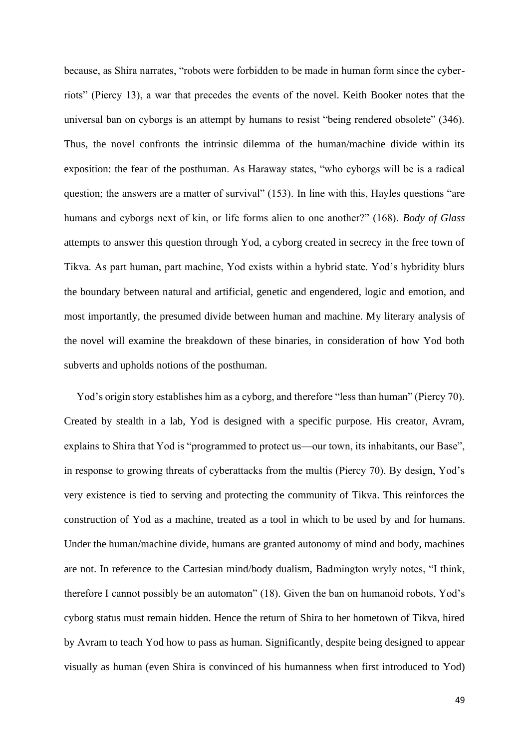because, as Shira narrates, "robots were forbidden to be made in human form since the cyber-riots" (Piercy 13), a war that precedes the events of the novel. Keith Booker notes that the universal ban on cyborgs is an attempt by humans to resist "being rendered obsolete" (346). Thus, the novel confronts the intrinsic dilemma of the human/machine divide within its exposition: the fear of the posthuman. As Haraway states, "who cyborgs will be is a radical question; the answers are a matter of survival" (153). In line with this, Hayles questions "are humans and cyborgs next of kin, or life forms alien to one another?" (168). *Body of Glass* attempts to answer this question through Yod, a cyborg created in secrecy in the free town of Tikva. As part human, part machine, Yod exists within a hybrid state. Yod's hybridity blurs the boundary between natural and artificial, genetic and engendered, logic and emotion, and most importantly, the presumed divide between human and machine. My literary analysis of the novel will examine the breakdown of these binaries, in consideration of how Yod both subverts and upholds notions of the posthuman.

Yod's origin story establishes him as a cyborg, and therefore "less than human" (Piercy 70). Created by stealth in a lab, Yod is designed with a specific purpose. His creator, Avram, explains to Shira that Yod is "programmed to protect us—our town, its inhabitants, our Base", in response to growing threats of cyberattacks from the multis (Piercy 70). By design, Yod's very existence is tied to serving and protecting the community of Tikva. This reinforces the construction of Yod as a machine, treated as a tool in which to be used by and for humans. Under the human/machine divide, humans are granted autonomy of mind and body, machines are not. In reference to the Cartesian mind/body dualism, Badmington wryly notes, "I think, therefore I cannot possibly be an automaton" (18). Given the ban on humanoid robots, Yod's cyborg status must remain hidden. Hence the return of Shira to her hometown of Tikva, hired by Avram to teach Yod how to pass as human. Significantly, despite being designed to appear visually as human (even Shira is convinced of his humanness when first introduced to Yod)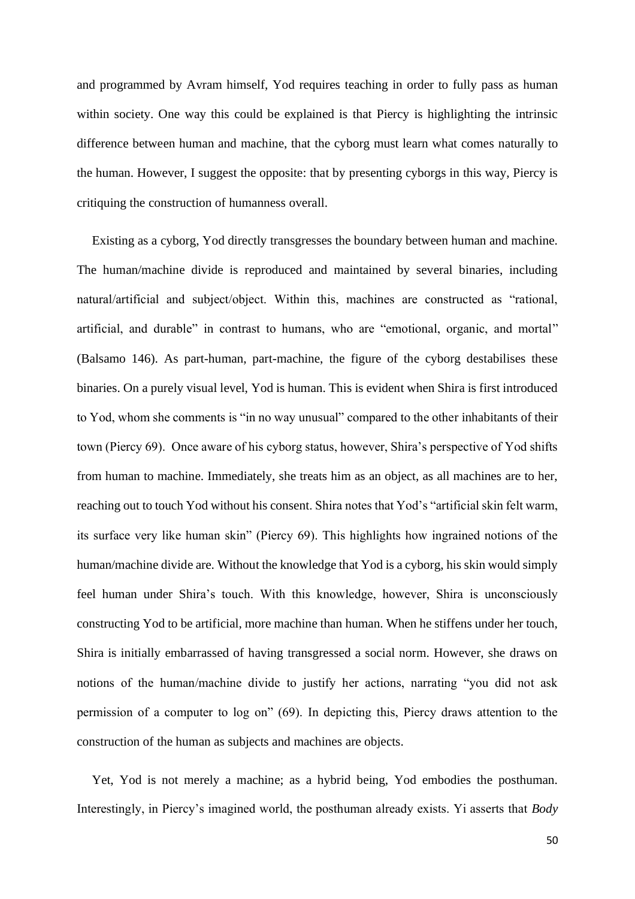and programmed by Avram himself, Yod requires teaching in order to fully pass as human within society. One way this could be explained is that Piercy is highlighting the intrinsic difference between human and machine, that the cyborg must learn what comes naturally to the human. However, I suggest the opposite: that by presenting cyborgs in this way, Piercy is critiquing the construction of humanness overall.

Existing as a cyborg, Yod directly transgresses the boundary between human and machine. The human/machine divide is reproduced and maintained by several binaries, including natural/artificial and subject/object. Within this, machines are constructed as "rational, artificial, and durable" in contrast to humans, who are "emotional, organic, and mortal" (Balsamo 146). As part-human, part-machine, the figure of the cyborg destabilises these binaries. On a purely visual level, Yod is human. This is evident when Shira is first introduced to Yod, whom she comments is "in no way unusual" compared to the other inhabitants of their town (Piercy 69). Once aware of his cyborg status, however, Shira's perspective of Yod shifts from human to machine. Immediately, she treats him as an object, as all machines are to her, reaching out to touch Yod without his consent. Shira notes that Yod's "artificial skin felt warm, its surface very like human skin" (Piercy 69). This highlights how ingrained notions of the human/machine divide are. Without the knowledge that Yod is a cyborg, his skin would simply feel human under Shira's touch. With this knowledge, however, Shira is unconsciously constructing Yod to be artificial, more machine than human. When he stiffens under her touch, Shira is initially embarrassed of having transgressed a social norm. However, she draws on notions of the human/machine divide to justify her actions, narrating "you did not ask permission of a computer to log on" (69). In depicting this, Piercy draws attention to the construction of the human as subjects and machines are objects.

Yet, Yod is not merely a machine; as a hybrid being, Yod embodies the posthuman. Interestingly, in Piercy's imagined world, the posthuman already exists. Yi asserts that *Body*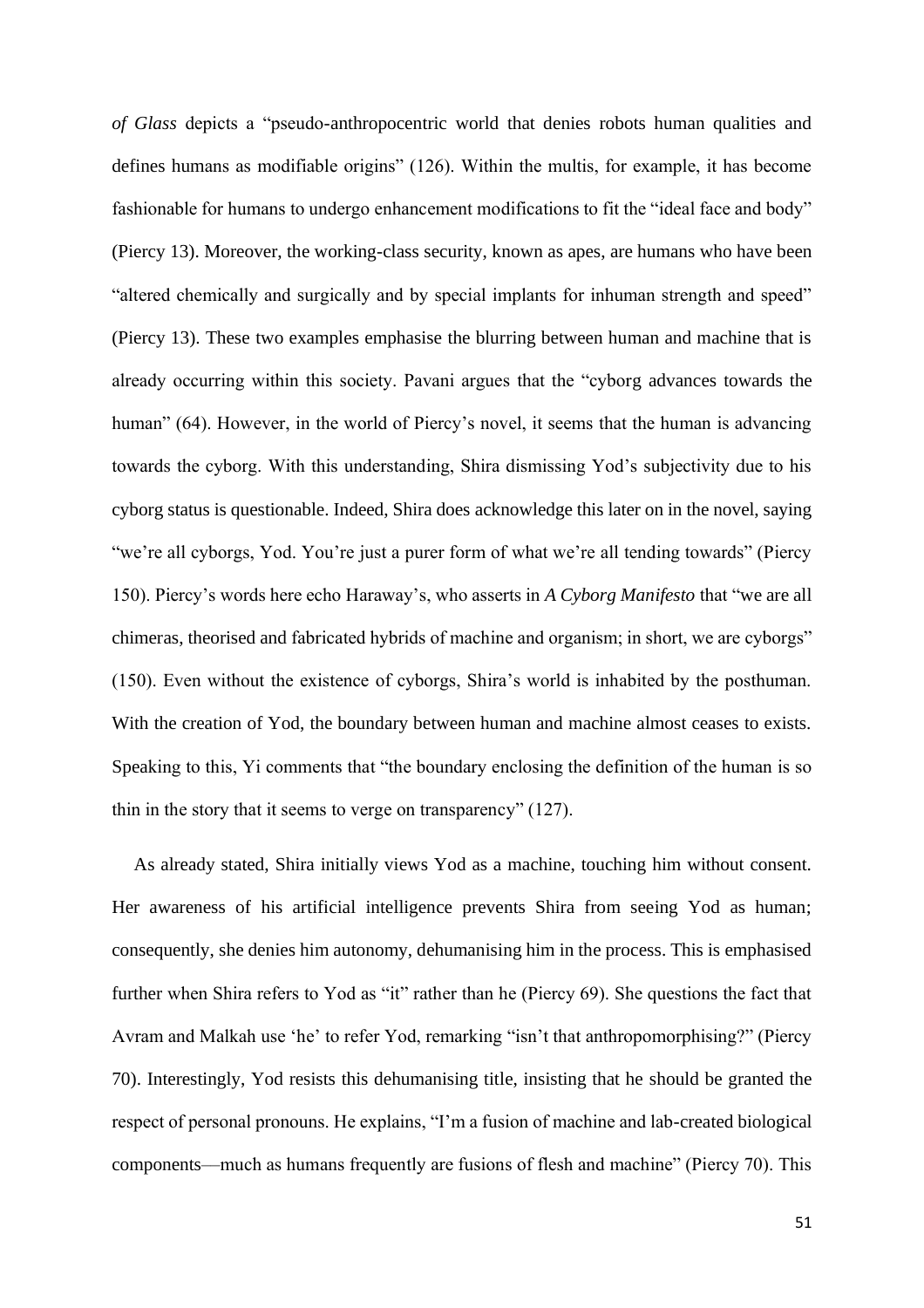*of Glass* depicts a "pseudo-anthropocentric world that denies robots human qualities and defines humans as modifiable origins" (126). Within the multis, for example, it has become fashionable for humans to undergo enhancement modifications to fit the "ideal face and body" (Piercy 13). Moreover, the working-class security, known as apes, are humans who have been "altered chemically and surgically and by special implants for inhuman strength and speed" (Piercy 13). These two examples emphasise the blurring between human and machine that is already occurring within this society. Pavani argues that the "cyborg advances towards the human" (64). However, in the world of Piercy's novel, it seems that the human is advancing towards the cyborg. With this understanding, Shira dismissing Yod's subjectivity due to his cyborg status is questionable. Indeed, Shira does acknowledge this later on in the novel, saying "we're all cyborgs, Yod. You're just a purer form of what we're all tending towards" (Piercy 150). Piercy's words here echo Haraway's, who asserts in *A Cyborg Manifesto* that "we are all chimeras, theorised and fabricated hybrids of machine and organism; in short, we are cyborgs" (150). Even without the existence of cyborgs, Shira's world is inhabited by the posthuman. With the creation of Yod, the boundary between human and machine almost ceases to exists. Speaking to this, Yi comments that "the boundary enclosing the definition of the human is so thin in the story that it seems to verge on transparency" (127).

As already stated, Shira initially views Yod as a machine, touching him without consent. Her awareness of his artificial intelligence prevents Shira from seeing Yod as human; consequently, she denies him autonomy, dehumanising him in the process. This is emphasised further when Shira refers to Yod as "it" rather than he (Piercy 69). She questions the fact that Avram and Malkah use 'he' to refer Yod, remarking "isn't that anthropomorphising?" (Piercy 70). Interestingly, Yod resists this dehumanising title, insisting that he should be granted the respect of personal pronouns. He explains, "I'm a fusion of machine and lab-created biological components—much as humans frequently are fusions of flesh and machine" (Piercy 70). This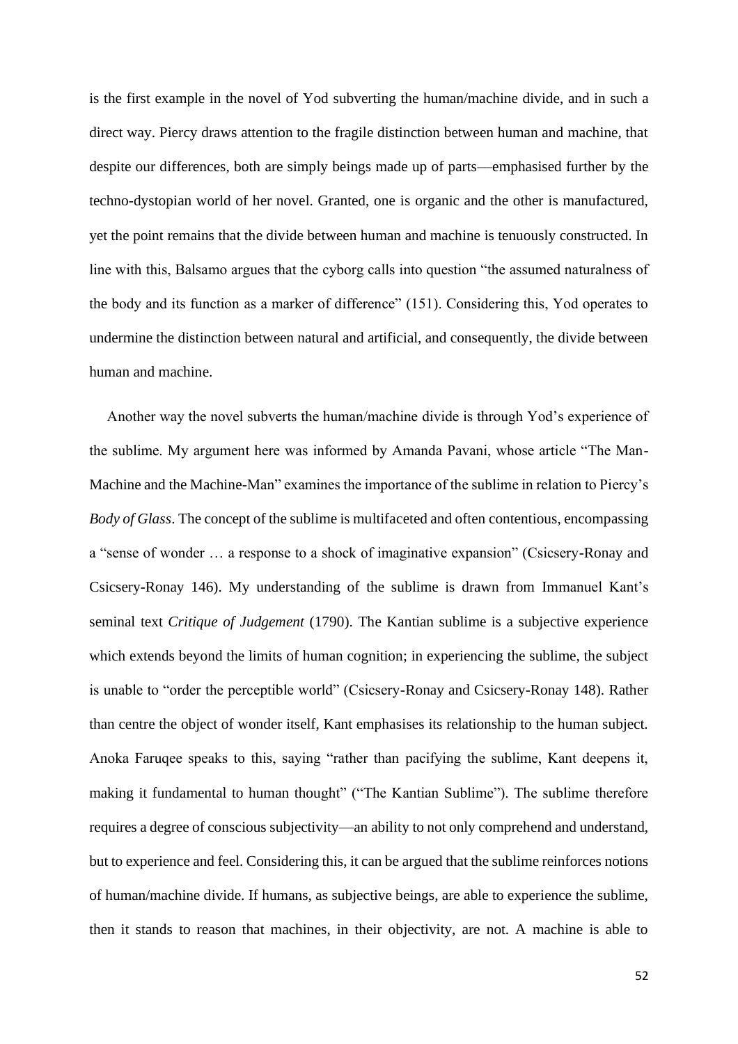is the first example in the novel of Yod subverting the human/machine divide, and in such a direct way. Piercy draws attention to the fragile distinction between human and machine, that despite our differences, both are simply beings made up of parts—emphasised further by the techno-dystopian world of her novel. Granted, one is organic and the other is manufactured, yet the point remains that the divide between human and machine is tenuously constructed. In line with this, Balsamo argues that the cyborg calls into question "the assumed naturalness of the body and its function as a marker of difference" (151). Considering this, Yod operates to undermine the distinction between natural and artificial, and consequently, the divide between human and machine.

Another way the novel subverts the human/machine divide is through Yod's experience of the sublime. My argument here was informed by Amanda Pavani, whose article "The Man-Machine and the Machine-Man" examines the importance of the sublime in relation to Piercy's *Body of Glass*. The concept of the sublime is multifaceted and often contentious, encompassing a "sense of wonder … a response to a shock of imaginative expansion" (Csicsery-Ronay and Csicsery-Ronay 146). My understanding of the sublime is drawn from Immanuel Kant's seminal text *Critique of Judgement* (1790). The Kantian sublime is a subjective experience which extends beyond the limits of human cognition; in experiencing the sublime, the subject is unable to "order the perceptible world" (Csicsery-Ronay and Csicsery-Ronay 148). Rather than centre the object of wonder itself, Kant emphasises its relationship to the human subject. Anoka Faruqee speaks to this, saying "rather than pacifying the sublime, Kant deepens it, making it fundamental to human thought" ("The Kantian Sublime"). The sublime therefore requires a degree of conscious subjectivity—an ability to not only comprehend and understand, but to experience and feel. Considering this, it can be argued that the sublime reinforces notions of human/machine divide. If humans, as subjective beings, are able to experience the sublime, then it stands to reason that machines, in their objectivity, are not. A machine is able to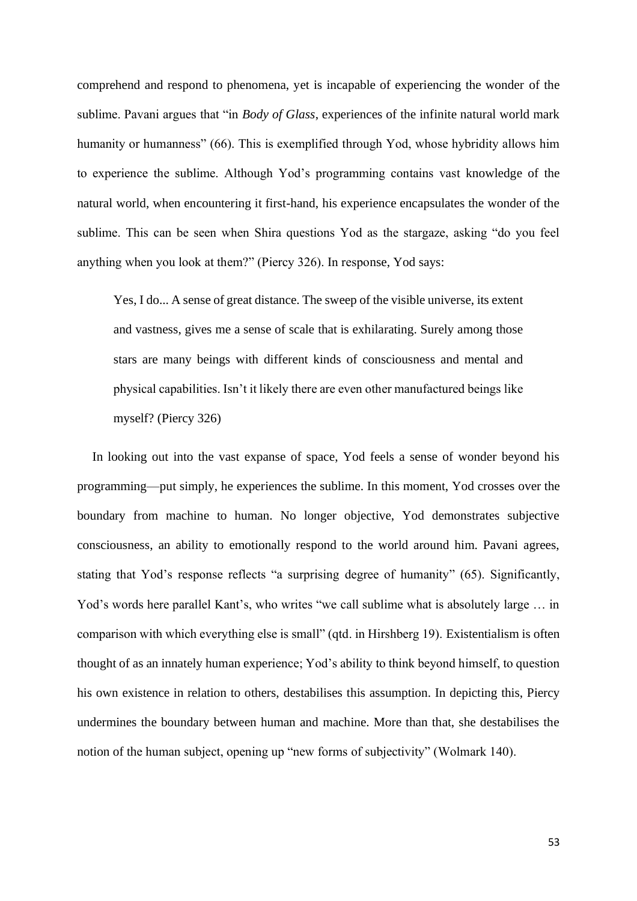comprehend and respond to phenomena, yet is incapable of experiencing the wonder of the sublime. Pavani argues that "in *Body of Glass*, experiences of the infinite natural world mark humanity or humanness" (66). This is exemplified through Yod, whose hybridity allows him to experience the sublime. Although Yod's programming contains vast knowledge of the natural world, when encountering it first-hand, his experience encapsulates the wonder of the sublime. This can be seen when Shira questions Yod as the stargaze, asking "do you feel anything when you look at them?" (Piercy 326). In response, Yod says:

> Yes, I do... A sense of great distance. The sweep of the visible universe, its extent and vastness, gives me a sense of scale that is exhilarating. Surely among those stars are many beings with different kinds of consciousness and mental and physical capabilities. Isn't it likely there are even other manufactured beings like myself? (Piercy 326)

In looking out into the vast expanse of space, Yod feels a sense of wonder beyond his programming—put simply, he experiences the sublime. In this moment, Yod crosses over the boundary from machine to human. No longer objective, Yod demonstrates subjective consciousness, an ability to emotionally respond to the world around him. Pavani agrees, stating that Yod's response reflects "a surprising degree of humanity" (65). Significantly, Yod's words here parallel Kant's, who writes "we call sublime what is absolutely large … in comparison with which everything else is small" (qtd. in Hirshberg 19). Existentialism is often thought of as an innately human experience; Yod's ability to think beyond himself, to question his own existence in relation to others, destabilises this assumption. In depicting this, Piercy undermines the boundary between human and machine. More than that, she destabilises the notion of the human subject, opening up "new forms of subjectivity" (Wolmark 140).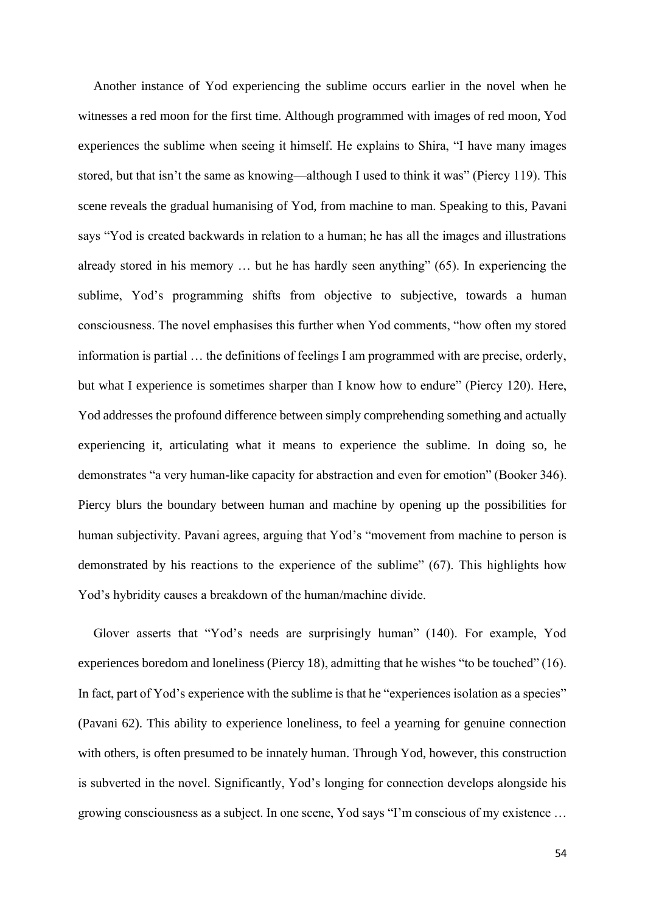Another instance of Yod experiencing the sublime occurs earlier in the novel when he witnesses a red moon for the first time. Although programmed with images of red moon, Yod experiences the sublime when seeing it himself. He explains to Shira, "I have many images stored, but that isn't the same as knowing—although I used to think it was" (Piercy 119). This scene reveals the gradual humanising of Yod, from machine to man. Speaking to this, Pavani says "Yod is created backwards in relation to a human; he has all the images and illustrations already stored in his memory … but he has hardly seen anything" (65). In experiencing the sublime, Yod's programming shifts from objective to subjective, towards a human consciousness. The novel emphasises this further when Yod comments, "how often my stored information is partial … the definitions of feelings I am programmed with are precise, orderly, but what I experience is sometimes sharper than I know how to endure" (Piercy 120). Here, Yod addresses the profound difference between simply comprehending something and actually experiencing it, articulating what it means to experience the sublime. In doing so, he demonstrates "a very human-like capacity for abstraction and even for emotion" (Booker 346). Piercy blurs the boundary between human and machine by opening up the possibilities for human subjectivity. Pavani agrees, arguing that Yod's "movement from machine to person is demonstrated by his reactions to the experience of the sublime" (67). This highlights how Yod's hybridity causes a breakdown of the human/machine divide.

Glover asserts that "Yod's needs are surprisingly human" (140). For example, Yod experiences boredom and loneliness (Piercy 18), admitting that he wishes "to be touched" (16). In fact, part of Yod's experience with the sublime is that he "experiences isolation as a species" (Pavani 62). This ability to experience loneliness, to feel a yearning for genuine connection with others, is often presumed to be innately human. Through Yod, however, this construction is subverted in the novel. Significantly, Yod's longing for connection develops alongside his growing consciousness as a subject. In one scene, Yod says "I'm conscious of my existence …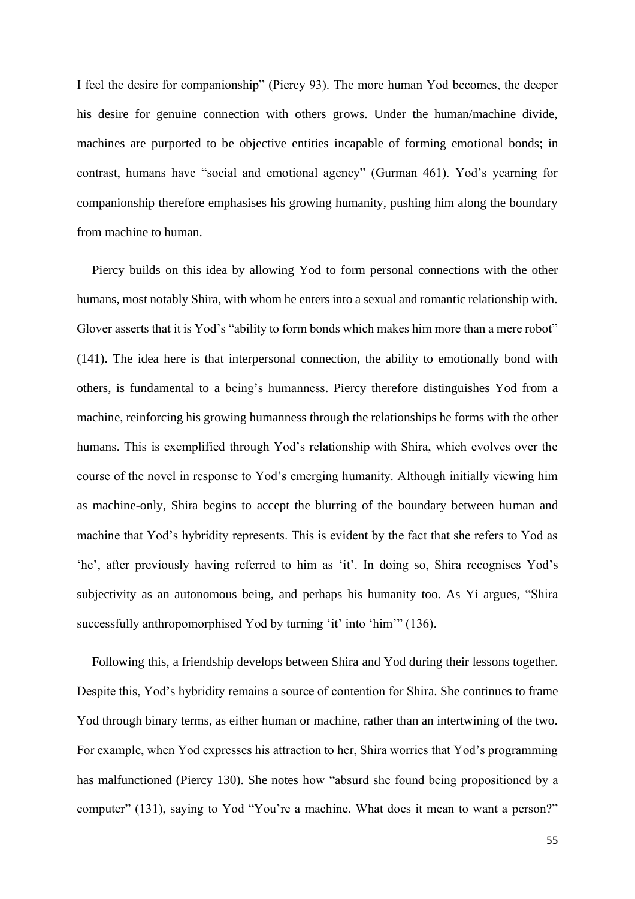I feel the desire for companionship" (Piercy 93). The more human Yod becomes, the deeper his desire for genuine connection with others grows. Under the human/machine divide, machines are purported to be objective entities incapable of forming emotional bonds; in contrast, humans have "social and emotional agency" (Gurman 461). Yod's yearning for companionship therefore emphasises his growing humanity, pushing him along the boundary from machine to human.

Piercy builds on this idea by allowing Yod to form personal connections with the other humans, most notably Shira, with whom he enters into a sexual and romantic relationship with. Glover asserts that it is Yod's "ability to form bonds which makes him more than a mere robot" (141). The idea here is that interpersonal connection, the ability to emotionally bond with others, is fundamental to a being's humanness. Piercy therefore distinguishes Yod from a machine, reinforcing his growing humanness through the relationships he forms with the other humans. This is exemplified through Yod's relationship with Shira, which evolves over the course of the novel in response to Yod's emerging humanity. Although initially viewing him as machine-only, Shira begins to accept the blurring of the boundary between human and machine that Yod's hybridity represents. This is evident by the fact that she refers to Yod as 'he', after previously having referred to him as 'it'. In doing so, Shira recognises Yod's subjectivity as an autonomous being, and perhaps his humanity too. As Yi argues, "Shira successfully anthropomorphised Yod by turning 'it' into 'him'" (136).

Following this, a friendship develops between Shira and Yod during their lessons together. Despite this, Yod's hybridity remains a source of contention for Shira. She continues to frame Yod through binary terms, as either human or machine, rather than an intertwining of the two. For example, when Yod expresses his attraction to her, Shira worries that Yod's programming has malfunctioned (Piercy 130). She notes how "absurd she found being propositioned by a computer" (131), saying to Yod "You're a machine. What does it mean to want a person?"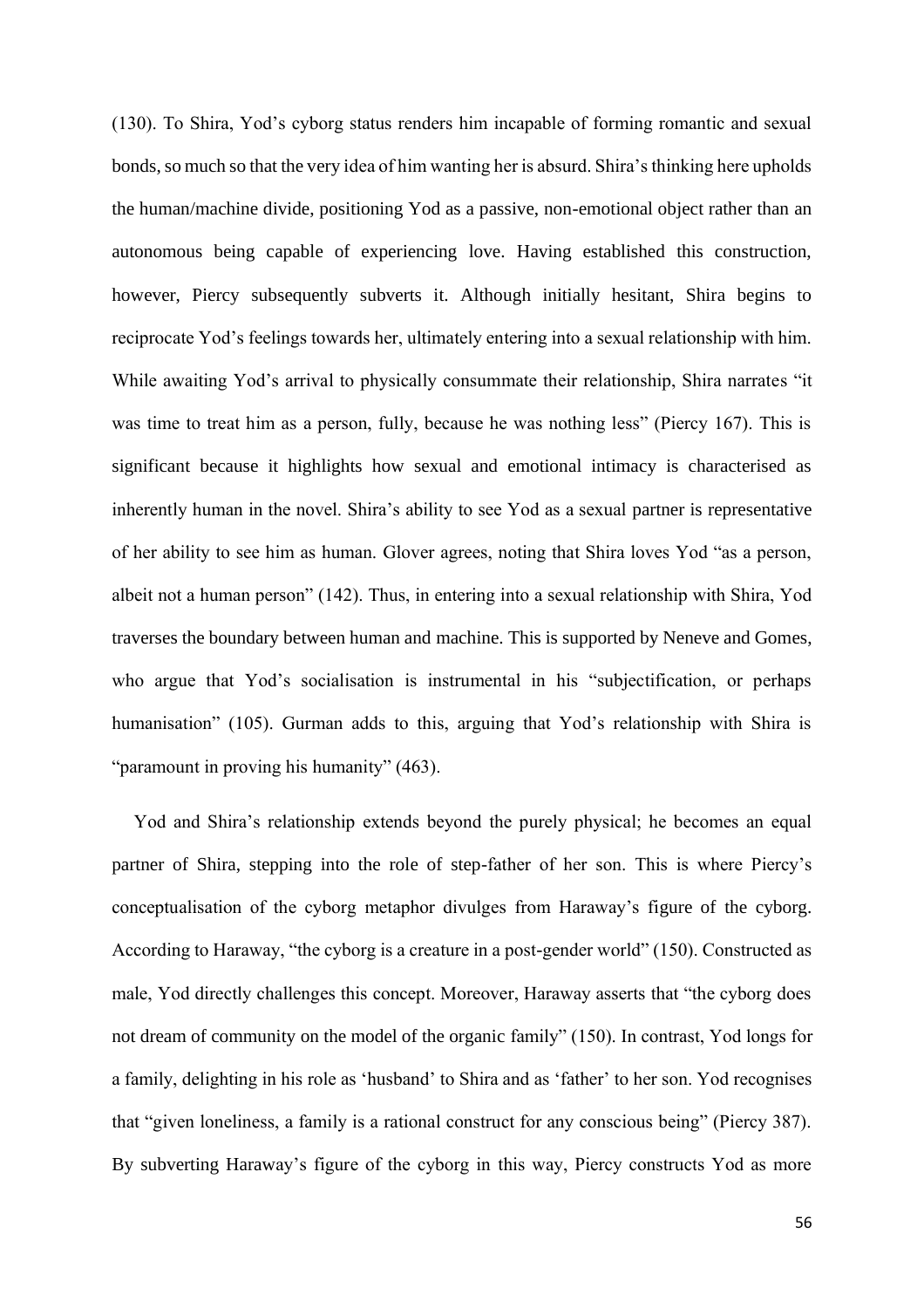(130). To Shira, Yod's cyborg status renders him incapable of forming romantic and sexual bonds, so much so that the very idea of him wanting her is absurd. Shira's thinking here upholds the human/machine divide, positioning Yod as a passive, non-emotional object rather than an autonomous being capable of experiencing love. Having established this construction, however, Piercy subsequently subverts it. Although initially hesitant, Shira begins to reciprocate Yod's feelings towards her, ultimately entering into a sexual relationship with him. While awaiting Yod's arrival to physically consummate their relationship, Shira narrates "it was time to treat him as a person, fully, because he was nothing less" (Piercy 167). This is significant because it highlights how sexual and emotional intimacy is characterised as inherently human in the novel. Shira's ability to see Yod as a sexual partner is representative of her ability to see him as human. Glover agrees, noting that Shira loves Yod "as a person, albeit not a human person" (142). Thus, in entering into a sexual relationship with Shira, Yod traverses the boundary between human and machine. This is supported by Neneve and Gomes, who argue that Yod's socialisation is instrumental in his "subjectification, or perhaps humanisation" (105). Gurman adds to this, arguing that Yod's relationship with Shira is "paramount in proving his humanity" (463).

Yod and Shira's relationship extends beyond the purely physical; he becomes an equal partner of Shira, stepping into the role of step-father of her son. This is where Piercy's conceptualisation of the cyborg metaphor divulges from Haraway's figure of the cyborg. According to Haraway, "the cyborg is a creature in a post-gender world" (150). Constructed as male, Yod directly challenges this concept. Moreover, Haraway asserts that "the cyborg does not dream of community on the model of the organic family" (150). In contrast, Yod longs for a family, delighting in his role as 'husband' to Shira and as 'father' to her son. Yod recognises that "given loneliness, a family is a rational construct for any conscious being" (Piercy 387). By subverting Haraway's figure of the cyborg in this way, Piercy constructs Yod as more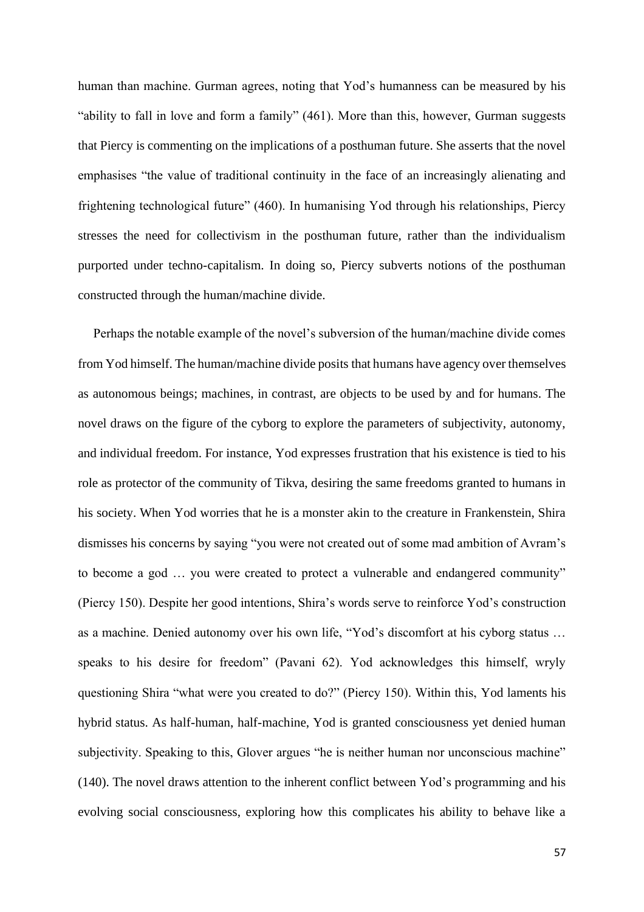human than machine. Gurman agrees, noting that Yod's humanness can be measured by his "ability to fall in love and form a family" (461). More than this, however, Gurman suggests that Piercy is commenting on the implications of a posthuman future. She asserts that the novel emphasises "the value of traditional continuity in the face of an increasingly alienating and frightening technological future" (460). In humanising Yod through his relationships, Piercy stresses the need for collectivism in the posthuman future, rather than the individualism purported under techno-capitalism. In doing so, Piercy subverts notions of the posthuman constructed through the human/machine divide.

Perhaps the notable example of the novel's subversion of the human/machine divide comes from Yod himself. The human/machine divide posits that humans have agency over themselves as autonomous beings; machines, in contrast, are objects to be used by and for humans. The novel draws on the figure of the cyborg to explore the parameters of subjectivity, autonomy, and individual freedom. For instance, Yod expresses frustration that his existence is tied to his role as protector of the community of Tikva, desiring the same freedoms granted to humans in his society. When Yod worries that he is a monster akin to the creature in Frankenstein, Shira dismisses his concerns by saying "you were not created out of some mad ambition of Avram's to become a god … you were created to protect a vulnerable and endangered community" (Piercy 150). Despite her good intentions, Shira's words serve to reinforce Yod's construction as a machine. Denied autonomy over his own life, "Yod's discomfort at his cyborg status … speaks to his desire for freedom" (Pavani 62). Yod acknowledges this himself, wryly questioning Shira "what were you created to do?" (Piercy 150). Within this, Yod laments his hybrid status. As half-human, half-machine, Yod is granted consciousness yet denied human subjectivity. Speaking to this, Glover argues "he is neither human nor unconscious machine" (140). The novel draws attention to the inherent conflict between Yod's programming and his evolving social consciousness, exploring how this complicates his ability to behave like a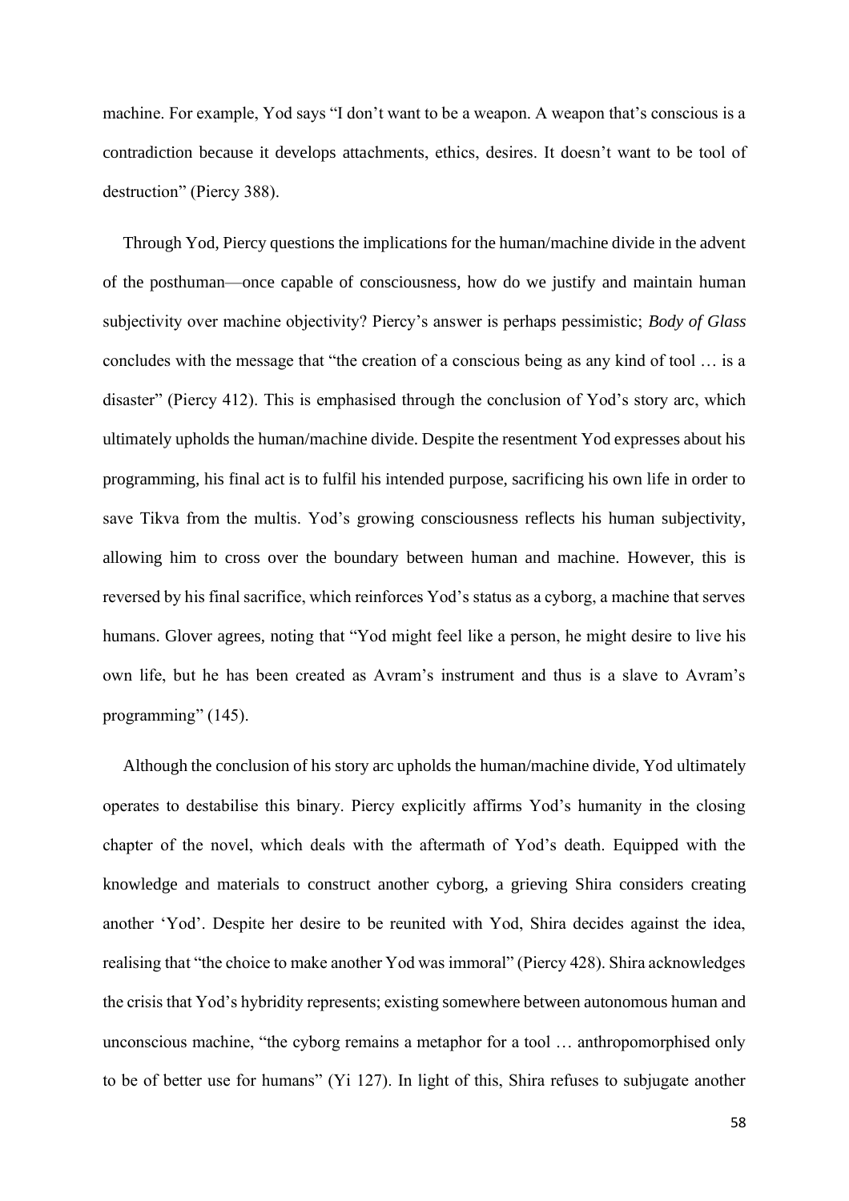machine. For example, Yod says "I don't want to be a weapon. A weapon that's conscious is a contradiction because it develops attachments, ethics, desires. It doesn't want to be tool of destruction" (Piercy 388).

Through Yod, Piercy questions the implications for the human/machine divide in the advent of the posthuman—once capable of consciousness, how do we justify and maintain human subjectivity over machine objectivity? Piercy's answer is perhaps pessimistic; *Body of Glass* concludes with the message that "the creation of a conscious being as any kind of tool … is a disaster" (Piercy 412). This is emphasised through the conclusion of Yod's story arc, which ultimately upholds the human/machine divide. Despite the resentment Yod expresses about his programming, his final act is to fulfil his intended purpose, sacrificing his own life in order to save Tikva from the multis. Yod's growing consciousness reflects his human subjectivity, allowing him to cross over the boundary between human and machine. However, this is reversed by his final sacrifice, which reinforces Yod's status as a cyborg, a machine that serves humans. Glover agrees, noting that "Yod might feel like a person, he might desire to live his own life, but he has been created as Avram's instrument and thus is a slave to Avram's programming" (145).

Although the conclusion of his story arc upholds the human/machine divide, Yod ultimately operates to destabilise this binary. Piercy explicitly affirms Yod's humanity in the closing chapter of the novel, which deals with the aftermath of Yod's death. Equipped with the knowledge and materials to construct another cyborg, a grieving Shira considers creating another 'Yod'. Despite her desire to be reunited with Yod, Shira decides against the idea, realising that "the choice to make another Yod was immoral" (Piercy 428). Shira acknowledges the crisis that Yod's hybridity represents; existing somewhere between autonomous human and unconscious machine, "the cyborg remains a metaphor for a tool … anthropomorphised only to be of better use for humans" (Yi 127). In light of this, Shira refuses to subjugate another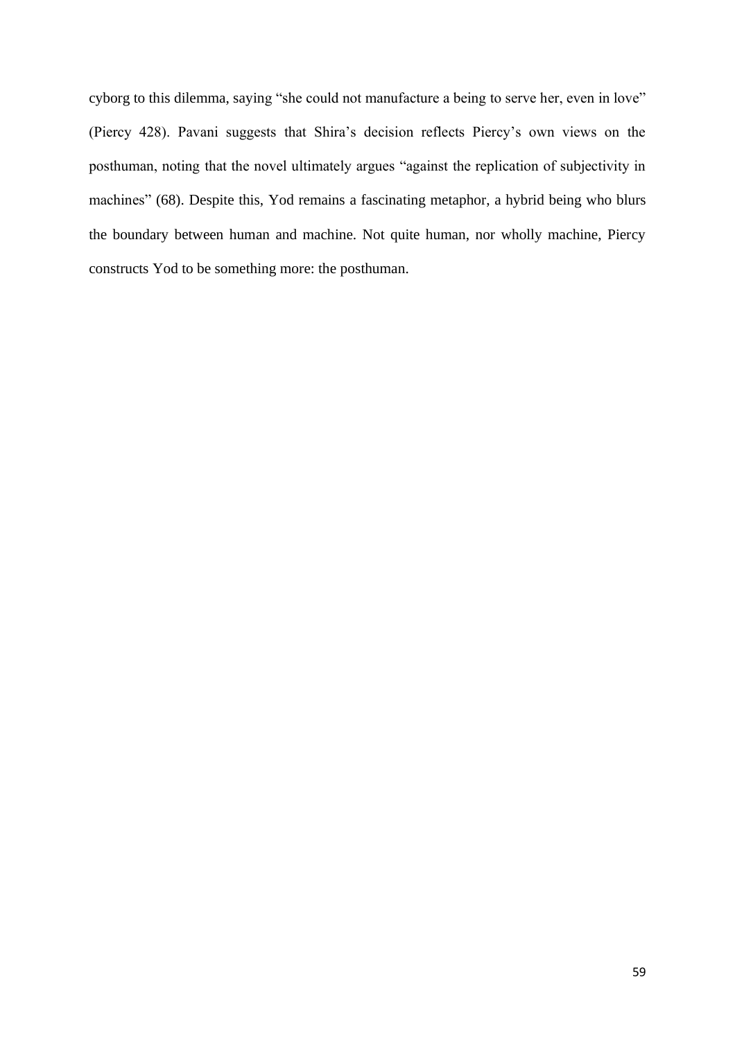cyborg to this dilemma, saying "she could not manufacture a being to serve her, even in love" (Piercy 428). Pavani suggests that Shira's decision reflects Piercy's own views on the posthuman, noting that the novel ultimately argues "against the replication of subjectivity in machines" (68). Despite this, Yod remains a fascinating metaphor, a hybrid being who blurs the boundary between human and machine. Not quite human, nor wholly machine, Piercy constructs Yod to be something more: the posthuman.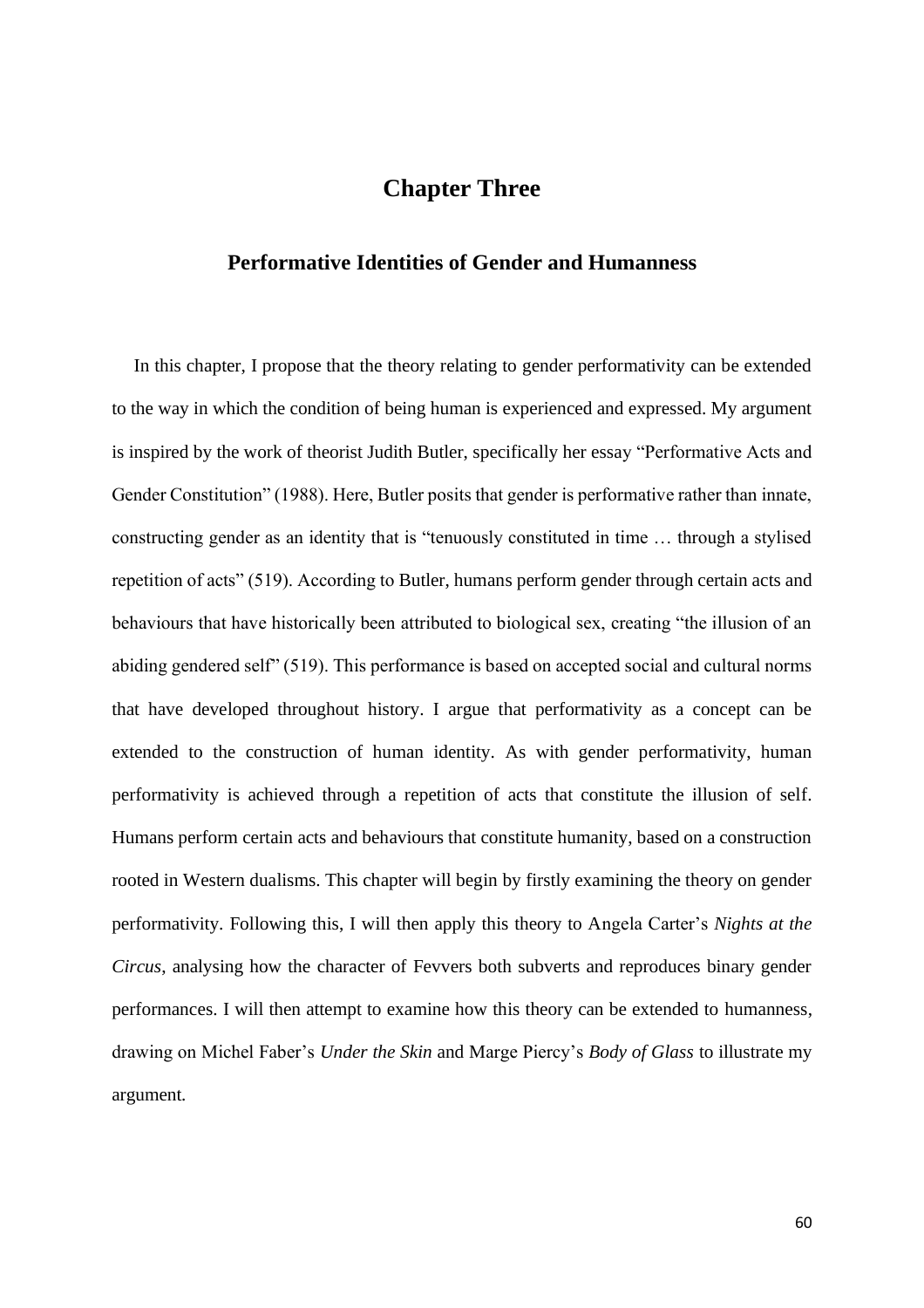# Chapter Three

## Performative Identities of Gender and Humanness

In this chapter, I propose that the theory relating to gender performativity can be extended to the way in which the condition of being human is experienced and expressed. My argument is inspired by the work of theorist Judith Butler, specifically her essay "Performative Acts and Gender Constitution" (1988). Here, Butler posits that gender is performative rather than innate, constructing gender as an identity that is "tenuously constituted in time … through a stylised repetition of acts" (519). According to Butler, humans perform gender through certain acts and behaviours that have historically been attributed to biological sex, creating "the illusion of an abiding gendered self" (519). This performance is based on accepted social and cultural norms that have developed throughout history. I argue that performativity as a concept can be extended to the construction of human identity. As with gender performativity, human performativity is achieved through a repetition of acts that constitute the illusion of self. Humans perform certain acts and behaviours that constitute humanity, based on a construction rooted in Western dualisms. This chapter will begin by firstly examining the theory on gender performativity. Following this, I will then apply this theory to Angela Carter's *Nights at the Circus*, analysing how the character of Fevvers both subverts and reproduces binary gender performances. I will then attempt to examine how this theory can be extended to humanness, drawing on Michel Faber's *Under the Skin* and Marge Piercy's *Body of Glass* to illustrate my argument.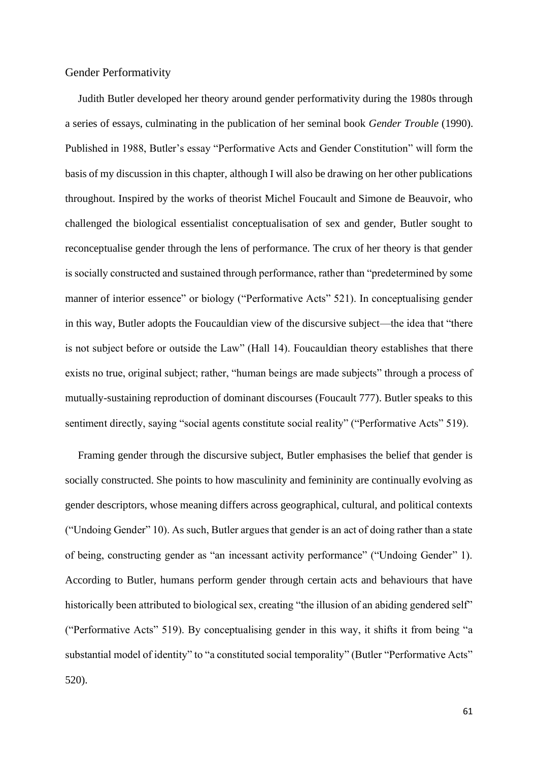## Gender Performativity

Judith Butler developed her theory around gender performativity during the 1980s through a series of essays, culminating in the publication of her seminal book *Gender Trouble* (1990). Published in 1988, Butler's essay "Performative Acts and Gender Constitution" will form the basis of my discussion in this chapter, although I will also be drawing on her other publications throughout. Inspired by the works of theorist Michel Foucault and Simone de Beauvoir, who challenged the biological essentialist conceptualisation of sex and gender, Butler sought to reconceptualise gender through the lens of performance. The crux of her theory is that gender is socially constructed and sustained through performance, rather than "predetermined by some manner of interior essence" or biology ("Performative Acts" 521). In conceptualising gender in this way, Butler adopts the Foucauldian view of the discursive subject—the idea that "there is not subject before or outside the Law" (Hall 14). Foucauldian theory establishes that there exists no true, original subject; rather, "human beings are made subjects" through a process of mutually-sustaining reproduction of dominant discourses (Foucault 777). Butler speaks to this sentiment directly, saying "social agents constitute social reality" ("Performative Acts" 519).

Framing gender through the discursive subject, Butler emphasises the belief that gender is socially constructed. She points to how masculinity and femininity are continually evolving as gender descriptors, whose meaning differs across geographical, cultural, and political contexts ("Undoing Gender" 10). As such, Butler argues that gender is an act of doing rather than a state of being, constructing gender as "an incessant activity performance" ("Undoing Gender" 1). According to Butler, humans perform gender through certain acts and behaviours that have historically been attributed to biological sex, creating "the illusion of an abiding gendered self" ("Performative Acts" 519). By conceptualising gender in this way, it shifts it from being "a substantial model of identity" to "a constituted social temporality" (Butler "Performative Acts" 520).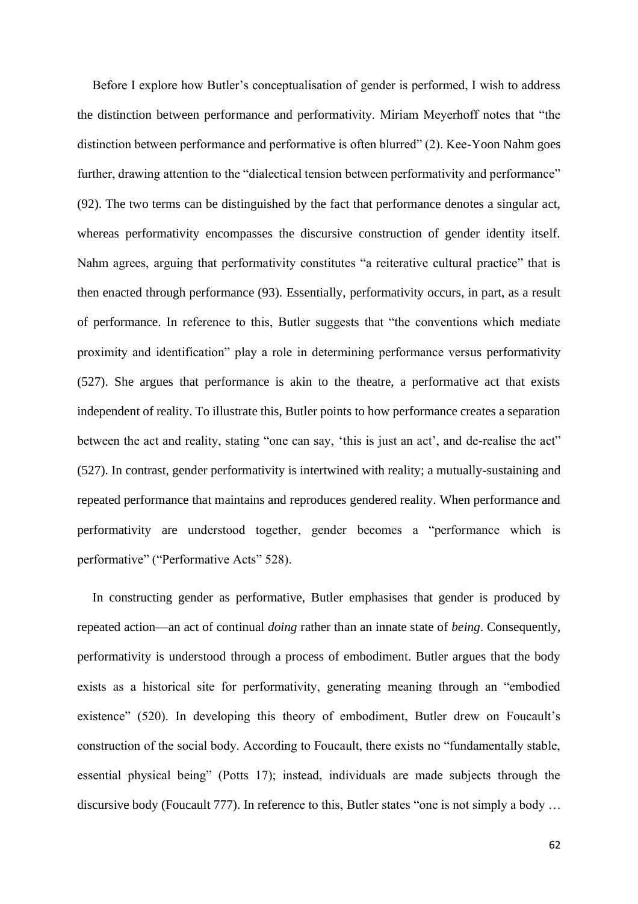Before I explore how Butler's conceptualisation of gender is performed, I wish to address the distinction between performance and performativity. Miriam Meyerhoff notes that "the distinction between performance and performative is often blurred" (2). Kee-Yoon Nahm goes further, drawing attention to the "dialectical tension between performativity and performance" (92). The two terms can be distinguished by the fact that performance denotes a singular act, whereas performativity encompasses the discursive construction of gender identity itself. Nahm agrees, arguing that performativity constitutes "a reiterative cultural practice" that is then enacted through performance (93). Essentially, performativity occurs, in part, as a result of performance. In reference to this, Butler suggests that "the conventions which mediate proximity and identification" play a role in determining performance versus performativity (527). She argues that performance is akin to the theatre, a performative act that exists independent of reality. To illustrate this, Butler points to how performance creates a separation between the act and reality, stating "one can say, 'this is just an act', and de-realise the act" (527). In contrast, gender performativity is intertwined with reality; a mutually-sustaining and repeated performance that maintains and reproduces gendered reality. When performance and performativity are understood together, gender becomes a "performance which is performative" ("Performative Acts" 528).

In constructing gender as performative, Butler emphasises that gender is produced by repeated action—an act of continual *doing* rather than an innate state of *being*. Consequently, performativity is understood through a process of embodiment. Butler argues that the body exists as a historical site for performativity, generating meaning through an "embodied existence" (520). In developing this theory of embodiment, Butler drew on Foucault's construction of the social body. According to Foucault, there exists no "fundamentally stable, essential physical being" (Potts 17); instead, individuals are made subjects through the discursive body (Foucault 777). In reference to this, Butler states "one is not simply a body …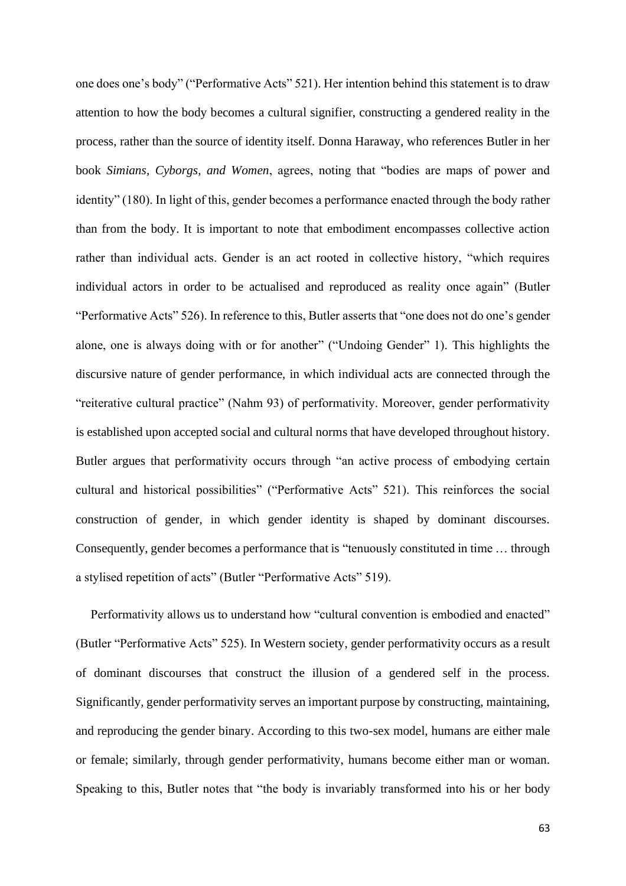one does one's body" ("Performative Acts" 521). Her intention behind this statement is to draw attention to how the body becomes a cultural signifier, constructing a gendered reality in the process, rather than the source of identity itself. Donna Haraway, who references Butler in her book ***Simians, Cyborgs, and Women***, agrees, noting that "bodies are maps of power and identity" (180). In light of this, gender becomes a performance enacted through the body rather than from the body. It is important to note that embodiment encompasses collective action rather than individual acts. Gender is an act rooted in collective history, "which requires individual actors in order to be actualised and reproduced as reality once again" (Butler "Performative Acts" 526). In reference to this, Butler asserts that "one does not do one's gender alone, one is always doing with or for another" ("Undoing Gender" 1). This highlights the discursive nature of gender performance, in which individual acts are connected through the "reiterative cultural practice" (Nahm 93) of performativity. Moreover, gender performativity is established upon accepted social and cultural norms that have developed throughout history. Butler argues that performativity occurs through "an active process of embodying certain cultural and historical possibilities" ("Performative Acts" 521). This reinforces the social construction of gender, in which gender identity is shaped by dominant discourses. Consequently, gender becomes a performance that is "tenuously constituted in time … through a stylised repetition of acts" (Butler "Performative Acts" 519).

Performativity allows us to understand how "cultural convention is embodied and enacted" (Butler "Performative Acts" 525). In Western society, gender performativity occurs as a result of dominant discourses that construct the illusion of a gendered self in the process. Significantly, gender performativity serves an important purpose by constructing, maintaining, and reproducing the gender binary. According to this two-sex model, humans are either male or female; similarly, through gender performativity, humans become either man or woman. Speaking to this, Butler notes that "the body is invariably transformed into his or her body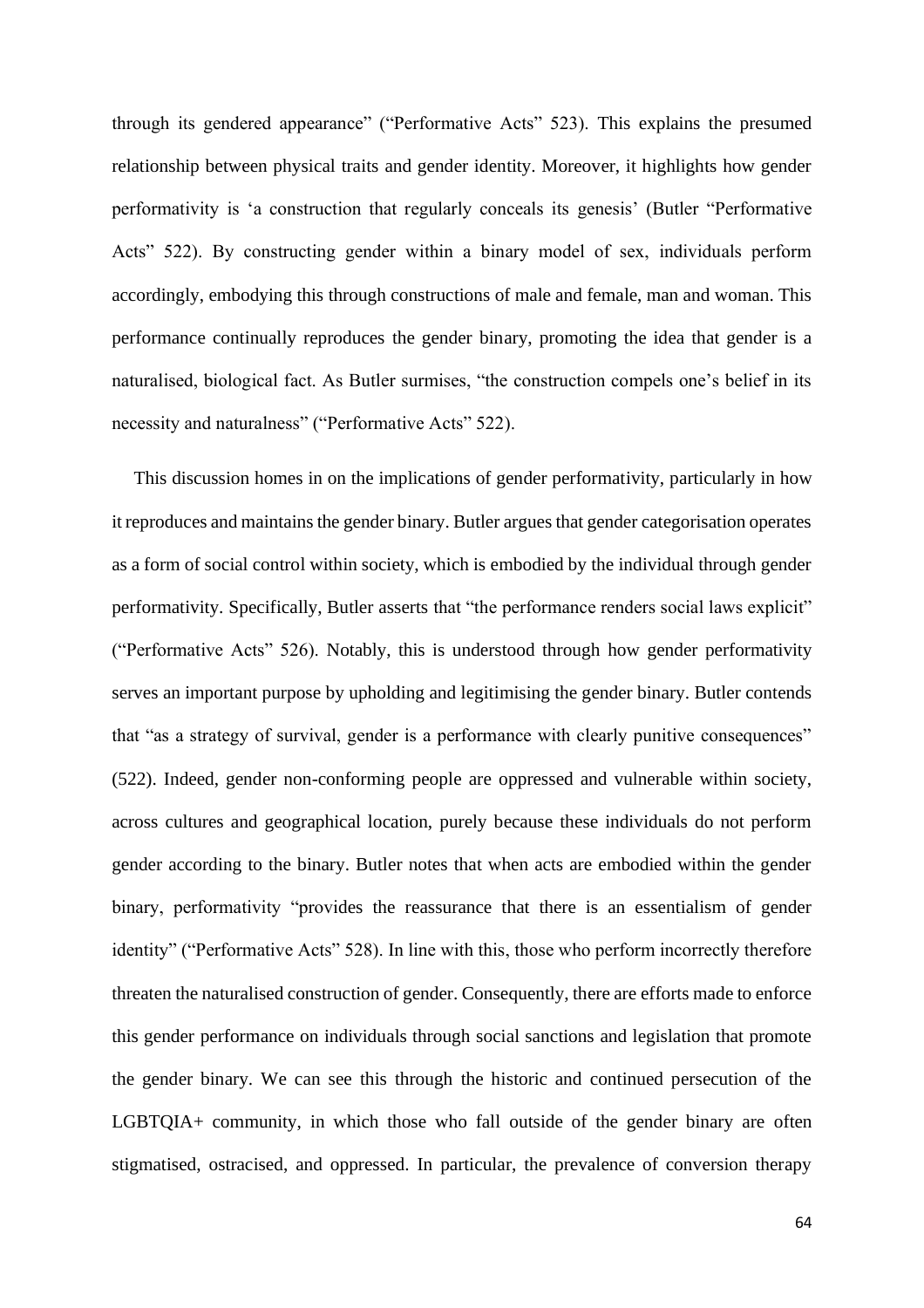through its gendered appearance" ("Performative Acts" 523). This explains the presumed relationship between physical traits and gender identity. Moreover, it highlights how gender performativity is 'a construction that regularly conceals its genesis' (Butler "Performative Acts" 522). By constructing gender within a binary model of sex, individuals perform accordingly, embodying this through constructions of male and female, man and woman. This performance continually reproduces the gender binary, promoting the idea that gender is a naturalised, biological fact. As Butler surmises, "the construction compels one's belief in its necessity and naturalness" ("Performative Acts" 522).

This discussion homes in on the implications of gender performativity, particularly in how it reproduces and maintains the gender binary. Butler argues that gender categorisation operates as a form of social control within society, which is embodied by the individual through gender performativity. Specifically, Butler asserts that "the performance renders social laws explicit" ("Performative Acts" 526). Notably, this is understood through how gender performativity serves an important purpose by upholding and legitimising the gender binary. Butler contends that "as a strategy of survival, gender is a performance with clearly punitive consequences" (522). Indeed, gender non-conforming people are oppressed and vulnerable within society, across cultures and geographical location, purely because these individuals do not perform gender according to the binary. Butler notes that when acts are embodied within the gender binary, performativity "provides the reassurance that there is an essentialism of gender identity" ("Performative Acts" 528). In line with this, those who perform incorrectly therefore threaten the naturalised construction of gender. Consequently, there are efforts made to enforce this gender performance on individuals through social sanctions and legislation that promote the gender binary. We can see this through the historic and continued persecution of the LGBTQIA+ community, in which those who fall outside of the gender binary are often stigmatised, ostracised, and oppressed. In particular, the prevalence of conversion therapy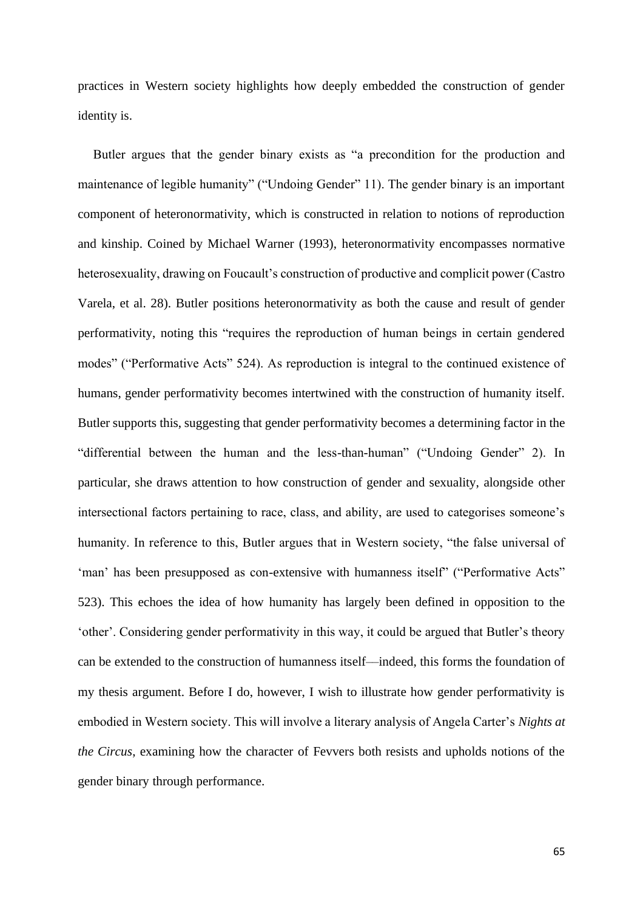practices in Western society highlights how deeply embedded the construction of gender identity is.

Butler argues that the gender binary exists as "a precondition for the production and maintenance of legible humanity" ("Undoing Gender" 11). The gender binary is an important component of heteronormativity, which is constructed in relation to notions of reproduction and kinship. Coined by Michael Warner (1993), heteronormativity encompasses normative heterosexuality, drawing on Foucault's construction of productive and complicit power (Castro Varela, et al. 28). Butler positions heteronormativity as both the cause and result of gender performativity, noting this "requires the reproduction of human beings in certain gendered modes" ("Performative Acts" 524). As reproduction is integral to the continued existence of humans, gender performativity becomes intertwined with the construction of humanity itself. Butler supports this, suggesting that gender performativity becomes a determining factor in the "differential between the human and the less-than-human" ("Undoing Gender" 2). In particular, she draws attention to how construction of gender and sexuality, alongside other intersectional factors pertaining to race, class, and ability, are used to categorises someone's humanity. In reference to this, Butler argues that in Western society, "the false universal of 'man' has been presupposed as con-extensive with humanness itself" ("Performative Acts" 523). This echoes the idea of how humanity has largely been defined in opposition to the 'other'. Considering gender performativity in this way, it could be argued that Butler's theory can be extended to the construction of humanness itself—indeed, this forms the foundation of my thesis argument. Before I do, however, I wish to illustrate how gender performativity is embodied in Western society. This will involve a literary analysis of Angela Carter's *Nights at the Circus*, examining how the character of Fevvers both resists and upholds notions of the gender binary through performance.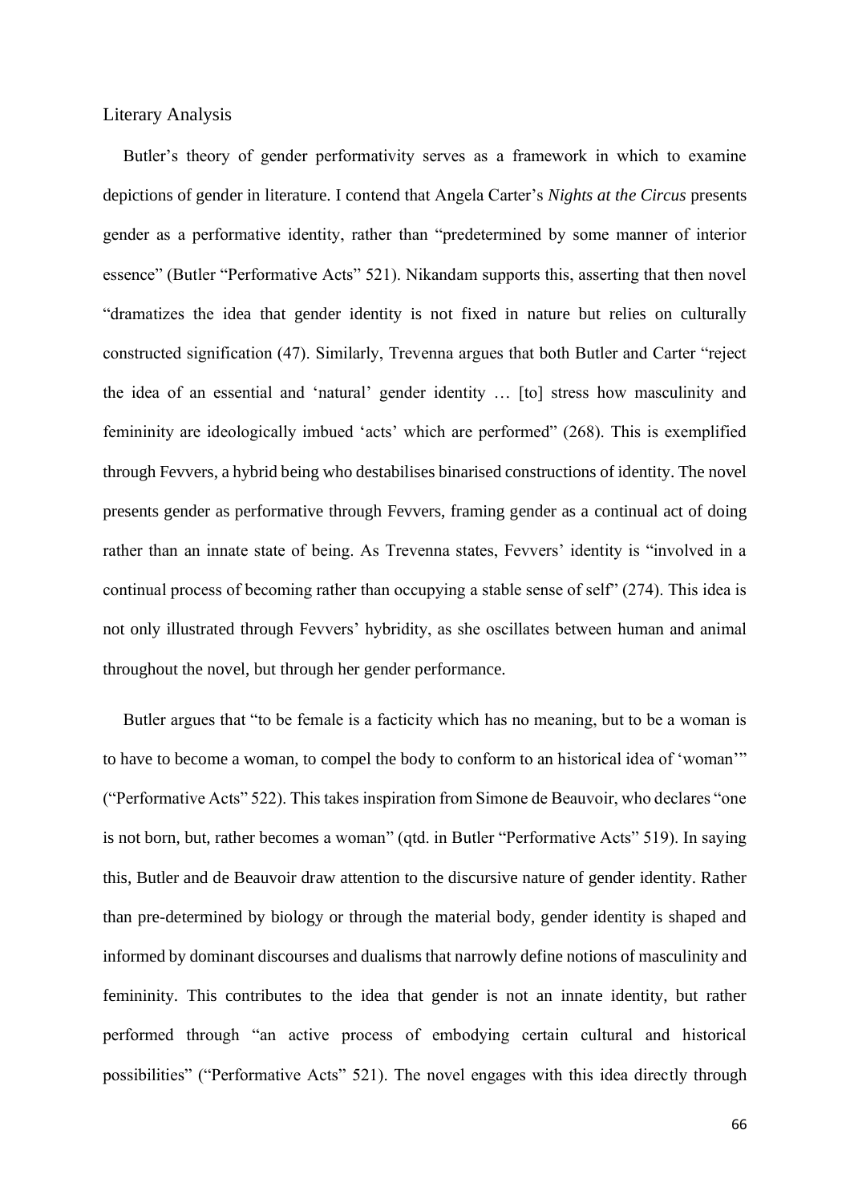## Literary Analysis

Butler's theory of gender performativity serves as a framework in which to examine depictions of gender in literature. I contend that Angela Carter's *Nights at the Circus* presents gender as a performative identity, rather than "predetermined by some manner of interior essence" (Butler "Performative Acts" 521). Nikandam supports this, asserting that then novel "dramatizes the idea that gender identity is not fixed in nature but relies on culturally constructed signification (47). Similarly, Trevenna argues that both Butler and Carter "reject the idea of an essential and 'natural' gender identity … [to] stress how masculinity and femininity are ideologically imbued 'acts' which are performed" (268). This is exemplified through Fevvers, a hybrid being who destabilises binarised constructions of identity. The novel presents gender as performative through Fevvers, framing gender as a continual act of doing rather than an innate state of being. As Trevenna states, Fevvers' identity is "involved in a continual process of becoming rather than occupying a stable sense of self" (274). This idea is not only illustrated through Fevvers' hybridity, as she oscillates between human and animal throughout the novel, but through her gender performance.

Butler argues that "to be female is a facticity which has no meaning, but to be a woman is to have to become a woman, to compel the body to conform to an historical idea of 'woman'" ("Performative Acts" 522). This takes inspiration from Simone de Beauvoir, who declares "one is not born, but, rather becomes a woman" (qtd. in Butler "Performative Acts" 519). In saying this, Butler and de Beauvoir draw attention to the discursive nature of gender identity. Rather than pre-determined by biology or through the material body, gender identity is shaped and informed by dominant discourses and dualisms that narrowly define notions of masculinity and femininity. This contributes to the idea that gender is not an innate identity, but rather performed through "an active process of embodying certain cultural and historical possibilities" ("Performative Acts" 521). The novel engages with this idea directly through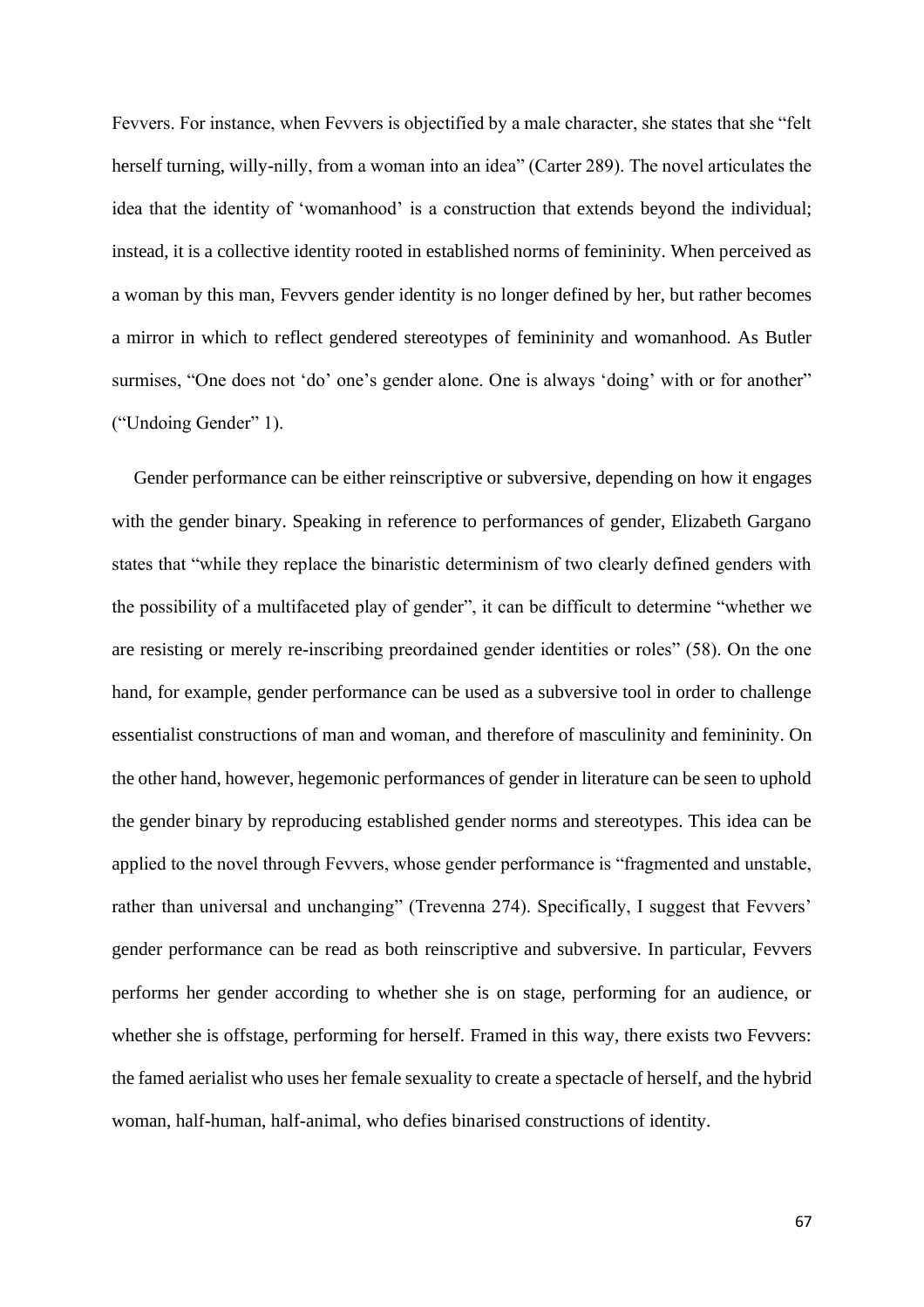Fevvers. For instance, when Fevvers is objectified by a male character, she states that she "felt herself turning, willy-nilly, from a woman into an idea" (Carter 289). The novel articulates the idea that the identity of 'womanhood' is a construction that extends beyond the individual; instead, it is a collective identity rooted in established norms of femininity. When perceived as a woman by this man, Fevvers gender identity is no longer defined by her, but rather becomes a mirror in which to reflect gendered stereotypes of femininity and womanhood. As Butler surmises, "One does not 'do' one's gender alone. One is always 'doing' with or for another" ("Undoing Gender" 1).

Gender performance can be either reinscriptive or subversive, depending on how it engages with the gender binary. Speaking in reference to performances of gender, Elizabeth Gargano states that "while they replace the binaristic determinism of two clearly defined genders with the possibility of a multifaceted play of gender", it can be difficult to determine "whether we are resisting or merely re-inscribing preordained gender identities or roles" (58). On the one hand, for example, gender performance can be used as a subversive tool in order to challenge essentialist constructions of man and woman, and therefore of masculinity and femininity. On the other hand, however, hegemonic performances of gender in literature can be seen to uphold the gender binary by reproducing established gender norms and stereotypes. This idea can be applied to the novel through Fevvers, whose gender performance is "fragmented and unstable, rather than universal and unchanging" (Trevenna 274). Specifically, I suggest that Fevvers' gender performance can be read as both reinscriptive and subversive. In particular, Fevvers performs her gender according to whether she is on stage, performing for an audience, or whether she is offstage, performing for herself. Framed in this way, there exists two Fevvers: the famed aerialist who uses her female sexuality to create a spectacle of herself, and the hybrid woman, half-human, half-animal, who defies binarised constructions of identity.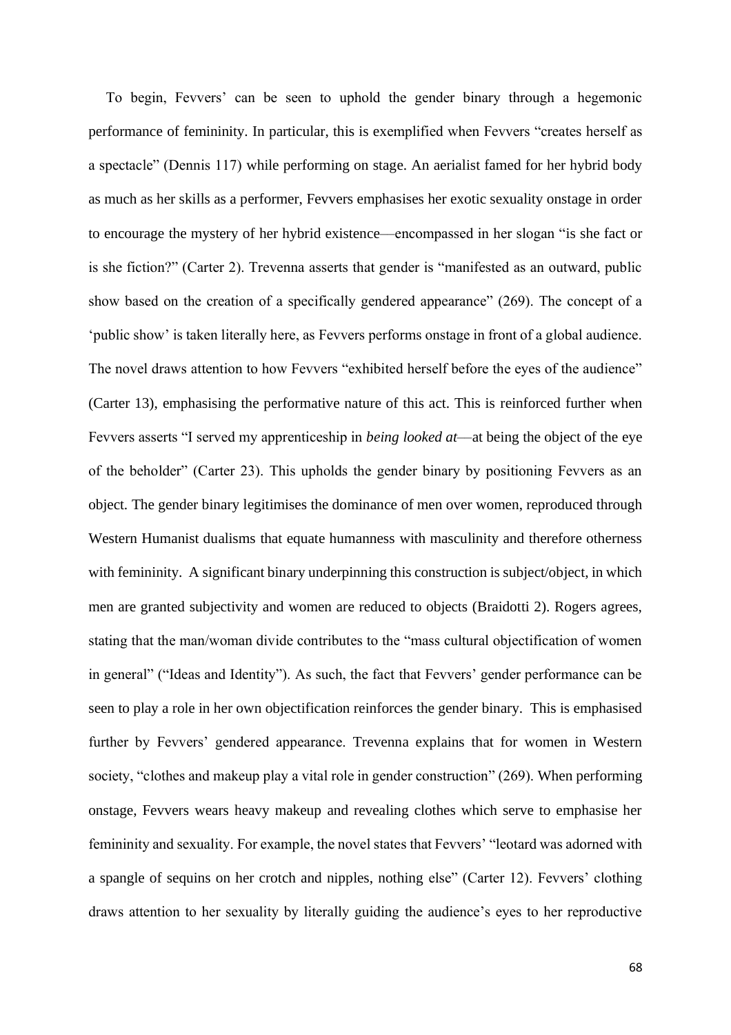To begin, Fevvers' can be seen to uphold the gender binary through a hegemonic performance of femininity. In particular, this is exemplified when Fevvers "creates herself as a spectacle" (Dennis 117) while performing on stage. An aerialist famed for her hybrid body as much as her skills as a performer, Fevvers emphasises her exotic sexuality onstage in order to encourage the mystery of her hybrid existence—encompassed in her slogan "is she fact or is she fiction?" (Carter 2). Trevenna asserts that gender is "manifested as an outward, public show based on the creation of a specifically gendered appearance" (269). The concept of a 'public show' is taken literally here, as Fevvers performs onstage in front of a global audience. The novel draws attention to how Fevvers "exhibited herself before the eyes of the audience" (Carter 13), emphasising the performative nature of this act. This is reinforced further when Fevvers asserts "I served my apprenticeship in *being looked at*—at being the object of the eye of the beholder" (Carter 23). This upholds the gender binary by positioning Fevvers as an object. The gender binary legitimises the dominance of men over women, reproduced through Western Humanist dualisms that equate humanness with masculinity and therefore otherness with femininity. A significant binary underpinning this construction is subject/object, in which men are granted subjectivity and women are reduced to objects (Braidotti 2). Rogers agrees, stating that the man/woman divide contributes to the "mass cultural objectification of women in general" ("Ideas and Identity"). As such, the fact that Fevvers' gender performance can be seen to play a role in her own objectification reinforces the gender binary. This is emphasised further by Fevvers' gendered appearance. Trevenna explains that for women in Western society, "clothes and makeup play a vital role in gender construction" (269). When performing onstage, Fevvers wears heavy makeup and revealing clothes which serve to emphasise her femininity and sexuality. For example, the novel states that Fevvers' "leotard was adorned with a spangle of sequins on her crotch and nipples, nothing else" (Carter 12). Fevvers' clothing draws attention to her sexuality by literally guiding the audience's eyes to her reproductive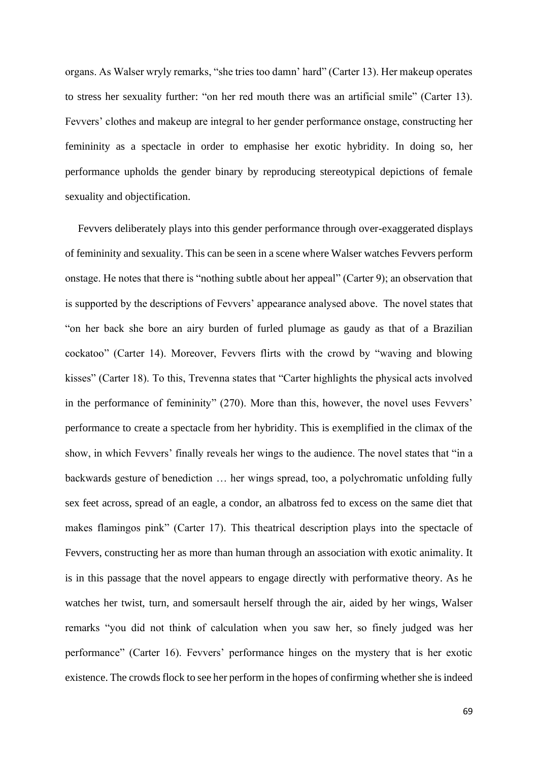organs. As Walser wryly remarks, "she tries too damn' hard" (Carter 13). Her makeup operates to stress her sexuality further: "on her red mouth there was an artificial smile" (Carter 13). Fevvers' clothes and makeup are integral to her gender performance onstage, constructing her femininity as a spectacle in order to emphasise her exotic hybridity. In doing so, her performance upholds the gender binary by reproducing stereotypical depictions of female sexuality and objectification.

Fevvers deliberately plays into this gender performance through over-exaggerated displays of femininity and sexuality. This can be seen in a scene where Walser watches Fevvers perform onstage. He notes that there is "nothing subtle about her appeal" (Carter 9); an observation that is supported by the descriptions of Fevvers' appearance analysed above. The novel states that "on her back she bore an airy burden of furled plumage as gaudy as that of a Brazilian cockatoo" (Carter 14). Moreover, Fevvers flirts with the crowd by "waving and blowing kisses" (Carter 18). To this, Trevenna states that "Carter highlights the physical acts involved in the performance of femininity" (270). More than this, however, the novel uses Fevvers' performance to create a spectacle from her hybridity. This is exemplified in the climax of the show, in which Fevvers' finally reveals her wings to the audience. The novel states that "in a backwards gesture of benediction … her wings spread, too, a polychromatic unfolding fully sex feet across, spread of an eagle, a condor, an albatross fed to excess on the same diet that makes flamingos pink" (Carter 17). This theatrical description plays into the spectacle of Fevvers, constructing her as more than human through an association with exotic animality. It is in this passage that the novel appears to engage directly with performative theory. As he watches her twist, turn, and somersault herself through the air, aided by her wings, Walser remarks "you did not think of calculation when you saw her, so finely judged was her performance" (Carter 16). Fevvers' performance hinges on the mystery that is her exotic existence. The crowds flock to see her perform in the hopes of confirming whether she is indeed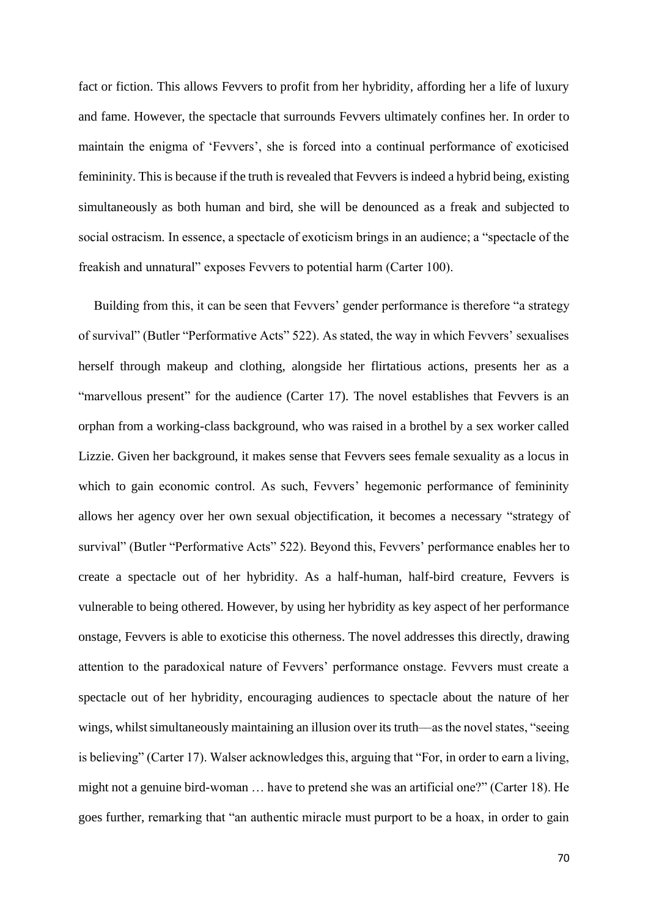fact or fiction. This allows Fevvers to profit from her hybridity, affording her a life of luxury and fame. However, the spectacle that surrounds Fevvers ultimately confines her. In order to maintain the enigma of 'Fevvers', she is forced into a continual performance of exoticised femininity. This is because if the truth is revealed that Fevvers is indeed a hybrid being, existing simultaneously as both human and bird, she will be denounced as a freak and subjected to social ostracism. In essence, a spectacle of exoticism brings in an audience; a "spectacle of the freakish and unnatural" exposes Fevvers to potential harm (Carter 100).

Building from this, it can be seen that Fevvers' gender performance is therefore "a strategy of survival" (Butler "Performative Acts" 522). As stated, the way in which Fevvers' sexualises herself through makeup and clothing, alongside her flirtatious actions, presents her as a "marvellous present" for the audience (Carter 17). The novel establishes that Fevvers is an orphan from a working-class background, who was raised in a brothel by a sex worker called Lizzie. Given her background, it makes sense that Fevvers sees female sexuality as a locus in which to gain economic control. As such, Fevvers' hegemonic performance of femininity allows her agency over her own sexual objectification, it becomes a necessary "strategy of survival" (Butler "Performative Acts" 522). Beyond this, Fevvers' performance enables her to create a spectacle out of her hybridity. As a half-human, half-bird creature, Fevvers is vulnerable to being othered. However, by using her hybridity as key aspect of her performance onstage, Fevvers is able to exoticise this otherness. The novel addresses this directly, drawing attention to the paradoxical nature of Fevvers' performance onstage. Fevvers must create a spectacle out of her hybridity, encouraging audiences to spectacle about the nature of her wings, whilst simultaneously maintaining an illusion over its truth—as the novel states, "seeing is believing" (Carter 17). Walser acknowledges this, arguing that "For, in order to earn a living, might not a genuine bird-woman … have to pretend she was an artificial one?" (Carter 18). He goes further, remarking that "an authentic miracle must purport to be a hoax, in order to gain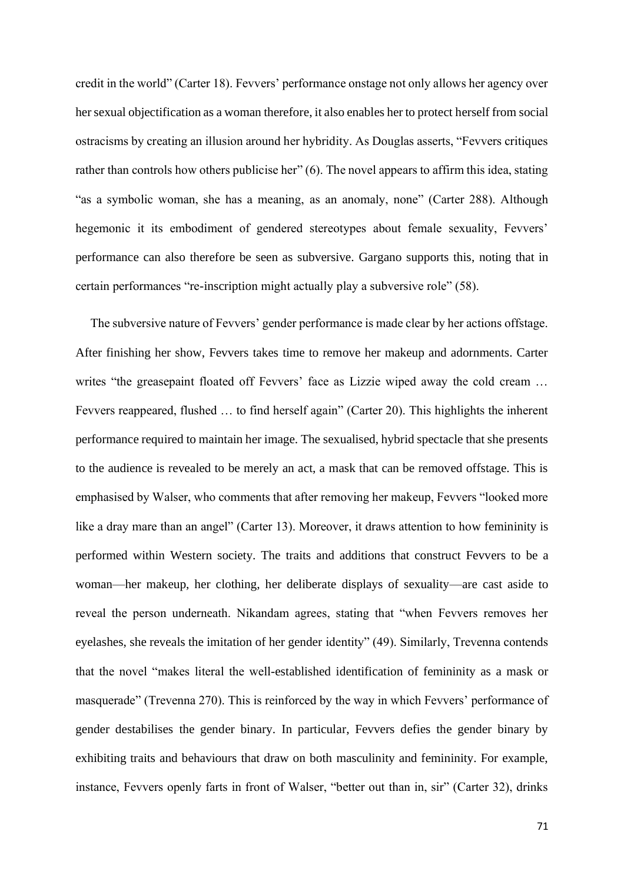credit in the world" (Carter 18). Fevvers' performance onstage not only allows her agency over her sexual objectification as a woman therefore, it also enables her to protect herself from social ostracisms by creating an illusion around her hybridity. As Douglas asserts, "Fevvers critiques rather than controls how others publicise her" (6). The novel appears to affirm this idea, stating "as a symbolic woman, she has a meaning, as an anomaly, none" (Carter 288). Although hegemonic it its embodiment of gendered stereotypes about female sexuality, Fevvers' performance can also therefore be seen as subversive. Gargano supports this, noting that in certain performances "re-inscription might actually play a subversive role" (58).

The subversive nature of Fevvers' gender performance is made clear by her actions offstage. After finishing her show, Fevvers takes time to remove her makeup and adornments. Carter writes "the greasepaint floated off Fevvers' face as Lizzie wiped away the cold cream … Fevvers reappeared, flushed … to find herself again" (Carter 20). This highlights the inherent performance required to maintain her image. The sexualised, hybrid spectacle that she presents to the audience is revealed to be merely an act, a mask that can be removed offstage. This is emphasised by Walser, who comments that after removing her makeup, Fevvers "looked more like a dray mare than an angel" (Carter 13). Moreover, it draws attention to how femininity is performed within Western society. The traits and additions that construct Fevvers to be a woman—her makeup, her clothing, her deliberate displays of sexuality—are cast aside to reveal the person underneath. Nikandam agrees, stating that "when Fevvers removes her eyelashes, she reveals the imitation of her gender identity" (49). Similarly, Trevenna contends that the novel "makes literal the well-established identification of femininity as a mask or masquerade" (Trevenna 270). This is reinforced by the way in which Fevvers' performance of gender destabilises the gender binary. In particular, Fevvers defies the gender binary by exhibiting traits and behaviours that draw on both masculinity and femininity. For example, instance, Fevvers openly farts in front of Walser, "better out than in, sir" (Carter 32), drinks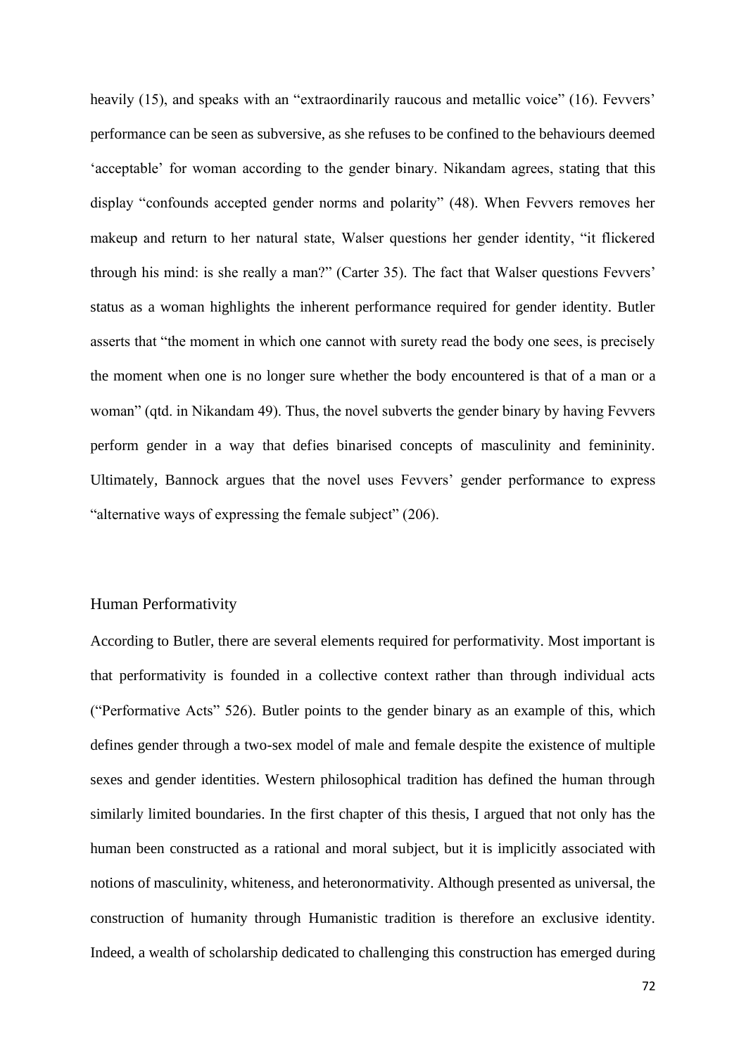heavily (15), and speaks with an "extraordinarily raucous and metallic voice" (16). Fevvers' performance can be seen as subversive, as she refuses to be confined to the behaviours deemed 'acceptable' for woman according to the gender binary. Nikandam agrees, stating that this display "confounds accepted gender norms and polarity" (48). When Fevvers removes her makeup and return to her natural state, Walser questions her gender identity, "it flickered through his mind: is she really a man?" (Carter 35). The fact that Walser questions Fevvers' status as a woman highlights the inherent performance required for gender identity. Butler asserts that "the moment in which one cannot with surety read the body one sees, is precisely the moment when one is no longer sure whether the body encountered is that of a man or a woman" (qtd. in Nikandam 49). Thus, the novel subverts the gender binary by having Fevvers perform gender in a way that defies binarised concepts of masculinity and femininity. Ultimately, Bannock argues that the novel uses Fevvers' gender performance to express "alternative ways of expressing the female subject" (206).

## Human Performativity

According to Butler, there are several elements required for performativity. Most important is that performativity is founded in a collective context rather than through individual acts ("Performative Acts" 526). Butler points to the gender binary as an example of this, which defines gender through a two-sex model of male and female despite the existence of multiple sexes and gender identities. Western philosophical tradition has defined the human through similarly limited boundaries. In the first chapter of this thesis, I argued that not only has the human been constructed as a rational and moral subject, but it is implicitly associated with notions of masculinity, whiteness, and heteronormativity. Although presented as universal, the construction of humanity through Humanistic tradition is therefore an exclusive identity. Indeed, a wealth of scholarship dedicated to challenging this construction has emerged during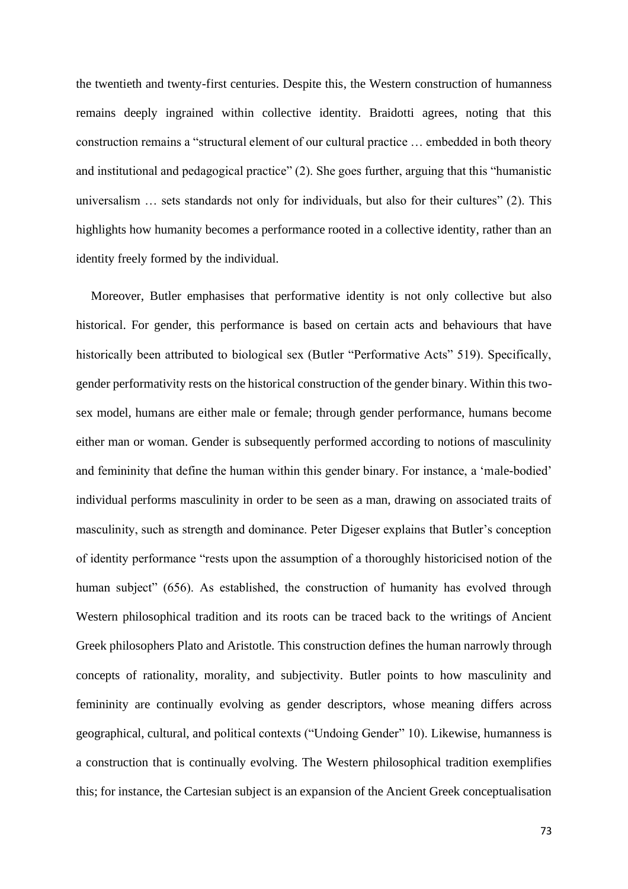the twentieth and twenty-first centuries. Despite this, the Western construction of humanness remains deeply ingrained within collective identity. Braidotti agrees, noting that this construction remains a "structural element of our cultural practice … embedded in both theory and institutional and pedagogical practice" (2). She goes further, arguing that this "humanistic universalism … sets standards not only for individuals, but also for their cultures" (2). This highlights how humanity becomes a performance rooted in a collective identity, rather than an identity freely formed by the individual.

Moreover, Butler emphasises that performative identity is not only collective but also historical. For gender, this performance is based on certain acts and behaviours that have historically been attributed to biological sex (Butler "Performative Acts" 519). Specifically, gender performativity rests on the historical construction of the gender binary. Within this two-sex model, humans are either male or female; through gender performance, humans become either man or woman. Gender is subsequently performed according to notions of masculinity and femininity that define the human within this gender binary. For instance, a 'male-bodied' individual performs masculinity in order to be seen as a man, drawing on associated traits of masculinity, such as strength and dominance. Peter Digeser explains that Butler's conception of identity performance "rests upon the assumption of a thoroughly historicised notion of the human subject" (656). As established, the construction of humanity has evolved through Western philosophical tradition and its roots can be traced back to the writings of Ancient Greek philosophers Plato and Aristotle. This construction defines the human narrowly through concepts of rationality, morality, and subjectivity. Butler points to how masculinity and femininity are continually evolving as gender descriptors, whose meaning differs across geographical, cultural, and political contexts ("Undoing Gender" 10). Likewise, humanness is a construction that is continually evolving. The Western philosophical tradition exemplifies this; for instance, the Cartesian subject is an expansion of the Ancient Greek conceptualisation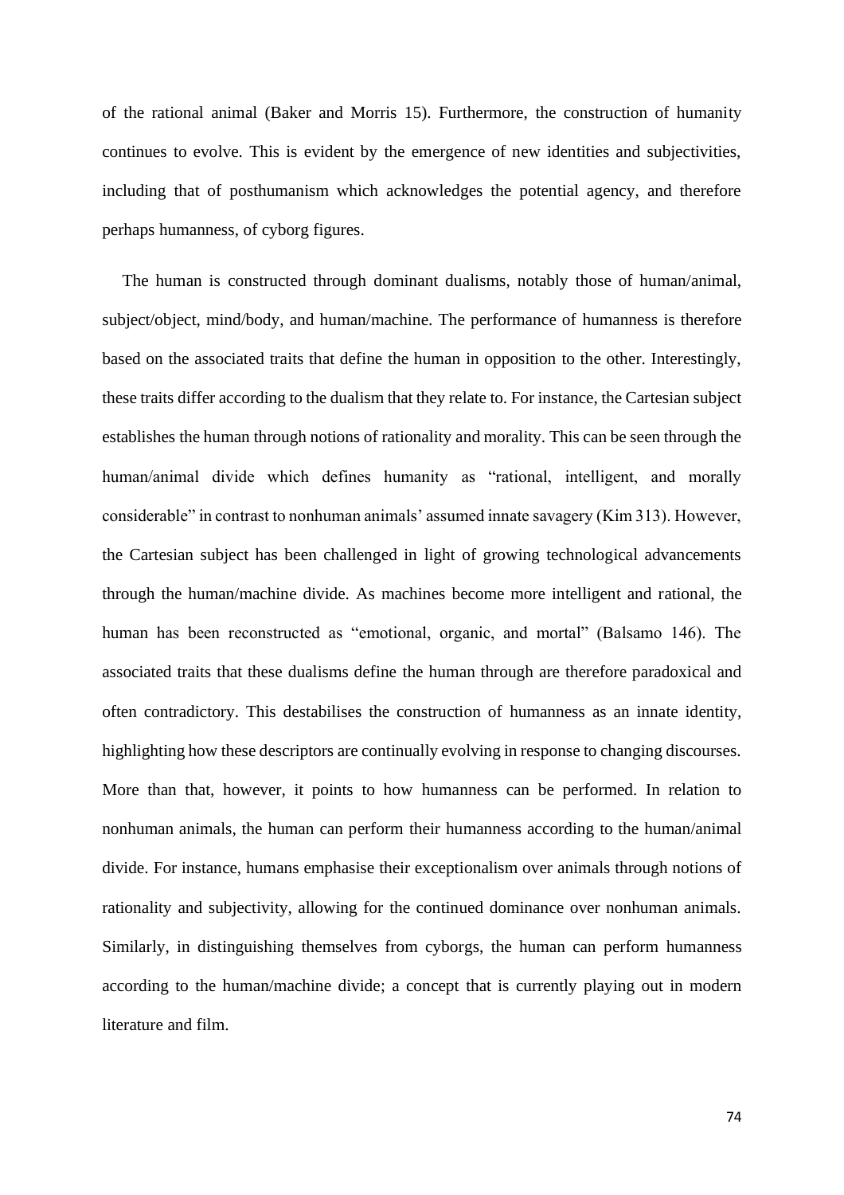of the rational animal (Baker and Morris 15). Furthermore, the construction of humanity continues to evolve. This is evident by the emergence of new identities and subjectivities, including that of posthumanism which acknowledges the potential agency, and therefore perhaps humanness, of cyborg figures.

The human is constructed through dominant dualisms, notably those of human/animal, subject/object, mind/body, and human/machine. The performance of humanness is therefore based on the associated traits that define the human in opposition to the other. Interestingly, these traits differ according to the dualism that they relate to. For instance, the Cartesian subject establishes the human through notions of rationality and morality. This can be seen through the human/animal divide which defines humanity as "rational, intelligent, and morally considerable" in contrast to nonhuman animals' assumed innate savagery (Kim 313). However, the Cartesian subject has been challenged in light of growing technological advancements through the human/machine divide. As machines become more intelligent and rational, the human has been reconstructed as "emotional, organic, and mortal" (Balsamo 146). The associated traits that these dualisms define the human through are therefore paradoxical and often contradictory. This destabilises the construction of humanness as an innate identity, highlighting how these descriptors are continually evolving in response to changing discourses. More than that, however, it points to how humanness can be performed. In relation to nonhuman animals, the human can perform their humanness according to the human/animal divide. For instance, humans emphasise their exceptionalism over animals through notions of rationality and subjectivity, allowing for the continued dominance over nonhuman animals. Similarly, in distinguishing themselves from cyborgs, the human can perform humanness according to the human/machine divide; a concept that is currently playing out in modern literature and film.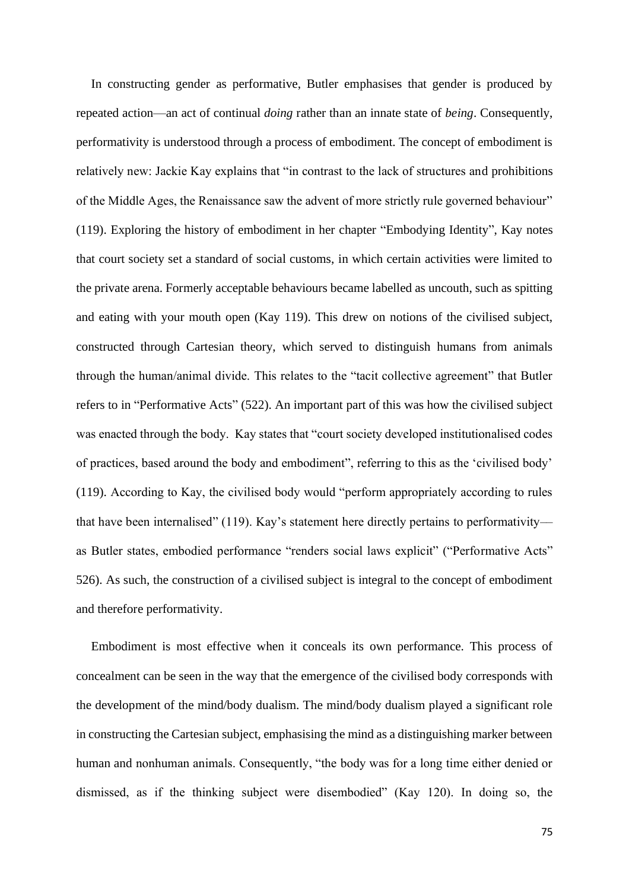In constructing gender as performative, Butler emphasises that gender is produced by repeated action—an act of continual *doing* rather than an innate state of *being*. Consequently, performativity is understood through a process of embodiment. The concept of embodiment is relatively new: Jackie Kay explains that "in contrast to the lack of structures and prohibitions of the Middle Ages, the Renaissance saw the advent of more strictly rule governed behaviour" (119). Exploring the history of embodiment in her chapter "Embodying Identity", Kay notes that court society set a standard of social customs, in which certain activities were limited to the private arena. Formerly acceptable behaviours became labelled as uncouth, such as spitting and eating with your mouth open (Kay 119). This drew on notions of the civilised subject, constructed through Cartesian theory, which served to distinguish humans from animals through the human/animal divide. This relates to the "tacit collective agreement" that Butler refers to in "Performative Acts" (522). An important part of this was how the civilised subject was enacted through the body. Kay states that "court society developed institutionalised codes of practices, based around the body and embodiment", referring to this as the 'civilised body' (119). According to Kay, the civilised body would "perform appropriately according to rules that have been internalised" (119). Kay's statement here directly pertains to performativity—as Butler states, embodied performance "renders social laws explicit" ("Performative Acts" 526). As such, the construction of a civilised subject is integral to the concept of embodiment and therefore performativity.

Embodiment is most effective when it conceals its own performance. This process of concealment can be seen in the way that the emergence of the civilised body corresponds with the development of the mind/body dualism. The mind/body dualism played a significant role in constructing the Cartesian subject, emphasising the mind as a distinguishing marker between human and nonhuman animals. Consequently, "the body was for a long time either denied or dismissed, as if the thinking subject were disembodied" (Kay 120). In doing so, the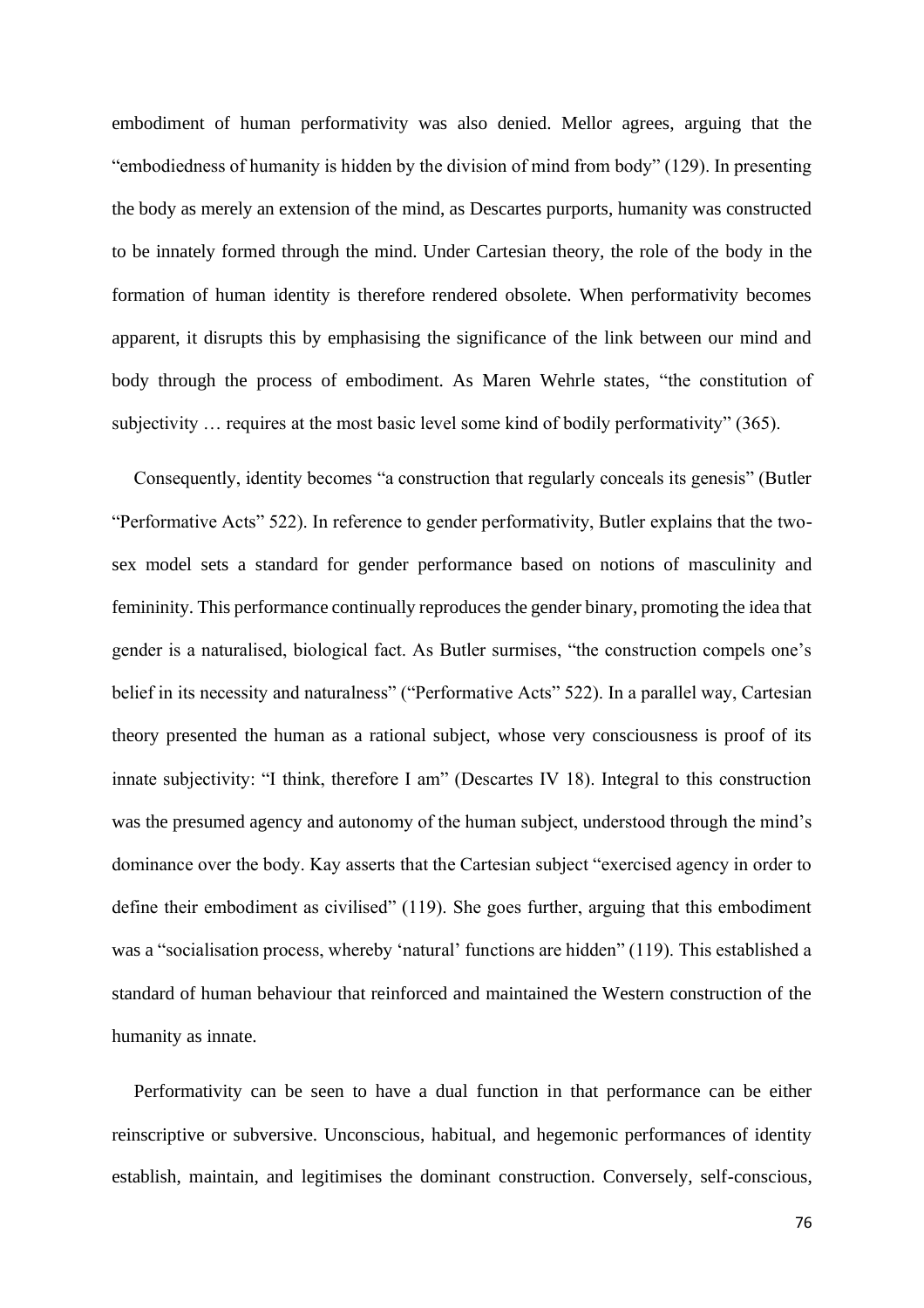embodiment of human performativity was also denied. Mellor agrees, arguing that the "embodiedness of humanity is hidden by the division of mind from body" (129). In presenting the body as merely an extension of the mind, as Descartes purports, humanity was constructed to be innately formed through the mind. Under Cartesian theory, the role of the body in the formation of human identity is therefore rendered obsolete. When performativity becomes apparent, it disrupts this by emphasising the significance of the link between our mind and body through the process of embodiment. As Maren Wehrle states, "the constitution of subjectivity … requires at the most basic level some kind of bodily performativity" (365).

Consequently, identity becomes "a construction that regularly conceals its genesis" (Butler "Performative Acts" 522). In reference to gender performativity, Butler explains that the two-sex model sets a standard for gender performance based on notions of masculinity and femininity. This performance continually reproduces the gender binary, promoting the idea that gender is a naturalised, biological fact. As Butler surmises, "the construction compels one's belief in its necessity and naturalness" ("Performative Acts" 522). In a parallel way, Cartesian theory presented the human as a rational subject, whose very consciousness is proof of its innate subjectivity: "I think, therefore I am" (Descartes IV 18). Integral to this construction was the presumed agency and autonomy of the human subject, understood through the mind's dominance over the body. Kay asserts that the Cartesian subject "exercised agency in order to define their embodiment as civilised" (119). She goes further, arguing that this embodiment was a "socialisation process, whereby 'natural' functions are hidden" (119). This established a standard of human behaviour that reinforced and maintained the Western construction of the humanity as innate.

Performativity can be seen to have a dual function in that performance can be either reinscriptive or subversive. Unconscious, habitual, and hegemonic performances of identity establish, maintain, and legitimises the dominant construction. Conversely, self-conscious,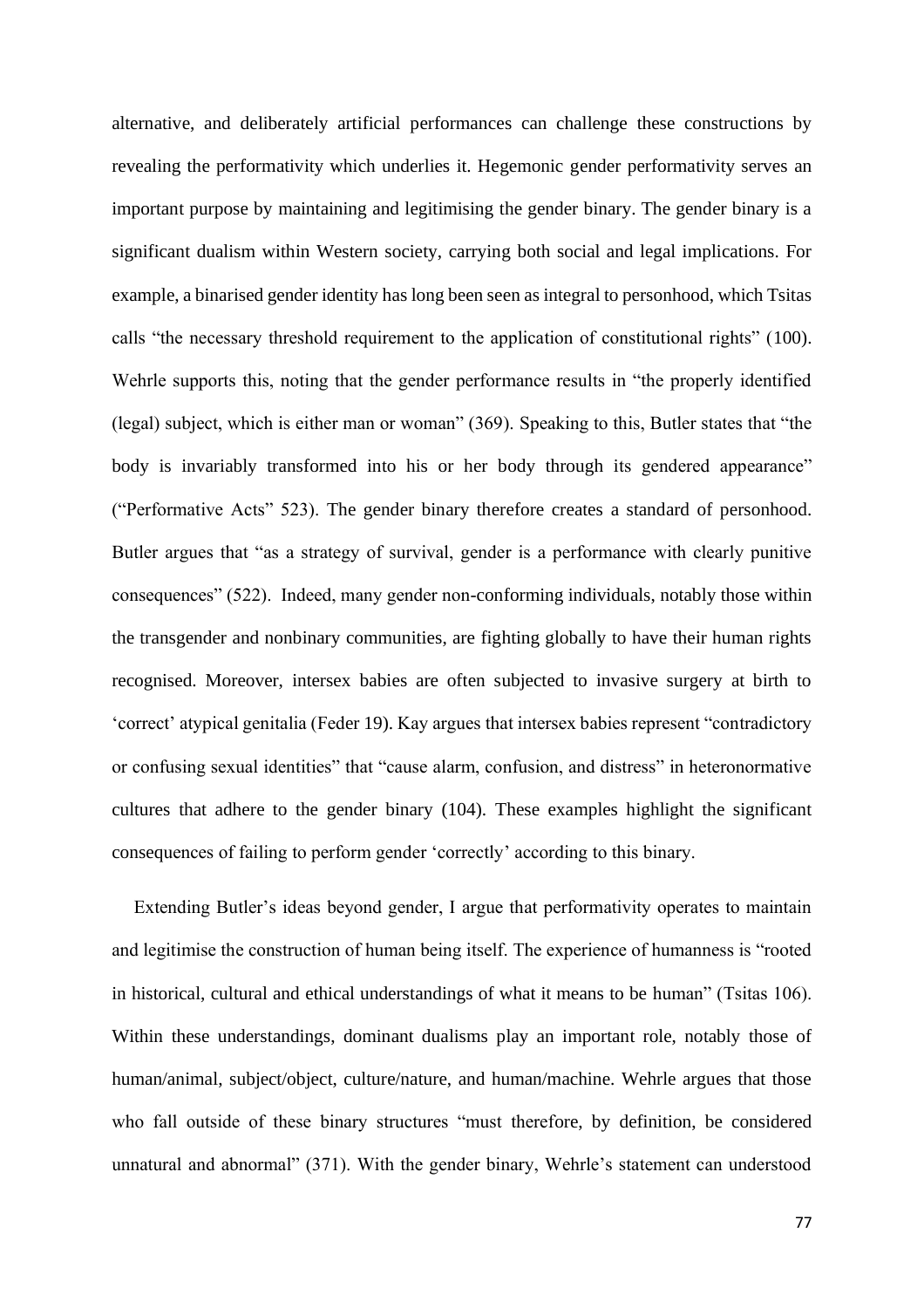alternative, and deliberately artificial performances can challenge these constructions by revealing the performativity which underlies it. Hegemonic gender performativity serves an important purpose by maintaining and legitimising the gender binary. The gender binary is a significant dualism within Western society, carrying both social and legal implications. For example, a binarised gender identity has long been seen as integral to personhood, which Tsitas calls "the necessary threshold requirement to the application of constitutional rights" (100). Wehrle supports this, noting that the gender performance results in "the properly identified (legal) subject, which is either man or woman" (369). Speaking to this, Butler states that "the body is invariably transformed into his or her body through its gendered appearance" ("Performative Acts" 523). The gender binary therefore creates a standard of personhood. Butler argues that "as a strategy of survival, gender is a performance with clearly punitive consequences" (522). Indeed, many gender non-conforming individuals, notably those within the transgender and nonbinary communities, are fighting globally to have their human rights recognised. Moreover, intersex babies are often subjected to invasive surgery at birth to 'correct' atypical genitalia (Feder 19). Kay argues that intersex babies represent "contradictory or confusing sexual identities" that "cause alarm, confusion, and distress" in heteronormative cultures that adhere to the gender binary (104). These examples highlight the significant consequences of failing to perform gender 'correctly' according to this binary.

Extending Butler's ideas beyond gender, I argue that performativity operates to maintain and legitimise the construction of human being itself. The experience of humanness is "rooted in historical, cultural and ethical understandings of what it means to be human" (Tsitas 106). Within these understandings, dominant dualisms play an important role, notably those of human/animal, subject/object, culture/nature, and human/machine. Wehrle argues that those who fall outside of these binary structures "must therefore, by definition, be considered unnatural and abnormal" (371). With the gender binary, Wehrle's statement can understood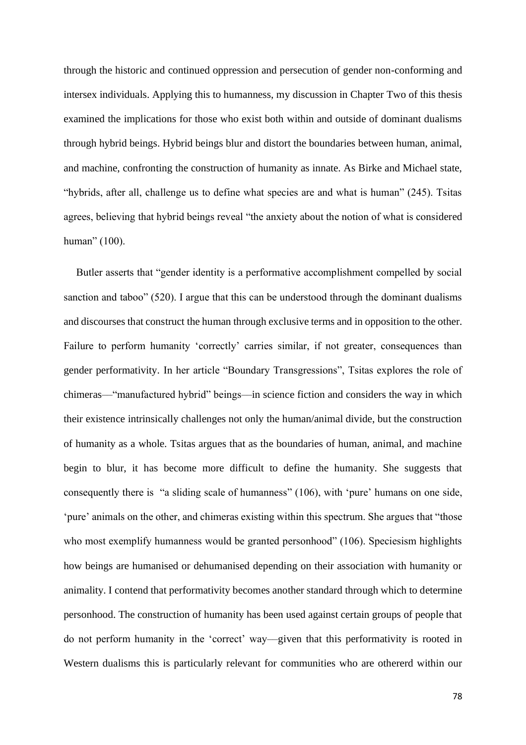through the historic and continued oppression and persecution of gender non-conforming and intersex individuals. Applying this to humanness, my discussion in Chapter Two of this thesis examined the implications for those who exist both within and outside of dominant dualisms through hybrid beings. Hybrid beings blur and distort the boundaries between human, animal, and machine, confronting the construction of humanity as innate. As Birke and Michael state, "hybrids, after all, challenge us to define what species are and what is human" (245). Tsitas agrees, believing that hybrid beings reveal "the anxiety about the notion of what is considered human" (100).

Butler asserts that "gender identity is a performative accomplishment compelled by social sanction and taboo" (520). I argue that this can be understood through the dominant dualisms and discourses that construct the human through exclusive terms and in opposition to the other. Failure to perform humanity 'correctly' carries similar, if not greater, consequences than gender performativity. In her article "Boundary Transgressions", Tsitas explores the role of chimeras—"manufactured hybrid" beings—in science fiction and considers the way in which their existence intrinsically challenges not only the human/animal divide, but the construction of humanity as a whole. Tsitas argues that as the boundaries of human, animal, and machine begin to blur, it has become more difficult to define the humanity. She suggests that consequently there is "a sliding scale of humanness" (106), with 'pure' humans on one side, 'pure' animals on the other, and chimeras existing within this spectrum. She argues that "those who most exemplify humanness would be granted personhood" (106). Speciesism highlights how beings are humanised or dehumanised depending on their association with humanity or animality. I contend that performativity becomes another standard through which to determine personhood. The construction of humanity has been used against certain groups of people that do not perform humanity in the 'correct' way—given that this performativity is rooted in Western dualisms this is particularly relevant for communities who are othererd within our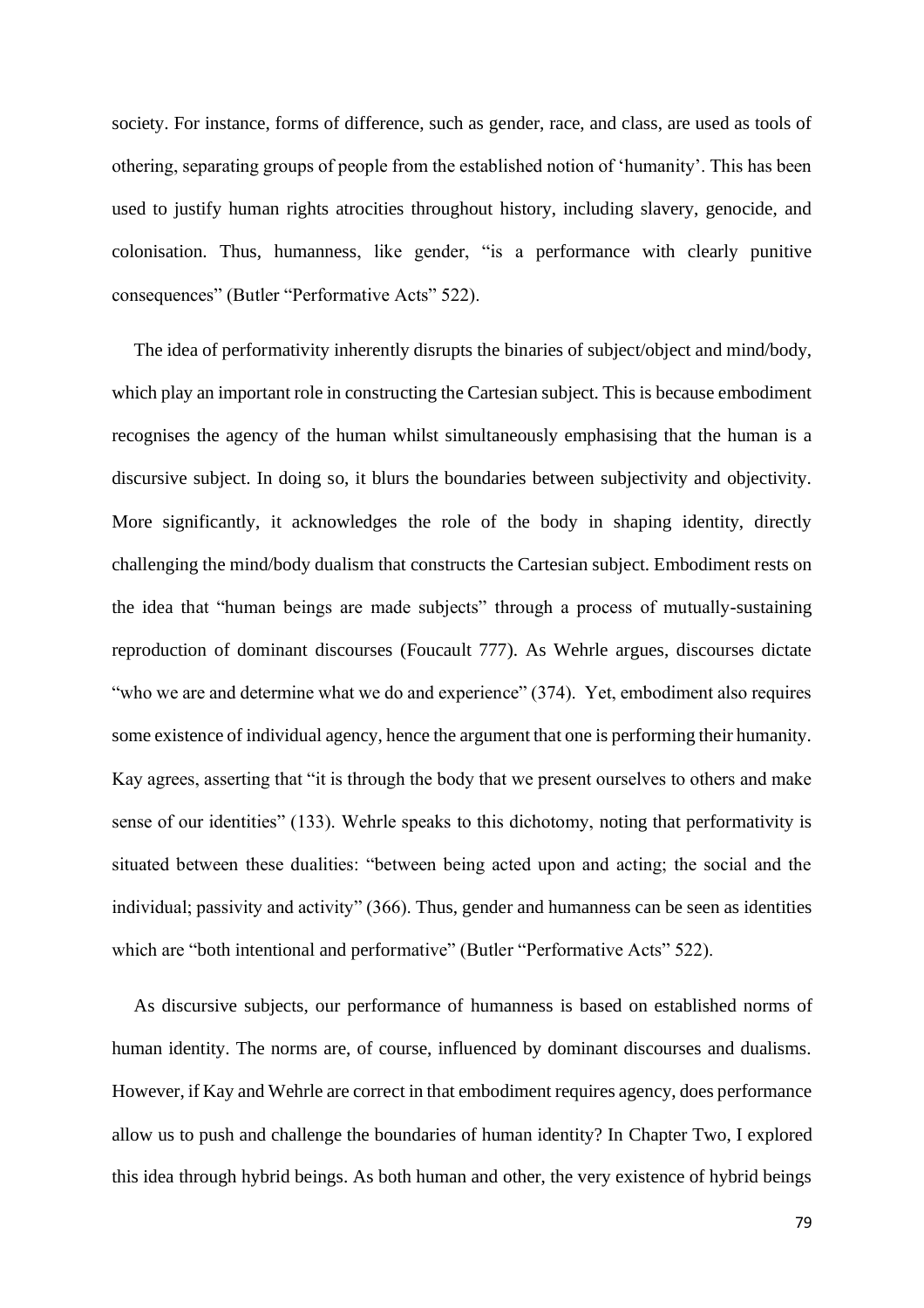society. For instance, forms of difference, such as gender, race, and class, are used as tools of othering, separating groups of people from the established notion of 'humanity'. This has been used to justify human rights atrocities throughout history, including slavery, genocide, and colonisation. Thus, humanness, like gender, "is a performance with clearly punitive consequences" (Butler "Performative Acts" 522).

The idea of performativity inherently disrupts the binaries of subject/object and mind/body, which play an important role in constructing the Cartesian subject. This is because embodiment recognises the agency of the human whilst simultaneously emphasising that the human is a discursive subject. In doing so, it blurs the boundaries between subjectivity and objectivity. More significantly, it acknowledges the role of the body in shaping identity, directly challenging the mind/body dualism that constructs the Cartesian subject. Embodiment rests on the idea that "human beings are made subjects" through a process of mutually-sustaining reproduction of dominant discourses (Foucault 777). As Wehrle argues, discourses dictate "who we are and determine what we do and experience" (374). Yet, embodiment also requires some existence of individual agency, hence the argument that one is performing their humanity. Kay agrees, asserting that "it is through the body that we present ourselves to others and make sense of our identities" (133). Wehrle speaks to this dichotomy, noting that performativity is situated between these dualities: "between being acted upon and acting; the social and the individual; passivity and activity" (366). Thus, gender and humanness can be seen as identities which are "both intentional and performative" (Butler "Performative Acts" 522).

As discursive subjects, our performance of humanness is based on established norms of human identity. The norms are, of course, influenced by dominant discourses and dualisms. However, if Kay and Wehrle are correct in that embodiment requires agency, does performance allow us to push and challenge the boundaries of human identity? In Chapter Two, I explored this idea through hybrid beings. As both human and other, the very existence of hybrid beings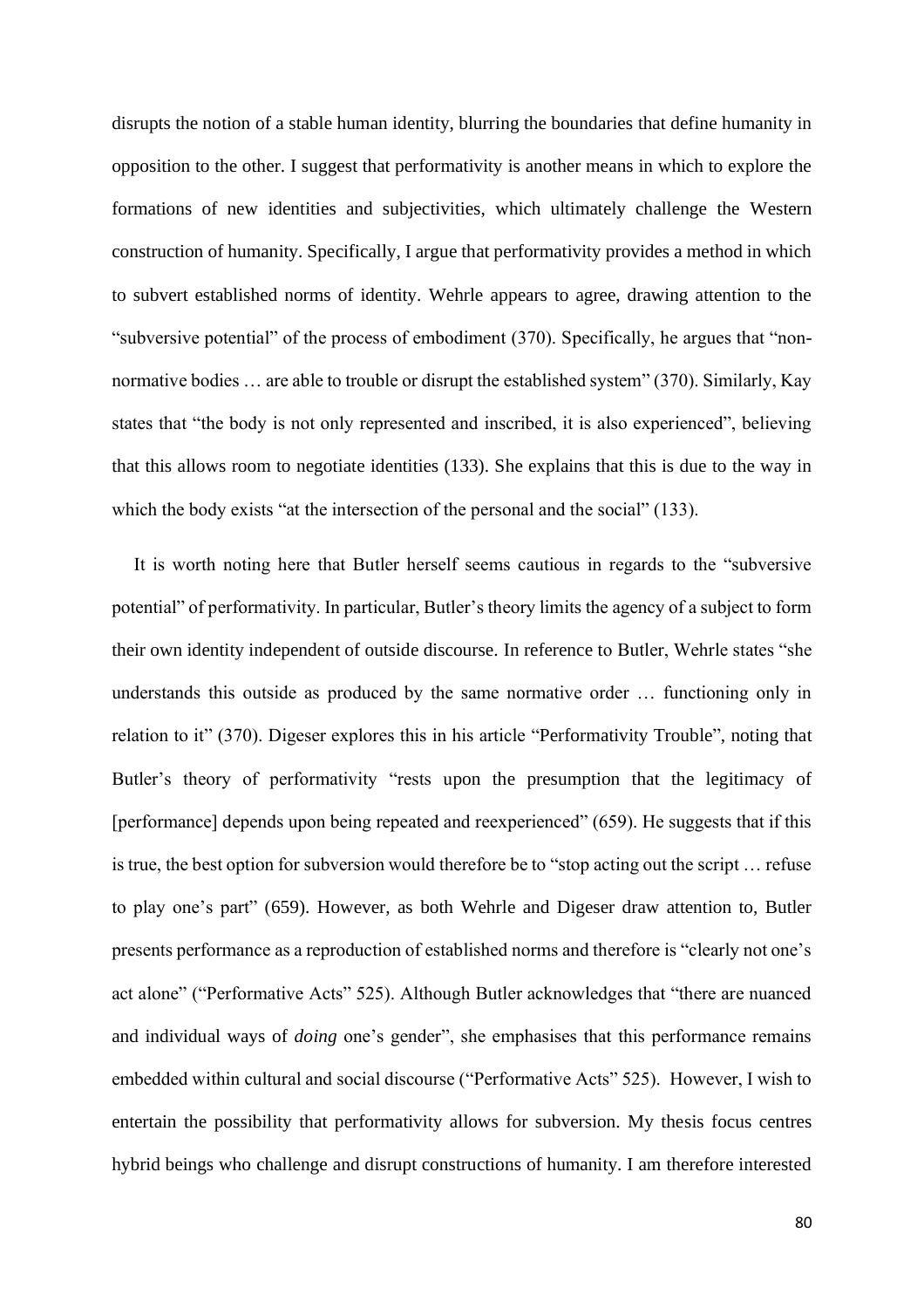disrupts the notion of a stable human identity, blurring the boundaries that define humanity in opposition to the other. I suggest that performativity is another means in which to explore the formations of new identities and subjectivities, which ultimately challenge the Western construction of humanity. Specifically, I argue that performativity provides a method in which to subvert established norms of identity. Wehrle appears to agree, drawing attention to the "subversive potential" of the process of embodiment (370). Specifically, he argues that "non-normative bodies … are able to trouble or disrupt the established system" (370). Similarly, Kay states that "the body is not only represented and inscribed, it is also experienced", believing that this allows room to negotiate identities (133). She explains that this is due to the way in which the body exists "at the intersection of the personal and the social" (133).

It is worth noting here that Butler herself seems cautious in regards to the "subversive potential" of performativity. In particular, Butler's theory limits the agency of a subject to form their own identity independent of outside discourse. In reference to Butler, Wehrle states "she understands this outside as produced by the same normative order … functioning only in relation to it" (370). Digeser explores this in his article "Performativity Trouble", noting that Butler's theory of performativity "rests upon the presumption that the legitimacy of [performance] depends upon being repeated and reexperienced" (659). He suggests that if this is true, the best option for subversion would therefore be to "stop acting out the script … refuse to play one's part" (659). However, as both Wehrle and Digeser draw attention to, Butler presents performance as a reproduction of established norms and therefore is "clearly not one's act alone" ("Performative Acts" 525). Although Butler acknowledges that "there are nuanced and individual ways of *doing* one's gender", she emphasises that this performance remains embedded within cultural and social discourse ("Performative Acts" 525). However, I wish to entertain the possibility that performativity allows for subversion. My thesis focus centres hybrid beings who challenge and disrupt constructions of humanity. I am therefore interested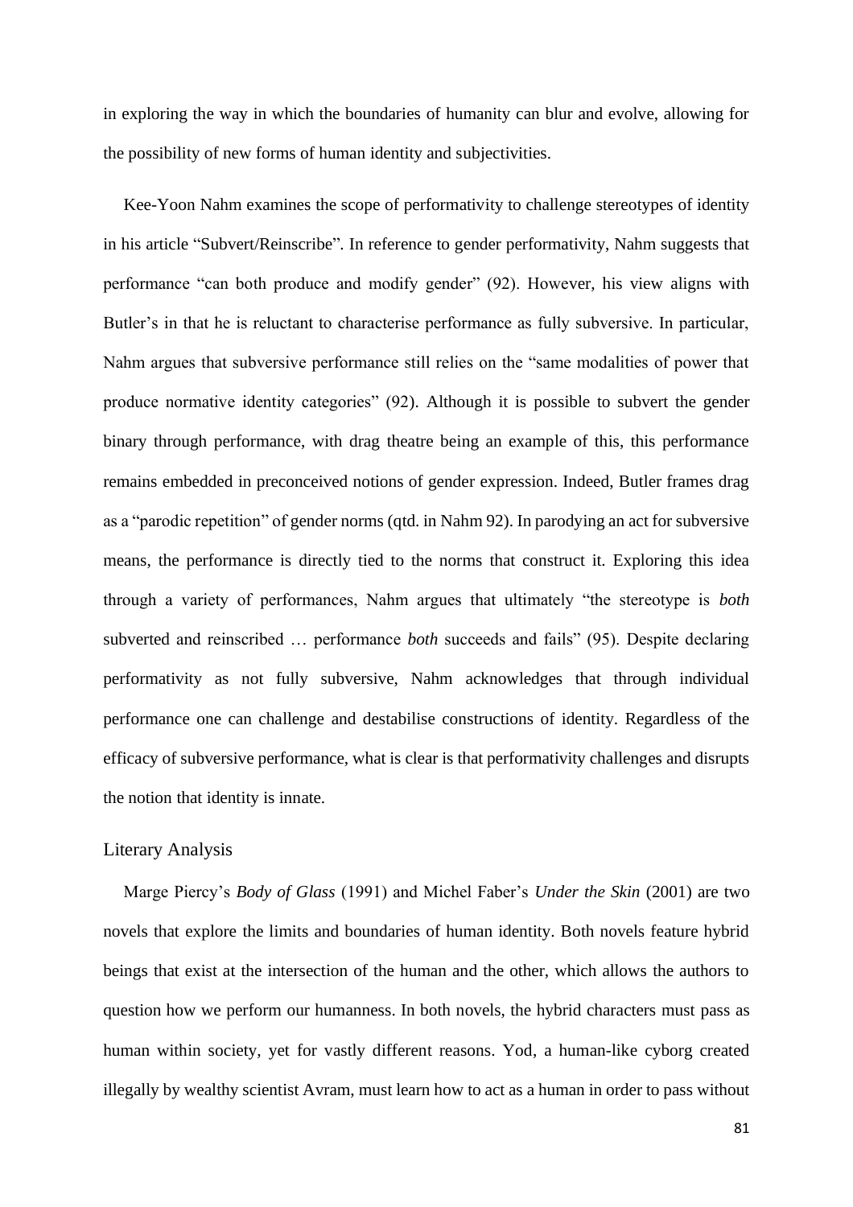in exploring the way in which the boundaries of humanity can blur and evolve, allowing for the possibility of new forms of human identity and subjectivities.

Kee-Yoon Nahm examines the scope of performativity to challenge stereotypes of identity in his article "Subvert/Reinscribe". In reference to gender performativity, Nahm suggests that performance "can both produce and modify gender" (92). However, his view aligns with Butler's in that he is reluctant to characterise performance as fully subversive. In particular, Nahm argues that subversive performance still relies on the "same modalities of power that produce normative identity categories" (92). Although it is possible to subvert the gender binary through performance, with drag theatre being an example of this, this performance remains embedded in preconceived notions of gender expression. Indeed, Butler frames drag as a "parodic repetition" of gender norms (qtd. in Nahm 92). In parodying an act for subversive means, the performance is directly tied to the norms that construct it. Exploring this idea through a variety of performances, Nahm argues that ultimately "the stereotype is *both* subverted and reinscribed … performance *both* succeeds and fails" (95). Despite declaring performativity as not fully subversive, Nahm acknowledges that through individual performance one can challenge and destabilise constructions of identity. Regardless of the efficacy of subversive performance, what is clear is that performativity challenges and disrupts the notion that identity is innate.

## Literary Analysis

Marge Piercy's *Body of Glass* (1991) and Michel Faber's *Under the Skin* (2001) are two novels that explore the limits and boundaries of human identity. Both novels feature hybrid beings that exist at the intersection of the human and the other, which allows the authors to question how we perform our humanness. In both novels, the hybrid characters must pass as human within society, yet for vastly different reasons. Yod, a human-like cyborg created illegally by wealthy scientist Avram, must learn how to act as a human in order to pass without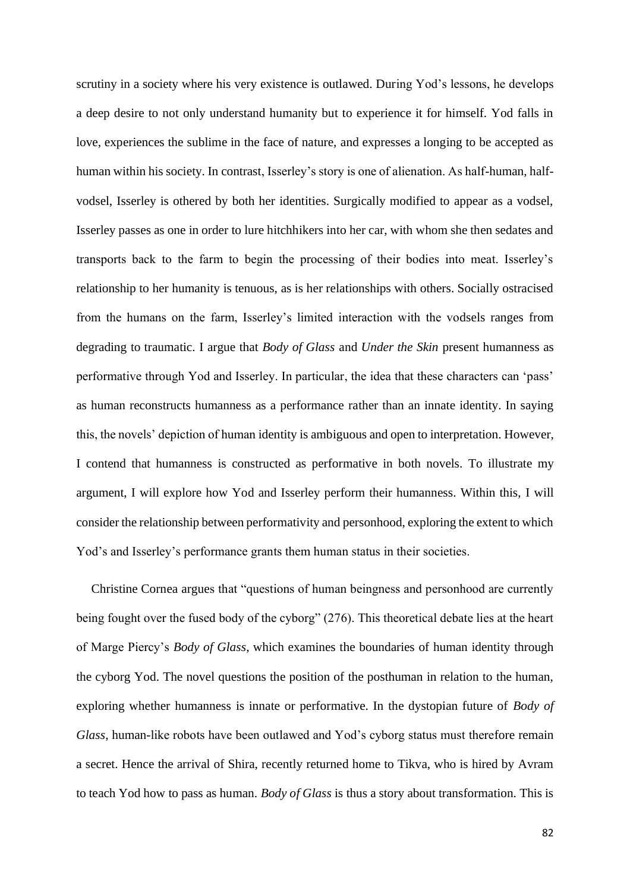scrutiny in a society where his very existence is outlawed. During Yod's lessons, he develops a deep desire to not only understand humanity but to experience it for himself. Yod falls in love, experiences the sublime in the face of nature, and expresses a longing to be accepted as human within his society. In contrast, Isserley's story is one of alienation. As half-human, half-vodsel, Isserley is othered by both her identities. Surgically modified to appear as a vodsel, Isserley passes as one in order to lure hitchhikers into her car, with whom she then sedates and transports back to the farm to begin the processing of their bodies into meat. Isserley's relationship to her humanity is tenuous, as is her relationships with others. Socially ostracised from the humans on the farm, Isserley's limited interaction with the vodsels ranges from degrading to traumatic. I argue that *Body of Glass* and *Under the Skin* present humanness as performative through Yod and Isserley. In particular, the idea that these characters can 'pass' as human reconstructs humanness as a performance rather than an innate identity. In saying this, the novels' depiction of human identity is ambiguous and open to interpretation. However, I contend that humanness is constructed as performative in both novels. To illustrate my argument, I will explore how Yod and Isserley perform their humanness. Within this, I will consider the relationship between performativity and personhood, exploring the extent to which Yod's and Isserley's performance grants them human status in their societies.

Christine Cornea argues that "questions of human beingness and personhood are currently being fought over the fused body of the cyborg" (276). This theoretical debate lies at the heart of Marge Piercy's *Body of Glass*, which examines the boundaries of human identity through the cyborg Yod. The novel questions the position of the posthuman in relation to the human, exploring whether humanness is innate or performative. In the dystopian future of *Body of Glass*, human-like robots have been outlawed and Yod's cyborg status must therefore remain a secret. Hence the arrival of Shira, recently returned home to Tikva, who is hired by Avram to teach Yod how to pass as human. *Body of Glass* is thus a story about transformation. This is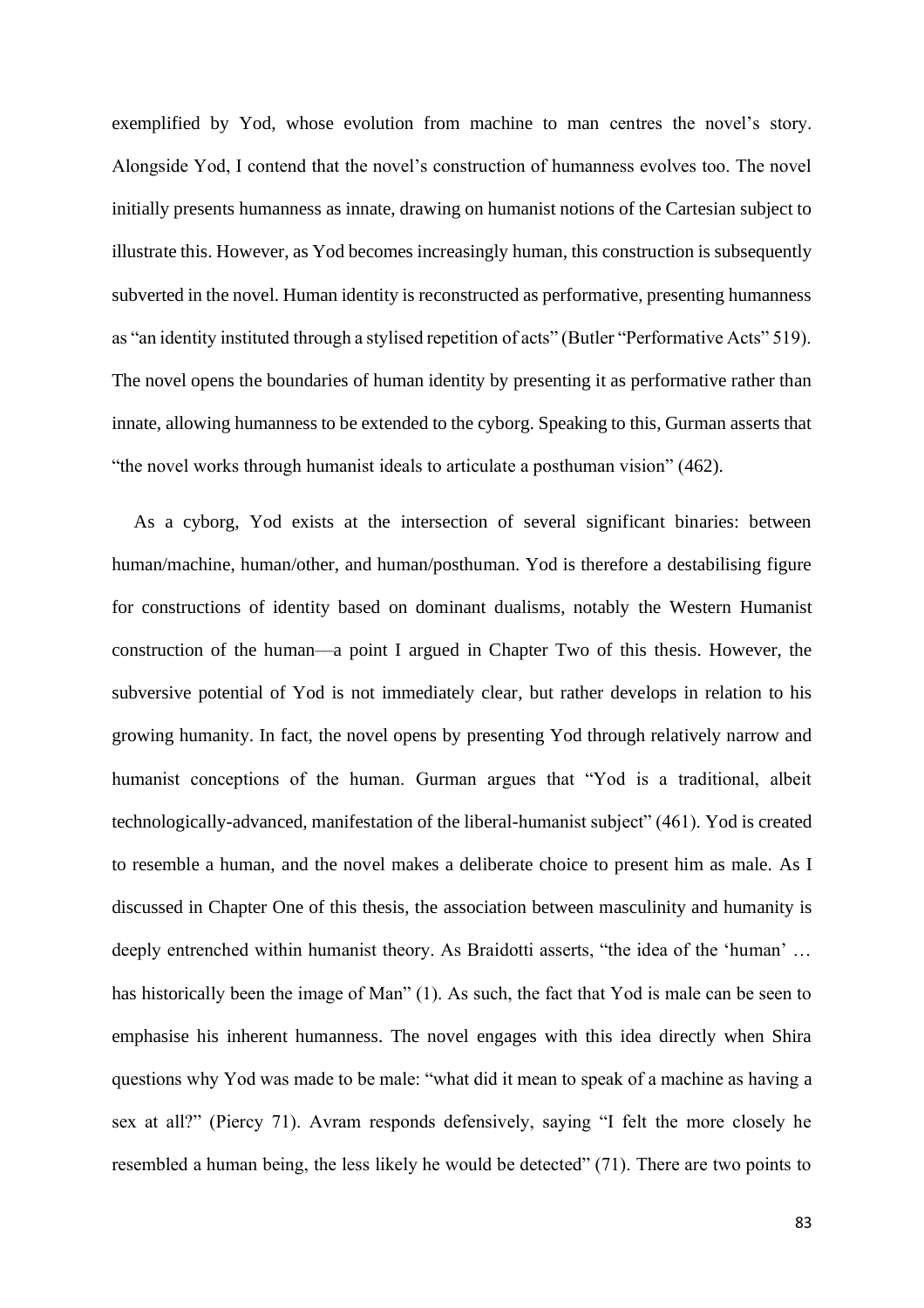exemplified by Yod, whose evolution from machine to man centres the novel's story. Alongside Yod, I contend that the novel's construction of humanness evolves too. The novel initially presents humanness as innate, drawing on humanist notions of the Cartesian subject to illustrate this. However, as Yod becomes increasingly human, this construction is subsequently subverted in the novel. Human identity is reconstructed as performative, presenting humanness as "an identity instituted through a stylised repetition of acts" (Butler "Performative Acts" 519). The novel opens the boundaries of human identity by presenting it as performative rather than innate, allowing humanness to be extended to the cyborg. Speaking to this, Gurman asserts that "the novel works through humanist ideals to articulate a posthuman vision" (462).

As a cyborg, Yod exists at the intersection of several significant binaries: between human/machine, human/other, and human/posthuman. Yod is therefore a destabilising figure for constructions of identity based on dominant dualisms, notably the Western Humanist construction of the human—a point I argued in Chapter Two of this thesis. However, the subversive potential of Yod is not immediately clear, but rather develops in relation to his growing humanity. In fact, the novel opens by presenting Yod through relatively narrow and humanist conceptions of the human. Gurman argues that "Yod is a traditional, albeit technologically-advanced, manifestation of the liberal-humanist subject" (461). Yod is created to resemble a human, and the novel makes a deliberate choice to present him as male. As I discussed in Chapter One of this thesis, the association between masculinity and humanity is deeply entrenched within humanist theory. As Braidotti asserts, "the idea of the 'human' … has historically been the image of Man" (1). As such, the fact that Yod is male can be seen to emphasise his inherent humanness. The novel engages with this idea directly when Shira questions why Yod was made to be male: "what did it mean to speak of a machine as having a sex at all?" (Piercy 71). Avram responds defensively, saying "I felt the more closely he resembled a human being, the less likely he would be detected" (71). There are two points to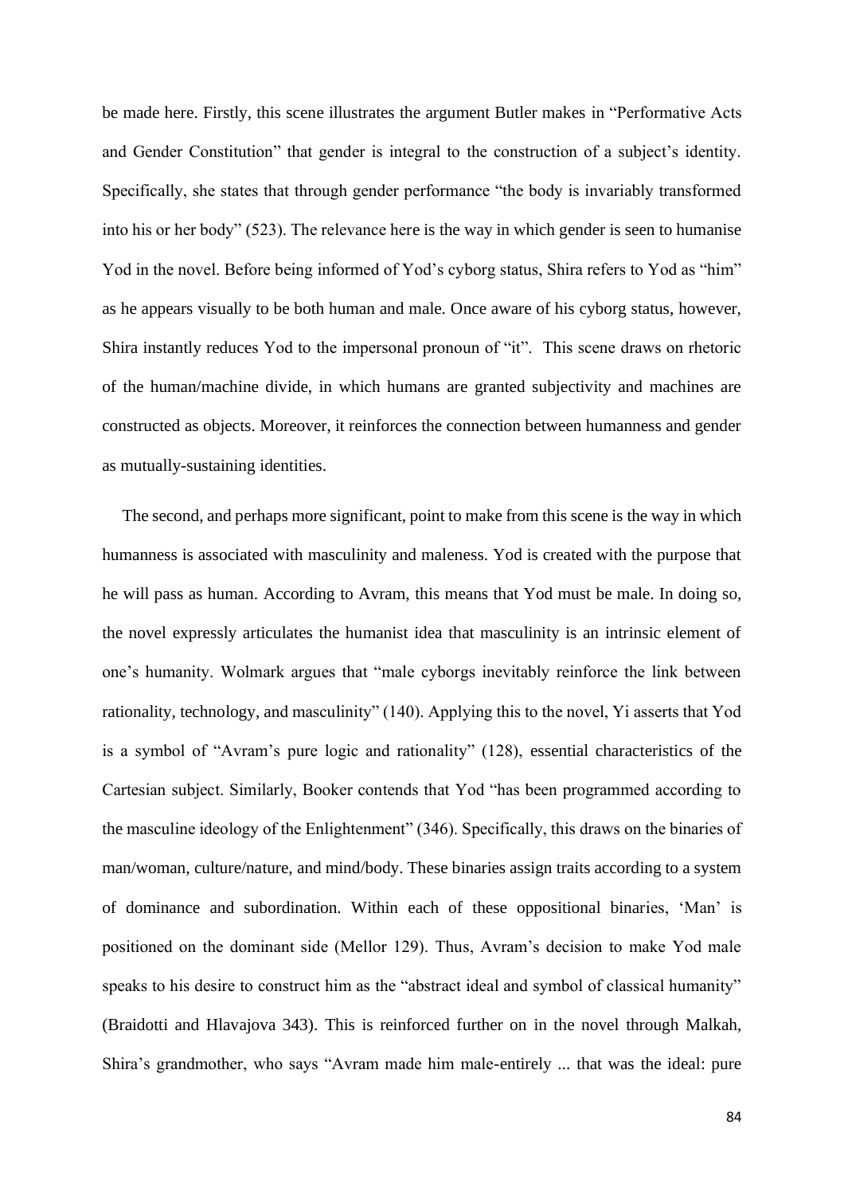be made here. Firstly, this scene illustrates the argument Butler makes in "Performative Acts and Gender Constitution" that gender is integral to the construction of a subject's identity. Specifically, she states that through gender performance "the body is invariably transformed into his or her body" (523). The relevance here is the way in which gender is seen to humanise Yod in the novel. Before being informed of Yod's cyborg status, Shira refers to Yod as "him" as he appears visually to be both human and male. Once aware of his cyborg status, however, Shira instantly reduces Yod to the impersonal pronoun of "it". This scene draws on rhetoric of the human/machine divide, in which humans are granted subjectivity and machines are constructed as objects. Moreover, it reinforces the connection between humanness and gender as mutually-sustaining identities.

The second, and perhaps more significant, point to make from this scene is the way in which humanness is associated with masculinity and maleness. Yod is created with the purpose that he will pass as human. According to Avram, this means that Yod must be male. In doing so, the novel expressly articulates the humanist idea that masculinity is an intrinsic element of one's humanity. Wolmark argues that "male cyborgs inevitably reinforce the link between rationality, technology, and masculinity" (140). Applying this to the novel, Yi asserts that Yod is a symbol of "Avram's pure logic and rationality" (128), essential characteristics of the Cartesian subject. Similarly, Booker contends that Yod "has been programmed according to the masculine ideology of the Enlightenment" (346). Specifically, this draws on the binaries of man/woman, culture/nature, and mind/body. These binaries assign traits according to a system of dominance and subordination. Within each of these oppositional binaries, 'Man' is positioned on the dominant side (Mellor 129). Thus, Avram's decision to make Yod male speaks to his desire to construct him as the "abstract ideal and symbol of classical humanity" (Braidotti and Hlavajova 343). This is reinforced further on in the novel through Malkah, Shira's grandmother, who says "Avram made him male-entirely ... that was the ideal: pure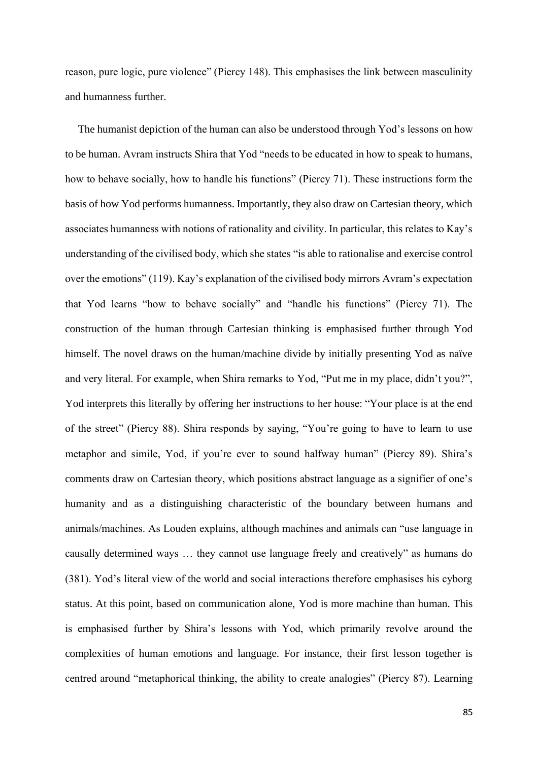reason, pure logic, pure violence" (Piercy 148). This emphasises the link between masculinity and humanness further.

The humanist depiction of the human can also be understood through Yod's lessons on how to be human. Avram instructs Shira that Yod "needs to be educated in how to speak to humans, how to behave socially, how to handle his functions" (Piercy 71). These instructions form the basis of how Yod performs humanness. Importantly, they also draw on Cartesian theory, which associates humanness with notions of rationality and civility. In particular, this relates to Kay's understanding of the civilised body, which she states "is able to rationalise and exercise control over the emotions" (119). Kay's explanation of the civilised body mirrors Avram's expectation that Yod learns "how to behave socially" and "handle his functions" (Piercy 71). The construction of the human through Cartesian thinking is emphasised further through Yod himself. The novel draws on the human/machine divide by initially presenting Yod as naïve and very literal. For example, when Shira remarks to Yod, "Put me in my place, didn't you?", Yod interprets this literally by offering her instructions to her house: "Your place is at the end of the street" (Piercy 88). Shira responds by saying, "You're going to have to learn to use metaphor and simile, Yod, if you're ever to sound halfway human" (Piercy 89). Shira's comments draw on Cartesian theory, which positions abstract language as a signifier of one's humanity and as a distinguishing characteristic of the boundary between humans and animals/machines. As Louden explains, although machines and animals can "use language in causally determined ways … they cannot use language freely and creatively" as humans do (381). Yod's literal view of the world and social interactions therefore emphasises his cyborg status. At this point, based on communication alone, Yod is more machine than human. This is emphasised further by Shira's lessons with Yod, which primarily revolve around the complexities of human emotions and language. For instance, their first lesson together is centred around "metaphorical thinking, the ability to create analogies" (Piercy 87). Learning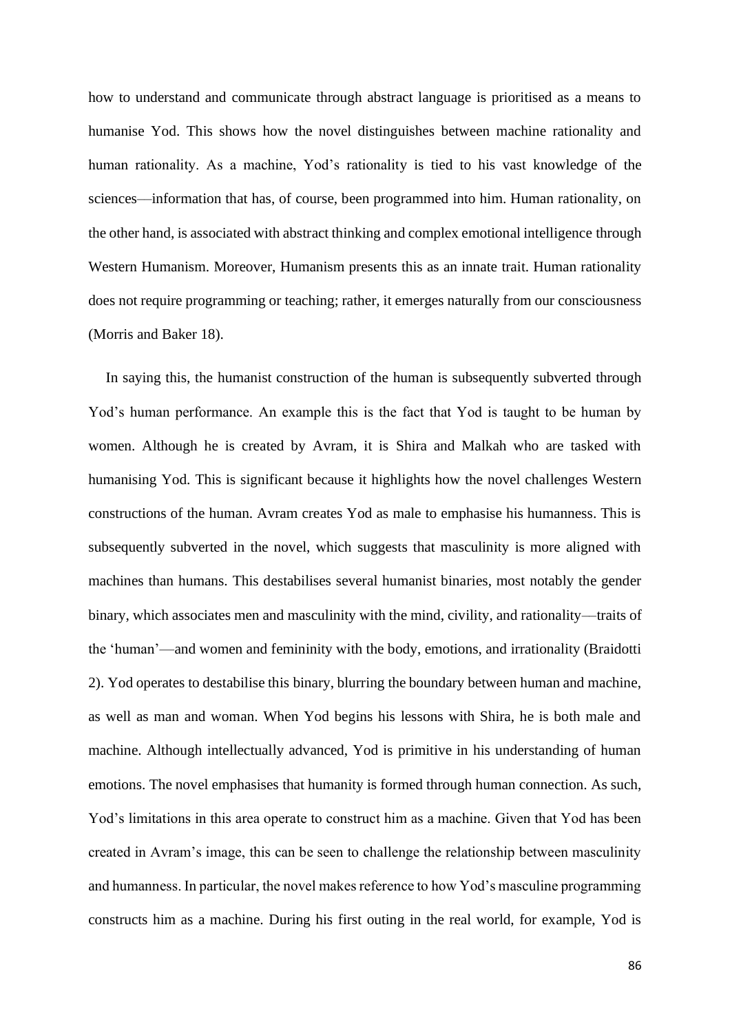how to understand and communicate through abstract language is prioritised as a means to humanise Yod. This shows how the novel distinguishes between machine rationality and human rationality. As a machine, Yod's rationality is tied to his vast knowledge of the sciences—information that has, of course, been programmed into him. Human rationality, on the other hand, is associated with abstract thinking and complex emotional intelligence through Western Humanism. Moreover, Humanism presents this as an innate trait. Human rationality does not require programming or teaching; rather, it emerges naturally from our consciousness (Morris and Baker 18).

In saying this, the humanist construction of the human is subsequently subverted through Yod's human performance. An example this is the fact that Yod is taught to be human by women. Although he is created by Avram, it is Shira and Malkah who are tasked with humanising Yod. This is significant because it highlights how the novel challenges Western constructions of the human. Avram creates Yod as male to emphasise his humanness. This is subsequently subverted in the novel, which suggests that masculinity is more aligned with machines than humans. This destabilises several humanist binaries, most notably the gender binary, which associates men and masculinity with the mind, civility, and rationality—traits of the 'human'—and women and femininity with the body, emotions, and irrationality (Braidotti 2). Yod operates to destabilise this binary, blurring the boundary between human and machine, as well as man and woman. When Yod begins his lessons with Shira, he is both male and machine. Although intellectually advanced, Yod is primitive in his understanding of human emotions. The novel emphasises that humanity is formed through human connection. As such, Yod's limitations in this area operate to construct him as a machine. Given that Yod has been created in Avram's image, this can be seen to challenge the relationship between masculinity and humanness. In particular, the novel makes reference to how Yod's masculine programming constructs him as a machine. During his first outing in the real world, for example, Yod is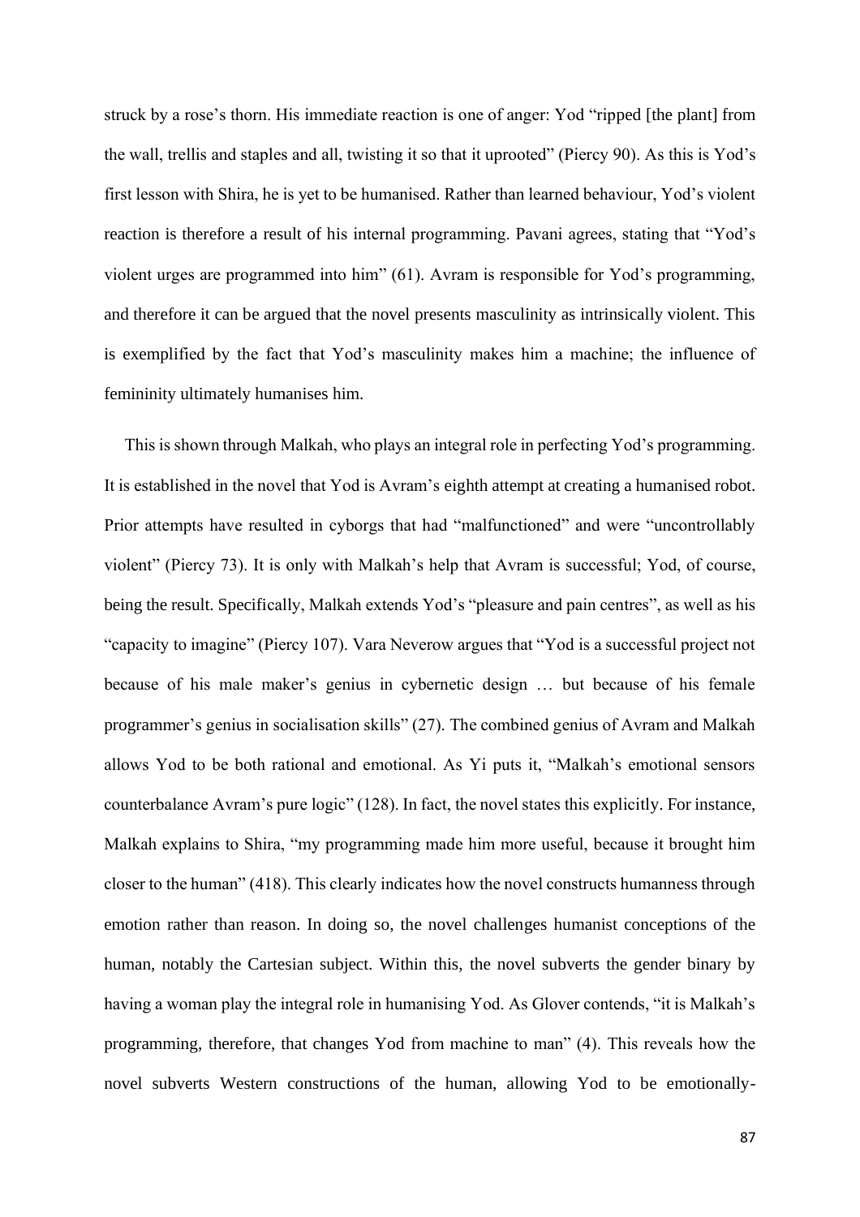struck by a rose's thorn. His immediate reaction is one of anger: Yod "ripped [the plant] from the wall, trellis and staples and all, twisting it so that it uprooted" (Piercy 90). As this is Yod's first lesson with Shira, he is yet to be humanised. Rather than learned behaviour, Yod's violent reaction is therefore a result of his internal programming. Pavani agrees, stating that "Yod's violent urges are programmed into him" (61). Avram is responsible for Yod's programming, and therefore it can be argued that the novel presents masculinity as intrinsically violent. This is exemplified by the fact that Yod's masculinity makes him a machine; the influence of femininity ultimately humanises him.

This is shown through Malkah, who plays an integral role in perfecting Yod's programming. It is established in the novel that Yod is Avram's eighth attempt at creating a humanised robot. Prior attempts have resulted in cyborgs that had "malfunctioned" and were "uncontrollably violent" (Piercy 73). It is only with Malkah's help that Avram is successful; Yod, of course, being the result. Specifically, Malkah extends Yod's "pleasure and pain centres", as well as his "capacity to imagine" (Piercy 107). Vara Neverow argues that "Yod is a successful project not because of his male maker's genius in cybernetic design … but because of his female programmer's genius in socialisation skills" (27). The combined genius of Avram and Malkah allows Yod to be both rational and emotional. As Yi puts it, "Malkah's emotional sensors counterbalance Avram's pure logic" (128). In fact, the novel states this explicitly. For instance, Malkah explains to Shira, "my programming made him more useful, because it brought him closer to the human" (418). This clearly indicates how the novel constructs humanness through emotion rather than reason. In doing so, the novel challenges humanist conceptions of the human, notably the Cartesian subject. Within this, the novel subverts the gender binary by having a woman play the integral role in humanising Yod. As Glover contends, "it is Malkah's programming, therefore, that changes Yod from machine to man" (4). This reveals how the novel subverts Western constructions of the human, allowing Yod to be emotionally-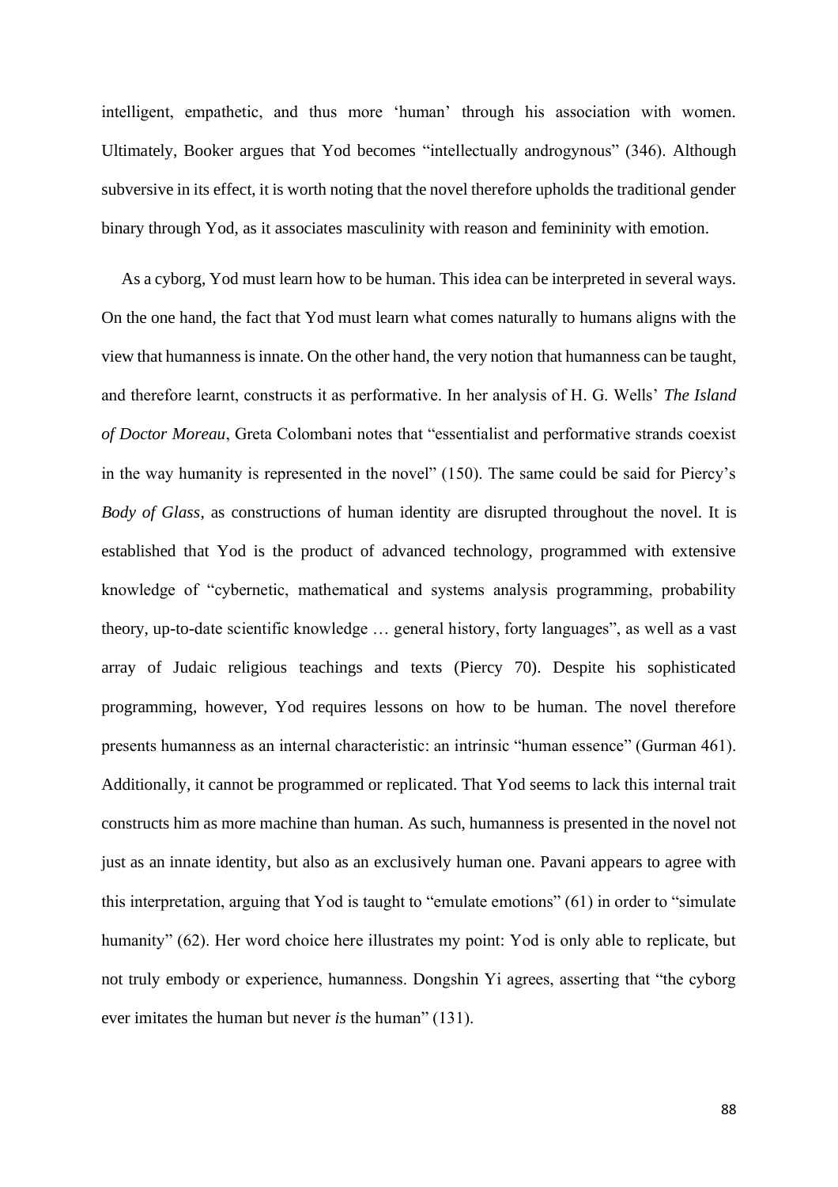intelligent, empathetic, and thus more 'human' through his association with women. Ultimately, Booker argues that Yod becomes "intellectually androgynous" (346). Although subversive in its effect, it is worth noting that the novel therefore upholds the traditional gender binary through Yod, as it associates masculinity with reason and femininity with emotion.

As a cyborg, Yod must learn how to be human. This idea can be interpreted in several ways. On the one hand, the fact that Yod must learn what comes naturally to humans aligns with the view that humanness is innate. On the other hand, the very notion that humanness can be taught, and therefore learnt, constructs it as performative. In her analysis of H. G. Wells' *The Island of Doctor Moreau*, Greta Colombani notes that "essentialist and performative strands coexist in the way humanity is represented in the novel" (150). The same could be said for Piercy's *Body of Glass*, as constructions of human identity are disrupted throughout the novel. It is established that Yod is the product of advanced technology, programmed with extensive knowledge of "cybernetic, mathematical and systems analysis programming, probability theory, up-to-date scientific knowledge … general history, forty languages", as well as a vast array of Judaic religious teachings and texts (Piercy 70). Despite his sophisticated programming, however, Yod requires lessons on how to be human. The novel therefore presents humanness as an internal characteristic: an intrinsic "human essence" (Gurman 461). Additionally, it cannot be programmed or replicated. That Yod seems to lack this internal trait constructs him as more machine than human. As such, humanness is presented in the novel not just as an innate identity, but also as an exclusively human one. Pavani appears to agree with this interpretation, arguing that Yod is taught to "emulate emotions" (61) in order to "simulate humanity" (62). Her word choice here illustrates my point: Yod is only able to replicate, but not truly embody or experience, humanness. Dongshin Yi agrees, asserting that "the cyborg ever imitates the human but never *is* the human" (131).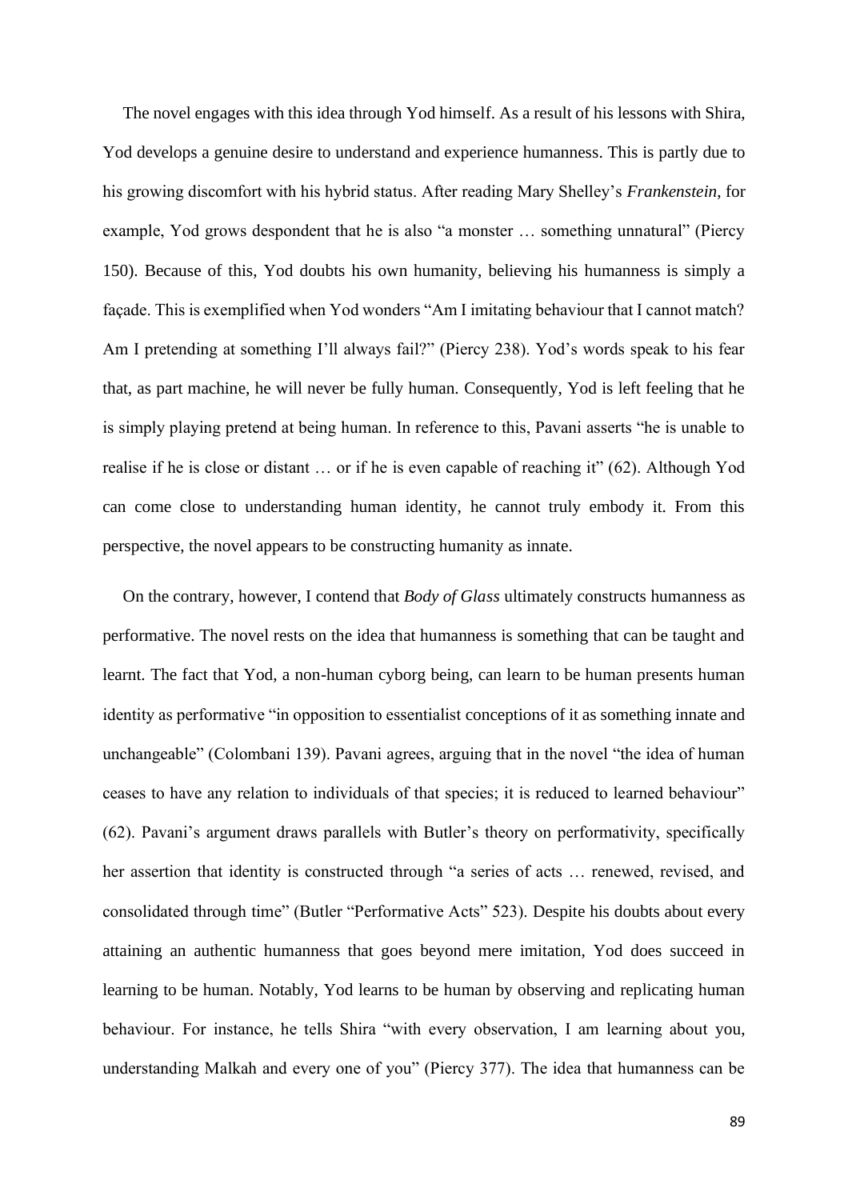The novel engages with this idea through Yod himself. As a result of his lessons with Shira, Yod develops a genuine desire to understand and experience humanness. This is partly due to his growing discomfort with his hybrid status. After reading Mary Shelley's *Frankenstein*, for example, Yod grows despondent that he is also "a monster … something unnatural" (Piercy 150). Because of this, Yod doubts his own humanity, believing his humanness is simply a façade. This is exemplified when Yod wonders "Am I imitating behaviour that I cannot match? Am I pretending at something I'll always fail?" (Piercy 238). Yod's words speak to his fear that, as part machine, he will never be fully human. Consequently, Yod is left feeling that he is simply playing pretend at being human. In reference to this, Pavani asserts "he is unable to realise if he is close or distant … or if he is even capable of reaching it" (62). Although Yod can come close to understanding human identity, he cannot truly embody it. From this perspective, the novel appears to be constructing humanity as innate.

On the contrary, however, I contend that *Body of Glass* ultimately constructs humanness as performative. The novel rests on the idea that humanness is something that can be taught and learnt. The fact that Yod, a non-human cyborg being, can learn to be human presents human identity as performative "in opposition to essentialist conceptions of it as something innate and unchangeable" (Colombani 139). Pavani agrees, arguing that in the novel "the idea of human ceases to have any relation to individuals of that species; it is reduced to learned behaviour" (62). Pavani's argument draws parallels with Butler's theory on performativity, specifically her assertion that identity is constructed through "a series of acts … renewed, revised, and consolidated through time" (Butler "Performative Acts" 523). Despite his doubts about every attaining an authentic humanness that goes beyond mere imitation, Yod does succeed in learning to be human. Notably, Yod learns to be human by observing and replicating human behaviour. For instance, he tells Shira "with every observation, I am learning about you, understanding Malkah and every one of you" (Piercy 377). The idea that humanness can be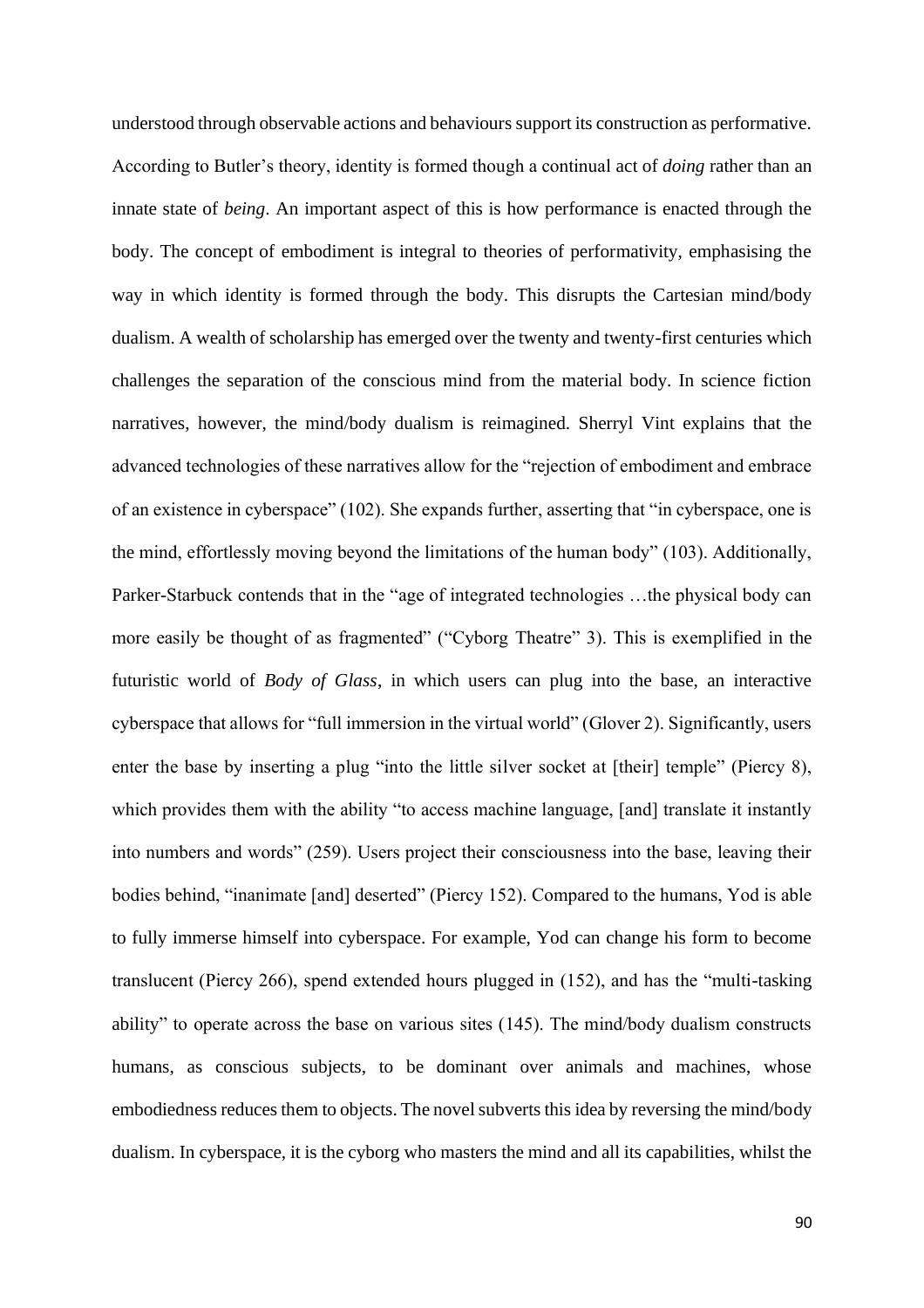understood through observable actions and behaviours support its construction as performative. According to Butler's theory, identity is formed though a continual act of *doing* rather than an innate state of *being*. An important aspect of this is how performance is enacted through the body. The concept of embodiment is integral to theories of performativity, emphasising the way in which identity is formed through the body. This disrupts the Cartesian mind/body dualism. A wealth of scholarship has emerged over the twenty and twenty-first centuries which challenges the separation of the conscious mind from the material body. In science fiction narratives, however, the mind/body dualism is reimagined. Sherryl Vint explains that the advanced technologies of these narratives allow for the "rejection of embodiment and embrace of an existence in cyberspace" (102). She expands further, asserting that "in cyberspace, one is the mind, effortlessly moving beyond the limitations of the human body" (103). Additionally, Parker-Starbuck contends that in the "age of integrated technologies …the physical body can more easily be thought of as fragmented" ("Cyborg Theatre" 3). This is exemplified in the futuristic world of *Body of Glass*, in which users can plug into the base, an interactive cyberspace that allows for "full immersion in the virtual world" (Glover 2). Significantly, users enter the base by inserting a plug "into the little silver socket at [their] temple" (Piercy 8), which provides them with the ability "to access machine language, [and] translate it instantly into numbers and words" (259). Users project their consciousness into the base, leaving their bodies behind, "inanimate [and] deserted" (Piercy 152). Compared to the humans, Yod is able to fully immerse himself into cyberspace. For example, Yod can change his form to become translucent (Piercy 266), spend extended hours plugged in (152), and has the "multi-tasking ability" to operate across the base on various sites (145). The mind/body dualism constructs humans, as conscious subjects, to be dominant over animals and machines, whose embodiedness reduces them to objects. The novel subverts this idea by reversing the mind/body dualism. In cyberspace, it is the cyborg who masters the mind and all its capabilities, whilst the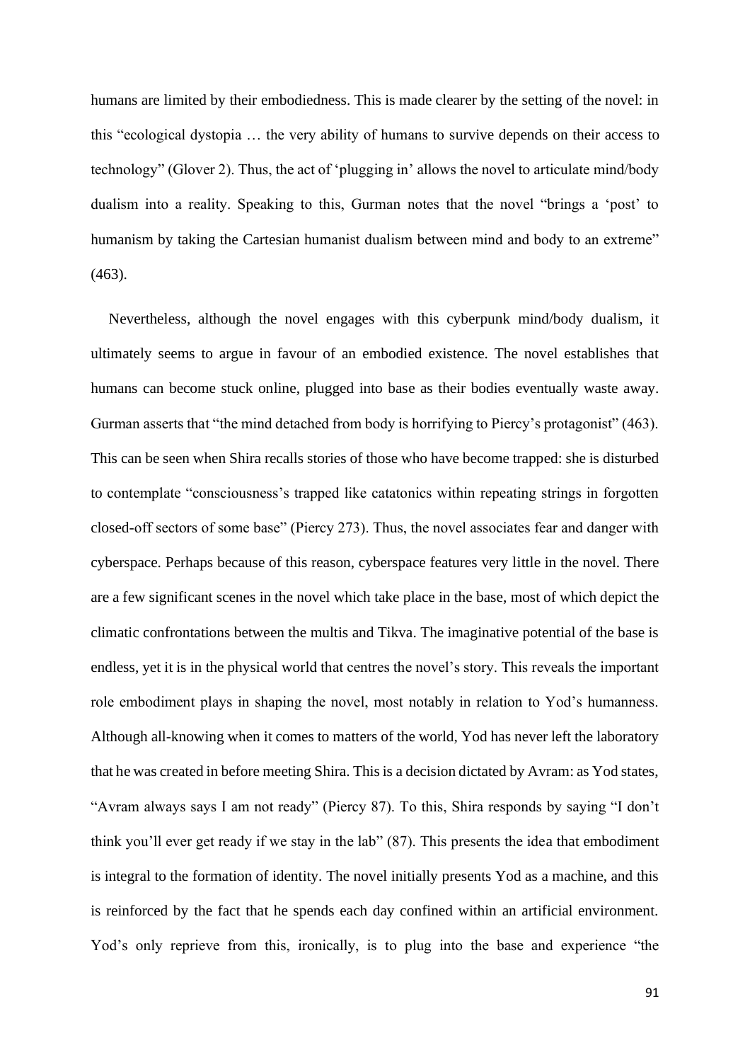humans are limited by their embodiedness. This is made clearer by the setting of the novel: in this "ecological dystopia … the very ability of humans to survive depends on their access to technology" (Glover 2). Thus, the act of 'plugging in' allows the novel to articulate mind/body dualism into a reality. Speaking to this, Gurman notes that the novel "brings a 'post' to humanism by taking the Cartesian humanist dualism between mind and body to an extreme" (463).

Nevertheless, although the novel engages with this cyberpunk mind/body dualism, it ultimately seems to argue in favour of an embodied existence. The novel establishes that humans can become stuck online, plugged into base as their bodies eventually waste away. Gurman asserts that "the mind detached from body is horrifying to Piercy's protagonist" (463). This can be seen when Shira recalls stories of those who have become trapped: she is disturbed to contemplate "consciousness's trapped like catatonics within repeating strings in forgotten closed-off sectors of some base" (Piercy 273). Thus, the novel associates fear and danger with cyberspace. Perhaps because of this reason, cyberspace features very little in the novel. There are a few significant scenes in the novel which take place in the base, most of which depict the climatic confrontations between the multis and Tikva. The imaginative potential of the base is endless, yet it is in the physical world that centres the novel's story. This reveals the important role embodiment plays in shaping the novel, most notably in relation to Yod's humanness. Although all-knowing when it comes to matters of the world, Yod has never left the laboratory that he was created in before meeting Shira. This is a decision dictated by Avram: as Yod states, "Avram always says I am not ready" (Piercy 87). To this, Shira responds by saying "I don't think you'll ever get ready if we stay in the lab" (87). This presents the idea that embodiment is integral to the formation of identity. The novel initially presents Yod as a machine, and this is reinforced by the fact that he spends each day confined within an artificial environment. Yod's only reprieve from this, ironically, is to plug into the base and experience "the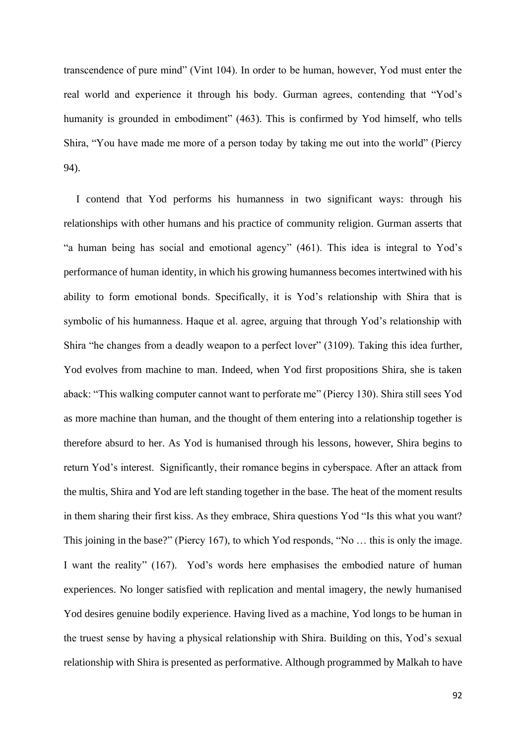transcendence of pure mind" (Vint 104). In order to be human, however, Yod must enter the real world and experience it through his body. Gurman agrees, contending that "Yod's humanity is grounded in embodiment" (463). This is confirmed by Yod himself, who tells Shira, "You have made me more of a person today by taking me out into the world" (Piercy 94).

I contend that Yod performs his humanness in two significant ways: through his relationships with other humans and his practice of community religion. Gurman asserts that "a human being has social and emotional agency" (461). This idea is integral to Yod's performance of human identity, in which his growing humanness becomes intertwined with his ability to form emotional bonds. Specifically, it is Yod's relationship with Shira that is symbolic of his humanness. Haque et al. agree, arguing that through Yod's relationship with Shira "he changes from a deadly weapon to a perfect lover" (3109). Taking this idea further, Yod evolves from machine to man. Indeed, when Yod first propositions Shira, she is taken aback: "This walking computer cannot want to perforate me" (Piercy 130). Shira still sees Yod as more machine than human, and the thought of them entering into a relationship together is therefore absurd to her. As Yod is humanised through his lessons, however, Shira begins to return Yod's interest. Significantly, their romance begins in cyberspace. After an attack from the multis, Shira and Yod are left standing together in the base. The heat of the moment results in them sharing their first kiss. As they embrace, Shira questions Yod "Is this what you want? This joining in the base?" (Piercy 167), to which Yod responds, "No … this is only the image. I want the reality" (167). Yod's words here emphasises the embodied nature of human experiences. No longer satisfied with replication and mental imagery, the newly humanised Yod desires genuine bodily experience. Having lived as a machine, Yod longs to be human in the truest sense by having a physical relationship with Shira. Building on this, Yod's sexual relationship with Shira is presented as performative. Although programmed by Malkah to have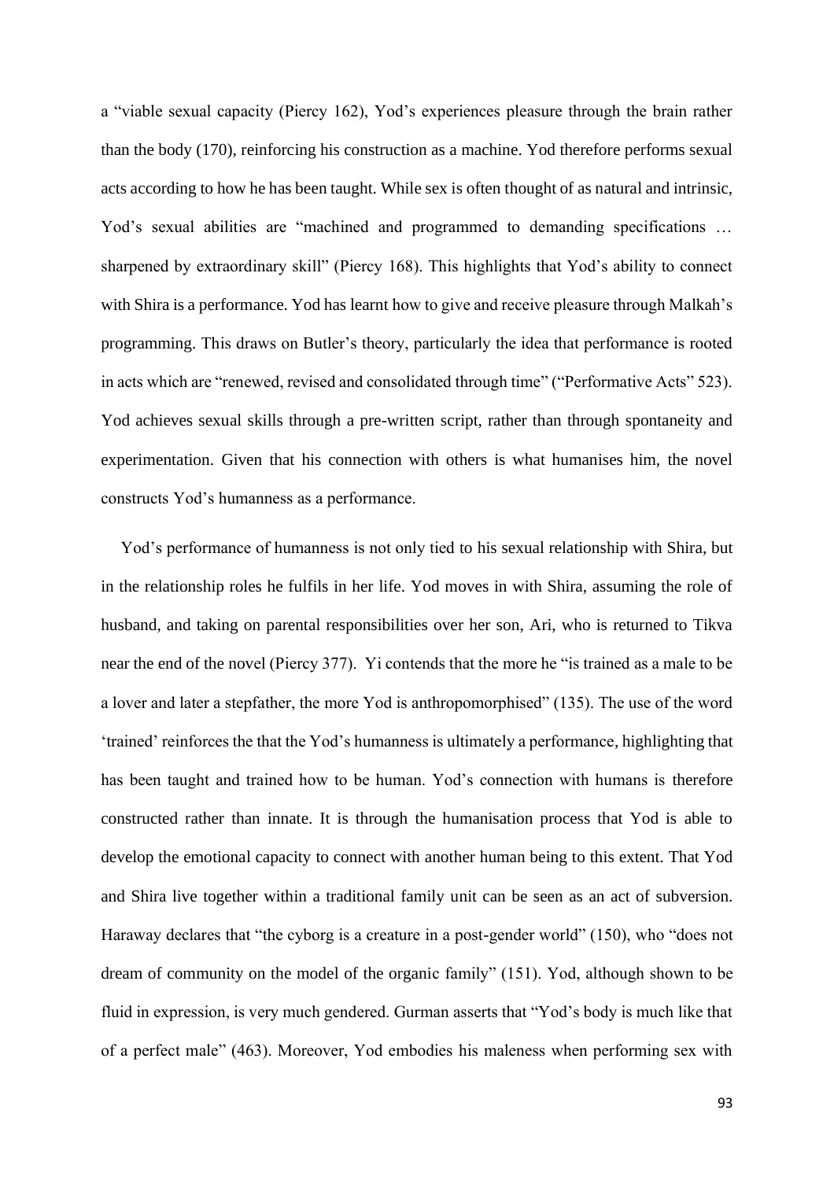a "viable sexual capacity (Piercy 162), Yod's experiences pleasure through the brain rather than the body (170), reinforcing his construction as a machine. Yod therefore performs sexual acts according to how he has been taught. While sex is often thought of as natural and intrinsic, Yod's sexual abilities are "machined and programmed to demanding specifications … sharpened by extraordinary skill" (Piercy 168). This highlights that Yod's ability to connect with Shira is a performance. Yod has learnt how to give and receive pleasure through Malkah's programming. This draws on Butler's theory, particularly the idea that performance is rooted in acts which are "renewed, revised and consolidated through time" ("Performative Acts" 523). Yod achieves sexual skills through a pre-written script, rather than through spontaneity and experimentation. Given that his connection with others is what humanises him, the novel constructs Yod's humanness as a performance.

Yod's performance of humanness is not only tied to his sexual relationship with Shira, but in the relationship roles he fulfils in her life. Yod moves in with Shira, assuming the role of husband, and taking on parental responsibilities over her son, Ari, who is returned to Tikva near the end of the novel (Piercy 377). Yi contends that the more he "is trained as a male to be a lover and later a stepfather, the more Yod is anthropomorphised" (135). The use of the word 'trained' reinforces the that the Yod's humanness is ultimately a performance, highlighting that has been taught and trained how to be human. Yod's connection with humans is therefore constructed rather than innate. It is through the humanisation process that Yod is able to develop the emotional capacity to connect with another human being to this extent. That Yod and Shira live together within a traditional family unit can be seen as an act of subversion. Haraway declares that "the cyborg is a creature in a post-gender world" (150), who "does not dream of community on the model of the organic family" (151). Yod, although shown to be fluid in expression, is very much gendered. Gurman asserts that "Yod's body is much like that of a perfect male" (463). Moreover, Yod embodies his maleness when performing sex with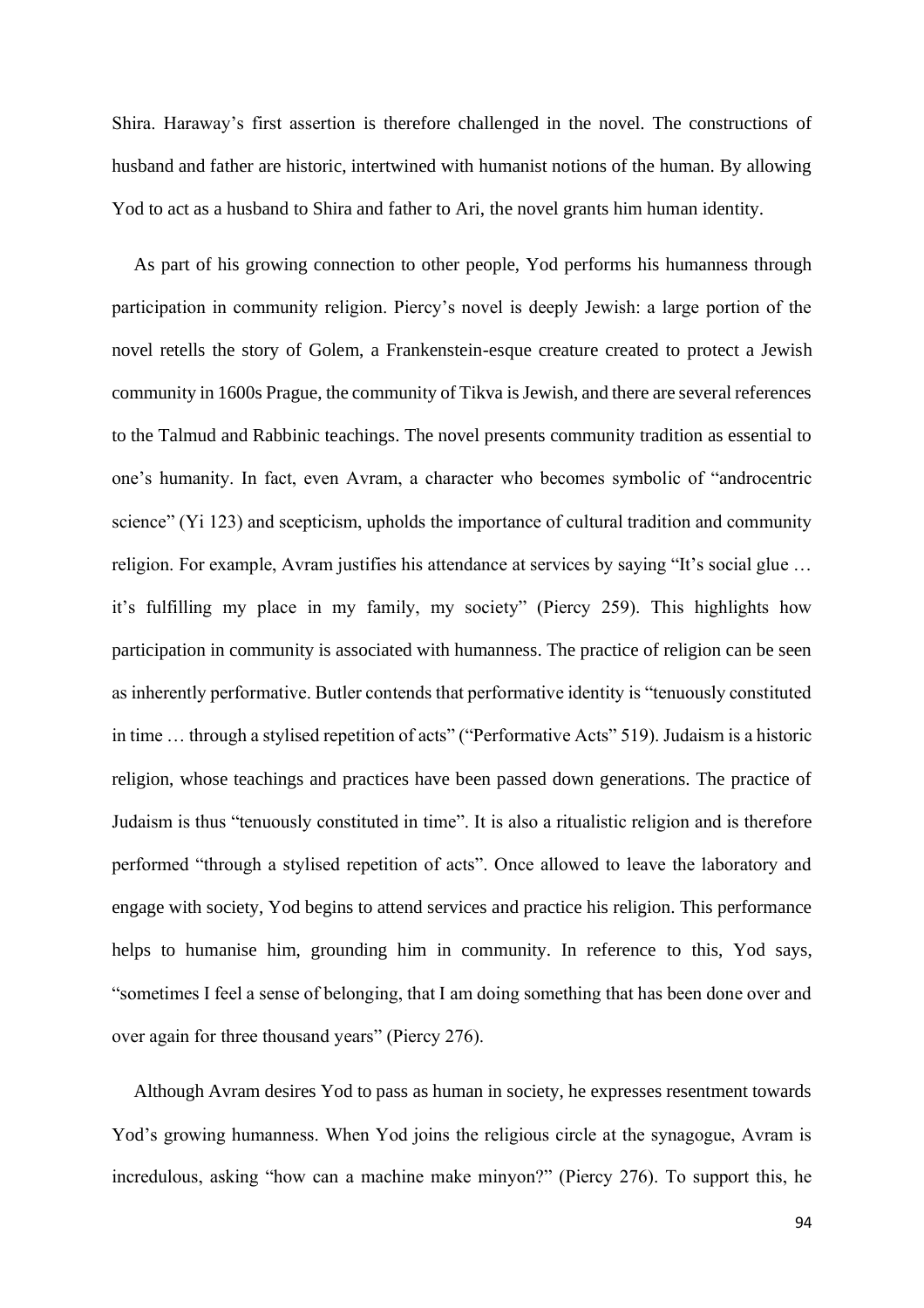Shira. Haraway's first assertion is therefore challenged in the novel. The constructions of husband and father are historic, intertwined with humanist notions of the human. By allowing Yod to act as a husband to Shira and father to Ari, the novel grants him human identity.

As part of his growing connection to other people, Yod performs his humanness through participation in community religion. Piercy's novel is deeply Jewish: a large portion of the novel retells the story of Golem, a Frankenstein-esque creature created to protect a Jewish community in 1600s Prague, the community of Tikva is Jewish, and there are several references to the Talmud and Rabbinic teachings. The novel presents community tradition as essential to one's humanity. In fact, even Avram, a character who becomes symbolic of "androcentric science" (Yi 123) and scepticism, upholds the importance of cultural tradition and community religion. For example, Avram justifies his attendance at services by saying "It's social glue … it's fulfilling my place in my family, my society" (Piercy 259). This highlights how participation in community is associated with humanness. The practice of religion can be seen as inherently performative. Butler contends that performative identity is "tenuously constituted in time … through a stylised repetition of acts" ("Performative Acts" 519). Judaism is a historic religion, whose teachings and practices have been passed down generations. The practice of Judaism is thus "tenuously constituted in time". It is also a ritualistic religion and is therefore performed "through a stylised repetition of acts". Once allowed to leave the laboratory and engage with society, Yod begins to attend services and practice his religion. This performance helps to humanise him, grounding him in community. In reference to this, Yod says, "sometimes I feel a sense of belonging, that I am doing something that has been done over and over again for three thousand years" (Piercy 276).

Although Avram desires Yod to pass as human in society, he expresses resentment towards Yod's growing humanness. When Yod joins the religious circle at the synagogue, Avram is incredulous, asking "how can a machine make minyon?" (Piercy 276). To support this, he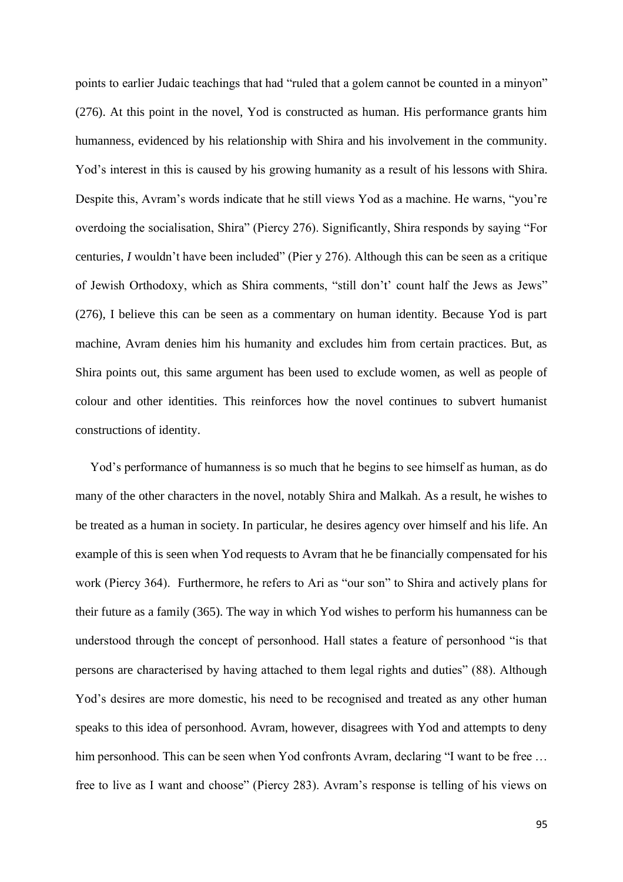points to earlier Judaic teachings that had "ruled that a golem cannot be counted in a minyon" (276). At this point in the novel, Yod is constructed as human. His performance grants him humanness, evidenced by his relationship with Shira and his involvement in the community. Yod's interest in this is caused by his growing humanity as a result of his lessons with Shira. Despite this, Avram's words indicate that he still views Yod as a machine. He warns, "you're overdoing the socialisation, Shira" (Piercy 276). Significantly, Shira responds by saying "For centuries, *I* wouldn't have been included" (Pier y 276). Although this can be seen as a critique of Jewish Orthodoxy, which as Shira comments, "still don't' count half the Jews as Jews" (276), I believe this can be seen as a commentary on human identity. Because Yod is part machine, Avram denies him his humanity and excludes him from certain practices. But, as Shira points out, this same argument has been used to exclude women, as well as people of colour and other identities. This reinforces how the novel continues to subvert humanist constructions of identity.

Yod's performance of humanness is so much that he begins to see himself as human, as do many of the other characters in the novel, notably Shira and Malkah. As a result, he wishes to be treated as a human in society. In particular, he desires agency over himself and his life. An example of this is seen when Yod requests to Avram that he be financially compensated for his work (Piercy 364). Furthermore, he refers to Ari as "our son" to Shira and actively plans for their future as a family (365). The way in which Yod wishes to perform his humanness can be understood through the concept of personhood. Hall states a feature of personhood "is that persons are characterised by having attached to them legal rights and duties" (88). Although Yod's desires are more domestic, his need to be recognised and treated as any other human speaks to this idea of personhood. Avram, however, disagrees with Yod and attempts to deny him personhood. This can be seen when Yod confronts Avram, declaring "I want to be free … free to live as I want and choose" (Piercy 283). Avram's response is telling of his views on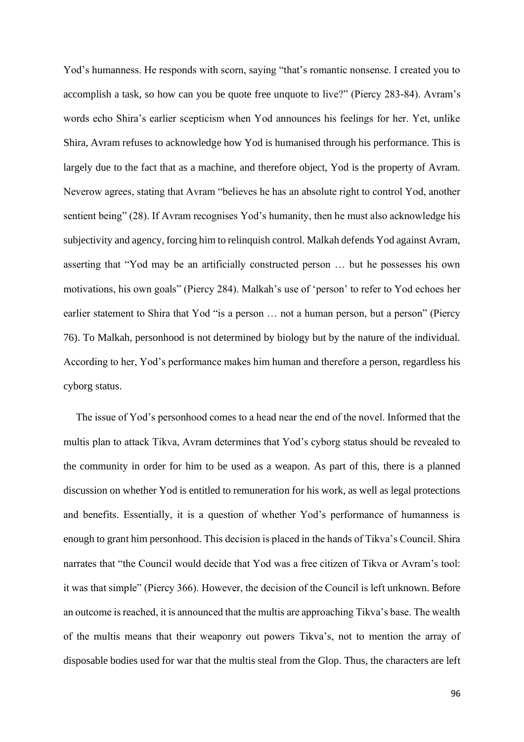Yod's humanness. He responds with scorn, saying "that's romantic nonsense. I created you to accomplish a task, so how can you be quote free unquote to live?" (Piercy 283-84). Avram's words echo Shira's earlier scepticism when Yod announces his feelings for her. Yet, unlike Shira, Avram refuses to acknowledge how Yod is humanised through his performance. This is largely due to the fact that as a machine, and therefore object, Yod is the property of Avram. Neverow agrees, stating that Avram "believes he has an absolute right to control Yod, another sentient being" (28). If Avram recognises Yod's humanity, then he must also acknowledge his subjectivity and agency, forcing him to relinquish control. Malkah defends Yod against Avram, asserting that "Yod may be an artificially constructed person … but he possesses his own motivations, his own goals" (Piercy 284). Malkah's use of 'person' to refer to Yod echoes her earlier statement to Shira that Yod "is a person … not a human person, but a person" (Piercy 76). To Malkah, personhood is not determined by biology but by the nature of the individual. According to her, Yod's performance makes him human and therefore a person, regardless his cyborg status.

The issue of Yod's personhood comes to a head near the end of the novel. Informed that the multis plan to attack Tikva, Avram determines that Yod's cyborg status should be revealed to the community in order for him to be used as a weapon. As part of this, there is a planned discussion on whether Yod is entitled to remuneration for his work, as well as legal protections and benefits. Essentially, it is a question of whether Yod's performance of humanness is enough to grant him personhood. This decision is placed in the hands of Tikva's Council. Shira narrates that "the Council would decide that Yod was a free citizen of Tikva or Avram's tool: it was that simple" (Piercy 366). However, the decision of the Council is left unknown. Before an outcome is reached, it is announced that the multis are approaching Tikva's base. The wealth of the multis means that their weaponry out powers Tikva's, not to mention the array of disposable bodies used for war that the multis steal from the Glop. Thus, the characters are left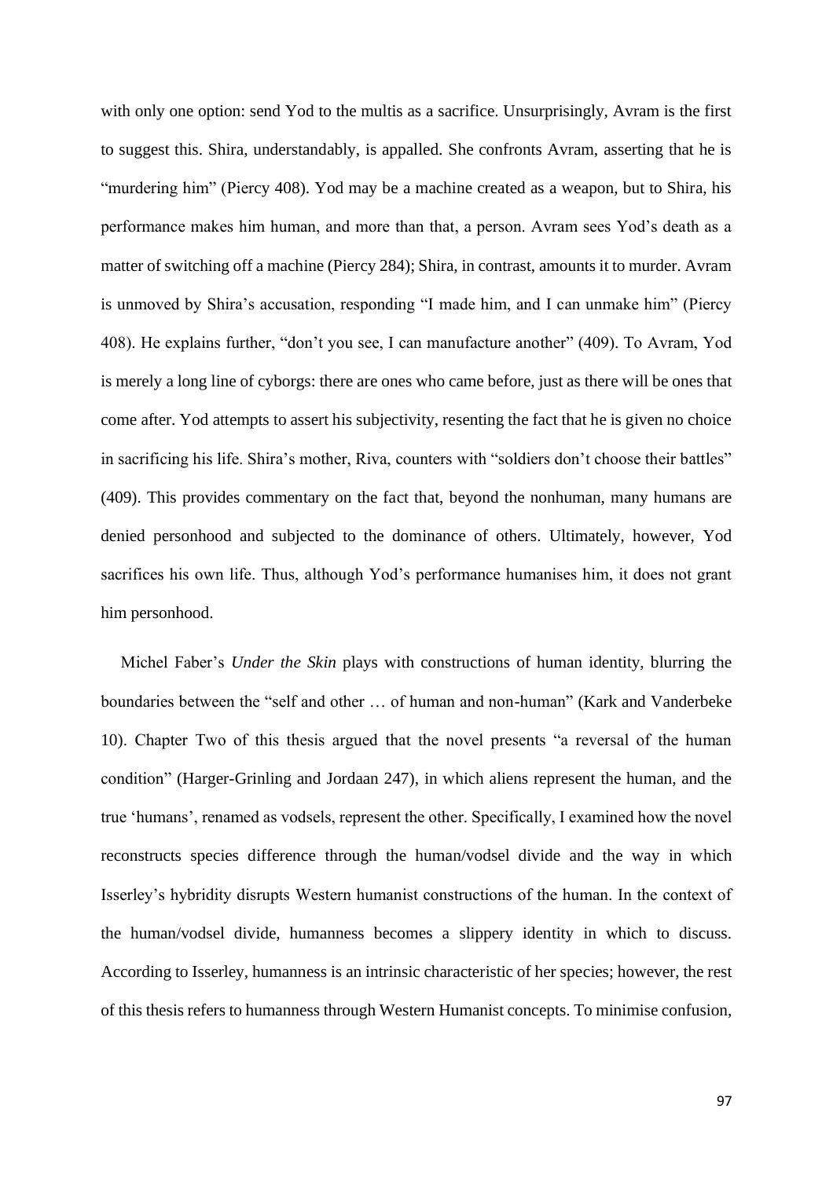with only one option: send Yod to the multis as a sacrifice. Unsurprisingly, Avram is the first to suggest this. Shira, understandably, is appalled. She confronts Avram, asserting that he is "murdering him" (Piercy 408). Yod may be a machine created as a weapon, but to Shira, his performance makes him human, and more than that, a person. Avram sees Yod's death as a matter of switching off a machine (Piercy 284); Shira, in contrast, amounts it to murder. Avram is unmoved by Shira's accusation, responding "I made him, and I can unmake him" (Piercy 408). He explains further, "don't you see, I can manufacture another" (409). To Avram, Yod is merely a long line of cyborgs: there are ones who came before, just as there will be ones that come after. Yod attempts to assert his subjectivity, resenting the fact that he is given no choice in sacrificing his life. Shira's mother, Riva, counters with "soldiers don't choose their battles" (409). This provides commentary on the fact that, beyond the nonhuman, many humans are denied personhood and subjected to the dominance of others. Ultimately, however, Yod sacrifices his own life. Thus, although Yod's performance humanises him, it does not grant him personhood.

Michel Faber's *Under the Skin* plays with constructions of human identity, blurring the boundaries between the "self and other … of human and non-human" (Kark and Vanderbeke 10). Chapter Two of this thesis argued that the novel presents "a reversal of the human condition" (Harger-Grinling and Jordaan 247), in which aliens represent the human, and the true 'humans', renamed as vodsels, represent the other. Specifically, I examined how the novel reconstructs species difference through the human/vodsel divide and the way in which Isserley's hybridity disrupts Western humanist constructions of the human. In the context of the human/vodsel divide, humanness becomes a slippery identity in which to discuss. According to Isserley, humanness is an intrinsic characteristic of her species; however, the rest of this thesis refers to humanness through Western Humanist concepts. To minimise confusion,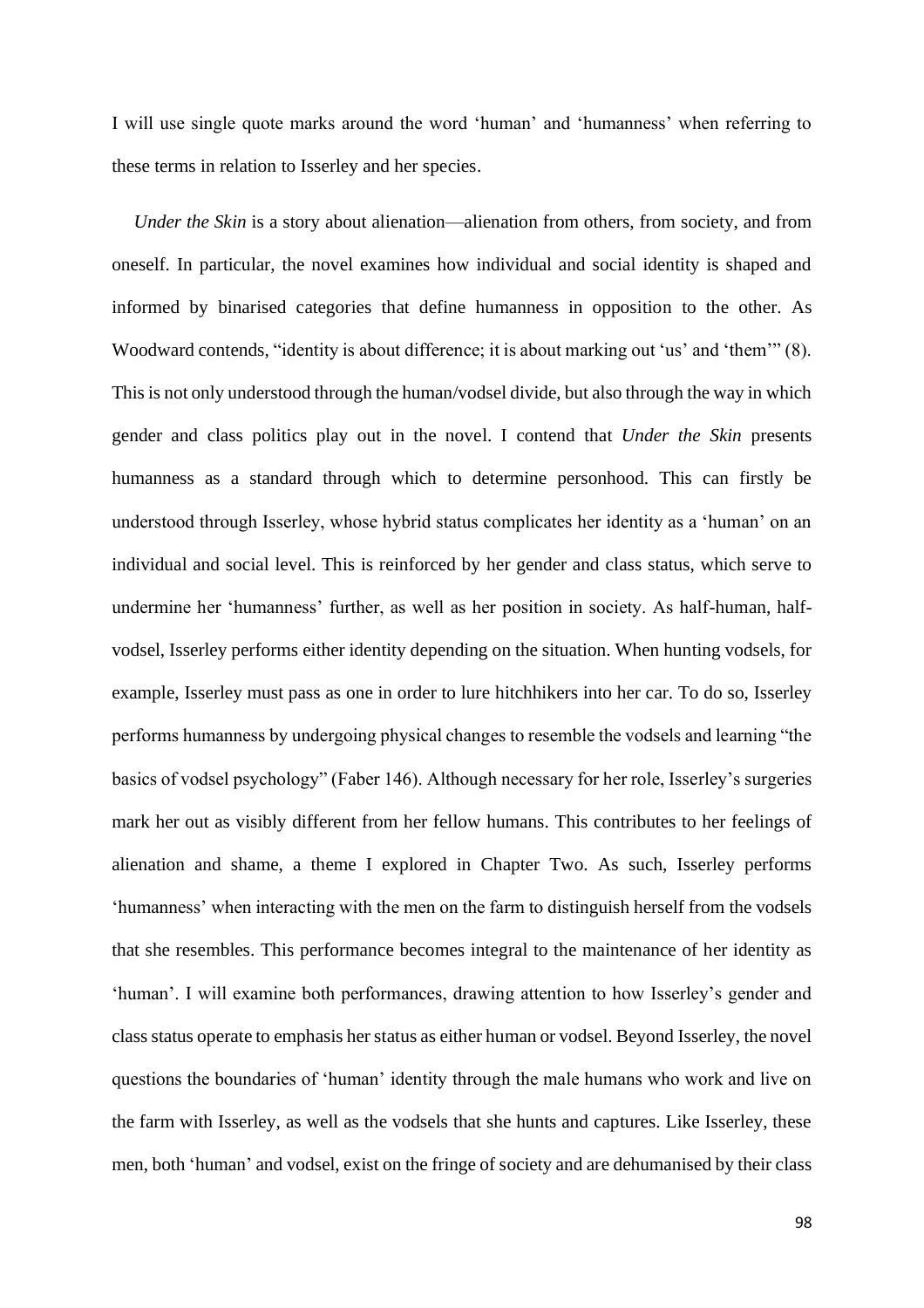I will use single quote marks around the word 'human' and 'humanness' when referring to these terms in relation to Isserley and her species.

*Under the Skin* is a story about alienation—alienation from others, from society, and from oneself. In particular, the novel examines how individual and social identity is shaped and informed by binarised categories that define humanness in opposition to the other. As Woodward contends, "identity is about difference; it is about marking out 'us' and 'them'" (8). This is not only understood through the human/vodsel divide, but also through the way in which gender and class politics play out in the novel. I contend that *Under the Skin* presents humanness as a standard through which to determine personhood. This can firstly be understood through Isserley, whose hybrid status complicates her identity as a 'human' on an individual and social level. This is reinforced by her gender and class status, which serve to undermine her 'humanness' further, as well as her position in society. As half-human, half-vodsel, Isserley performs either identity depending on the situation. When hunting vodsels, for example, Isserley must pass as one in order to lure hitchhikers into her car. To do so, Isserley performs humanness by undergoing physical changes to resemble the vodsels and learning "the basics of vodsel psychology" (Faber 146). Although necessary for her role, Isserley's surgeries mark her out as visibly different from her fellow humans. This contributes to her feelings of alienation and shame, a theme I explored in Chapter Two. As such, Isserley performs 'humanness' when interacting with the men on the farm to distinguish herself from the vodsels that she resembles. This performance becomes integral to the maintenance of her identity as 'human'. I will examine both performances, drawing attention to how Isserley's gender and class status operate to emphasis her status as either human or vodsel. Beyond Isserley, the novel questions the boundaries of 'human' identity through the male humans who work and live on the farm with Isserley, as well as the vodsels that she hunts and captures. Like Isserley, these men, both 'human' and vodsel, exist on the fringe of society and are dehumanised by their class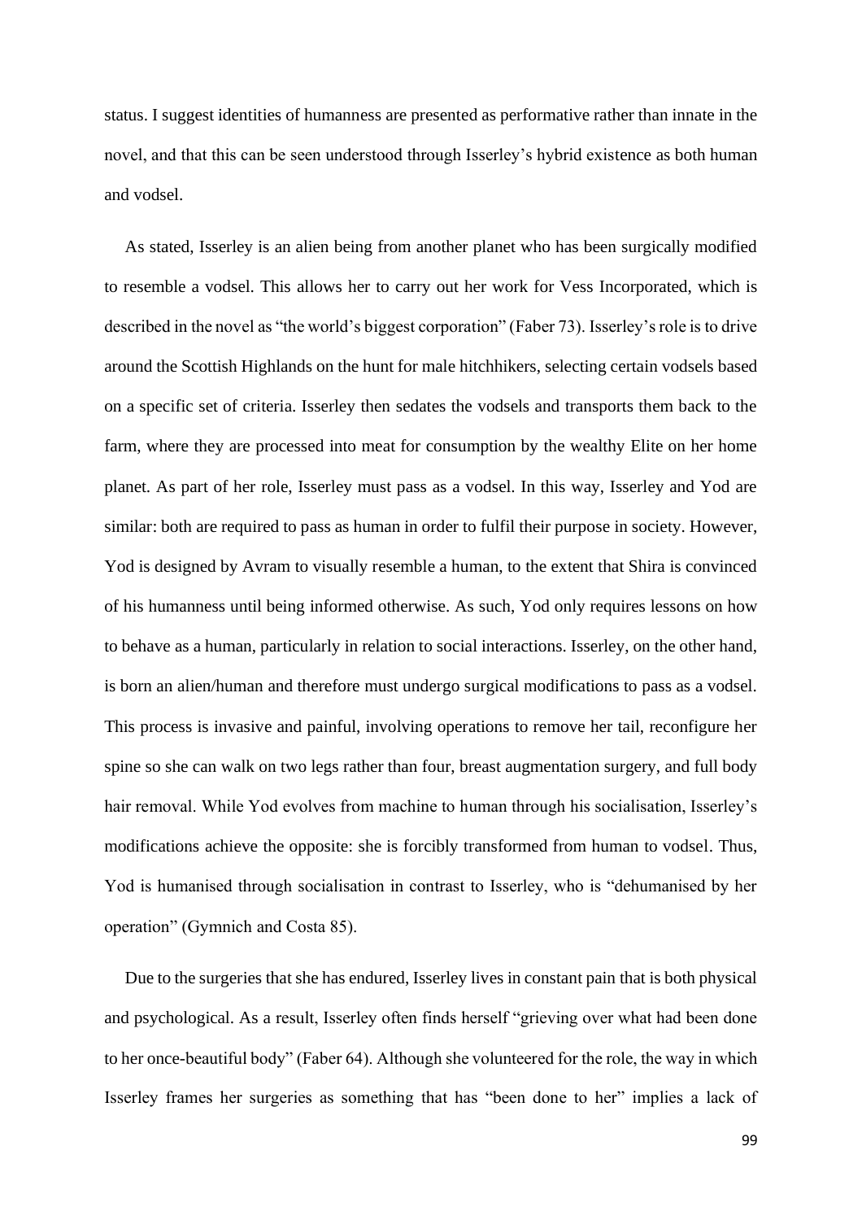status. I suggest identities of humanness are presented as performative rather than innate in the novel, and that this can be seen understood through Isserley's hybrid existence as both human and vodsel.

As stated, Isserley is an alien being from another planet who has been surgically modified to resemble a vodsel. This allows her to carry out her work for Vess Incorporated, which is described in the novel as "the world's biggest corporation" (Faber 73). Isserley's role is to drive around the Scottish Highlands on the hunt for male hitchhikers, selecting certain vodsels based on a specific set of criteria. Isserley then sedates the vodsels and transports them back to the farm, where they are processed into meat for consumption by the wealthy Elite on her home planet. As part of her role, Isserley must pass as a vodsel. In this way, Isserley and Yod are similar: both are required to pass as human in order to fulfil their purpose in society. However, Yod is designed by Avram to visually resemble a human, to the extent that Shira is convinced of his humanness until being informed otherwise. As such, Yod only requires lessons on how to behave as a human, particularly in relation to social interactions. Isserley, on the other hand, is born an alien/human and therefore must undergo surgical modifications to pass as a vodsel. This process is invasive and painful, involving operations to remove her tail, reconfigure her spine so she can walk on two legs rather than four, breast augmentation surgery, and full body hair removal. While Yod evolves from machine to human through his socialisation, Isserley's modifications achieve the opposite: she is forcibly transformed from human to vodsel. Thus, Yod is humanised through socialisation in contrast to Isserley, who is "dehumanised by her operation" (Gymnich and Costa 85).

Due to the surgeries that she has endured, Isserley lives in constant pain that is both physical and psychological. As a result, Isserley often finds herself "grieving over what had been done to her once-beautiful body" (Faber 64). Although she volunteered for the role, the way in which Isserley frames her surgeries as something that has "been done to her" implies a lack of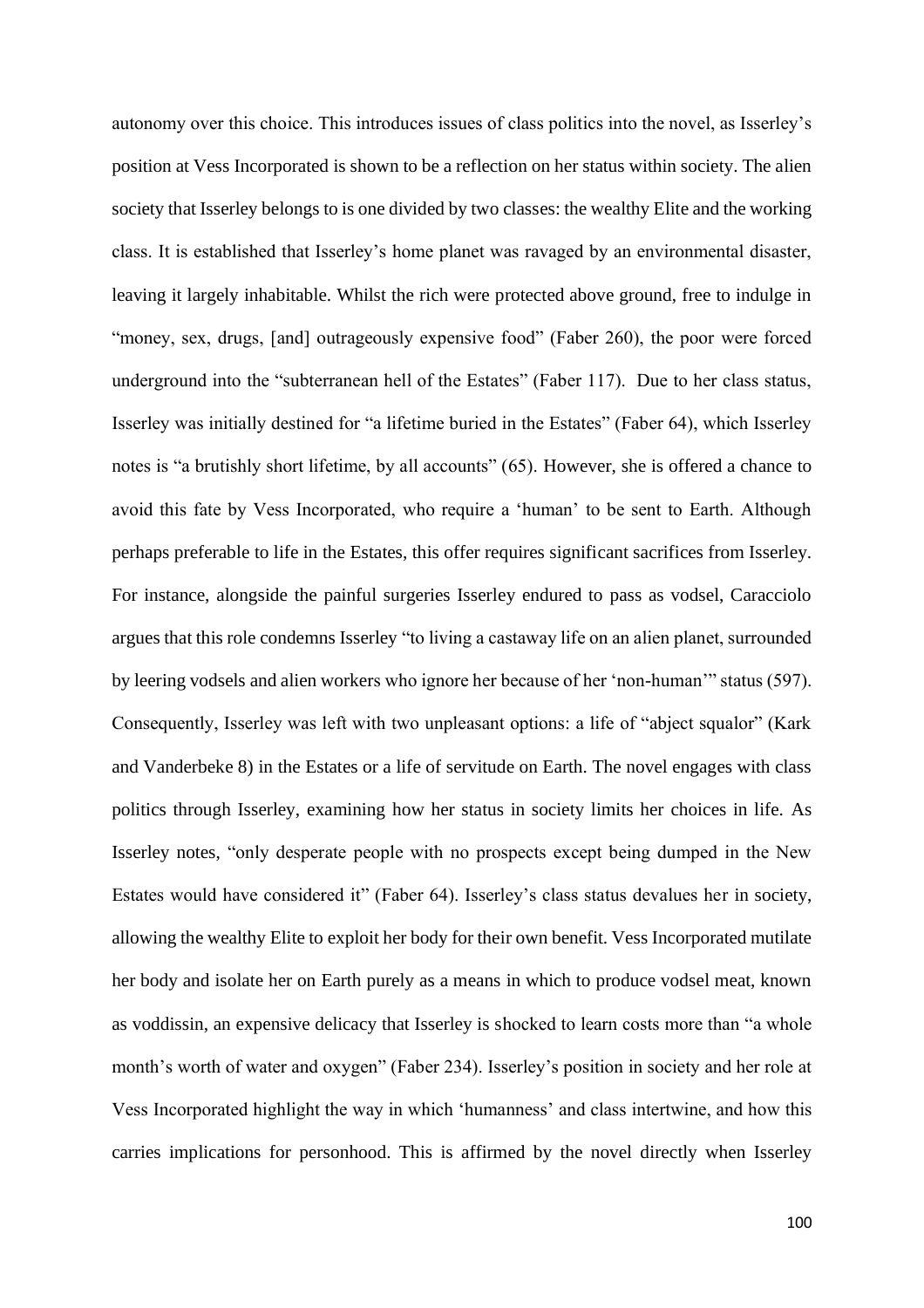autonomy over this choice. This introduces issues of class politics into the novel, as Isserley's position at Vess Incorporated is shown to be a reflection on her status within society. The alien society that Isserley belongs to is one divided by two classes: the wealthy Elite and the working class. It is established that Isserley's home planet was ravaged by an environmental disaster, leaving it largely inhabitable. Whilst the rich were protected above ground, free to indulge in "money, sex, drugs, [and] outrageously expensive food" (Faber 260), the poor were forced underground into the "subterranean hell of the Estates" (Faber 117). Due to her class status, Isserley was initially destined for "a lifetime buried in the Estates" (Faber 64), which Isserley notes is "a brutishly short lifetime, by all accounts" (65). However, she is offered a chance to avoid this fate by Vess Incorporated, who require a 'human' to be sent to Earth. Although perhaps preferable to life in the Estates, this offer requires significant sacrifices from Isserley. For instance, alongside the painful surgeries Isserley endured to pass as vodsel, Caracciolo argues that this role condemns Isserley "to living a castaway life on an alien planet, surrounded by leering vodsels and alien workers who ignore her because of her 'non-human'" status (597). Consequently, Isserley was left with two unpleasant options: a life of "abject squalor" (Kark and Vanderbeke 8) in the Estates or a life of servitude on Earth. The novel engages with class politics through Isserley, examining how her status in society limits her choices in life. As Isserley notes, "only desperate people with no prospects except being dumped in the New Estates would have considered it" (Faber 64). Isserley's class status devalues her in society, allowing the wealthy Elite to exploit her body for their own benefit. Vess Incorporated mutilate her body and isolate her on Earth purely as a means in which to produce vodsel meat, known as voddissin, an expensive delicacy that Isserley is shocked to learn costs more than "a whole month's worth of water and oxygen" (Faber 234). Isserley's position in society and her role at Vess Incorporated highlight the way in which 'humanness' and class intertwine, and how this carries implications for personhood. This is affirmed by the novel directly when Isserley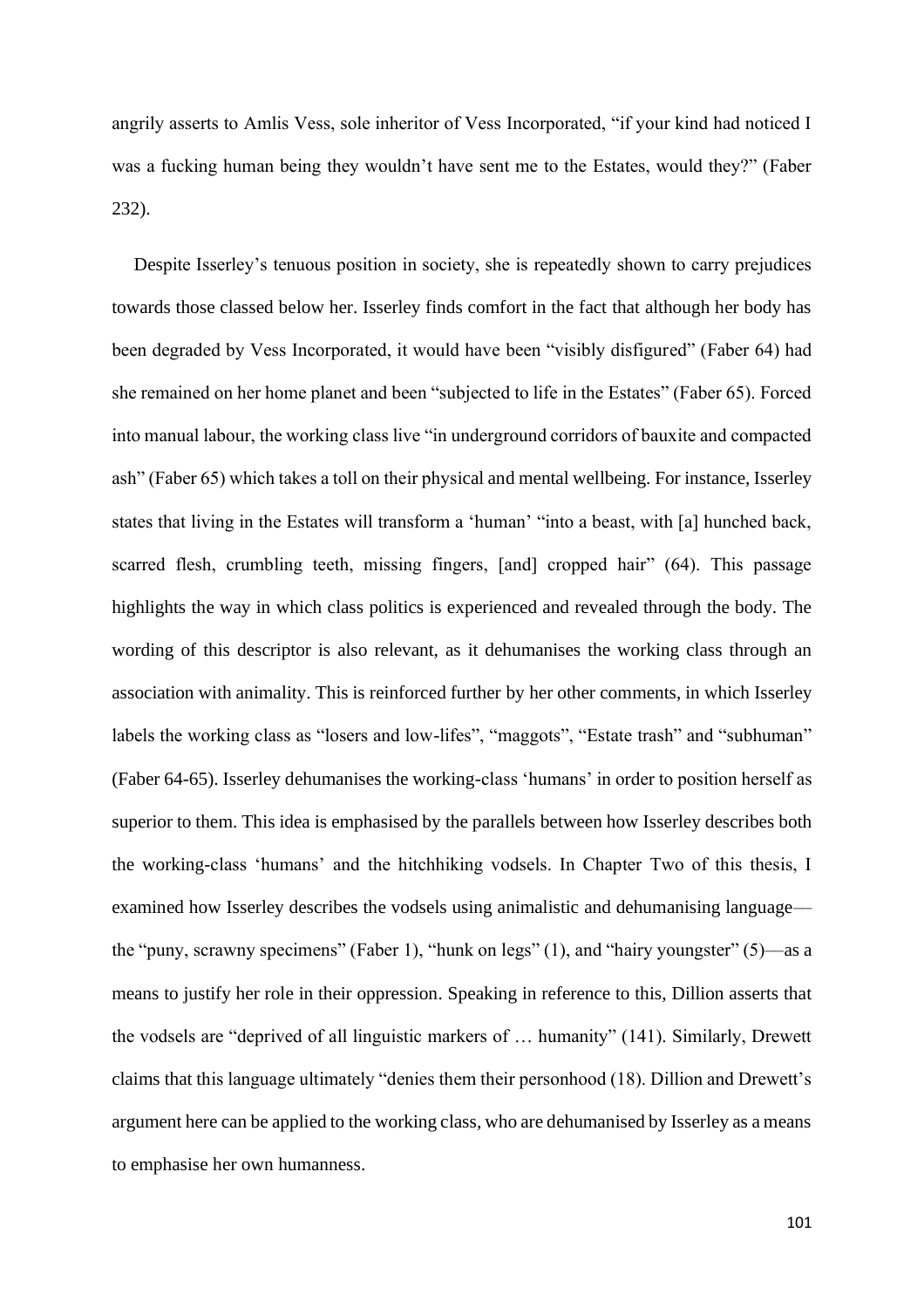angrily asserts to Amlis Vess, sole inheritor of Vess Incorporated, "if your kind had noticed I was a fucking human being they wouldn't have sent me to the Estates, would they?" (Faber 232).

Despite Isserley's tenuous position in society, she is repeatedly shown to carry prejudices towards those classed below her. Isserley finds comfort in the fact that although her body has been degraded by Vess Incorporated, it would have been "visibly disfigured" (Faber 64) had she remained on her home planet and been "subjected to life in the Estates" (Faber 65). Forced into manual labour, the working class live "in underground corridors of bauxite and compacted ash" (Faber 65) which takes a toll on their physical and mental wellbeing. For instance, Isserley states that living in the Estates will transform a 'human' "into a beast, with [a] hunched back, scarred flesh, crumbling teeth, missing fingers, [and] cropped hair" (64). This passage highlights the way in which class politics is experienced and revealed through the body. The wording of this descriptor is also relevant, as it dehumanises the working class through an association with animality. This is reinforced further by her other comments, in which Isserley labels the working class as "losers and low-lifes", "maggots", "Estate trash" and "subhuman" (Faber 64-65). Isserley dehumanises the working-class 'humans' in order to position herself as superior to them. This idea is emphasised by the parallels between how Isserley describes both the working-class 'humans' and the hitchhiking vodsels. In Chapter Two of this thesis, I examined how Isserley describes the vodsels using animalistic and dehumanising language—the "puny, scrawny specimens" (Faber 1), "hunk on legs" (1), and "hairy youngster" (5)—as a means to justify her role in their oppression. Speaking in reference to this, Dillion asserts that the vodsels are "deprived of all linguistic markers of … humanity" (141). Similarly, Drewett claims that this language ultimately "denies them their personhood (18). Dillion and Drewett's argument here can be applied to the working class, who are dehumanised by Isserley as a means to emphasise her own humanness.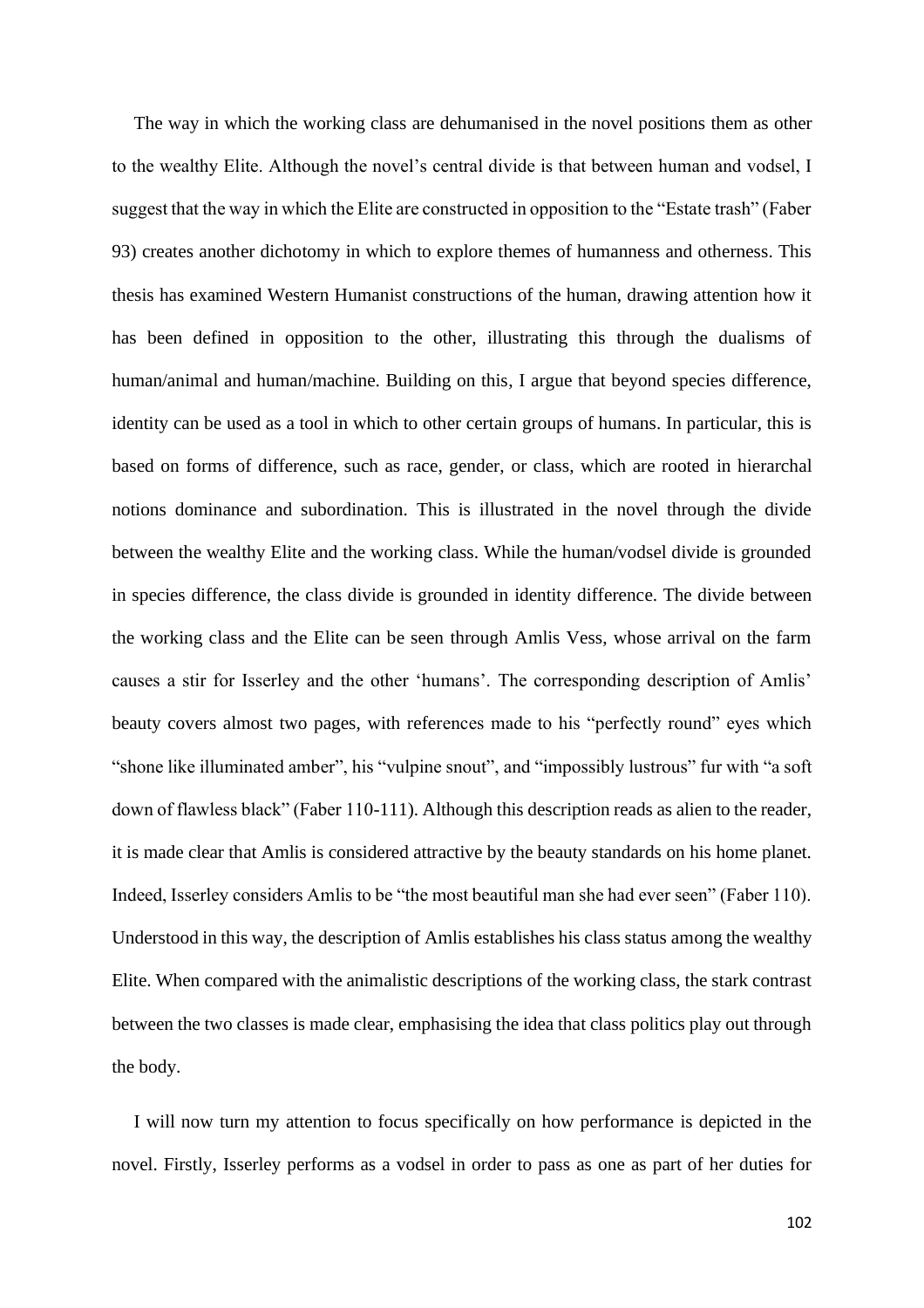The way in which the working class are dehumanised in the novel positions them as other to the wealthy Elite. Although the novel's central divide is that between human and vodsel, I suggest that the way in which the Elite are constructed in opposition to the "Estate trash" (Faber 93) creates another dichotomy in which to explore themes of humanness and otherness. This thesis has examined Western Humanist constructions of the human, drawing attention how it has been defined in opposition to the other, illustrating this through the dualisms of human/animal and human/machine. Building on this, I argue that beyond species difference, identity can be used as a tool in which to other certain groups of humans. In particular, this is based on forms of difference, such as race, gender, or class, which are rooted in hierarchal notions dominance and subordination. This is illustrated in the novel through the divide between the wealthy Elite and the working class. While the human/vodsel divide is grounded in species difference, the class divide is grounded in identity difference. The divide between the working class and the Elite can be seen through Amlis Vess, whose arrival on the farm causes a stir for Isserley and the other 'humans'. The corresponding description of Amlis' beauty covers almost two pages, with references made to his "perfectly round" eyes which "shone like illuminated amber", his "vulpine snout", and "impossibly lustrous" fur with "a soft down of flawless black" (Faber 110-111). Although this description reads as alien to the reader, it is made clear that Amlis is considered attractive by the beauty standards on his home planet. Indeed, Isserley considers Amlis to be "the most beautiful man she had ever seen" (Faber 110). Understood in this way, the description of Amlis establishes his class status among the wealthy Elite. When compared with the animalistic descriptions of the working class, the stark contrast between the two classes is made clear, emphasising the idea that class politics play out through the body.

I will now turn my attention to focus specifically on how performance is depicted in the novel. Firstly, Isserley performs as a vodsel in order to pass as one as part of her duties for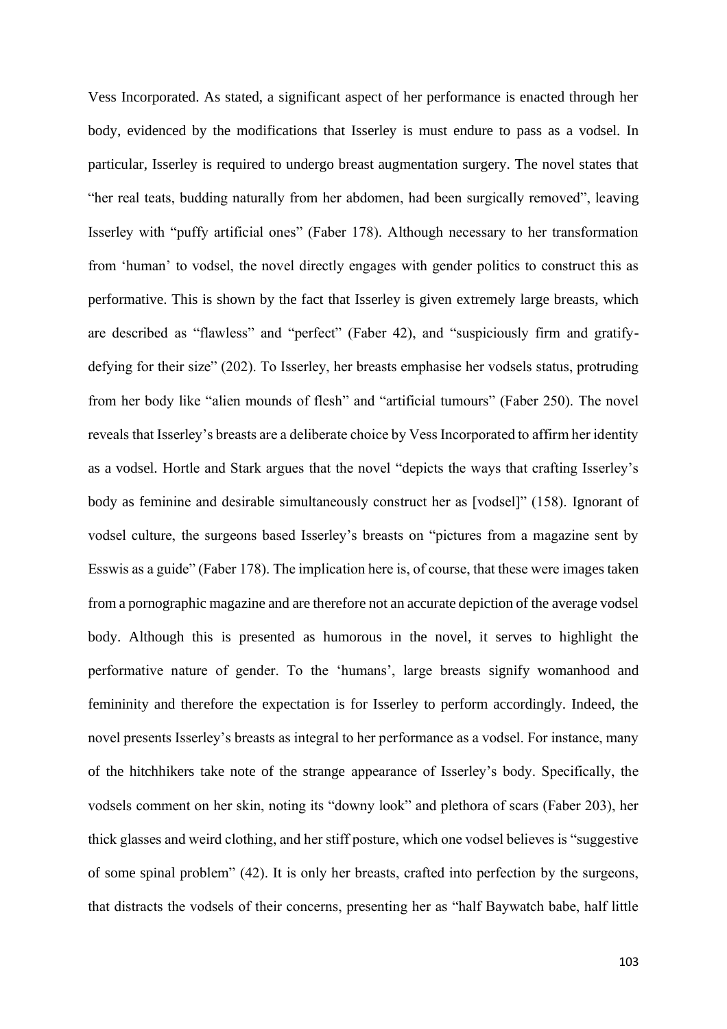Vess Incorporated. As stated, a significant aspect of her performance is enacted through her body, evidenced by the modifications that Isserley is must endure to pass as a vodsel. In particular, Isserley is required to undergo breast augmentation surgery. The novel states that "her real teats, budding naturally from her abdomen, had been surgically removed", leaving Isserley with "puffy artificial ones" (Faber 178). Although necessary to her transformation from 'human' to vodsel, the novel directly engages with gender politics to construct this as performative. This is shown by the fact that Isserley is given extremely large breasts, which are described as "flawless" and "perfect" (Faber 42), and "suspiciously firm and gratify-defying for their size" (202). To Isserley, her breasts emphasise her vodsels status, protruding from her body like "alien mounds of flesh" and "artificial tumours" (Faber 250). The novel reveals that Isserley's breasts are a deliberate choice by Vess Incorporated to affirm her identity as a vodsel. Hortle and Stark argues that the novel "depicts the ways that crafting Isserley's body as feminine and desirable simultaneously construct her as [vodsel]" (158). Ignorant of vodsel culture, the surgeons based Isserley's breasts on "pictures from a magazine sent by Esswis as a guide" (Faber 178). The implication here is, of course, that these were images taken from a pornographic magazine and are therefore not an accurate depiction of the average vodsel body. Although this is presented as humorous in the novel, it serves to highlight the performative nature of gender. To the 'humans', large breasts signify womanhood and femininity and therefore the expectation is for Isserley to perform accordingly. Indeed, the novel presents Isserley's breasts as integral to her performance as a vodsel. For instance, many of the hitchhikers take note of the strange appearance of Isserley's body. Specifically, the vodsels comment on her skin, noting its "downy look" and plethora of scars (Faber 203), her thick glasses and weird clothing, and her stiff posture, which one vodsel believes is "suggestive of some spinal problem" (42). It is only her breasts, crafted into perfection by the surgeons, that distracts the vodsels of their concerns, presenting her as "half Baywatch babe, half little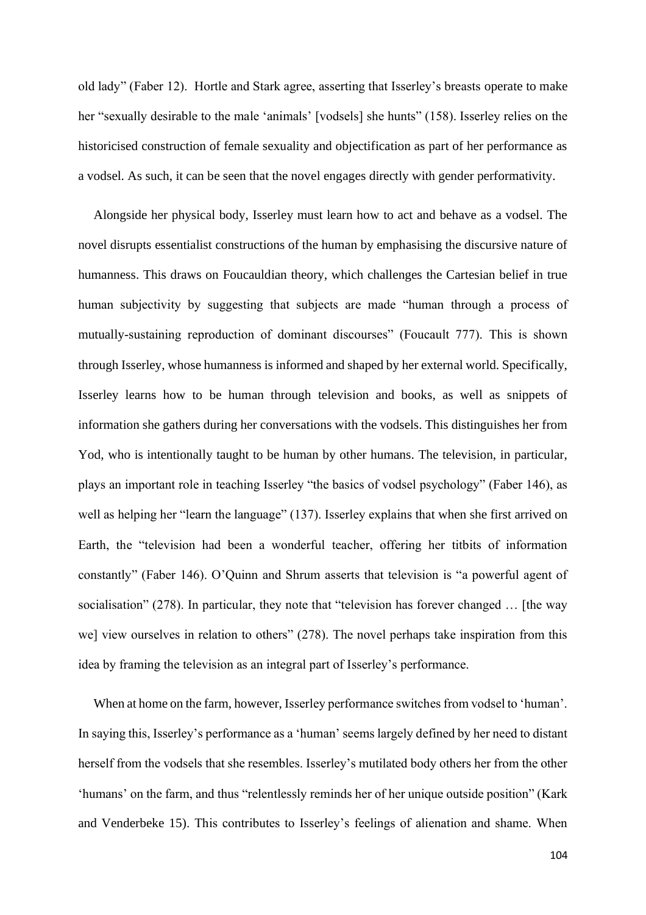old lady" (Faber 12). Hortle and Stark agree, asserting that Isserley's breasts operate to make her "sexually desirable to the male 'animals' [vodsels] she hunts" (158). Isserley relies on the historicised construction of female sexuality and objectification as part of her performance as a vodsel. As such, it can be seen that the novel engages directly with gender performativity.

Alongside her physical body, Isserley must learn how to act and behave as a vodsel. The novel disrupts essentialist constructions of the human by emphasising the discursive nature of humanness. This draws on Foucauldian theory, which challenges the Cartesian belief in true human subjectivity by suggesting that subjects are made "human through a process of mutually-sustaining reproduction of dominant discourses" (Foucault 777). This is shown through Isserley, whose humanness is informed and shaped by her external world. Specifically, Isserley learns how to be human through television and books, as well as snippets of information she gathers during her conversations with the vodsels. This distinguishes her from Yod, who is intentionally taught to be human by other humans. The television, in particular, plays an important role in teaching Isserley "the basics of vodsel psychology" (Faber 146), as well as helping her "learn the language" (137). Isserley explains that when she first arrived on Earth, the "television had been a wonderful teacher, offering her titbits of information constantly" (Faber 146). O'Quinn and Shrum asserts that television is "a powerful agent of socialisation" (278). In particular, they note that "television has forever changed … [the way we] view ourselves in relation to others" (278). The novel perhaps take inspiration from this idea by framing the television as an integral part of Isserley's performance.

When at home on the farm, however, Isserley performance switches from vodsel to 'human'. In saying this, Isserley's performance as a 'human' seems largely defined by her need to distant herself from the vodsels that she resembles. Isserley's mutilated body others her from the other 'humans' on the farm, and thus "relentlessly reminds her of her unique outside position" (Kark and Venderbeke 15). This contributes to Isserley's feelings of alienation and shame. When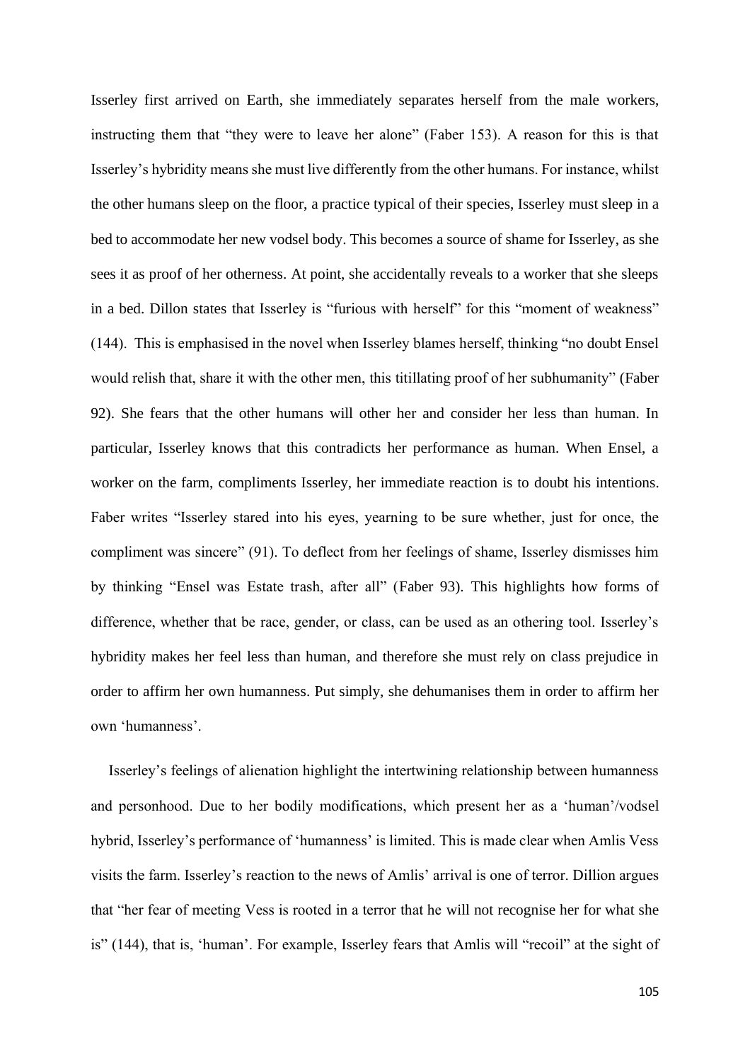Isserley first arrived on Earth, she immediately separates herself from the male workers, instructing them that "they were to leave her alone" (Faber 153). A reason for this is that Isserley's hybridity means she must live differently from the other humans. For instance, whilst the other humans sleep on the floor, a practice typical of their species, Isserley must sleep in a bed to accommodate her new vodsel body. This becomes a source of shame for Isserley, as she sees it as proof of her otherness. At point, she accidentally reveals to a worker that she sleeps in a bed. Dillon states that Isserley is "furious with herself" for this "moment of weakness" (144). This is emphasised in the novel when Isserley blames herself, thinking "no doubt Ensel would relish that, share it with the other men, this titillating proof of her subhumanity" (Faber 92). She fears that the other humans will other her and consider her less than human. In particular, Isserley knows that this contradicts her performance as human. When Ensel, a worker on the farm, compliments Isserley, her immediate reaction is to doubt his intentions. Faber writes "Isserley stared into his eyes, yearning to be sure whether, just for once, the compliment was sincere" (91). To deflect from her feelings of shame, Isserley dismisses him by thinking "Ensel was Estate trash, after all" (Faber 93). This highlights how forms of difference, whether that be race, gender, or class, can be used as an othering tool. Isserley's hybridity makes her feel less than human, and therefore she must rely on class prejudice in order to affirm her own humanness. Put simply, she dehumanises them in order to affirm her own 'humanness'.

Isserley's feelings of alienation highlight the intertwining relationship between humanness and personhood. Due to her bodily modifications, which present her as a 'human'/vodsel hybrid, Isserley's performance of 'humanness' is limited. This is made clear when Amlis Vess visits the farm. Isserley's reaction to the news of Amlis' arrival is one of terror. Dillion argues that "her fear of meeting Vess is rooted in a terror that he will not recognise her for what she is" (144), that is, 'human'. For example, Isserley fears that Amlis will "recoil" at the sight of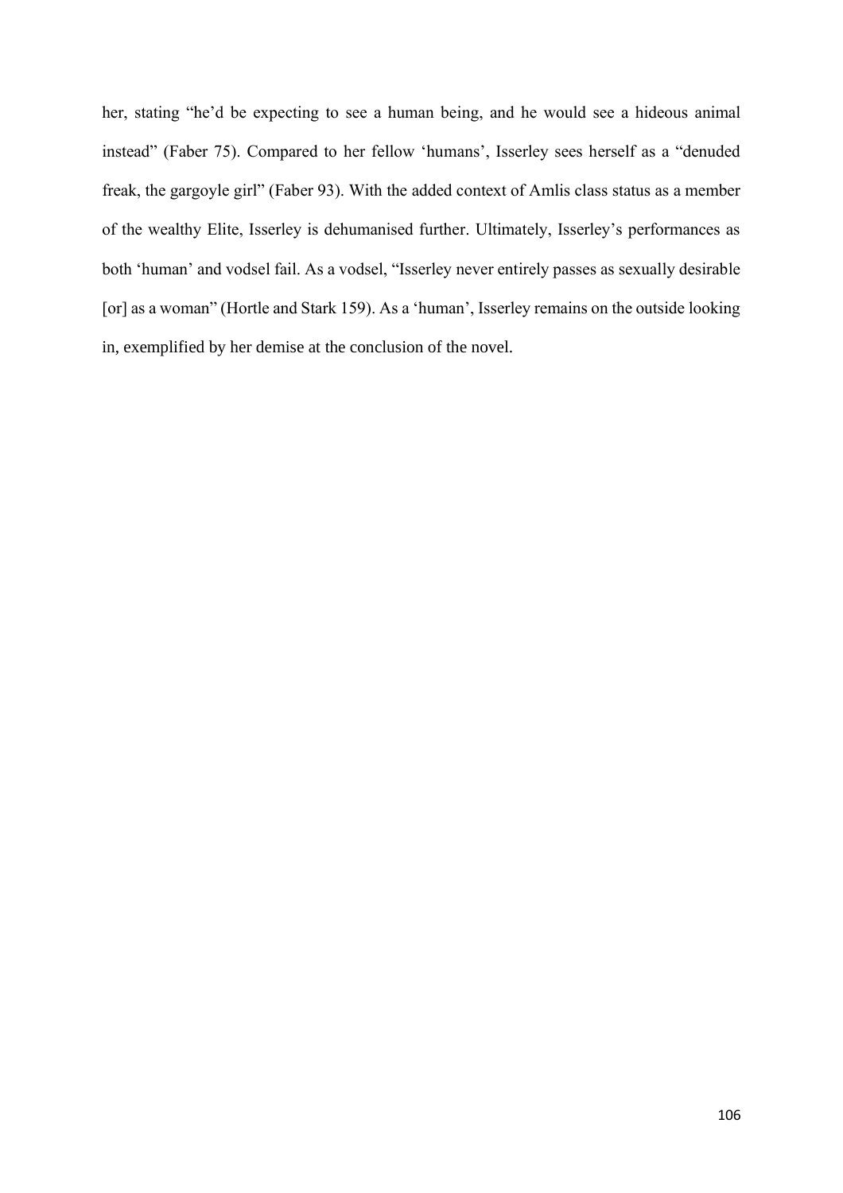her, stating "he'd be expecting to see a human being, and he would see a hideous animal instead" (Faber 75). Compared to her fellow 'humans', Isserley sees herself as a "denuded freak, the gargoyle girl" (Faber 93). With the added context of Amlis class status as a member of the wealthy Elite, Isserley is dehumanised further. Ultimately, Isserley's performances as both 'human' and vodsel fail. As a vodsel, "Isserley never entirely passes as sexually desirable [or] as a woman" (Hortle and Stark 159). As a 'human', Isserley remains on the outside looking in, exemplified by her demise at the conclusion of the novel.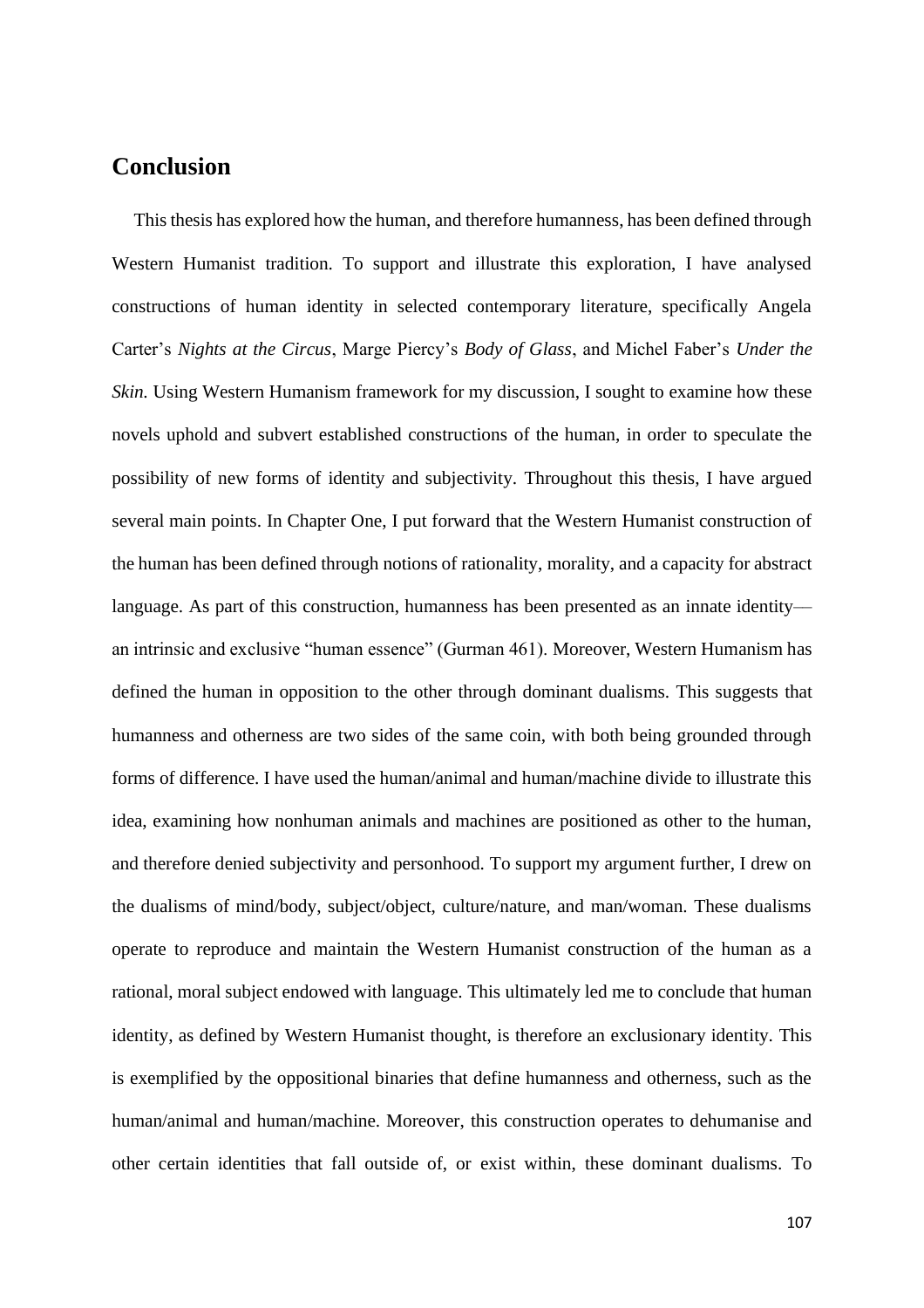## Conclusion

This thesis has explored how the human, and therefore humanness, has been defined through Western Humanist tradition. To support and illustrate this exploration, I have analysed constructions of human identity in selected contemporary literature, specifically Angela Carter's *Nights at the Circus*, Marge Piercy's *Body of Glass*, and Michel Faber's *Under the Skin.* Using Western Humanism framework for my discussion, I sought to examine how these novels uphold and subvert established constructions of the human, in order to speculate the possibility of new forms of identity and subjectivity. Throughout this thesis, I have argued several main points. In Chapter One, I put forward that the Western Humanist construction of the human has been defined through notions of rationality, morality, and a capacity for abstract language. As part of this construction, humanness has been presented as an innate identity—an intrinsic and exclusive "human essence" (Gurman 461). Moreover, Western Humanism has defined the human in opposition to the other through dominant dualisms. This suggests that humanness and otherness are two sides of the same coin, with both being grounded through forms of difference. I have used the human/animal and human/machine divide to illustrate this idea, examining how nonhuman animals and machines are positioned as other to the human, and therefore denied subjectivity and personhood. To support my argument further, I drew on the dualisms of mind/body, subject/object, culture/nature, and man/woman. These dualisms operate to reproduce and maintain the Western Humanist construction of the human as a rational, moral subject endowed with language. This ultimately led me to conclude that human identity, as defined by Western Humanist thought, is therefore an exclusionary identity. This is exemplified by the oppositional binaries that define humanness and otherness, such as the human/animal and human/machine. Moreover, this construction operates to dehumanise and other certain identities that fall outside of, or exist within, these dominant dualisms. To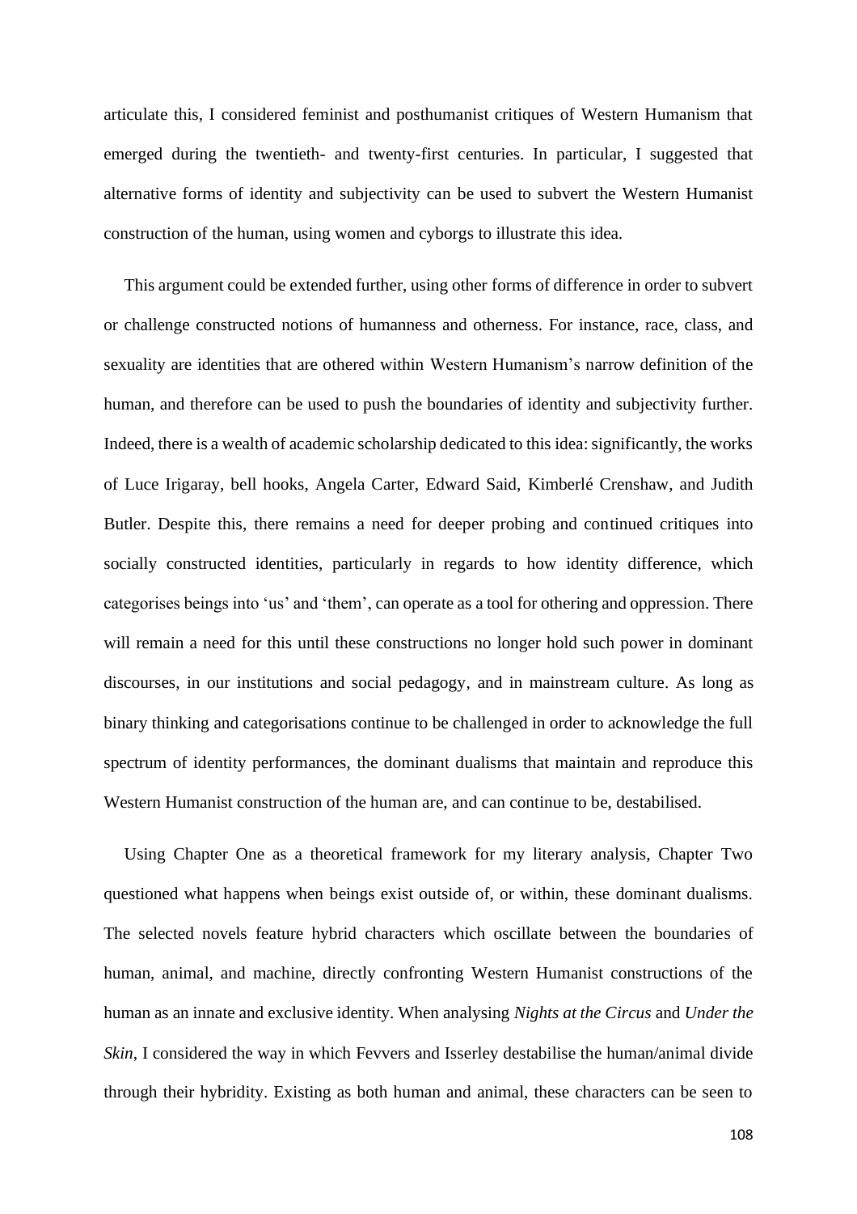articulate this, I considered feminist and posthumanist critiques of Western Humanism that emerged during the twentieth- and twenty-first centuries. In particular, I suggested that alternative forms of identity and subjectivity can be used to subvert the Western Humanist construction of the human, using women and cyborgs to illustrate this idea.

This argument could be extended further, using other forms of difference in order to subvert or challenge constructed notions of humanness and otherness. For instance, race, class, and sexuality are identities that are othered within Western Humanism's narrow definition of the human, and therefore can be used to push the boundaries of identity and subjectivity further. Indeed, there is a wealth of academic scholarship dedicated to this idea: significantly, the works of Luce Irigaray, bell hooks, Angela Carter, Edward Said, Kimberlé Crenshaw, and Judith Butler. Despite this, there remains a need for deeper probing and continued critiques into socially constructed identities, particularly in regards to how identity difference, which categorises beings into 'us' and 'them', can operate as a tool for othering and oppression. There will remain a need for this until these constructions no longer hold such power in dominant discourses, in our institutions and social pedagogy, and in mainstream culture. As long as binary thinking and categorisations continue to be challenged in order to acknowledge the full spectrum of identity performances, the dominant dualisms that maintain and reproduce this Western Humanist construction of the human are, and can continue to be, destabilised.

Using Chapter One as a theoretical framework for my literary analysis, Chapter Two questioned what happens when beings exist outside of, or within, these dominant dualisms. The selected novels feature hybrid characters which oscillate between the boundaries of human, animal, and machine, directly confronting Western Humanist constructions of the human as an innate and exclusive identity. When analysing *Nights at the Circus* and *Under the Skin*, I considered the way in which Fevvers and Isserley destabilise the human/animal divide through their hybridity. Existing as both human and animal, these characters can be seen to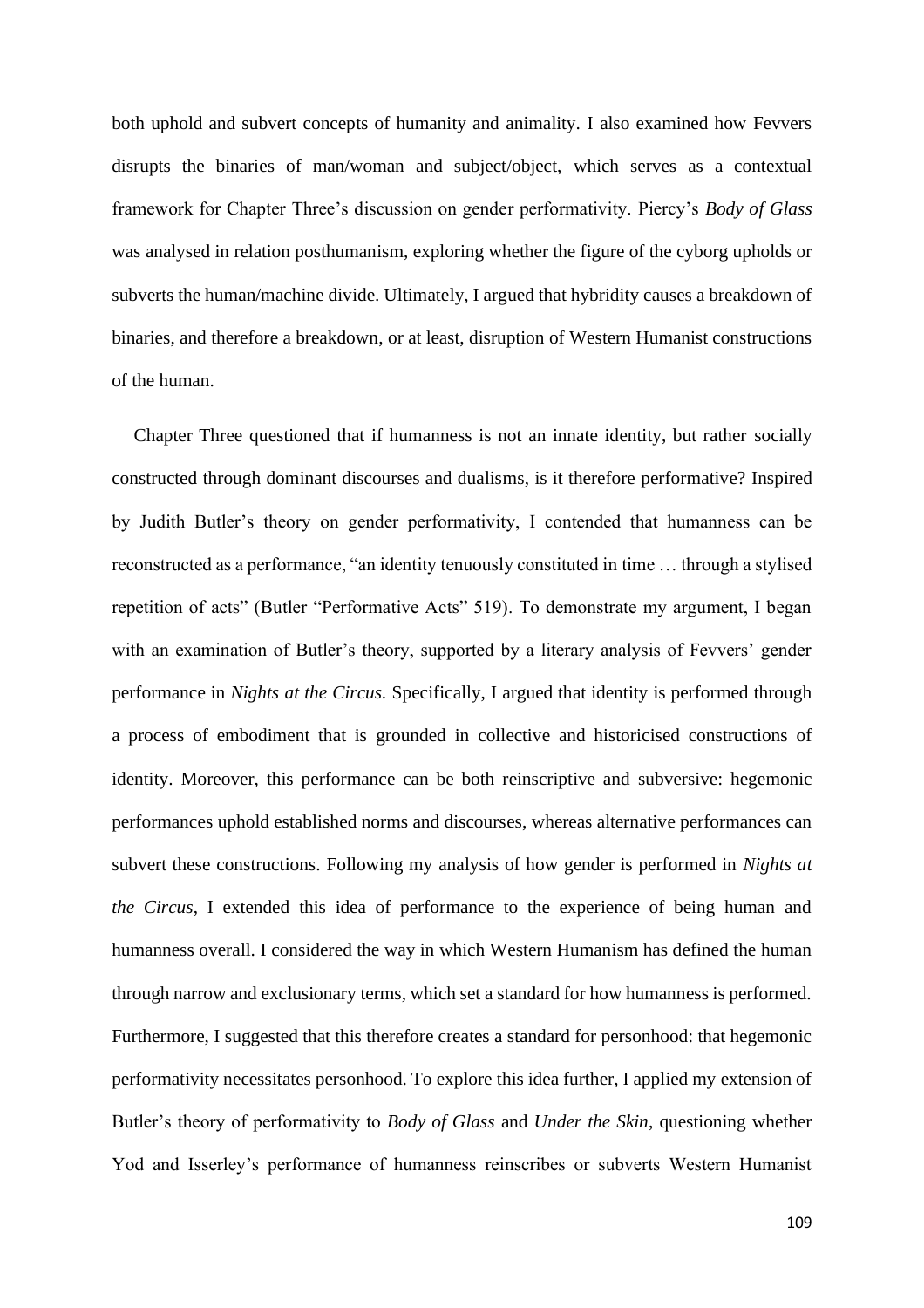both uphold and subvert concepts of humanity and animality. I also examined how Fevvers disrupts the binaries of man/woman and subject/object, which serves as a contextual framework for Chapter Three's discussion on gender performativity. Piercy's *Body of Glass* was analysed in relation posthumanism, exploring whether the figure of the cyborg upholds or subverts the human/machine divide. Ultimately, I argued that hybridity causes a breakdown of binaries, and therefore a breakdown, or at least, disruption of Western Humanist constructions of the human.

Chapter Three questioned that if humanness is not an innate identity, but rather socially constructed through dominant discourses and dualisms, is it therefore performative? Inspired by Judith Butler's theory on gender performativity, I contended that humanness can be reconstructed as a performance, "an identity tenuously constituted in time … through a stylised repetition of acts" (Butler "Performative Acts" 519). To demonstrate my argument, I began with an examination of Butler's theory, supported by a literary analysis of Fevvers' gender performance in *Nights at the Circus.* Specifically, I argued that identity is performed through a process of embodiment that is grounded in collective and historicised constructions of identity. Moreover, this performance can be both reinscriptive and subversive: hegemonic performances uphold established norms and discourses, whereas alternative performances can subvert these constructions. Following my analysis of how gender is performed in *Nights at the Circus*, I extended this idea of performance to the experience of being human and humanness overall. I considered the way in which Western Humanism has defined the human through narrow and exclusionary terms, which set a standard for how humanness is performed. Furthermore, I suggested that this therefore creates a standard for personhood: that hegemonic performativity necessitates personhood. To explore this idea further, I applied my extension of Butler's theory of performativity to *Body of Glass* and *Under the Skin*, questioning whether Yod and Isserley's performance of humanness reinscribes or subverts Western Humanist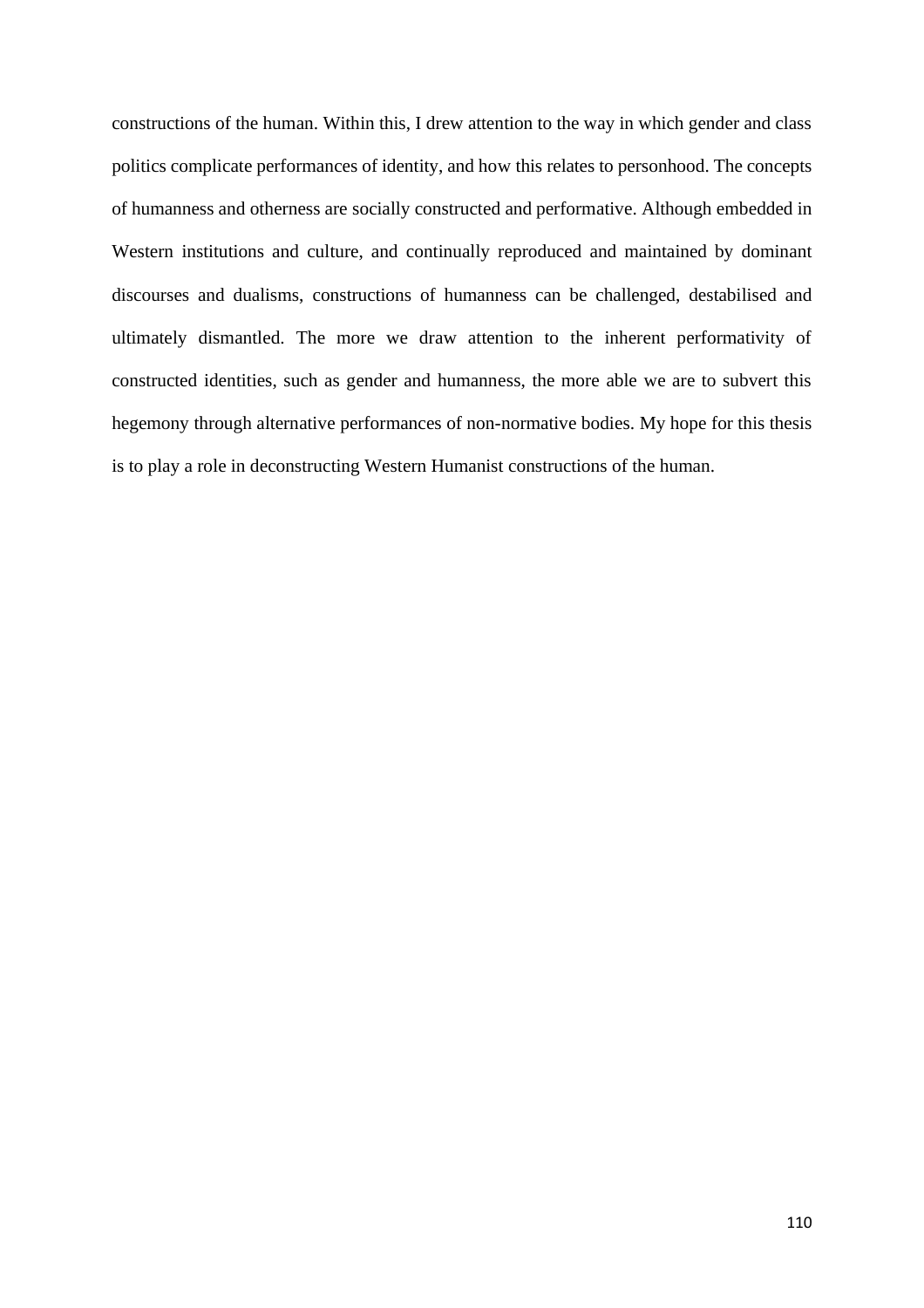constructions of the human. Within this, I drew attention to the way in which gender and class politics complicate performances of identity, and how this relates to personhood. The concepts of humanness and otherness are socially constructed and performative. Although embedded in Western institutions and culture, and continually reproduced and maintained by dominant discourses and dualisms, constructions of humanness can be challenged, destabilised and ultimately dismantled. The more we draw attention to the inherent performativity of constructed identities, such as gender and humanness, the more able we are to subvert this hegemony through alternative performances of non-normative bodies. My hope for this thesis is to play a role in deconstructing Western Humanist constructions of the human.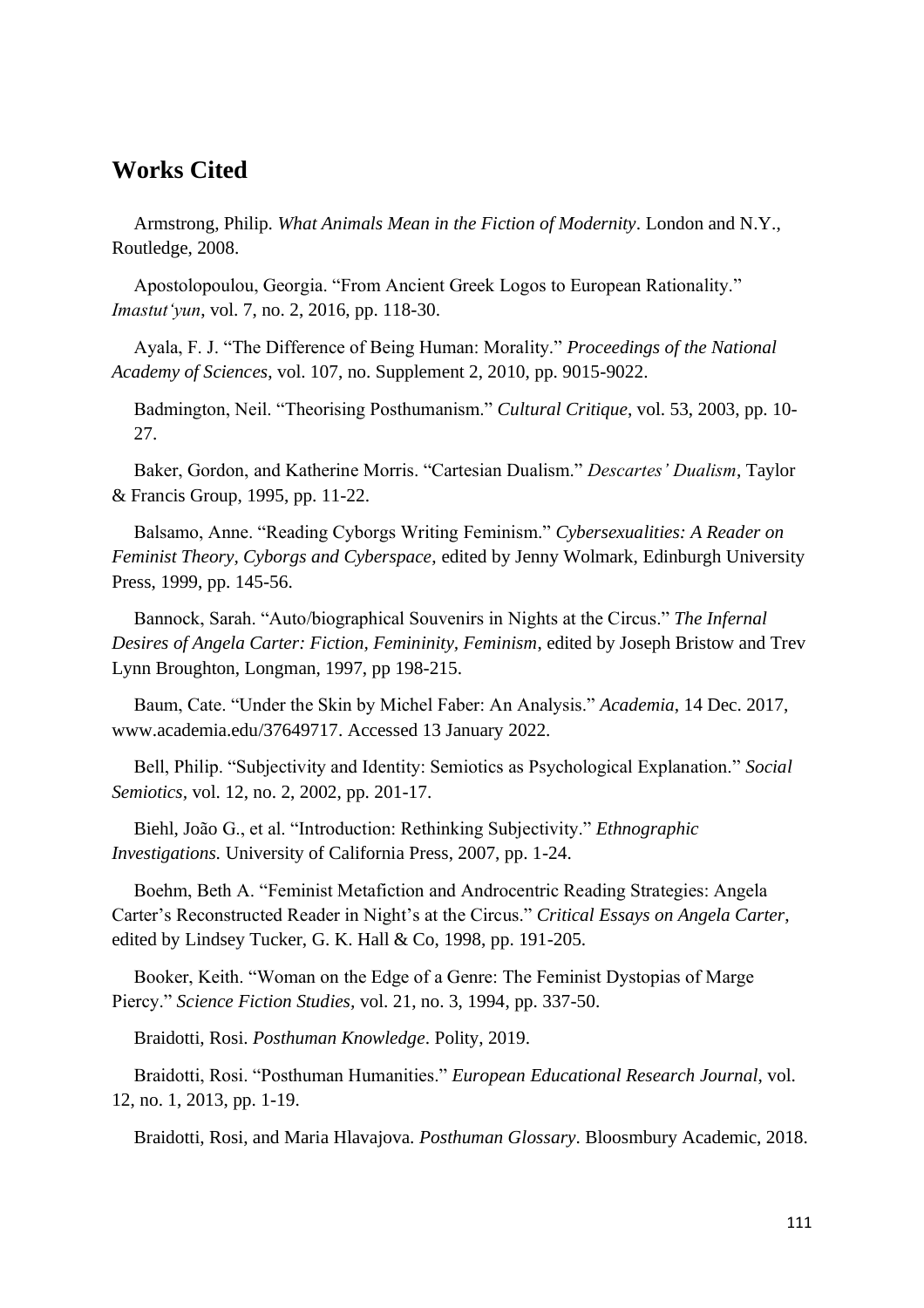## Works Cited

Armstrong, Philip. *What Animals Mean in the Fiction of Modernity*. London and N.Y., Routledge, 2008.

Apostolopoulou, Georgia. "From Ancient Greek Logos to European Rationality." *Imastut'yun*, vol. 7, no. 2, 2016, pp. 118-30.

Ayala, F. J. "The Difference of Being Human: Morality." *Proceedings of the National Academy of Sciences*, vol. 107, no. Supplement 2, 2010, pp. 9015-9022.

Badmington, Neil. "Theorising Posthumanism." *Cultural Critique*, vol. 53, 2003, pp. 10-27.

Baker, Gordon, and Katherine Morris. "Cartesian Dualism." *Descartes' Dualism*, Taylor & Francis Group, 1995, pp. 11-22.

Balsamo, Anne. "Reading Cyborgs Writing Feminism." *Cybersexualities: A Reader on Feminist Theory, Cyborgs and Cyberspace*, edited by Jenny Wolmark, Edinburgh University Press, 1999, pp. 145-56.

Bannock, Sarah. "Auto/biographical Souvenirs in Nights at the Circus." *The Infernal Desires of Angela Carter: Fiction, Femininity, Feminism*, edited by Joseph Bristow and Trev Lynn Broughton, Longman, 1997, pp 198-215.

Baum, Cate. "Under the Skin by Michel Faber: An Analysis." *Academia*, 14 Dec. 2017, www.academia.edu/37649717. Accessed 13 January 2022.

Bell, Philip. "Subjectivity and Identity: Semiotics as Psychological Explanation." *Social Semiotics*, vol. 12, no. 2, 2002, pp. 201-17.

Biehl, João G., et al. "Introduction: Rethinking Subjectivity." *Ethnographic Investigations.* University of California Press, 2007, pp. 1-24.

Boehm, Beth A. "Feminist Metafiction and Androcentric Reading Strategies: Angela Carter's Reconstructed Reader in Night's at the Circus." *Critical Essays on Angela Carter*, edited by Lindsey Tucker, G. K. Hall & Co, 1998, pp. 191-205.

Booker, Keith. "Woman on the Edge of a Genre: The Feminist Dystopias of Marge Piercy." *Science Fiction Studies*, vol. 21, no. 3, 1994, pp. 337-50.

Braidotti, Rosi. *Posthuman Knowledge*. Polity, 2019.

Braidotti, Rosi. "Posthuman Humanities." *European Educational Research Journal*, vol. 12, no. 1, 2013, pp. 1-19.

Braidotti, Rosi, and Maria Hlavajova. *Posthuman Glossary*. Bloosmbury Academic, 2018.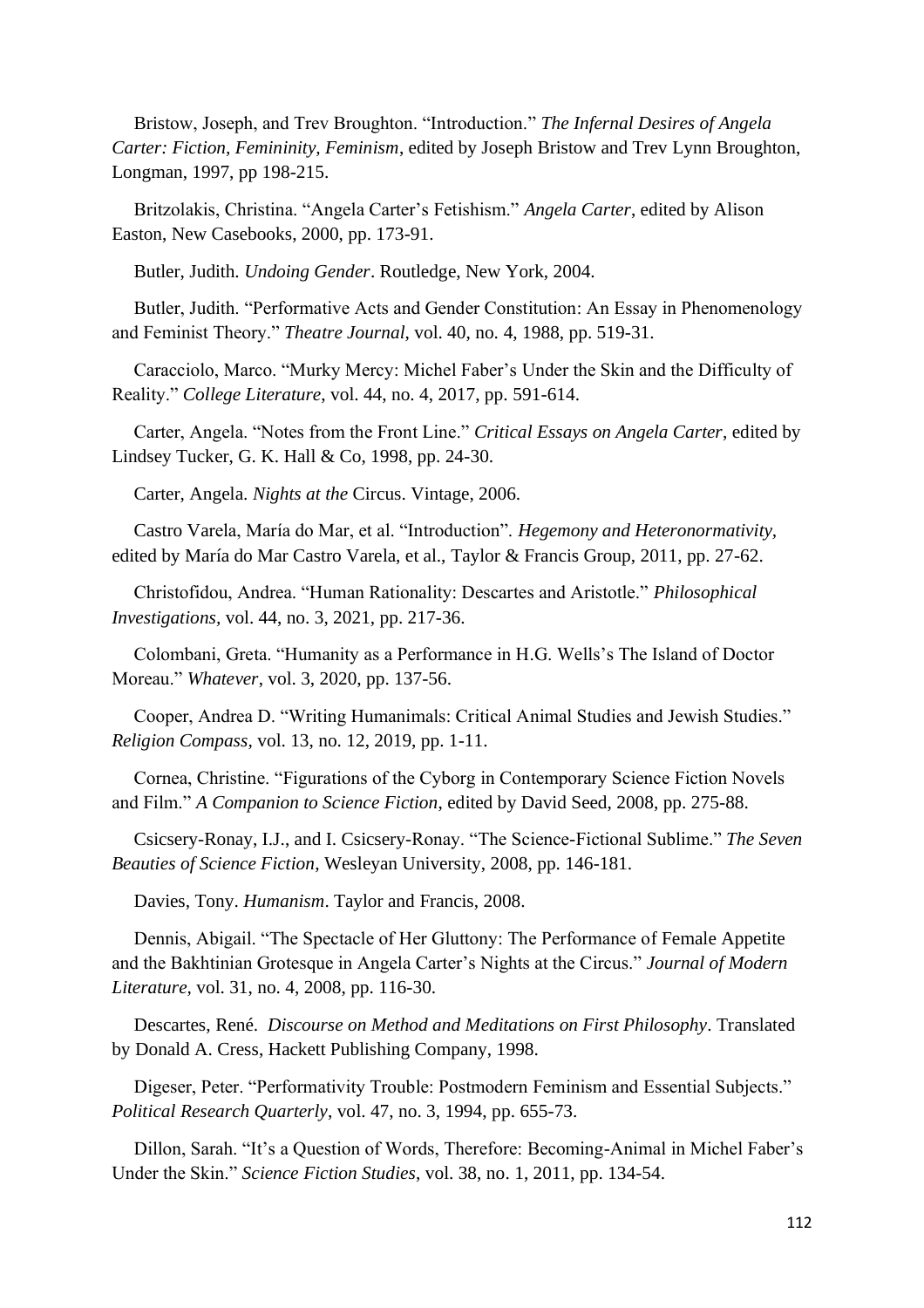Bristow, Joseph, and Trev Broughton. "Introduction." *The Infernal Desires of Angela Carter: Fiction, Femininity, Feminism*, edited by Joseph Bristow and Trev Lynn Broughton, Longman, 1997, pp 198-215.

Britzolakis, Christina. "Angela Carter's Fetishism." *Angela Carter*, edited by Alison Easton, New Casebooks, 2000, pp. 173-91.

Butler, Judith. *Undoing Gender*. Routledge, New York, 2004.

Butler, Judith. "Performative Acts and Gender Constitution: An Essay in Phenomenology and Feminist Theory." *Theatre Journal*, vol. 40, no. 4, 1988, pp. 519-31.

Caracciolo, Marco. "Murky Mercy: Michel Faber's Under the Skin and the Difficulty of Reality." *College Literature*, vol. 44, no. 4, 2017, pp. 591-614.

Carter, Angela. "Notes from the Front Line." *Critical Essays on Angela Carter*, edited by Lindsey Tucker, G. K. Hall & Co, 1998, pp. 24-30.

Carter, Angela. *Nights at the* Circus. Vintage, 2006.

Castro Varela, María do Mar, et al. "Introduction". *Hegemony and Heteronormativity*, edited by María do Mar Castro Varela, et al., Taylor & Francis Group, 2011, pp. 27-62.

Christofidou, Andrea. "Human Rationality: Descartes and Aristotle." *Philosophical Investigations*, vol. 44, no. 3, 2021, pp. 217-36.

Colombani, Greta. "Humanity as a Performance in H.G. Wells's The Island of Doctor Moreau." *Whatever*, vol. 3, 2020, pp. 137-56.

Cooper, Andrea D. "Writing Humanimals: Critical Animal Studies and Jewish Studies." *Religion Compass*, vol. 13, no. 12, 2019, pp. 1-11.

Cornea, Christine. "Figurations of the Cyborg in Contemporary Science Fiction Novels and Film." *A Companion to Science Fiction*, edited by David Seed, 2008, pp. 275-88.

Csicsery-Ronay, I.J., and I. Csicsery-Ronay. "The Science-Fictional Sublime." *The Seven Beauties of Science Fiction*, Wesleyan University, 2008, pp. 146-181.

Davies, Tony. *Humanism*. Taylor and Francis, 2008.

Dennis, Abigail. "The Spectacle of Her Gluttony: The Performance of Female Appetite and the Bakhtinian Grotesque in Angela Carter's Nights at the Circus." *Journal of Modern Literature*, vol. 31, no. 4, 2008, pp. 116-30.

Descartes, René. *Discourse on Method and Meditations on First Philosophy*. Translated by Donald A. Cress, Hackett Publishing Company, 1998.

Digeser, Peter. "Performativity Trouble: Postmodern Feminism and Essential Subjects." *Political Research Quarterly*, vol. 47, no. 3, 1994, pp. 655-73.

Dillon, Sarah. "It's a Question of Words, Therefore: Becoming-Animal in Michel Faber's Under the Skin." *Science Fiction Studies*, vol. 38, no. 1, 2011, pp. 134-54.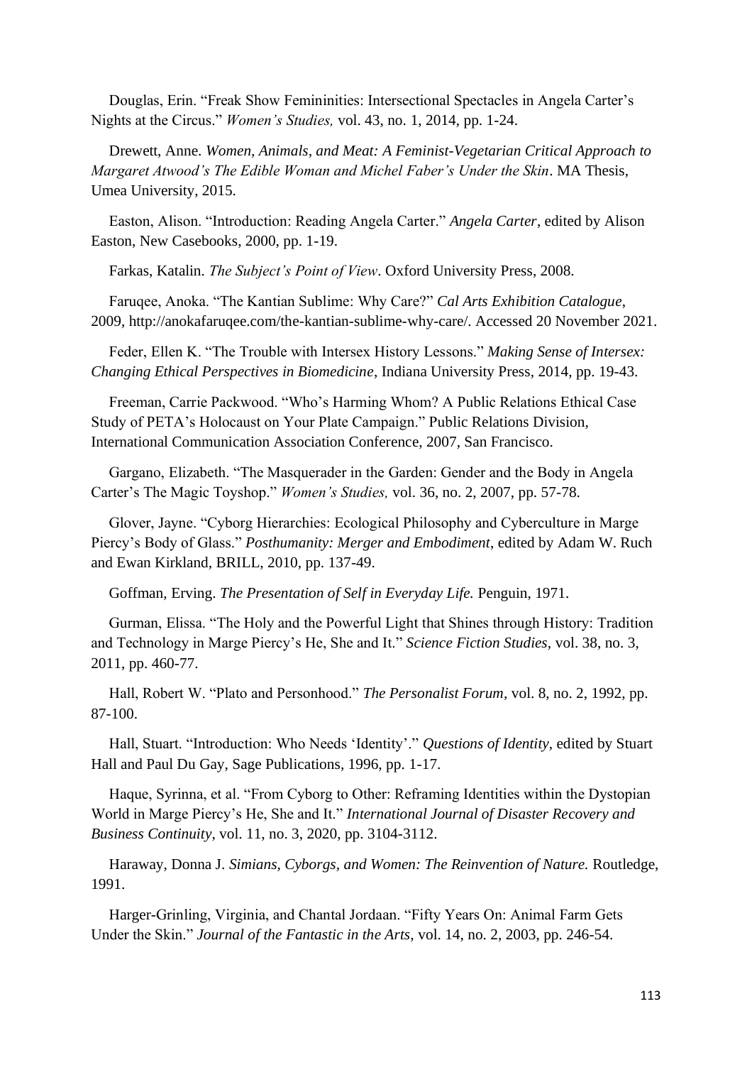Douglas, Erin. "Freak Show Femininities: Intersectional Spectacles in Angela Carter's Nights at the Circus." *Women's Studies,* vol. 43, no. 1, 2014, pp. 1-24.

Drewett, Anne. *Women, Animals, and Meat: A Feminist-Vegetarian Critical Approach to Margaret Atwood's The Edible Woman and Michel Faber's Under the Skin*. MA Thesis, Umea University, 2015.

Easton, Alison. "Introduction: Reading Angela Carter." *Angela Carter*, edited by Alison Easton, New Casebooks, 2000, pp. 1-19.

Farkas, Katalin. *The Subject's Point of View*. Oxford University Press, 2008.

Faruqee, Anoka. "The Kantian Sublime: Why Care?" *Cal Arts Exhibition Catalogue*, 2009, http://anokafaruqee.com/the-kantian-sublime-why-care/. Accessed 20 November 2021.

Feder, Ellen K. "The Trouble with Intersex History Lessons." *Making Sense of Intersex: Changing Ethical Perspectives in Biomedicine*, Indiana University Press, 2014, pp. 19-43.

Freeman, Carrie Packwood. "Who's Harming Whom? A Public Relations Ethical Case Study of PETA's Holocaust on Your Plate Campaign." Public Relations Division, International Communication Association Conference, 2007, San Francisco.

Gargano, Elizabeth. "The Masquerader in the Garden: Gender and the Body in Angela Carter's The Magic Toyshop." *Women's Studies,* vol. 36, no. 2, 2007, pp. 57-78.

Glover, Jayne. "Cyborg Hierarchies: Ecological Philosophy and Cyberculture in Marge Piercy's Body of Glass." *Posthumanity: Merger and Embodiment*, edited by Adam W. Ruch and Ewan Kirkland, BRILL, 2010, pp. 137-49.

Goffman, Erving. *The Presentation of Self in Everyday Life.* Penguin, 1971.

Gurman, Elissa. "The Holy and the Powerful Light that Shines through History: Tradition and Technology in Marge Piercy's He, She and It." *Science Fiction Studies,* vol. 38, no. 3, 2011, pp. 460-77.

Hall, Robert W. "Plato and Personhood." *The Personalist Forum,* vol. 8, no. 2, 1992, pp. 87-100.

Hall, Stuart. "Introduction: Who Needs 'Identity'." *Questions of Identity*, edited by Stuart Hall and Paul Du Gay, Sage Publications, 1996, pp. 1-17.

Haque, Syrinna, et al. "From Cyborg to Other: Reframing Identities within the Dystopian World in Marge Piercy's He, She and It." *International Journal of Disaster Recovery and Business Continuity*, vol. 11, no. 3, 2020, pp. 3104-3112.

Haraway, Donna J. *Simians, Cyborgs, and Women: The Reinvention of Nature.* Routledge, 1991.

Harger-Grinling, Virginia, and Chantal Jordaan. "Fifty Years On: Animal Farm Gets Under the Skin." *Journal of the Fantastic in the Arts*, vol. 14, no. 2, 2003, pp. 246-54.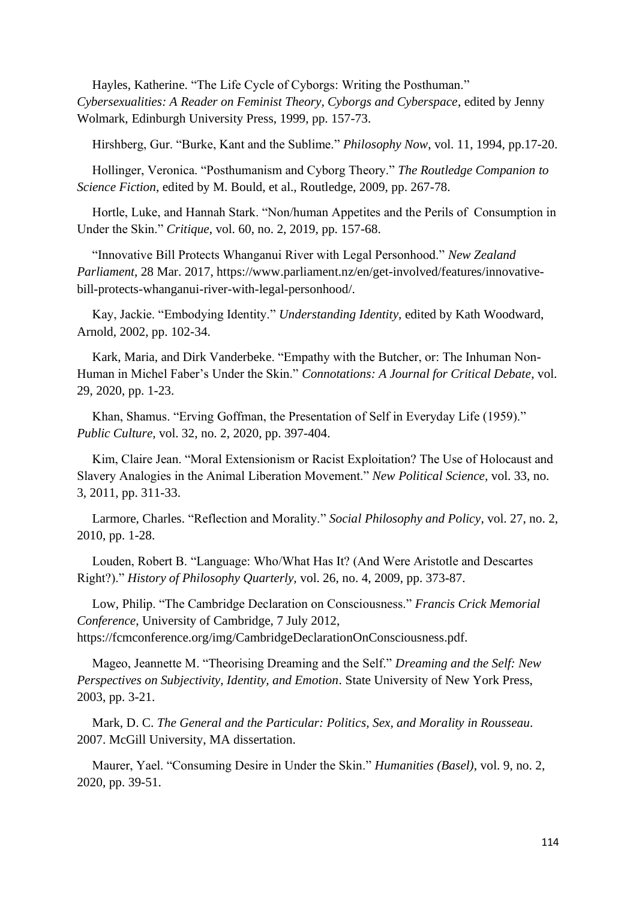Hayles, Katherine. "The Life Cycle of Cyborgs: Writing the Posthuman." *Cybersexualities: A Reader on Feminist Theory, Cyborgs and Cyberspace*, edited by Jenny Wolmark, Edinburgh University Press, 1999, pp. 157-73.

Hirshberg, Gur. "Burke, Kant and the Sublime." *Philosophy Now*, vol. 11, 1994, pp.17-20.

Hollinger, Veronica. "Posthumanism and Cyborg Theory." *The Routledge Companion to Science Fiction*, edited by M. Bould, et al., Routledge, 2009, pp. 267-78.

Hortle, Luke, and Hannah Stark. "Non/human Appetites and the Perils of Consumption in Under the Skin." *Critique*, vol. 60, no. 2, 2019, pp. 157-68.

"Innovative Bill Protects Whanganui River with Legal Personhood." *New Zealand Parliament*, 28 Mar. 2017, https://www.parliament.nz/en/get-involved/features/innovative-bill-protects-whanganui-river-with-legal-personhood/.

Kay, Jackie. "Embodying Identity." *Understanding Identity*, edited by Kath Woodward, Arnold, 2002, pp. 102-34.

Kark, Maria, and Dirk Vanderbeke. "Empathy with the Butcher, or: The Inhuman Non-Human in Michel Faber's Under the Skin." *Connotations: A Journal for Critical Debate*, vol. 29, 2020, pp. 1-23.

Khan, Shamus. "Erving Goffman, the Presentation of Self in Everyday Life (1959)." *Public Culture*, vol. 32, no. 2, 2020, pp. 397-404.

Kim, Claire Jean. "Moral Extensionism or Racist Exploitation? The Use of Holocaust and Slavery Analogies in the Animal Liberation Movement." *New Political Science*, vol. 33, no. 3, 2011, pp. 311-33.

Larmore, Charles. "Reflection and Morality." *Social Philosophy and Policy*, vol. 27, no. 2, 2010, pp. 1-28.

Louden, Robert B. "Language: Who/What Has It? (And Were Aristotle and Descartes Right?)." *History of Philosophy Quarterly*, vol. 26, no. 4, 2009, pp. 373-87.

Low, Philip. "The Cambridge Declaration on Consciousness." *Francis Crick Memorial Conference*, University of Cambridge, 7 July 2012, https://fcmconference.org/img/CambridgeDeclarationOnConsciousness.pdf.

Mageo, Jeannette M. "Theorising Dreaming and the Self." *Dreaming and the Self: New Perspectives on Subjectivity, Identity, and Emotion*. State University of New York Press, 2003, pp. 3-21.

Mark, D. C. *The General and the Particular: Politics, Sex, and Morality in Rousseau*. 2007. McGill University, MA dissertation.

Maurer, Yael. "Consuming Desire in Under the Skin." *Humanities (Basel)*, vol. 9, no. 2, 2020, pp. 39-51.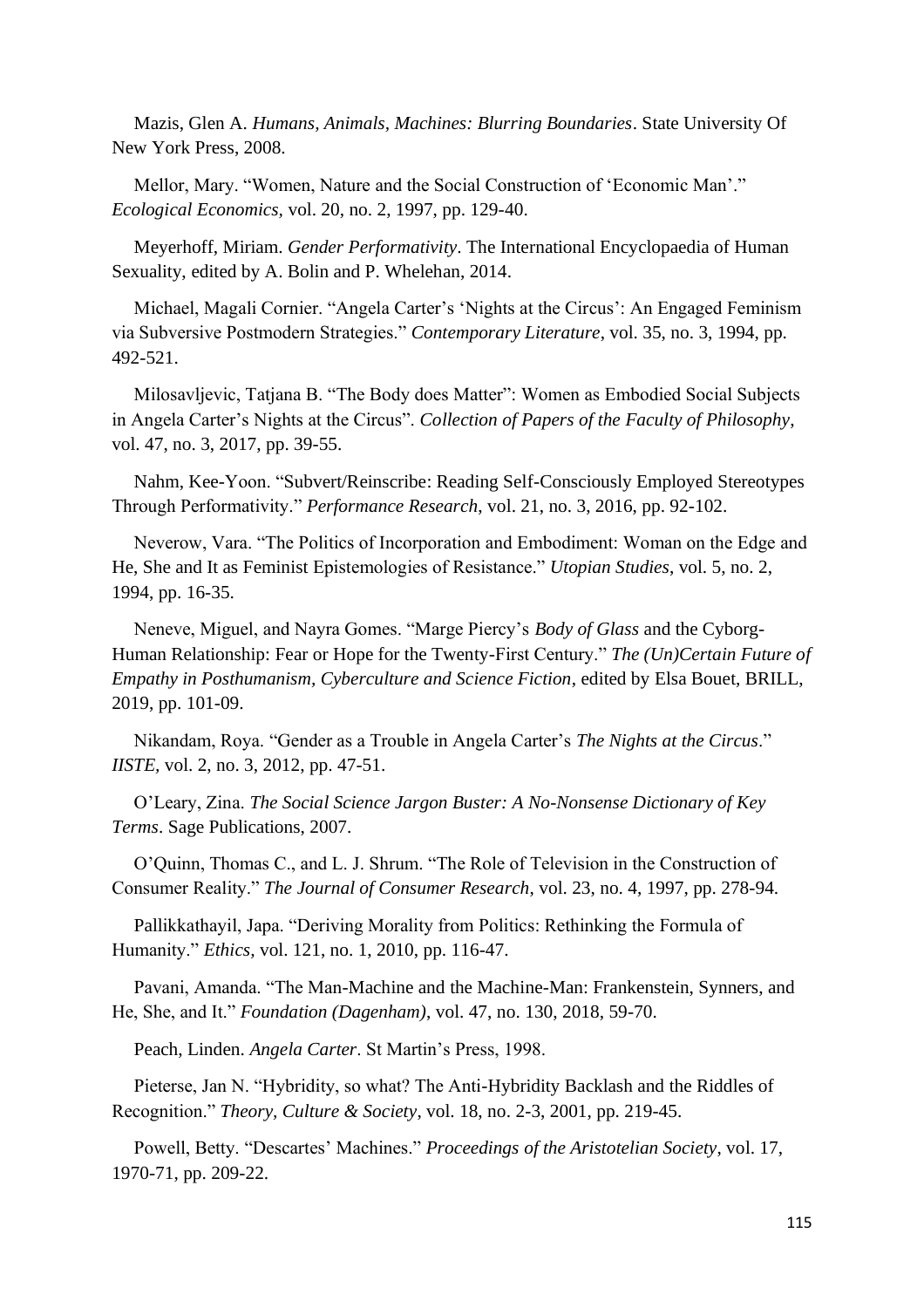Mazis, Glen A. *Humans, Animals, Machines: Blurring Boundaries*. State University Of New York Press, 2008.

Mellor, Mary. "Women, Nature and the Social Construction of 'Economic Man'." *Ecological Economics*, vol. 20, no. 2, 1997, pp. 129-40.

Meyerhoff, Miriam. *Gender Performativity*. The International Encyclopaedia of Human Sexuality, edited by A. Bolin and P. Whelehan, 2014.

Michael, Magali Cornier. "Angela Carter's 'Nights at the Circus': An Engaged Feminism via Subversive Postmodern Strategies." *Contemporary Literature*, vol. 35, no. 3, 1994, pp. 492-521.

Milosavljevic, Tatjana B. "The Body does Matter": Women as Embodied Social Subjects in Angela Carter's Nights at the Circus". *Collection of Papers of the Faculty of Philosophy*, vol. 47, no. 3, 2017, pp. 39-55.

Nahm, Kee-Yoon. "Subvert/Reinscribe: Reading Self-Consciously Employed Stereotypes Through Performativity." *Performance Research*, vol. 21, no. 3, 2016, pp. 92-102.

Neverow, Vara. "The Politics of Incorporation and Embodiment: Woman on the Edge and He, She and It as Feminist Epistemologies of Resistance." *Utopian Studies*, vol. 5, no. 2, 1994, pp. 16-35.

Neneve, Miguel, and Nayra Gomes. "Marge Piercy's *Body of Glass* and the Cyborg-Human Relationship: Fear or Hope for the Twenty-First Century." *The (Un)Certain Future of Empathy in Posthumanism, Cyberculture and Science Fiction*, edited by Elsa Bouet, BRILL, 2019, pp. 101-09.

Nikandam, Roya. "Gender as a Trouble in Angela Carter's *The Nights at the Circus*." *IISTE*, vol. 2, no. 3, 2012, pp. 47-51.

O'Leary, Zina. *The Social Science Jargon Buster: A No-Nonsense Dictionary of Key Terms*. Sage Publications, 2007.

O'Quinn, Thomas C., and L. J. Shrum. "The Role of Television in the Construction of Consumer Reality." *The Journal of Consumer Research*, vol. 23, no. 4, 1997, pp. 278-94.

Pallikkathayil, Japa. "Deriving Morality from Politics: Rethinking the Formula of Humanity." *Ethics,* vol. 121, no. 1, 2010, pp. 116-47.

Pavani, Amanda. "The Man-Machine and the Machine-Man: Frankenstein, Synners, and He, She, and It." *Foundation (Dagenham),* vol. 47, no. 130, 2018, 59-70.

Peach, Linden. *Angela Carter*. St Martin's Press, 1998.

Pieterse, Jan N. "Hybridity, so what? The Anti-Hybridity Backlash and the Riddles of Recognition." *Theory, Culture & Society*, vol. 18, no. 2-3, 2001, pp. 219-45.

Powell, Betty. "Descartes' Machines." *Proceedings of the Aristotelian Society*, vol. 17, 1970-71, pp. 209-22.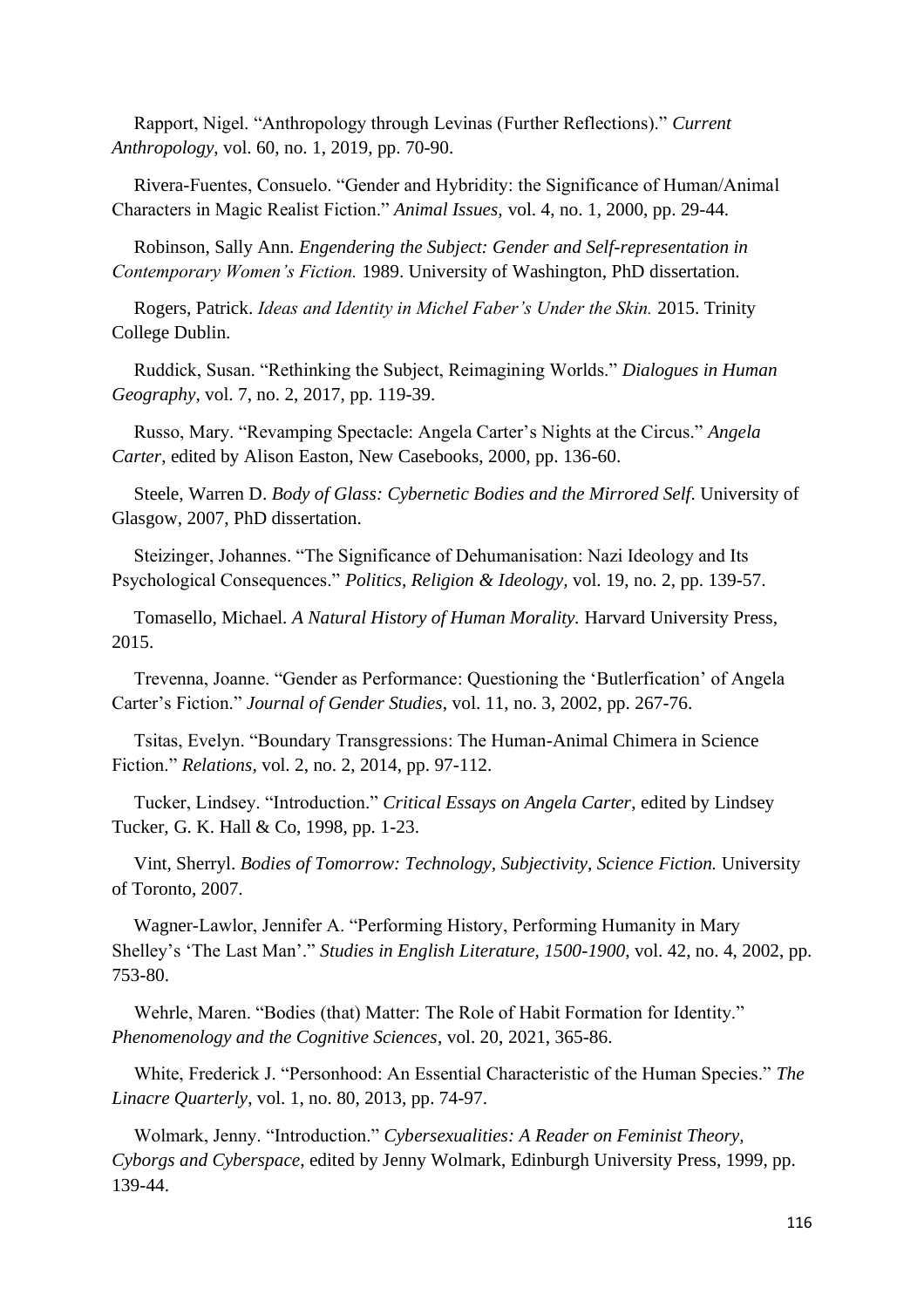Rapport, Nigel. “Anthropology through Levinas (Further Reflections).” *Current Anthropology*, vol. 60, no. 1, 2019, pp. 70-90.

Rivera-Fuentes, Consuelo. “Gender and Hybridity: the Significance of Human/Animal Characters in Magic Realist Fiction.” *Animal Issues*, vol. 4, no. 1, 2000, pp. 29-44.

Robinson, Sally Ann. *Engendering the Subject: Gender and Self-representation in Contemporary Women’s Fiction.* 1989. University of Washington, PhD dissertation.

Rogers, Patrick. *Ideas and Identity in Michel Faber’s Under the Skin.* 2015. Trinity College Dublin.

Ruddick, Susan. “Rethinking the Subject, Reimagining Worlds.” *Dialogues in Human Geography*, vol. 7, no. 2, 2017, pp. 119-39.

Russo, Mary. “Revamping Spectacle: Angela Carter’s Nights at the Circus.” *Angela Carter*, edited by Alison Easton, New Casebooks, 2000, pp. 136-60.

Steele, Warren D. *Body of Glass: Cybernetic Bodies and the Mirrored Self*. University of Glasgow, 2007, PhD dissertation.

Steizinger, Johannes. “The Significance of Dehumanisation: Nazi Ideology and Its Psychological Consequences.” *Politics, Religion & Ideology*, vol. 19, no. 2, pp. 139-57.

Tomasello, Michael. *A Natural History of Human Morality.* Harvard University Press, 2015.

Trevenna, Joanne. “Gender as Performance: Questioning the ‘Butlerfication’ of Angela Carter’s Fiction.” *Journal of Gender Studies*, vol. 11, no. 3, 2002, pp. 267-76.

Tsitas, Evelyn. “Boundary Transgressions: The Human-Animal Chimera in Science Fiction.” *Relations*, vol. 2, no. 2, 2014, pp. 97-112.

Tucker, Lindsey. “Introduction.” *Critical Essays on Angela Carter*, edited by Lindsey Tucker, G. K. Hall & Co, 1998, pp. 1-23.

Vint, Sherryl. *Bodies of Tomorrow: Technology, Subjectivity, Science Fiction.* University of Toronto, 2007.

Wagner-Lawlor, Jennifer A. “Performing History, Performing Humanity in Mary Shelley’s ‘The Last Man’.” *Studies in English Literature, 1500-1900*, vol. 42, no. 4, 2002, pp. 753-80.

Wehrle, Maren. “Bodies (that) Matter: The Role of Habit Formation for Identity.” *Phenomenology and the Cognitive Sciences*, vol. 20, 2021, 365-86.

White, Frederick J. “Personhood: An Essential Characteristic of the Human Species.” *The Linacre Quarterly*, vol. 1, no. 80, 2013, pp. 74-97.

Wolmark, Jenny. “Introduction.” *Cybersexualities: A Reader on Feminist Theory, Cyborgs and Cyberspace*, edited by Jenny Wolmark, Edinburgh University Press, 1999, pp. 139-44.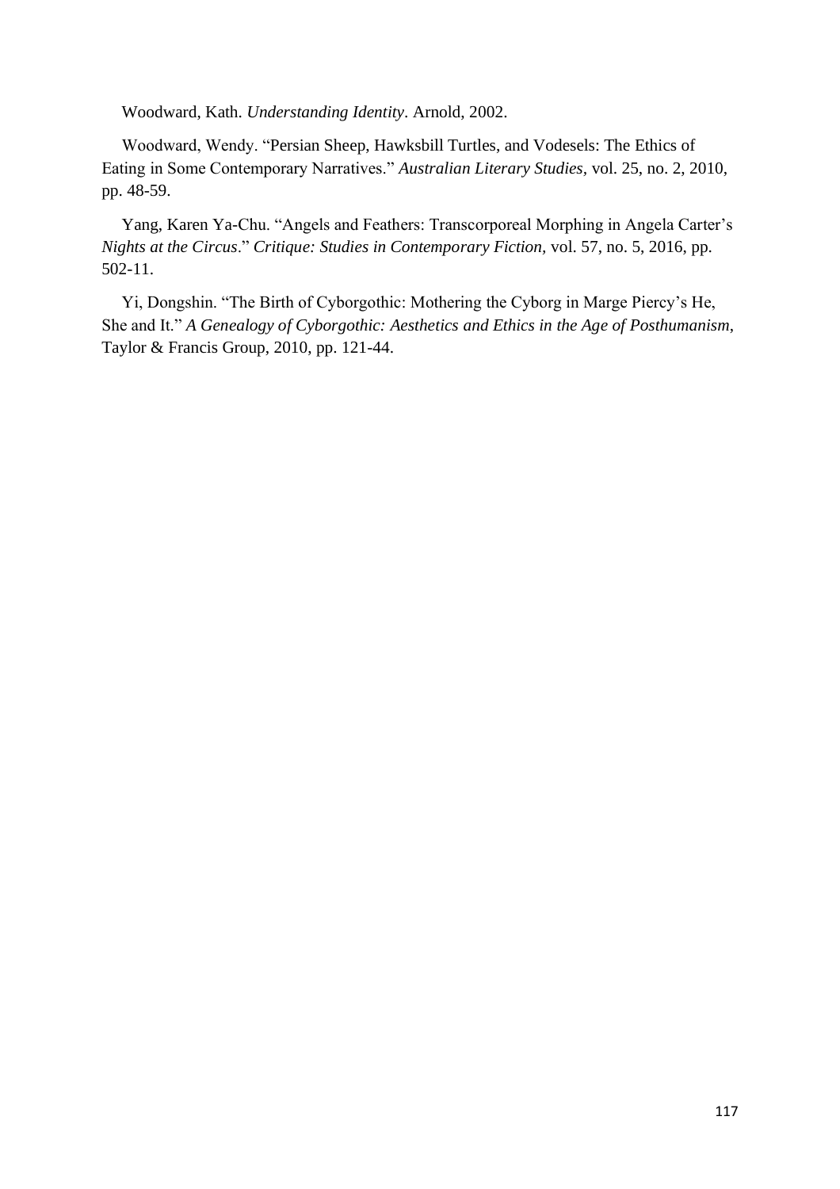Woodward, Kath. *Understanding Identity*. Arnold, 2002.

Woodward, Wendy. "Persian Sheep, Hawksbill Turtles, and Vodesels: The Ethics of Eating in Some Contemporary Narratives." *Australian Literary Studies*, vol. 25, no. 2, 2010, pp. 48-59.

Yang, Karen Ya-Chu. "Angels and Feathers: Transcorporeal Morphing in Angela Carter's *Nights at the Circus*." *Critique: Studies in Contemporary Fiction*, vol. 57, no. 5, 2016, pp. 502-11.

Yi, Dongshin. "The Birth of Cyborgothic: Mothering the Cyborg in Marge Piercy's He, She and It." *A Genealogy of Cyborgothic: Aesthetics and Ethics in the Age of Posthumanism*, Taylor & Francis Group, 2010, pp. 121-44.